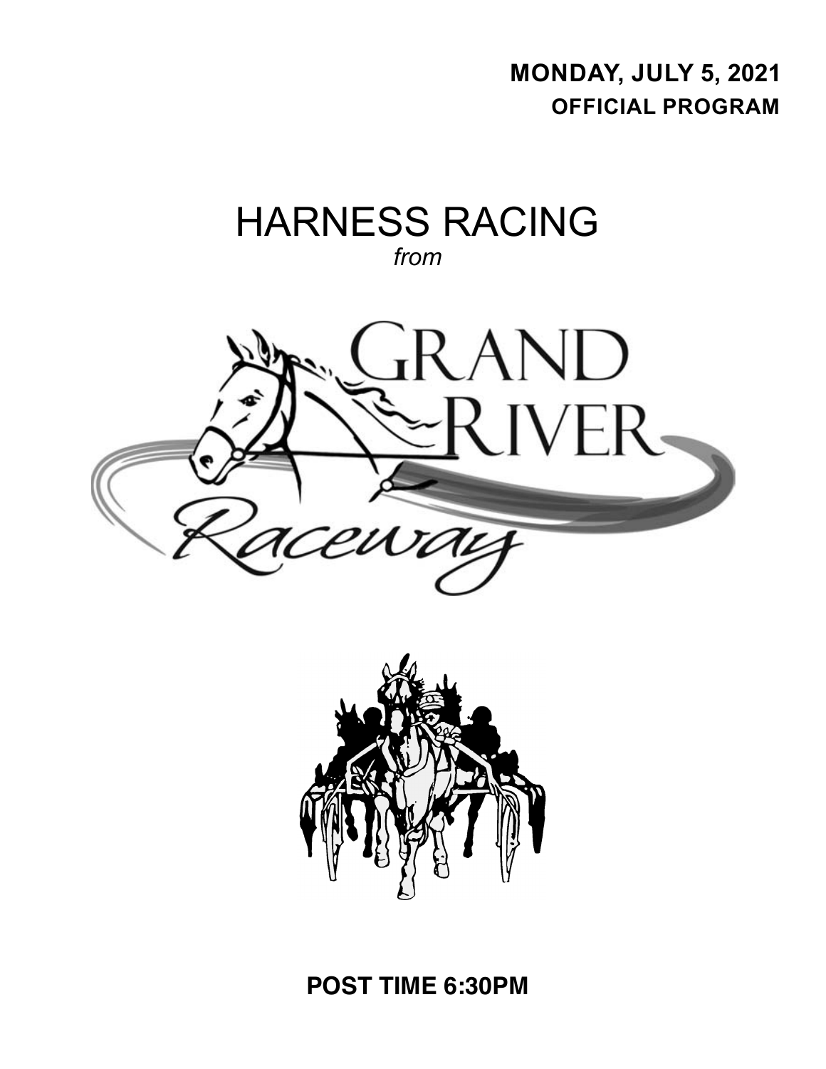**MONDAY, JULY 5, 2021**
**OFFICIAL PROGRAM**

# HARNESS RACING
*from*

# GRAND RIVER
*Raceway*

**POST TIME 6:30PM**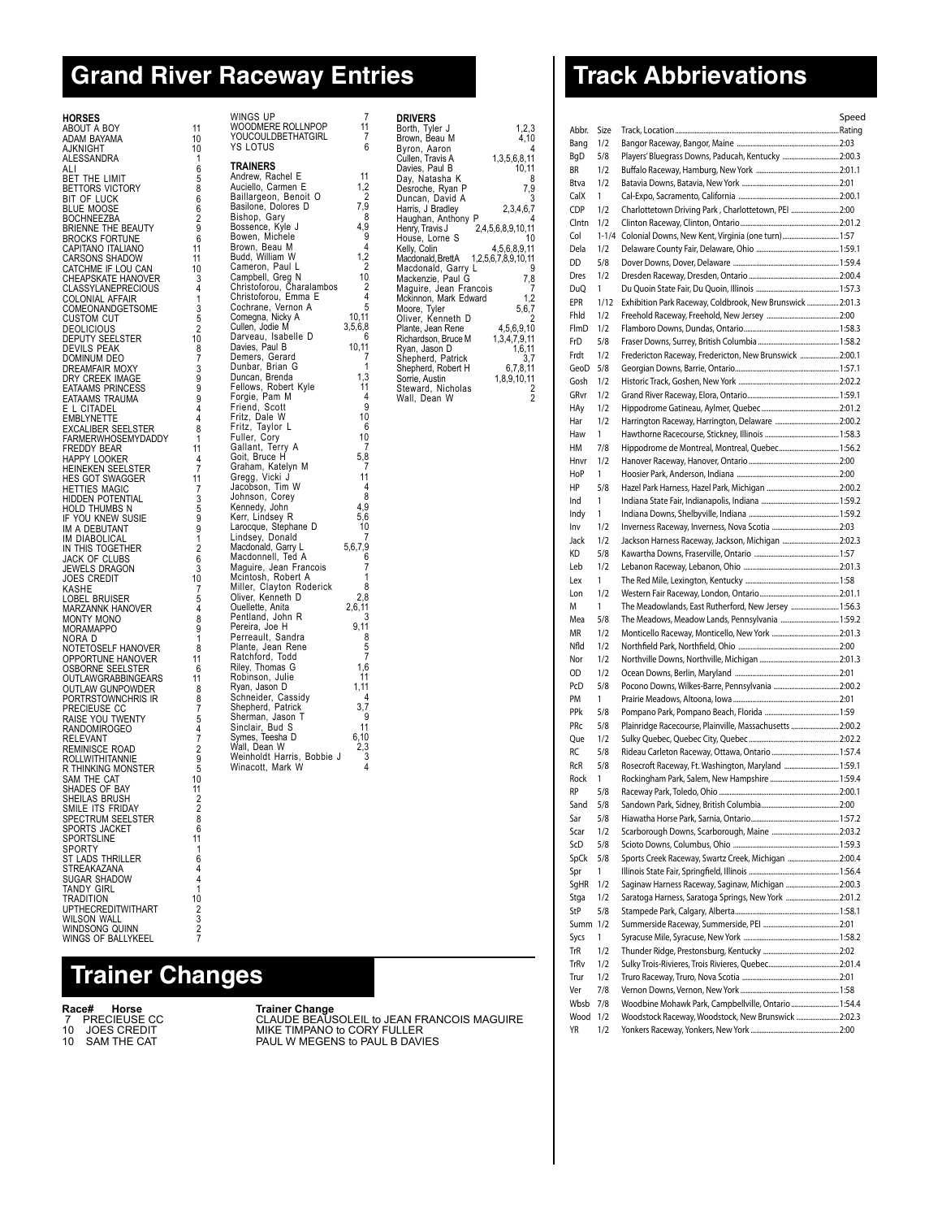# Grand River Raceway Entries

| HORSES | |
|---|---|
| ABOUT A BOY | 11 |
| ADAM BAYAMA | 10 |
| AJKNIGHT | 10 |
| ALESSANDRA | 1 |
| ALI | 6 |
| BET THE LIMIT | 5 |
| BETTORS VICTORY | 8 |
| BIT OF LUCK | 6 |
| BLUE MOOSE | 6 |
| BOCHNEEZBA | 2 |
| BRIENNE THE BEAUTY | 9 |
| BROCKS FORTUNE | 6 |
| CAPITANO ITALIANO | 11 |
| CARSONS SHADOW | 11 |
| CATCHME IF LOU CAN | 10 |
| CHEAPSKATE HANOVER | 3 |
| CLASSYLANEPRECIOUS | 4 |
| COLONIAL AFFAIR | 1 |
| COMEONANDGETSOME | 3 |
| CUSTOM CUT | 5 |
| DEOLICIOUS | 2 |
| DEPUTY SEELSTER | 10 |
| DEVILS PEAK | 8 |
| DOMINUM DEO | 7 |
| DREAMFAIR MOXY | 3 |
| DRY CREEK IMAGE | 9 |
| EATAAMS PRINCESS | 9 |
| EATAAMS TRAUMA | 9 |
| E L CITADEL | 4 |
| EMBLYNETTE | 4 |
| EXCALIBER SEELSTER | 8 |
| FARMERWHOSEMYDADDY | 1 |
| FREDDY BEAR | 11 |
| HAPPY LOOKER | 4 |
| HEINEKEN SEELSTER | 7 |
| HES GOT SWAGGER | 11 |
| HETTIES MAGIC | 7 |
| HIDDEN POTENTIAL | 3 |
| HOLD THUMBS N | 5 |
| IF YOU KNEW SUSIE | 9 |
| IM A DEBUTANT | 9 |
| IM DIABOLICAL | 1 |
| IN THIS TOGETHER | 2 |
| JACK OF CLUBS | 6 |
| JEWELS DRAGON | 3 |
| JOES CREDIT | 10 |
| KASHE | 7 |
| LOBEL BRUISER | 5 |
| MARZANNK HANOVER | 4 |
| MONTY MONO | 8 |
| MORAMAPPO | 9 |
| NORA D | 1 |
| NOTETOSELF HANOVER | 8 |
| OPPORTUNE HANOVER | 11 |
| OSBORNE SEELSTER | 6 |
| OUTLAWGRABBINGEARS | 11 |
| OUTLAW GUNPOWDER | 8 |
| PORTRSTOWNCHRIS IR | 8 |
| PRECIEUSE CC | 7 |
| RAISE YOU TWENTY | 5 |
| RANDOMIROGEO | 4 |
| RELEVANT | 7 |
| REMINISCE ROAD | 2 |
| ROLLWITHITANNIE | 9 |
| R THINKING MONSTER | 5 |
| SAM THE CAT | 10 |
| SHADES OF BAY | 11 |
| SHEILAS BRUSH | 2 |
| SMILE ITS FRIDAY | 2 |
| SPECTRUM SEELSTER | 8 |
| SPORTS JACKET | 6 |
| SPORTSLINE | 11 |
| SPORTY | 1 |
| ST LADS THRILLER | 6 |
| STREAKAZANA | 4 |
| SUGAR SHADOW | 4 |
| TANDY GIRL | 1 |
| TRADITION | 10 |
| UPTHECREDITWITHART | 2 |
| WILSON WALL | 3 |
| WINDSONG QUINN | 2 |
| WINGS OF BALLYKEEL | 7 |
| WINGS UP | 7 |
| WOODMERE ROLLNPOP | 11 |
| YOUCOULDBETHATGIRL | 7 |
| YS LOTUS | 6 |

| TRAINERS | |
|---|---|
| Andrew, Rachel E | 11 |
| Auciello, Carmen E | 1,2 |
| Baillargeon, Benoit O | 2 |
| Basilone, Dolores D | 7,9 |
| Bishop, Gary | 8 |
| Bossence, Kyle J | 4,9 |
| Bowen, Michele | 9 |
| Brown, Beau M | 4 |
| Budd, William W | 1,2 |
| Cameron, Paul L | 2 |
| Campbell, Greg N | 10 |
| Christoforou, Charalambos | 2 |
| Christoforou, Emma E | 4 |
| Cochrane, Vernon A | 5 |
| Comegna, Nicky A | 10,11 |
| Cullen, Jodie M | 3,5,6,8 |
| Darveau, Isabelle D | 6 |
| Davies, Paul B | 10,11 |
| Demers, Gerard | 7 |
| Dunbar, Brian G | 1 |
| Duncan, Brenda | 1,3 |
| Fellows, Robert Kyle | 11 |
| Forgie, Pam M | 4 |
| Friend, Scott | 9 |
| Fritz, Dale W | 10 |
| Fritz, Taylor L | 6 |
| Fuller, Cory | 10 |
| Gallant, Terry A | 7 |
| Goit, Bruce H | 5,8 |
| Graham, Katelyn M | 7 |
| Gregg, Vicki J | 11 |
| Jacobson, Tim W | 4 |
| Johnson, Corey | 8 |
| Kennedy, John | 4,9 |
| Kerr, Lindsey R | 5,6 |
| Larocque, Stephane D | 10 |
| Lindsey, Donald | 7 |
| Macdonald, Garry L | 5,6,7,9 |
| Macdonnell, Ted A | 6 |
| Maguire, Jean Francois | 7 |
| Mcintosh, Robert A | 1 |
| Miller, Clayton Roderick | 8 |
| Oliver, Kenneth D | 2,8 |
| Ouellette, Anita | 2,6,11 |
| Pentland, John R | 3 |
| Pereira, Joe H | 9,11 |
| Perreault, Sandra | 8 |
| Plante, Jean Rene | 5 |
| Ratchford, Todd | 7 |
| Riley, Thomas G | 1,6 |
| Robinson, Julie | 11 |
| Ryan, Jason D | 1,11 |
| Schneider, Cassidy | 4 |
| Shepherd, Patrick | 3,7 |
| Sherman, Jason T | 9 |
| Sinclair, Bud S | 11 |
| Symes, Teesha D | 6,10 |
| Wall, Dean W | 2,3 |
| Weinholdt Harris, Bobbie J | 3 |
| Winacott, Mark W | 4 |

| DRIVERS | |
|---|---|
| Borth, Tyler J | 1,2,3 |
| Brown, Beau M | 4,10 |
| Byron, Aaron | 4 |
| Cullen, Travis A | 1,3,5,6,8,11 |
| Davies, Paul B | 10,11 |
| Day, Natasha K | 8 |
| Desroche, Ryan P | 7,9 |
| Duncan, David A | 3 |
| Harris, J Bradley | 2,3,4,6,7 |
| Haughan, Anthony P | 4 |
| Henry, Travis J | 2,4,5,6,8,9,10,11 |
| House, Lorne S | 10 |
| Kelly, Colin | 4,5,6,8,9,11 |
| Macdonald, BrettA | 1,2,5,6,7,8,9,10,11 |
| Macdonald, Garry L | 9 |
| Mackenzie, Paul G | 7,8 |
| Maguire, Jean Francois | 7 |
| Mckinnon, Mark Edward | 1,2 |
| Moore, Tyler | 5,6,7 |
| Oliver, Kenneth D | 2 |
| Plante, Jean Rene | 4,5,6,9,10 |
| Richardson, Bruce M | 1,3,4,7,9,11 |
| Ryan, Jason D | 1,6,11 |
| Shepherd, Patrick | 3,7 |
| Shepherd, Robert H | 6,7,8,11 |
| Sorrie, Austin | 1,8,9,10,11 |
| Steward, Nicholas | 2 |
| Wall, Dean W | 2 |

# Trainer Changes

| Race# | Horse | Trainer Change |
|---|---|---|
| 7 | PRECIEUSE CC | CLAUDE BEAUSOLEIL to JEAN FRANCOIS MAGUIRE |
| 10 | JOES CREDIT | MIKE TIMPANO to CORY FULLER |
| 10 | SAM THE CAT | PAUL W MEGENS to PAUL B DAVIES |

# Track Abbrievations

| Abbr. | Size | Track, Location | Speed Rating |
|---|---|---|---|
| Bang | 1/2 | Bangor Raceway, Bangor, Maine | 2:03 |
| BgD | 5/8 | Players' Bluegrass Downs, Paducah, Kentucky | 2:00.3 |
| BR | 1/2 | Buffalo Raceway, Hamburg, New York | 2:01.1 |
| Btva | 1/2 | Batavia Downs, Batavia, New York | 2:01 |
| CalX | 1 | Cal-Expo, Sacramento, California | 2:00.1 |
| CDP | 1/2 | Charlottetown Driving Park , Charlottetown, PEI | 2:00 |
| Clntn | 1/2 | Clinton Raceway, Clinton, Ontario | 2:01.2 |
| Col | 1-1/4 | Colonial Downs, New Kent, Virginia (one turn) | 1:57 |
| Dela | 1/2 | Delaware County Fair, Delaware, Ohio | 1:59.1 |
| DD | 5/8 | Dover Downs, Dover, Delaware | 1:59.4 |
| Dres | 1/2 | Dresden Raceway, Dresden, Ontario | 2:00.4 |
| DuQ | 1 | Du Quoin State Fair, Du Quoin, Illinois | 1:57.3 |
| EPR | 1/12 | Exhibition Park Raceway, Coldbrook, New Brunswick | 2:01.3 |
| Fhld | 1/2 | Freehold Raceway, Freehold, New Jersey | 2:00 |
| FlmD | 1/2 | Flamboro Downs, Dundas, Ontario | 1:58.3 |
| FrD | 5/8 | Fraser Downs, Surrey, British Columbia | 1:58.2 |
| Frdt | 1/2 | Fredericton Raceway, Fredericton, New Brunswick | 2:00.1 |
| GeoD | 5/8 | Georgian Downs, Barrie, Ontario | 1:57.1 |
| Gosh | 1/2 | Historic Track, Goshen, New York | 2:02.2 |
| GRvr | 1/2 | Grand River Raceway, Elora, Ontario | 1:59.1 |
| HAy | 1/2 | Hippodrome Gatineau, Aylmer, Quebec | 2:01.2 |
| Har | 1/2 | Harrington Raceway, Harrington, Delaware | 2:00.2 |
| Haw | 1 | Hawthorne Racecourse, Stickney, Illinois | 1:58.3 |
| HM | 7/8 | Hippodrome de Montreal, Montreal, Quebec | 1:56.2 |
| Hnvr | 1/2 | Hanover Raceway, Hanover, Ontario | 2:00 |
| HoP | 1 | Hoosier Park, Anderson, Indiana | 2:00 |
| HP | 5/8 | Hazel Park Harness, Hazel Park, Michigan | 2:00.2 |
| Ind | 1 | Indiana State Fair, Indianapolis, Indiana | 1:59.2 |
| Indy | 1 | Indiana Downs, Shelbyville, Indiana | 1:59.2 |
| Inv | 1/2 | Inverness Raceway, Inverness, Nova Scotia | 2:03 |
| Jack | 1/2 | Jackson Harness Raceway, Jackson, Michigan | 2:02.3 |
| KD | 5/8 | Kawartha Downs, Fraserville, Ontario | 1:57 |
| Leb | 1/2 | Lebanon Raceway, Lebanon, Ohio | 2:01.3 |
| Lex | 1 | The Red Mile, Lexington, Kentucky | 1:58 |
| Lon | 1/2 | Western Fair Raceway, London, Ontario | 2:01.1 |
| M | 1 | The Meadowlands, East Rutherford, New Jersey | 1:56.3 |
| Mea | 5/8 | The Meadows, Meadow Lands, Pennsylvania | 1:59.2 |
| MR | 1/2 | Monticello Raceway, Monticello, New York | 2:01.3 |
| Nfld | 1/2 | Northfield Park, Northfield, Ohio | 2:00 |
| Nor | 1/2 | Northville Downs, Northville, Michigan | 2:01.3 |
| OD | 1/2 | Ocean Downs, Berlin, Maryland | 2:01 |
| PcD | 5/8 | Pocono Downs, Wilkes-Barre, Pennsylvania | 2:00.2 |
| PM | 1 | Prairie Meadows, Altoona, Iowa | 2:01 |
| PPk | 5/8 | Pompano Park, Pompano Beach, Florida | 1:59 |
| PRc | 5/8 | Plainridge Racecourse, Plainville, Massachusetts | 2:00.2 |
| Que | 1/2 | Sulky Quebec, Quebec City, Quebec | 2:02.2 |
| RC | 5/8 | Rideau Carleton Raceway, Ottawa, Ontario | 1:57.4 |
| RcR | 5/8 | Rosecroft Raceway, Ft. Washington, Maryland | 1:59.1 |
| Rock | 1 | Rockingham Park, Salem, New Hampshire | 1:59.4 |
| RP | 5/8 | Raceway Park, Toledo, Ohio | 2:00.1 |
| Sand | 5/8 | Sandown Park, Sidney, British Columbia | 2:00 |
| Sar | 5/8 | Hiawatha Horse Park, Sarnia, Ontario | 1:57.2 |
| Scar | 1/2 | Scarborough Downs, Scarborough, Maine | 2:03.2 |
| ScD | 5/8 | Scioto Downs, Columbus, Ohio | 1:59.3 |
| SpCk | 5/8 | Sports Creek Raceway, Swartz Creek, Michigan | 2:00.4 |
| Spr | 1 | Illinois State Fair, Springfield, Illinois | 1:56.4 |
| SgHR | 1/2 | Saginaw Harness Raceway, Saginaw, Michigan | 2:00.3 |
| Stga | 1/2 | Saratoga Harness, Saratoga Springs, New York | 2:01.2 |
| StP | 5/8 | Stampede Park, Calgary, Alberta | 1:58.1 |
| Summ | 1/2 | Summerside Raceway, Summerside, PEI | 2:01 |
| Sycs | 1 | Syracuse Mile, Syracuse, New York | 1:58.2 |
| TrR | 1/2 | Thunder Ridge, Prestonsburg, Kentucky | 2:02 |
| TrRv | 1/2 | Sulky Trois-Rivieres, Trois Rivieres, Quebec | 2:01.4 |
| Trur | 1/2 | Truro Raceway, Truro, Nova Scotia | 2:01 |
| Ver | 7/8 | Vernon Downs, Vernon, New York | 1:58 |
| Wbsb | 7/8 | Woodbine Mohawk Park, Campbellville, Ontario | 1:54.4 |
| Wood | 1/2 | Woodstock Raceway, Woodstock, New Brunswick | 2:02.3 |
| YR | 1/2 | Yonkers Raceway, Yonkers, New York | 2:00 |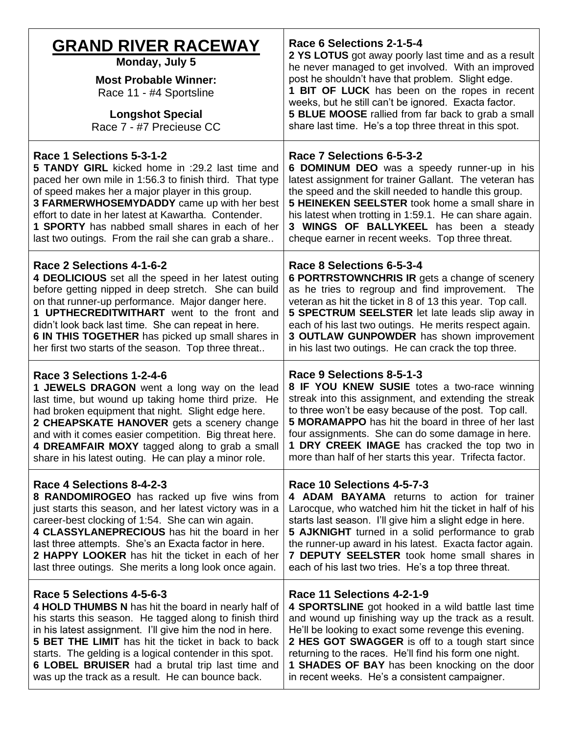# GRAND RIVER RACEWAY

**Monday, July 5**

**Most Probable Winner:**
Race 11 - #4 Sportsline

**Longshot Special**
Race 7 - #7 Precieuse CC

### Race 1 Selections 5-3-1-2

**5 TANDY GIRL** kicked home in :29.2 last time and paced her own mile in 1:56.3 to finish third. That type of speed makes her a major player in this group.
**3 FARMERWHOSEMYDADDY** came up with her best effort to date in her latest at Kawartha. Contender.
**1 SPORTY** has nabbed small shares in each of her last two outings. From the rail she can grab a share..

### Race 2 Selections 4-1-6-2

**4 DEOLICIOUS** set all the speed in her latest outing before getting nipped in deep stretch. She can build on that runner-up performance. Major danger here.
**1 UPTHECREDITWITHART** went to the front and didn't look back last time. She can repeat in here.
**6 IN THIS TOGETHER** has picked up small shares in her first two starts of the season. Top three threat..

### Race 3 Selections 1-2-4-6

**1 JEWELS DRAGON** went a long way on the lead last time, but wound up taking home third prize. He had broken equipment that night. Slight edge here.
**2 CHEAPSKATE HANOVER** gets a scenery change and with it comes easier competition. Big threat here.
**4 DREAMFAIR MOXY** tagged along to grab a small share in his latest outing. He can play a minor role.

### Race 4 Selections 8-4-2-3

**8 RANDOMIROGEO** has racked up five wins from just starts this season, and her latest victory was in a career-best clocking of 1:54. She can win again.
**4 CLASSYLANEPRECIOUS** has hit the board in her last three attempts. She's an Exacta factor in here.
**2 HAPPY LOOKER** has hit the ticket in each of her last three outings. She merits a long look once again.

### Race 5 Selections 4-5-6-3

**4 HOLD THUMBS N** has hit the board in nearly half of his starts this season. He tagged along to finish third in his latest assignment. I'll give him the nod in here.
**5 BET THE LIMIT** has hit the ticket in back to back starts. The gelding is a logical contender in this spot.
**6 LOBEL BRUISER** had a brutal trip last time and was up the track as a result. He can bounce back.

### Race 6 Selections 2-1-5-4

**2 YS LOTUS** got away poorly last time and as a result he never managed to get involved. With an improved post he shouldn't have that problem. Slight edge.
**1 BIT OF LUCK** has been on the ropes in recent weeks, but he still can't be ignored. Exacta factor.
**5 BLUE MOOSE** rallied from far back to grab a small share last time. He's a top three threat in this spot.

### Race 7 Selections 6-5-3-2

**6 DOMINUM DEO** was a speedy runner-up in his latest assignment for trainer Gallant. The veteran has the speed and the skill needed to handle this group.
**5 HEINEKEN SEELSTER** took home a small share in his latest when trotting in 1:59.1. He can share again.
**3 WINGS OF BALLYKEEL** has been a steady cheque earner in recent weeks. Top three threat.

### Race 8 Selections 6-5-3-4

**6 PORTRSTOWNCHRIS IR** gets a change of scenery as he tries to regroup and find improvement. The veteran as hit the ticket in 8 of 13 this year. Top call.
**5 SPECTRUM SEELSTER** let late leads slip away in each of his last two outings. He merits respect again.
**3 OUTLAW GUNPOWDER** has shown improvement in his last two outings. He can crack the top three.

### Race 9 Selections 8-5-1-3

**8 IF YOU KNEW SUSIE** totes a two-race winning streak into this assignment, and extending the streak to three won't be easy because of the post. Top call.
**5 MORAMAPPO** has hit the board in three of her last four assignments. She can do some damage in here.
**1 DRY CREEK IMAGE** has cracked the top two in more than half of her starts this year. Trifecta factor.

### Race 10 Selections 4-5-7-3

**4 ADAM BAYAMA** returns to action for trainer Larocque, who watched him hit the ticket in half of his starts last season. I'll give him a slight edge in here.
**5 AJKNIGHT** turned in a solid performance to grab the runner-up award in his latest. Exacta factor again.
**7 DEPUTY SEELSTER** took home small shares in each of his last two tries. He's a top three threat.

### Race 11 Selections 4-2-1-9

**4 SPORTSLINE** got hooked in a wild battle last time and wound up finishing way up the track as a result. He'll be looking to exact some revenge this evening.
**2 HES GOT SWAGGER** is off to a tough start since returning to the races. He'll find his form one night.
**1 SHADES OF BAY** has been knocking on the door in recent weeks. He's a consistent campaigner.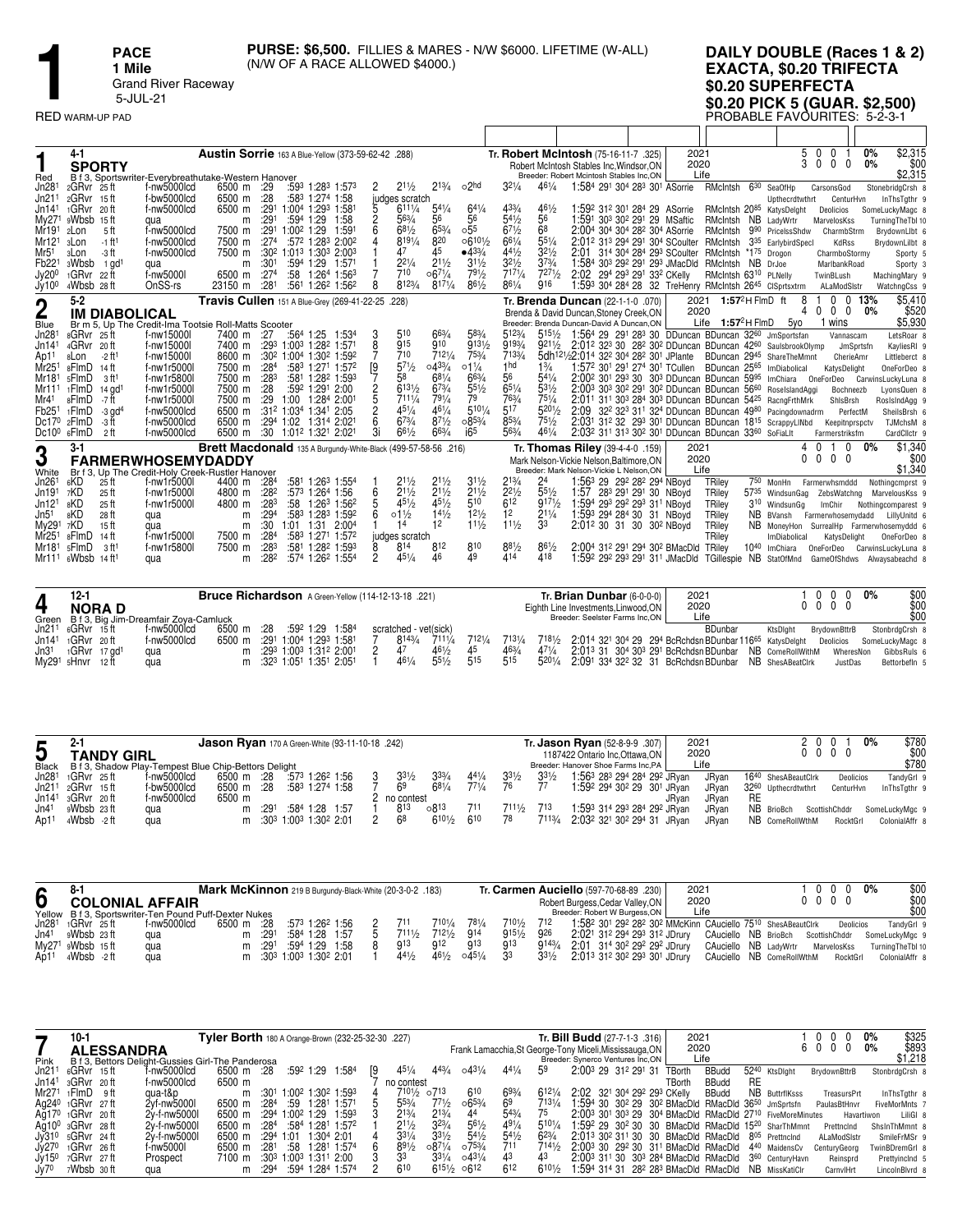# 1

**PACE**
**1 Mile**
Grand River Raceway
5-JUL-21

RED WARM-UP PAD

**PURSE: $6,500.** FILLIES & MARES - N/W $6000. LIFETIME (W-ALL) (N/W OF A RACE ALLOWED $4000.)

**DAILY DOUBLE (Races 1 & 2)**
**EXACTA, $0.20 TRIFECTA**
**$0.20 SUPERFECTA**
**$0.20 PICK 5 (GUAR. $2,500)**
PROBABLE FAVOURITES: 5-2-3-1

---

## 1 — Red — 4-1 — SPORTY

**Austin Sorrie** 163 A Blue-Yellow (373-59-62-42 .288)
B f 3, Sportswriter-Everybreathutake-Western Hanover
**Tr. Robert McIntosh** (75-16-11-7 .325)
Robert McIntosh Stables Inc,Windsor,ON
Breeder: Robert Mcintosh Stables Inc,ON

| | Starts | 1st | 2nd | 3rd | % | Earnings |
|---|---|---|---|---|---|---|
| 2021 | 5 | 0 | 0 | 1 | 0% | $2,315 |
| 2020 | 3 | 0 | 0 | 0 | 0% | $00 |
| Life | | | | | | $2,315 |

| Date | Track | Class | Purse | 1/4 | 1/2 | 3/4 | Fin | PP | 1/4 | 1/2 | 3/4 | Str | Fin | Time | Driver | Trainer | Odds | Top Finishers |
|---|---|---|---|---|---|---|---|---|---|---|---|---|---|---|---|---|---|---|
| Jn28¹ | 2GRvr 25 ft | f-nw5000lcd | 6500 m | :29 | :59³ | 1:28³ | 1:57³ | 2 | 2¹½ | 2¹¾ | o2hd | 3²¼ | 4⁶¼ | 1:58⁴ 29¹ 30⁴ 28³ 30¹ | ASorrie | RMcIntsh | 6³⁰ | SeaOfHp CarsonsGod StonebridgCrsh 8 |
| Jn21¹ | 2GRvr 15 ft | f-bw5000lcd | 6500 m | :28 | :58³ | 1:27⁴ | 1:58 | | judges scratch | | | | | | | RMcIntsh | | Upthecrdtwthrt CenturHvn InThsTgthr 9 |
| Jn14¹ | 1GRvr 20 ft | f-nw5000lcd | 6500 m | :29¹ | 1:00⁴ | 1:29³ | 1:58¹ | 5 | 6¹¹¼ | 5⁴¼ | 6⁴¼ | 4³¾ | 4⁶½ | 1:59² 31² 30¹ 28⁴ 29 | ASorrie | RMcIntsh | 20⁸⁵ | KatysDelght Deolicios SomeLuckyMagc 8 |
| My27¹ | 9Wbsb 15 ft | qua | m | :29¹ | :59⁴ | 1:29 | 1:58 | 2 | 5⁶¾ | 5⁶ | o5⁵ | 5⁴½ | 5⁶ | 1:59¹ 30³ 30² 29¹ 29 | MSaftic | RMcIntsh | NB | LadyWrtr MarvelosKss TurningTheTbl 10 |
| Mr19¹ | 2Lon 5 ft | f-nw5000lcd | 7500 m | :29¹ | 1:00² | 1:29 | 1:59¹ | 6 | 6⁸½ | 6⁵¾ | o5⁵ | 6⁷½ | 6⁸ | 2:00⁴ 30⁴ 30⁴ 28² 30⁴ | ASorrie | RMcIntsh | 9⁹⁰ | PricelssShdw CharmbStrm BrydownLlbt 6 |
| Mr12¹ | 3Lon -1 ft¹ | f-nw5000lcd | 7500 m | :27⁴ | :57² | 1:28³ | 2:00² | 4 | 8¹⁹¼ | 8²⁰ | o6¹⁰½ | 6⁶¼ | 5⁵¼ | 2:01² 31³ 29⁴ 29¹ 30⁴ | SCoulter | RMcIntsh | 3³⁵ | EarlybirdSpecl KdRss BrydownLilbt 8 |
| Mr5¹ | 3Lon -3 ft | f-nw5000lcd | 7500 m | :30² | 1:01³ | 1:30³ | 2:00³ | 1 | 4⁷ | 4⁵ | •4³¾ | 4⁴½ | 3²½ | 2:01 31⁴ 30⁴ 28⁴ 29³ | SCoulter | RMcIntsh | *1⁷⁵ | Drogon CharmboStormy Sporty 5 |
| Fb22¹ | 3Wbsb 1 gd¹ | qua | m | :30¹ | :59⁴ | 1:29 | 1:57¹ | 1 | 2²¼ | 2¹½ | 3¹½ | 3²½ | 3⁷¾ | 1:58⁴ 30³ 29² 29¹ 29³ | JMacDld | RMcIntsh | NB | DrJoe MarlbankRoad Sporty 3 |
| Jy20⁰ | 1GRvr 22 ft | f-nw5000l | 6500 m | :27⁴ | :58 | 1:26⁴ | 1:56³ | 7 | 7¹⁰ | o6⁷¼ | 7⁹½ | 7¹⁷¼ | 7²⁷½ | 2:02 29⁴ 29³ 29¹ 33² | CKelly | RMcIntsh | 63¹⁰ | PLNelly TwinBLush MachingMary 9 |
| Jy10⁰ | 4Wbsb 28 ft | OnSS-rs | 23150 m | :28¹ | :56¹ | 1:26² | 1:56² | 8 | 8¹²¾ | 8¹⁷¼ | 8⁶½ | 8⁶¾ | 9¹⁶ | 1:59³ 30⁴ 28⁴ 28 32 | TreHenry | RMcIntsh | 26⁴⁵ | ClSprtsxtrm ALaModSlstr WatchngCss 9 |

---

## 2 — Blue — 5-2 — IM DIABOLICAL

**Travis Cullen** 151 A Blue-Grey (269-41-22-25 .228)
Br m 5, Up The Credit-Ima Tootsie Roll-Matts Scooter
**Tr. Brenda Duncan** (22-1-1-0 .070)
Brenda & David Duncan,Stoney Creek,ON
Breeder: Brenda Duncan-David A Duncan,ON

| | Starts | 1st | 2nd | 3rd | % | Earnings |
|---|---|---|---|---|---|---|
| 2021 1:57²H FlmD ft | 8 | 1 | 0 | 0 | 13% | $5,410 |
| 2020 | 4 | 0 | 0 | 0 | 0% | $520 |
| Life 1:57²H FlmD 5yo | | 1 wins | | | | $5,930 |

| Date | Track | Class | Purse | 1/4 | 1/2 | 3/4 | Fin | PP | 1/4 | 1/2 | 3/4 | Str | Fin | Time | Driver | Trainer | Odds | Top Finishers |
|---|---|---|---|---|---|---|---|---|---|---|---|---|---|---|---|---|---|---|
| Jn28¹ | 8GRvr 25 ft | f-nw15000l | 7400 m | :27 | :56⁴ | 1:25 | 1:53⁴ | 3 | 5¹⁰ | 6⁶¾ | 5⁸¾ | 5¹²¾ | 5¹⁵½ | 1:56⁴ 29 29¹ 28³ 30 | DDuncan | BDuncan | 32⁶⁰ | JmSportsfan Vannascam LetsRoar 8 |
| Jn14¹ | 4GRvr 20 ft | f-nw15000l | 7400 m | :29³ | 1:00³ | 1:28² | 1:57¹ | 8 | 9¹⁵ | 9¹⁰ | 9¹³½ | 9¹⁹¾ | 9²¹½ | 2:01² 32³ 30 28² 30² | DDuncan | BDuncan | 42⁶⁰ | SaulsbrookOlymp JmSprtsfn KayliesRl 9 |
| Ap1¹ | 8Lon -2 ft¹ | f-nw15000l | 8600 m | :30² | 1:00⁴ | 1:30² | 1:59² | 7 | 7¹⁰ | 7¹²¼ | 7⁵¾ | 7¹³¾ | 5dh¹²½ | 2:01⁴ 32² 30⁴ 28² 30¹ | JPlante | BDuncan | 29⁴⁵ | ShareTheMmnt CherieAmr Littleberct 8 |
| Mr25¹ | 8FlmD 14 ft | f-nw1r5000l | 7500 m | :28⁴ | :58³ | 1:27¹ | 1:57² | [9 | 5⁷½ | o4³¾ | o1¼ | 1hd | 1¾ | 1:57² 30¹ 29¹ 27⁴ 30¹ | TCullen | BDuncan | 25⁶⁵ | ImDiabolical KatysDelight OneForDeo 8 |
| Mr18¹ | 5FlmD 3 ft¹ | f-nw1r5800l | 7500 m | :28³ | :58¹ | 1:28² | 1:59³ | 7 | 5⁸ | 6⁸¼ | 6⁶¾ | 5⁶ | 5⁴¼ | 2:00² 30¹ 29³ 30 30³ | DDuncan | BDuncan | 59⁹⁵ | ImChiara OneForDeo CarwinsLuckyLuna 8 |
| Mr11¹ | 1FlmD 14 gd¹ | f-nw1r5000l | 7500 m | :28 | :59² | 1:29¹ | 2:00 | 2 | 6¹³½ | 6⁷¾ | 5⁵½ | 6⁵¼ | 5³½ | 2:00³ 30³ 30² 29¹ 30² | DDuncan | BDuncan | 56⁶⁰ | RoseIslandAggi Bochneezb LyonsQuen 8 |
| Mr4¹ | 8FlmD -7 ft | f-nw1r5000l | 7500 m | :29 | 1:00 | 1:28⁴ | 2:00¹ | 5 | 7¹¹¼ | 7⁹¼ | 7⁹ | 7⁶¾ | 7⁵¼ | 2:01¹ 31¹ 30³ 28⁴ 30³ | DDuncan | BDuncan | 54²⁵ | RacngFrthMrk ShlsBrsh RosIslndAgg 9 |
| Fb25¹ | 1FlmD -3 gd⁴ | f-nw5000lcd | 6500 m | :31² | 1:03⁴ | 1:34¹ | 2:05 | 2 | 4⁵¼ | 4⁶¼ | 5¹⁰¼ | 5¹⁷ | 5²⁰½ | 2:09 32² 32³ 31¹ 32⁴ | DDuncan | BDuncan | 49⁸⁰ | Pacingdownadrm PerfectM SheilsBrsh 6 |
| Dc17⁰ | 2FlmD -3 ft | f-nw5000lcd | 6500 m | :29⁴ | 1:02 | 1:31⁴ | 2:02¹ | 6 | 6⁷¾ | 8⁷½ | o8⁵¾ | 8⁵¾ | 7⁵½ | 2:03¹ 31² 32 29³ 30² | DDuncan | BDuncan | 18¹⁵ | ScrappyLlNbd Keepitnprspctv TJMchsM 8 |
| Dc10⁰ | 6FlmD 2 ft | f-nw5000lcd | 6500 m | :30 | 1:01² | 1:32¹ | 2:02¹ | 3i | 6⁶½ | 6⁶¾ | i6⁵ | 5⁶¾ | 4⁶¼ | 2:03² 31¹ 31³ 30² 30¹ | DDuncan | BDuncan | 33⁶⁰ | SoFiaLit Farmerstriksfm CardCllctr 9 |

---

## 3 — White — 3-1 — FARMERWHOSEMYDADDY

**Brett Macdonald** 135 A Burgundy-White-Black (499-57-58-56 .216)
Br f 3, Up The Credit-Holy Creek-Rustler Hanover
**Tr. Thomas Riley** (39-4-4-0 .159)
Mark Nelson-Vickie Nelson,Baltimore,ON
Breeder: Mark Nelson-Vickie L Nelson,ON

| | Starts | 1st | 2nd | 3rd | % | Earnings |
|---|---|---|---|---|---|---|
| 2021 | 4 | 0 | 1 | 0 | 0% | $1,340 |
| 2020 | 0 | 0 | 0 | 0 | | $00 |
| Life | | | | | | $1,340 |

| Date | Track | Class | Purse | 1/4 | 1/2 | 3/4 | Fin | PP | 1/4 | 1/2 | 3/4 | Str | Fin | Time | Driver | Trainer | Odds | Top Finishers |
|---|---|---|---|---|---|---|---|---|---|---|---|---|---|---|---|---|---|---|
| Jn26¹ | 6KD 25 ft | f-nw1r5000l | 4400 m | :28⁴ | :58¹ | 1:26³ | 1:55⁴ | 1 | 2¹½ | 2¹½ | 3¹½ | 2¹¾ | 2⁴ | 1:56³ 29 29² 28² 29⁴ | NBoyd | TRiley | 7⁵⁰ | MonHn Farmerwhsmddd Nothingcmprst 9 |
| Jn19¹ | 7KD 25 ft | f-nw1r5000l | 4800 m | :28² | :57³ | 1:26⁴ | 1:56 | 6 | 2¹½ | 2¹½ | 2¹½ | 2²½ | 5⁵½ | 1:57 28³ 29¹ 29¹ 30 | NBoyd | TRiley | 57³⁵ | WindsunGa ZebsWatchng MarvelousKss 9 |
| Jn12¹ | 8KD 25 ft | f-nw1r5000l | 4800 m | :28³ | :58 | 1:26³ | 1:56² | 5 | 4⁵½ | 4⁵½ | 5¹⁰ | 6¹² | 9¹⁷½ | 1:59⁴ 29³ 29² 29³ 31¹ | NBoyd | TRiley | 3¹⁰ | WindsunGg ImChir Nothingcomparest 9 |
| Jn5¹ | 8KD 28 ft | qua | m | :29⁴ | :58³ | 1:28³ | 1:59² | 6 | o1½ | 1⁴½ | 1²½ | 1² | 2¹¼ | 1:59³ 29⁴ 28⁴ 30 31 | NBoyd | TRiley | NB | BVansh Farmerwhosemydadd LillyUnitd 6 |
| My29¹ | 7KD 15 ft | qua | m | :30 | 1:01 | 1:31 | 2:00⁴ | 1 | 1⁴ | 1² | 1¹½ | 1¹½ | 3³ | 2:01² 30 31 30 30² | NBoyd | TRiley | NB | MoneyHon SurrealHp Farmerwhosemyddd 6 |
| Mr25¹ | 8FlmD 14 ft | f-nw1r5000l | 7500 m | :28⁴ | :58³ | 1:27¹ | 1:57² | | judges scratch | | | | | | | TRiley | | ImDiabolical KatysDelight OneForDeo 8 |
| Mr18¹ | 5FlmD 3 ft¹ | f-nw1r5800l | 7500 m | :28³ | :58¹ | 1:28² | 1:59³ | 8 | 8¹⁴ | 8¹² | 8¹⁰ | 8⁸½ | 8⁶½ | 2:00⁴ 31² 29¹ 29⁴ 30² | BMacDld | TRiley | 10⁴⁰ | ImChiara OneForDeo CarwinsLuckyLuna 8 |
| Mr11¹ | 6Wbsb 14 ft¹ | qua | m | :28² | :57⁴ | 1:26² | 1:55⁴ | 2 | 4⁵¼ | 4⁶ | 4⁹ | 4¹⁴ | 4¹⁸ | 1:59² 29² 29³ 29¹ 31¹ | JMacDld | TGillespie | NB | StatOfMnd GameOfShdws Alwaysabeachd 8 |

---

## 4 — Green — 12-1 — NORA D

**Bruce Richardson** A Green-Yellow (114-12-13-18 .221)
B f 3, Big Jim-Dreamfair Zoya-Camluck
**Tr. Brian Dunbar** (6-0-0-0)
Eighth Line Investments,Linwood,ON
Breeder: Seelster Farms Inc,ON

| | Starts | 1st | 2nd | 3rd | % | Earnings |
|---|---|---|---|---|---|---|
| 2021 | 1 | 0 | 0 | 0 | 0% | $00 |
| 2020 | 0 | 0 | 0 | 0 | | $00 |
| Life | | | | | | $00 |

| Date | Track | Class | Purse | 1/4 | 1/2 | 3/4 | Fin | PP | 1/4 | 1/2 | 3/4 | Str | Fin | Time | Driver | Trainer | Odds | Top Finishers |
|---|---|---|---|---|---|---|---|---|---|---|---|---|---|---|---|---|---|---|
| Jn21¹ | 6GRvr 15 ft | f-nw5000lcd | 6500 m | :28 | :59² | 1:29 | 1:58⁴ | | scratched - vet(sick) | | | | | | | BDunbar | | KtsDlght BrydownBttrB StonbrdgCrsh 8 |
| Jn14¹ | 1GRvr 20 ft | f-nw5000lcd | 6500 m | :29¹ | 1:00⁴ | 1:29³ | 1:58¹ | 7 | 8¹⁴¾ | 7¹¹¼ | 7¹²¼ | 7¹³¼ | 7¹⁸½ | 2:01⁴ 32¹ 30⁴ 29 29⁴ | BcRchdsn | BDunbar | 116⁶⁵ | KatysDelght Deolicios SomeLuckyMagc 8 |
| Jn3¹ | 1GRvr 17 gd¹ | qua | m | :29³ | 1:00³ | 1:31² | 2:00¹ | 2 | 4⁷ | 4⁶½ | 4⁵ | 4⁶¾ | 4⁷¼ | 2:01³ 31 30⁴ 30³ 29¹ | BcRchdsn | BDunbar | NB | ComeRollWthM WheresNon GibbsRuls 6 |
| My29¹ | 5Hnvr 12 ft | qua | m | :32³ | 1:05¹ | 1:35¹ | 2:05¹ | 1 | 4⁶¼ | 5⁵½ | 5¹⁵ | 5¹⁵ | 5²⁰¼ | 2:09¹ 33⁴ 32² 32 31 | BcRchdsn | BDunbar | NB | ShesABeatClrk JustDas Bettorbefln 5 |

---

## 5 — Black — 2-1 — TANDY GIRL

**Jason Ryan** 170 A Green-White (93-11-10-18 .242)
B f 3, Shadow Play-Tempest Blue Chip-Bettors Delight
**Tr. Jason Ryan** (52-8-9-9 .307)
1187422 Ontario Inc,Ottawa,ON
Breeder: Hanover Shoe Farms Inc,PA

| | Starts | 1st | 2nd | 3rd | % | Earnings |
|---|---|---|---|---|---|---|
| 2021 | 2 | 0 | 0 | 1 | 0% | $780 |
| 2020 | 0 | 0 | 0 | 0 | | $00 |
| Life | | | | | | $780 |

| Date | Track | Class | Purse | 1/4 | 1/2 | 3/4 | Fin | PP | 1/4 | 1/2 | 3/4 | Str | Fin | Time | Driver | Trainer | Odds | Top Finishers |
|---|---|---|---|---|---|---|---|---|---|---|---|---|---|---|---|---|---|---|
| Jn28¹ | 1GRvr 25 ft | f-nw5000lcd | 6500 m | :28 | :57³ | 1:26² | 1:56 | 3 | 3³½ | 3³¾ | 4⁴¼ | 3³½ | 3³½ | 1:56³ 28³ 29⁴ 28⁴ 29² | JRyan | JRyan | 16⁴⁰ | ShesABeatClrk Deolicios TandyGrl 9 |
| Jn21¹ | 2GRvr 15 ft | f-bw5000lcd | 6500 m | :28 | :58³ | 1:27⁴ | 1:58 | 7 | 6⁹ | 6⁸¼ | 7⁷¼ | 7⁶ | 7⁷ | 1:59² 29⁴ 30² 29 30¹ | JRyan | JRyan | 32⁶⁰ | Upthecrdtwthrt CenturHvn InThsTgthr 9 |
| Jn14¹ | 3GRvr 20 ft | f-nw5000lcd | 6500 m | | | | | 2 | no contest | | | | | | JRyan | JRyan | RE | |
| Jn4¹ | 9Wbsb 23 ft | qua | m | :29¹ | :58⁴ | 1:28 | 1:57 | 1 | 8¹³ | o8¹³ | 7¹¹ | 7¹¹½ | 7¹³ | 1:59³ 31⁴ 29³ 28⁴ 29² | JRyan | JRyan | NB | BrioBch ScottishChddr SomeLuckyMgc 9 |
| Ap1¹ | 4Wbsb -2 ft | qua | m | :30³ | 1:00³ | 1:30² | 2:01 | 2 | 6⁸ | 6¹⁰½ | 6¹⁰ | 7⁸ | 7¹³¾ | 2:03² 32¹ 30² 29⁴ 31 | JRyan | JRyan | NB | ComeRollWthM RocktGrl ColonialAffr 8 |

---

## 6 — Yellow — 8-1 — COLONIAL AFFAIR

**Mark McKinnon** 219 B Burgundy-Black-White (20-3-0-2 .183)
B f 3, Sportswriter-Ten Pound Puff-Dexter Nukes
**Tr. Carmen Auciello** (597-70-68-89 .230)
Robert Burgess,Cedar Valley,ON
Breeder: Robert W Burgess,ON

| | Starts | 1st | 2nd | 3rd | % | Earnings |
|---|---|---|---|---|---|---|
| 2021 | 1 | 0 | 0 | 0 | 0% | $00 |
| 2020 | 0 | 0 | 0 | 0 | | $00 |
| Life | | | | | | $00 |

| Date | Track | Class | Purse | 1/4 | 1/2 | 3/4 | Fin | PP | 1/4 | 1/2 | 3/4 | Str | Fin | Time | Driver | Trainer | Odds | Top Finishers |
|---|---|---|---|---|---|---|---|---|---|---|---|---|---|---|---|---|---|---|
| Jn28¹ | 1GRvr 25 ft | f-nw5000lcd | 6500 m | :28 | :57³ | 1:26² | 1:56 | 2 | 7¹¹ | 7¹⁰¼ | 7⁸¼ | 7¹⁰½ | 7¹² | 1:58² 30¹ 29² 29² 30² | MMcKinn | CAuciello | 75¹⁰ | ShesABeatClrk Deolicios TandyGrl 9 |
| Jn4¹ | 9Wbsb 23 ft | qua | m | :29¹ | :58⁴ | 1:28 | 1:57 | 5 | 7¹¹½ | 7¹²½ | 9¹⁴ | 9¹⁵½ | 9²⁶ | 2:02¹ 31² 29⁴ 29³ 31² | JDrury | CAuciello | NB | BrioBch ScottishChddr SomeLuckyMgc 9 |
| My27¹ | 9Wbsb 15 ft | qua | m | :29¹ | :59⁴ | 1:29 | 1:58 | 8 | 9¹³ | 9¹² | 9¹³ | 9¹³ | 9¹⁴³¼ | 2:01 31⁴ 30² 29² 29² | JDrury | CAuciello | NB | LadyWrtr MarvelosKss TurningTheTbl 10 |
| Ap1¹ | 4Wbsb -2 ft | qua | m | :30³ | 1:00³ | 1:30² | 2:01 | 3 | 4⁴½ | 4⁶½ | o4⁵¼ | 3³ | 3³½ | 2:01³ 31² 30² 29³ 30¹ | JDrury | CAuciello | NB | ComeRollWthM RocktGrl ColonialAffr 8 |

---

## 7 — Pink — 10-1 — ALESSANDRA

**Tyler Borth** 180 A Orange-Brown (232-25-32-30 .227)
B f 3, Bettors Delight-Gussies Girl-The Panderosa
**Tr. Bill Budd** (27-7-1-3 .316)
Frank Lamacchia,St George-Tony Miceli,Mississauga,ON
Breeder: Synerco Ventures Inc,ON

| | Starts | 1st | 2nd | 3rd | % | Earnings |
|---|---|---|---|---|---|---|
| 2021 | 1 | 0 | 0 | 0 | 0% | $325 |
| 2020 | 6 | 0 | 0 | 0 | 0% | $893 |
| Life | | | | | | $1,218 |

| Date | Track | Class | Purse | 1/4 | 1/2 | 3/4 | Fin | PP | 1/4 | 1/2 | 3/4 | Str | Fin | Time | Driver | Trainer | Odds | Top Finishers |
|---|---|---|---|---|---|---|---|---|---|---|---|---|---|---|---|---|---|---|
| Jn21¹ | 6GRvr 15 ft | f-nw5000lcd | 6500 m | :28 | :59² | 1:29 | 1:58⁴ | [9 | 4⁵¼ | 4⁴¾ | o4³¼ | 4⁴¼ | 5⁹ | 2:00³ 29 31² 29¹ 31 | TBorth | BBudd | 52⁴⁰ | KtsDlght BrydownBttrB StonbrdgCrsh 8 |
| Jn14¹ | 3GRvr 20 ft | f-nw5000lcd | 6500 m | | | | | 7 | no contest | | | | | | TBorth | BBudd | RE | |
| Mr27¹ | 1FlmD 9 ft | qua-t&p | m | :30¹ | 1:00² | 1:30² | 1:59³ | 4 | 7¹⁰½ | o7¹³ | 6¹⁰ | 6⁹¾ | 6¹²¼ | 2:02 32¹ 30⁴ 29² 29³ | CKelly | BBudd | NB | ButtrflKsss TreasursPrt InThsTgthr 8 |
| Ag24⁰ | 1GRvr 27 ft | 2yf-nw5000l | 6500 m | :28⁴ | :59 | 1:28¹ | 1:57¹ | 5 | 5⁵¾ | 7⁷½ | o6⁵¾ | 6⁹ | 7¹³¼ | 1:59⁴ 30 30² 29 30² | BMacDld | RMacDld | 36⁵⁰ | JmSprtsfn PaulasBtHnvr FiveMorMnts 7 |
| Ag17⁰ | 1GRvr 20 ft | 2y-f-nw5000l | 6500 m | :29⁴ | 1:00² | 1:29 | 1:59³ | 6 | 2¹¾ | 2¹¾ | 4⁴ | 5⁴¾ | 7⁵ | 2:00³ 30¹ 30³ 29 30⁴ | BMacDld | RMacDld | 27¹⁰ | FiveMoreMinutes Havartiwon LiliGl 8 |
| Ag10⁰ | 3GRvr 28 ft | 2y-f-nw5000l | 6500 m | :28⁴ | :58⁴ | 1:28¹ | 1:57² | 1 | 2¹½ | 3²¾ | 5⁶½ | 4⁹¼ | 5¹⁰¼ | 1:59² 29 30² 30 30 | BMacDld | RMacDld | 15²⁰ | SharThMmnt Prettncind ShsInThMmnt 8 |
| Jy31⁰ | 5GRvr 24 ft | 2y-f-nw5000l | 6500 m | :29⁴ | 1:01 | 1:30⁴ | 2:01 | 4 | 3³¼ | 3³½ | 5⁴½ | 5⁴½ | 6²¾ | 2:01³ 30² 31¹ 30 30 | BMacDld | RMacDld | 8⁰⁵ | Prettncind ALaModSlstr SmileFrMSr 9 |
| Jy27⁰ | 1GRvr 26 ft | f-nw5000l | 6500 m | :28¹ | :58 | 1:28¹ | 1:57⁴ | 6 | 8⁹½ | o8⁷¼ | o7⁵¾ | 7¹¹ | 7¹⁴½ | 2:00³ 30 29² 30 31¹ | BMacDld | RMacDld | 4⁴⁰ | MaidensCv CenturyGeorg TwinBDremGrl 8 |
| Jy15⁰ | 7GRvr 27 ft | Prospect | 7100 m | :30³ | 1:00³ | 1:31¹ | 2:00 | 3 | 3³ | 3³¼ | o4³¼ | 4³ | 4³ | 2:00³ 31 30³ 28⁴ 30³ | BMacDld | RMacDld | 3⁶⁰ | CenturyHavn Reinsprd Prettyincind 5 |
| Jy7⁰ | 7Wbsb 30 ft | qua | m | :29⁴ | :59⁴ | 1:28⁴ | 1:57⁴ | 2 | 6¹⁰ | 6¹⁵½ | o6¹² | 6¹² | 6¹⁰½ | 1:59⁴ 31⁴ 31 28² 28³ | BMacDld | RMacDld | NB | MissKatiClr CarnvlHrt LincolnBlvrd 8 |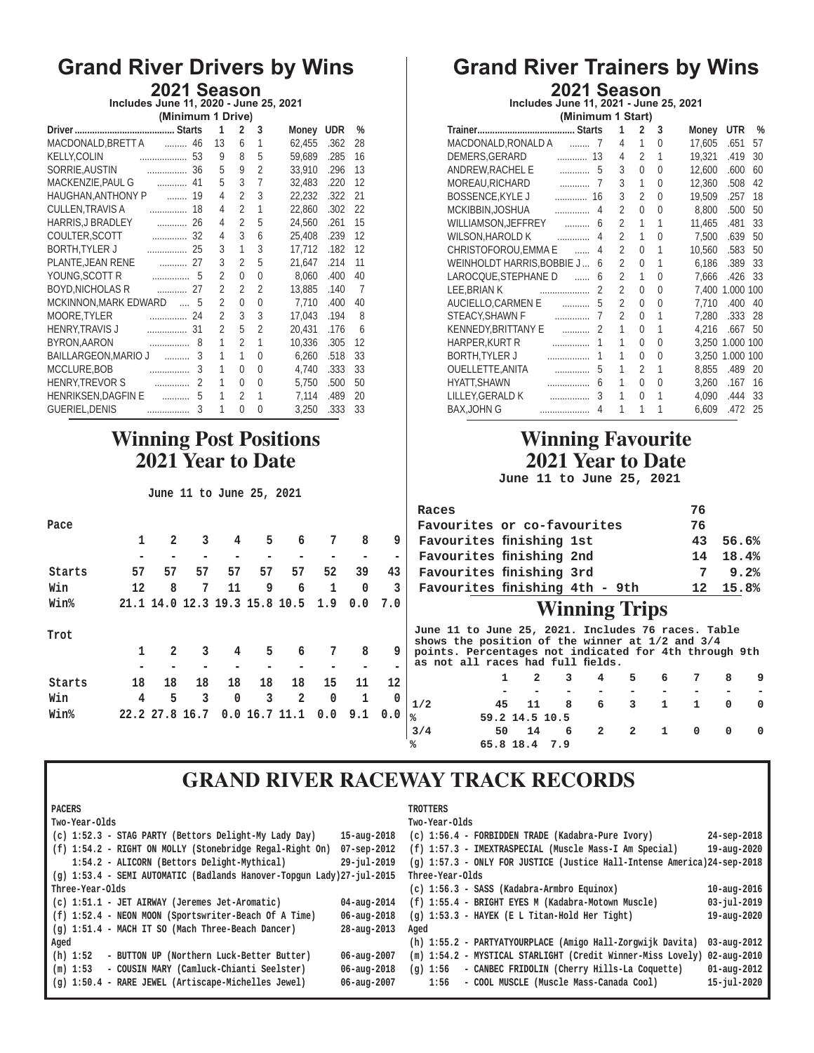# Grand River Drivers by Wins

## 2021 Season

Includes June 11, 2020 - June 25, 2021

(Minimum 1 Drive)

| Driver | Starts | 1 | 2 | 3 | Money | UDR | % |
|---|---|---|---|---|---|---|---|
| MACDONALD,BRETT A | 46 | 13 | 6 | 1 | 62,455 | .362 | 28 |
| KELLY,COLIN | 53 | 9 | 8 | 5 | 59,689 | .285 | 16 |
| SORRIE,AUSTIN | 36 | 5 | 9 | 2 | 33,910 | .296 | 13 |
| MACKENZIE,PAUL G | 41 | 5 | 3 | 7 | 32,483 | .220 | 12 |
| HAUGHAN,ANTHONY P | 19 | 4 | 2 | 3 | 22,232 | .322 | 21 |
| CULLEN,TRAVIS A | 18 | 4 | 2 | 1 | 22,860 | .302 | 22 |
| HARRIS,J BRADLEY | 26 | 4 | 2 | 5 | 24,560 | .261 | 15 |
| COULTER,SCOTT | 32 | 4 | 3 | 6 | 25,408 | .239 | 12 |
| BORTH,TYLER J | 25 | 3 | 1 | 3 | 17,712 | .182 | 12 |
| PLANTE,JEAN RENE | 27 | 3 | 2 | 5 | 21,647 | .214 | 11 |
| YOUNG,SCOTT R | 5 | 2 | 0 | 0 | 8,060 | .400 | 40 |
| BOYD,NICHOLAS R | 27 | 2 | 2 | 2 | 13,885 | .140 | 7 |
| MCKINNON,MARK EDWARD | 5 | 2 | 0 | 0 | 7,710 | .400 | 40 |
| MOORE,TYLER | 24 | 2 | 3 | 3 | 17,043 | .194 | 8 |
| HENRY,TRAVIS J | 31 | 2 | 5 | 2 | 20,431 | .176 | 6 |
| BYRON,AARON | 8 | 1 | 2 | 1 | 10,336 | .305 | 12 |
| BAILLARGEON,MARIO J | 3 | 1 | 1 | 0 | 6,260 | .518 | 33 |
| MCCLURE,BOB | 3 | 1 | 0 | 0 | 4,740 | .333 | 33 |
| HENRY,TREVOR S | 2 | 1 | 0 | 0 | 5,750 | .500 | 50 |
| HENRIKSEN,DAGFIN E | 5 | 1 | 2 | 1 | 7,114 | .489 | 20 |
| GUERIEL,DENIS | 3 | 1 | 0 | 0 | 3,250 | .333 | 33 |

# Grand River Trainers by Wins

## 2021 Season

Includes June 11, 2021 - June 25, 2021

(Minimum 1 Start)

| Trainer | Starts | 1 | 2 | 3 | Money | UTR | % |
|---|---|---|---|---|---|---|---|
| MACDONALD,RONALD A | 7 | 4 | 1 | 0 | 17,605 | .651 | 57 |
| DEMERS,GERARD | 13 | 4 | 2 | 1 | 19,321 | .419 | 30 |
| ANDREW,RACHEL E | 5 | 3 | 0 | 0 | 12,600 | .600 | 60 |
| MOREAU,RICHARD | 7 | 3 | 1 | 0 | 12,360 | .508 | 42 |
| BOSSENCE,KYLE J | 16 | 3 | 2 | 0 | 19,509 | .257 | 18 |
| MCKIBBIN,JOSHUA | 4 | 2 | 0 | 0 | 8,800 | .500 | 50 |
| WILLIAMSON,JEFFREY | 6 | 2 | 1 | 1 | 11,465 | .481 | 33 |
| WILSON,HAROLD K | 4 | 2 | 1 | 0 | 7,500 | .639 | 50 |
| CHRISTOFOROU,EMMA E | 4 | 2 | 0 | 1 | 10,560 | .583 | 50 |
| WEINHOLDT HARRIS,BOBBIE J... | 6 | 2 | 0 | 1 | 6,186 | .389 | 33 |
| LAROCQUE,STEPHANE D | 6 | 2 | 1 | 0 | 7,666 | .426 | 33 |
| LEE,BRIAN K | 2 | 2 | 0 | 0 | 7,400 | 1.000 | 100 |
| AUCIELLO,CARMEN E | 5 | 2 | 0 | 0 | 7,710 | .400 | 40 |
| STEACY,SHAWN F | 7 | 2 | 0 | 1 | 7,280 | .333 | 28 |
| KENNEDY,BRITTANY E | 2 | 1 | 0 | 1 | 4,216 | .667 | 50 |
| HARPER,KURT R | 1 | 1 | 0 | 0 | 3,250 | 1.000 | 100 |
| BORTH,TYLER J | 1 | 1 | 0 | 0 | 3,250 | 1.000 | 100 |
| OUELLETTE,ANITA | 5 | 1 | 2 | 1 | 8,855 | .489 | 20 |
| HYATT,SHAWN | 6 | 1 | 0 | 0 | 3,260 | .167 | 16 |
| LILLEY,GERALD K | 3 | 1 | 0 | 1 | 4,090 | .444 | 33 |
| BAX,JOHN G | 4 | 1 | 1 | 1 | 6,609 | .472 | 25 |

# Winning Post Positions

## 2021 Year to Date

June 11 to June 25, 2021

**Pace**

| | 1 | 2 | 3 | 4 | 5 | 6 | 7 | 8 | 9 |
|---|---|---|---|---|---|---|---|---|---|
| Starts | 57 | 57 | 57 | 57 | 57 | 57 | 52 | 39 | 43 |
| Win | 12 | 8 | 7 | 11 | 9 | 6 | 1 | 0 | 3 |
| Win% | 21.1 | 14.0 | 12.3 | 19.3 | 15.8 | 10.5 | 1.9 | 0.0 | 7.0 |

**Trot**

| | 1 | 2 | 3 | 4 | 5 | 6 | 7 | 8 | 9 |
|---|---|---|---|---|---|---|---|---|---|
| Starts | 18 | 18 | 18 | 18 | 18 | 18 | 15 | 11 | 12 |
| Win | 4 | 5 | 3 | 0 | 3 | 2 | 0 | 1 | 0 |
| Win% | 22.2 | 27.8 | 16.7 | 0.0 | 16.7 | 11.1 | 0.0 | 9.1 | 0.0 |

# Winning Favourite

## 2021 Year to Date

June 11 to June 25, 2021

| | | |
|---|---|---|
| Races | 76 | |
| Favourites or co-favourites | 76 | |
| Favourites finishing 1st | 43 | 56.6% |
| Favourites finishing 2nd | 14 | 18.4% |
| Favourites finishing 3rd | 7 | 9.2% |
| Favourites finishing 4th - 9th | 12 | 15.8% |

# Winning Trips

June 11 to June 25, 2021. Includes 76 races. Table shows the position of the winner at 1/2 and 3/4 points. Percentages not indicated for 4th through 9th as not all races had full fields.

| | 1 | 2 | 3 | 4 | 5 | 6 | 7 | 8 | 9 |
|---|---|---|---|---|---|---|---|---|---|
| 1/2 | 45 | 11 | 8 | 6 | 3 | 1 | 1 | 0 | 0 |
| % | 59.2 | 14.5 | 10.5 | | | | | | |
| 3/4 | 50 | 14 | 6 | 2 | 2 | 1 | 0 | 0 | 0 |
| % | 65.8 | 18.4 | 7.9 | | | | | | |

# GRAND RIVER RACEWAY TRACK RECORDS

**PACERS**

Two-Year-Olds

- (c) 1:52.3 - STAG PARTY (Bettors Delight-My Lady Day) 15-aug-2018
- (f) 1:54.2 - RIGHT ON MOLLY (Stonebridge Regal-Right On) 07-sep-2012
- 1:54.2 - ALICORN (Bettors Delight-Mythical) 29-jul-2019
- (g) 1:53.4 - SEMI AUTOMATIC (Badlands Hanover-Topgun Lady) 27-jul-2015

Three-Year-Olds

- (c) 1:51.1 - JET AIRWAY (Jeremes Jet-Aromatic) 04-aug-2014
- (f) 1:52.4 - NEON MOON (Sportswriter-Beach Of A Time) 06-aug-2018
- (g) 1:51.4 - MACH IT SO (Mach Three-Beach Dancer) 28-aug-2013

Aged

- (h) 1:52 - BUTTON UP (Northern Luck-Better Butter) 06-aug-2007
- (m) 1:53 - COUSIN MARY (Camluck-Chianti Seelster) 06-aug-2018
- (g) 1:50.4 - RARE JEWEL (Artiscape-Michelles Jewel) 06-aug-2007

**TROTTERS**

Two-Year-Olds

- (c) 1:56.4 - FORBIDDEN TRADE (Kadabra-Pure Ivory) 24-sep-2018
- (f) 1:57.3 - IMEXTRASPECIAL (Muscle Mass-I Am Special) 19-aug-2020
- (g) 1:57.3 - ONLY FOR JUSTICE (Justice Hall-Intense America) 24-sep-2018

Three-Year-Olds

- (c) 1:56.3 - SASS (Kadabra-Armbro Equinox) 10-aug-2016
- (f) 1:55.4 - BRIGHT EYES M (Kadabra-Motown Muscle) 03-jul-2019
- (g) 1:53.3 - HAYEK (E L Titan-Hold Her Tight) 19-aug-2020

Aged

- (h) 1:55.2 - PARTYATYOURPLACE (Amigo Hall-Zorgwijk Davita) 03-aug-2012
- (m) 1:54.2 - MYSTICAL STARLIGHT (Credit Winner-Miss Lovely) 02-aug-2010
- (g) 1:56 - CANBEC FRIDOLIN (Cherry Hills-La Coquette) 01-aug-2012
- 1:56 - COOL MUSCLE (Muscle Mass-Canada Cool) 15-jul-2020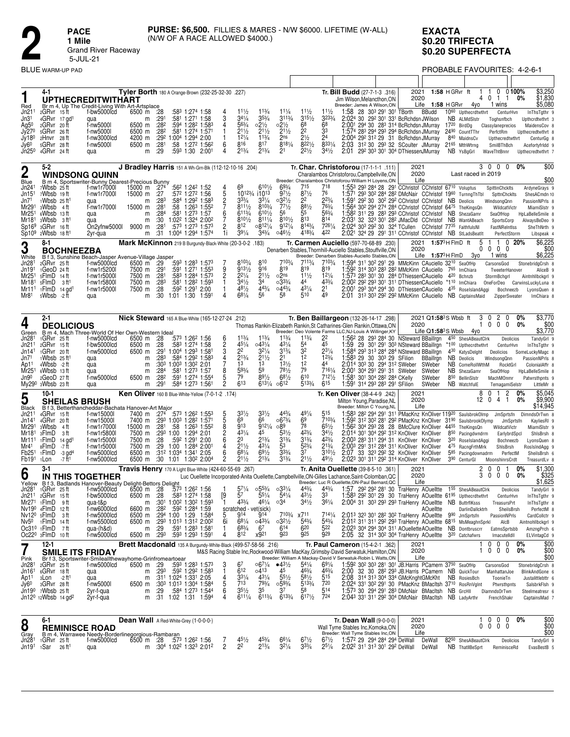# 2

**PACE**
**1 Mile**
Grand River Raceway
5-JUL-21

**PURSE: $6,500.** FILLIES & MARES - N/W $6000. LIFETIME (W-ALL) (N/W OF A RACE ALLOWED $4000.)

**EXACTA**
**$0.20 TRIFECTA**
**$0.20 SUPERFECTA**

BLUE WARM-UP PAD

PROBABLE FAVOURITES: 4-2-6-1

---

## 1 Red — 4-1 — UPTHECREDITWITHART

**Tyler Borth** 180 A Orange-Brown (232-25-32-30 .227)
Br m 4, Up The Credit-Living With Art-Artsplace
**Tr. Bill Budd** (27-7-1-3 .316) — Jim Wilson, Melancthon, ON — Breeder: James A Wilson, ON

| Year | Best | Sts | 1 | 2 | 3 | Win% | Earnings |
|---|---|---|---|---|---|---|---|
| 2021 | 1:58 H GRvr ft | 1 | 1 | 0 | 0 | 100% | $3,250 |
| 2020 | | 4 | 0 | 1 | 1 | 0% | $1,830 |
| Life | 1:58 H GRvr 4yo | | | 1 wins | | | $5,080 |

| Date | Race | Class | Purse | | 1/4 | 1/2 | 3/4 | Fin | PP | 1/4 | 1/2 | Str | Fin | Time | Last Q | Driver | Trainer | Odds | Top 3 |
|---|---|---|---|---|---|---|---|---|---|---|---|---|---|---|---|---|---|---|---|
| Jn21¹ | 2GRvr 15 ft | f-bw5000lcd | 6500 m | :28 | :58³ | 1:27⁴ | 1:58 | 4 | 1 1½ | 1 1¾ | 1 1¼ | 1 1½ | 1 1½ | 1:58 28 30³ 29¹ 30¹ | TBorth | BBudd | 10⁶⁰ | Upthecrdtwthrt CenturHvn InThsTgthr 9 |
| Jn31 | 4GRvr 17 gd¹ | qua | m | :29¹ | :58¹ | 1:27¹ | 1:58 | 3 | 3 4½ | 3 5¾ | 3 11¾ | 3 15½ | 3 23¾ | 2:02⁴ 30 29² 30¹ 33¹ | BcRchdsn | JWilson | NB | ALMdSlstr Toghsnfbch Upthcrdtwthrt 3 |
| Ag5⁰ | 2GRvr 20 ft | f-nw5000l | 6500 m | :28² | :59⁴ | 1:28² | 1:58³ | 4 | 5 6¾ | o2½ | o2½ | 6 8 | 6 8 | 2:00¹ 29⁴ 30 28³ 31⁴ | BcRchdsn | JMurray | 17²⁰ | BirdDg Classylaneprecios MaidensCov 8 |
| Jy27⁰ | 5GRvr 26 ft | f-nw5000l | 6500 m | :28² | :58¹ | 1:27⁴ | 1:57¹ | 1 | 2 1½ | 2 1½ | 2 1½ | 2 2 | 3 3 | 1:57⁴ 28³ 29⁴ 29³ 29⁴ | BcRchdsn | JMurray | 24⁹⁰ | CountTThr PerfctRm Upthecredtwthrt 8 |
| Jy18⁰ | 2Hnvr 28 ft | f-nw3000lcd | 4200 m | :29² | 1:00⁴ | 1:29⁴ | 2:00 | 1 | 1 2¼ | 1 1¾ | 2ns | 2 1½ | 2 4 | 2:00⁴ 29² 31² 29 31 | BcRchdsn | JMurray | 8⁴⁰ | MaidnsCv Upthecredtwthrt CenturGg 8 |
| Jy6⁰ | 5GRvr 28 ft | f-nw5000l | 6500 m | :28¹ | :58 | 1:27² | 1:56² | 6 | 8 16 | 8 17 | 8 18¼ | 8 22½ | 8 33¼ | 2:03 31² 30 29³ 32 | SCoulter | JMurray | 21⁶⁵ | MthWtrng SmilBThBch Acefortyfrldd 9 |
| Jn25⁰ | 4GRvr 24 ft | qua | m | :29 | :59³ | 1:30 | 2:00¹ | 4 | 2 1¾ | 2 1¾ | 2 1 | 2 2½ | 3 4½ | 2:01 29² 30³ 30¹ 30⁴ | DThiessen | JMurray | NB | YsBgGrl WaveThtBnnr Upthecredtwthrt 7 |

## 2 Blue — 5-2 — WINDSONG QUINN

**J Bradley Harris** 151 A Wht-Grn-Blk (112-12-10-16 .204)
B m 4, Sportswriter-Bunny Dearest-Precious Bunny
**Tr. Char. Christoforou** (17-1-1-1 .111) — Charalambos Christoforou, Campbellville, ON — Breeder: Charalambos Christoforou-William H Loyens, ON

| Year | Best | Sts | 1 | 2 | 3 | Win% | Earnings |
|---|---|---|---|---|---|---|---|
| 2021 | | 3 | 0 | 0 | 0 | 0% | $0 |
| 2020 | Last raced in 2019 | | | | | | |
| Life | | | | | | | $00 |

| Date | Race | Class | Purse | | 1/4 | 1/2 | 3/4 | Fin | PP | 1/4 | 1/2 | Str | Fin | Time | Last Q | Driver | Trainer | Odds | Top 3 |
|---|---|---|---|---|---|---|---|---|---|---|---|---|---|---|---|---|---|---|---|
| Jn24¹ | 7Wbsb 25 ft | f-nw17000l | 15000 m | :27⁴ | :56² | 1:24² | 1:52 | 4 | 6 9 | 6 10½ | 6 9¾ | 7 15 | 7 18 | 1:55³ 29³ 28⁴ 28 29¹ | CChristof | CChristof | 67¹⁰ | Voluptus SpittinChcklts ArdyneGrays 9 |
| Jn15¹ | 7Wbsb 19 ft | f-nw17000l | 15000 m | :27 | :57² | 1:27² | 1:56 | 5 | 10 12¾ | i10 13 | 9 7½ | 8 7½ | 7 6 | 1:57¹ 29³ 30² 28⁴ 28² | DMcNair | CChristof | 19⁶⁰ | TurnngThTbl SpttnChcklts ShesACmdn 10 |
| Jn7¹ | 1Wbsb 25 ft¹ | qua | m | :28³ | :58⁴ | 1:29² | 1:58³ | 2 | 3 3¾ | 3 3¼ | o3 2½ | 2 2 | 2 2¾ | 1:59¹ 29² 30 30² 29² | CChristof | CChristof | NB | Deolicis WindsongQnn PassionNPrls 8 |
| Mr29¹ | 3Wbsb 15 ft | f-nw17000l | 15000 m | :28¹ | :58 | 1:26³ | 1:55² | 7 | 8 11½ | 8 10¾ | 7 7½ | 8 8½ | 7 6¾ | 1:56⁴ 30² 29⁴ 27⁴ 28⁴ | CChristof | CChristof | 64⁷⁵ | TheKingsQn WildcatVictr MiamiSlstr 9 |
| Mr25¹ | 6Wbsb 13 ft | qua | m | :28⁴ | :58¹ | 1:27³ | 1:57 | 6 | 6 11¾ | 6 10½ | 5 6 | 5 5 | 5 6¾ | 1:58² 31¹ 29 28³ 29³ | CChristof | CChristof | NB | ShezaGamr SeaOfHop HpLaBelleSmile 8 |
| Mr18¹ | 3Wbsb 3 ft¹ | qua | m | :30 | 1:02² | 1:32⁴ | 2:00² | 7 | 8 10½ | 8 11¼ | 8 10½ | 8 13 | 8 14 | 2:03¹ 32 32³ 30¹ 28² | JMacDld | CChristof | NB | WantABeach SportsCorp AlwaysBeDeo 9 |
| Sp16⁹ | 3GRvr 16 ft | On2yfnw5000l | 9000 m | :28¹ | :57³ | 1:27³ | 1:57³ | 2 | 8 12 | o8 12¼ | 9 12¼ | 8 14¾ | 7 26¼ | 2:02⁴ 30² 29² 30 32⁴ | TCullen | CChristof | 77³⁵ | FaithfulsNl FastNRelntlss SheThNrth 9 |
| Sp10⁹ | 2Wbsb 18 ft¹ | 2yr-qua | m | :31 | 1:00⁴ | 1:29⁴ | 1:57⁴ | 1i | 3 9¼ | 3 4¾ | o4 6½ | 4 18¾ | 4 22 | 2:02¹ 32⁴ 29 29¹ 31¹ | CChristof | CChristof | NB | StLadsBeatIt PerfectStorm Libspeak 4 |

## 3 White — 8-1 — BOCHNEEZBA

**Mark McKinnon** 219 B Burgundy-Black-White (20-3-0-2 .183)
B f 3, Sunshine Beach-Jasper Avenue-Village Jasper
**Tr. Carmen Auciello** (597-70-68-89 .230) — Denarben Stables, Thornhill-Auciello Stables, Stouffville, ON — Breeder: Denarben Stables-Auciello Stables, ON

| Year | Best | Sts | 1 | 2 | 3 | Win% | Earnings |
|---|---|---|---|---|---|---|---|
| 2021 | 1:57³ H FlmD ft | 5 | 1 | 1 | 0 | 20% | $6,225 |
| 2020 | | 0 | 0 | 0 | 0 | | $00 |
| Life | 1:57³ H FlmD 3yo | | | 1 wins | | | $6,225 |

| Date | Race | Class | Purse | | 1/4 | 1/2 | 3/4 | Fin | PP | 1/4 | 1/2 | Str | Fin | Time | Last Q | Driver | Trainer | Odds | Top 3 |
|---|---|---|---|---|---|---|---|---|---|---|---|---|---|---|---|---|---|---|---|
| Jn28¹ | 2GRvr 25 ft | f-nw5000lcd | 6500 m | :29 | :59³ | 1:28³ | 1:57³ | 7 | 8 10¾ | 8 10 | 7 10¾ | 7 11¾ | 7 10¾ | 1:59⁴ 31¹ 30² 29¹ 29 | MMcKinn | CAuciello | 32¹⁰ | SeaOfHp CarsonsGod StonebridgCrsh 8 |
| Jn19¹ | 1GeoD 24 ft | f-nw5200l | 7500 m | :29¹ | :59¹ | 1:27¹ | 1:55³ | 9 | 9 13½ | 9 16 | 8 19 | 8 19 | 8 19 | 1:59² 31⁴ 30³ 28³ 28² | MMcKinn | CAuciello | 7⁶⁵ | ImChiara TweeterHanover AliceB 9 |
| Mr25¹ | 5FlmD 14 ft | f-nw5000l | 7500 m | :28¹ | :58³ | 1:28⁴ | 1:57³ | 2 | 2 2¼ | 2 1½ | o2ns | 1 1½ | 1 2¼ | 1:57³ 28³ 30¹ 30 28⁴ | DThiessen | CAuciello | 4²⁰ | Bchnzb StormBchgrl Aintnhllbckgrl 9 |
| Mr18¹ | 5FlmD 3 ft¹ | f-nw5800l | 7500 m | :28³ | :58¹ | 1:28² | 1:59³ | 1 | 3 4½ | 3 4 | o3 3¾ | 4 4 | 4 3¾ | 2:00² 29² 29³ 30¹ 31¹ | DThiessen | CAuciello | *1¹⁰ | ImChiara OneForDeo CarwinsLuckyLuna 8 |
| Mr11¹ | 1FlmD 14 gd¹ | f-nw5000l | 7500 m | :28 | :59² | 1:29¹ | 2:00 | 1 | 4 8½ | 4 4¾ | o4 4¾ | 4 3¼ | 2 1 | 2:00¹ 29³ 30⁴ 29⁴ 30 | DThiessen | CAuciello | 4³⁵ | RoselslandAggi Bochneezb LyonsQuen 8 |
| Mr8¹ | 5Wbsb -2 ft | qua | m | :30 | 1:01 | 1:30 | 1:59¹ | 4 | 6 8¼ | 5 6 | 5 8 | 5 10 | 4 9 | 2:01 31³ 30³ 29² 29² | MMcKinn | CAuciello | NB | CaptainsMaid ZipperSweater ImChiara 8 |

## 4 Green — 2-1 — DEOLICIOUS

**Nick Steward** 165 A Blue-White (165-12-27-24 .212)
B m 4, Mach Three-World Of Her Own-Western Ideal
**Tr. Ben Baillargeon** (132-26-14-17 .298) — Thomas Rankin-Elizabeth Rankin, St Catharines-Glen Rankin, Ottawa, ON — Breeder: Deo Volente Farms LLC, NJ-Louis A Willinger, KY

| Year | Best | Sts | 1 | 2 | 3 | Win% | Earnings |
|---|---|---|---|---|---|---|---|
| 2021 | Q1:58³ S Wbsb ft | 3 | 0 | 2 | 0 | 0% | $3,770 |
| 2020 | | 1 | 0 | 0 | 0 | 0% | $00 |
| Life | Q1:58³ S Wbsb 4yo | | | | | | $3,770 |

| Date | Race | Class | Purse | | 1/4 | 1/2 | 3/4 | Fin | PP | 1/4 | 1/2 | Str | Fin | Time | Last Q | Driver | Trainer | Odds | Top 3 |
|---|---|---|---|---|---|---|---|---|---|---|---|---|---|---|---|---|---|---|---|
| Jn28¹ | 1GRvr 25 ft | f-nw5000lcd | 6500 m | :28 | :57³ | 1:26² | 1:56 | 6 | 1 1¾ | 1 1¾ | 1 1¾ | 1 1¾ | 2 2 | 1:56² 28 29³ 28⁴ 30 | NSteward | BBaillrgn | 4⁵⁰ | ShesABeautClrk Deolicios TandyGrl 9 |
| Jn21¹ | 2GRvr 15 ft | f-bw5000lcd | 6500 m | :28 | :58³ | 1:27⁴ | 1:58 | 2 | 4 5½ | o4 3¼ | 4 3¼ | 5 4 | 4 5 | 1:59 29 30¹ 29¹ 30³ | NSteward | BBaillrgn | *1⁰⁰ | Upthecrdtwthrt CenturHvn InThsTgthr 9 |
| Jn14¹ | 1GRvr 20 ft | f-nw5000lcd | 6500 m | :29¹ | 1:00⁴ | 1:29³ | 1:58¹ | 3 | 2 2 | 3 2½ | 3 1¾ | 3 2 | 2 3½ | 1:58⁴ 29³ 31³ 28⁴ 28⁴ | NSteward | BBaillrgn | 4³⁰ | KatysDelght Deolicios SomeLuckyMagc 8 |
| Jn7¹ | 1Wbsb 25 ft¹ | qua | m | :28³ | :58⁴ | 1:29² | 1:58³ | 4 | 2 1¾ | 2 1½ | 2 1 | 1 2 | 1 2¾ | 1:58³ 29 30 30³ 29 | SFilion | BBaillrgn | NB | Deolicis WindsongQnn PassionNPrls 8 |
| Ap1¹ | 4Wbsb -2 ft | qua | m | :30³ | 1:00³ | 1:30² | 2:01 | 7 | 1 3 | 1 3 | 1 3½ | 1 2 | 4 4 | 2:01⁴ 30³ 30 29⁴ 31² | SWeber | SWeber | NB | ComeRollWthM RocktGrl ColonialAffr 8 |
| Mr25¹ | 6Wbsb 13 ft | qua | m | :28⁴ | :58¹ | 1:27³ | 1:57 | 8 | 5 9¾ | 5 9 | 7 8½ | 7 9 | 7 16¼ | 2:00¹ 30⁴ 29¹ 29¹ 31 | SWeber | SWeber | NB | ShezaGamr SeaOfHop HpLaBelleSmile 8 |
| Jn9⁰ | 2GeoD 27 ft | f-nw5000lcd | 6500 m | :28² | :59¹ | 1:27⁴ | 1:55⁴ | 5 | 7 9 | 8 9½ | 6 8½ | 6 10 | 7 12½ | 1:58¹ 30¹ 30⁴ 28² 28⁴ | CKelly | SWeber | 8⁵⁰ | BellinSlstr MachMOnmr Patwrsthpnts 9 |
| My29⁰ | 3Wbsb 23 ft | qua | m | :29¹ | :58⁴ | 1:27³ | 1:56¹ | 2 | 6 13 | 6 13¼ | o6 12 | 5 13¾ | 6 15 | 1:59¹ 31⁴ 29³ 28³ 29¹ | SFilion | SWeber | NB | WatchfulE TemagamiSelstr LittleMr 8 |

## 5 Black — 10-1 — SHEILAS BRUSH

**Ken Oliver** 160 B Blue-White-Yellow (7-0-1-2 .174)
B f 3, Betterthancheddar-Bachata Hanover-Art Major
**Tr. Ken Oliver** (38-4-4-9 .242) — Milton Young, Paradise, NL — Breeder: Milton C Young, NL

| Year | Best | Sts | 1 | 2 | 3 | Win% | Earnings |
|---|---|---|---|---|---|---|---|
| 2021 | | 8 | 0 | 1 | 2 | 0% | $5,045 |
| 2020 | | 12 | 0 | 4 | 1 | 0% | $9,900 |
| Life | | | | | | | $14,945 |

| Date | Race | Class | Purse | | 1/4 | 1/2 | 3/4 | Fin | PP | 1/4 | 1/2 | Str | Fin | Time | Last Q | Driver | Trainer | Odds | Top 3 |
|---|---|---|---|---|---|---|---|---|---|---|---|---|---|---|---|---|---|---|---|
| Jn21¹ | 4GRvr 15 ft | f-nw15000l | 7400 m | :27⁴ | :57³ | 1:26² | 1:55³ | 5 | 3 3½ | 3 3½ | 3 3½ | 4 9¼ | 5 15 | 1:58³ 28² 29⁴ 29¹ 31² | PMacKnz | KnOliver | 11⁹²⁰ | SaulsbrokOlmp JmSprtsfn DimndsOrTwn 8 |
| Jn14¹ | 4GRvr 20 ft | f-nw15000l | 7400 m | :29³ | 1:00³ | 1:28² | 1:57¹ | 5 | 6 9 | 6 6 | o6 7¾ | 6 9 | 7 10¾ | 1:59² 31² 30² 28¹ 29² | PMacKnz | KnOliver | 31⁹⁰ | SaulsbrookOlymp JmSprtsfn KayliesRl 9 |
| Mr29¹ | 3Wbsb 4 ft | f-nw17000l | 15000 m | :28¹ | :58 | 1:26³ | 1:55² | 8 | 9 13 | 9 12¼ | o8 9 | 7 8 | 6 5½ | 1:56² 30⁴ 29³ 28 28 | BMcClure | KnOliver | 44⁵⁵ | TheKingsQn WildcatVictr MiamiSlstr 9 |
| Mr18¹ | 3FlmD 3 ft | f-nw5800l | 7500 m | :29³ | 1:00 | 1:29⁴ | 2:01 | 2 | 4 3¼ | 4 5 | 5 3½ | 4 2¾ | 3 4½ | 2:01⁴ 30¹ 30⁴ 29² 31² | KnOliver | KnOliver | 8⁵⁰ | Pacingdwndrm EarlybrdSpcl ShlsBrsh 8 |
| Mr11¹ | 1FlmD 14 gd¹ | f-nw5000l | 7500 m | :28 | :59² | 1:29¹ | 2:00 | 6 | 2 3 | 2 1¾ | 3 1¾ | 3 1¾ | 4 2¾ | 2:00³ 28⁴ 31¹ 29⁴ 31 | KnOliver | KnOliver | 3²⁰ | RoselslandAggi Bochneezb LyonsQuen 8 |
| Mr4¹ | 8FlmD -7 ft | f-nw5000l | 7500 m | :29 | 1:00 | 1:28⁴ | 2:00¹ | 4 | 2 1½ | 4 3½ | 5 3 | 5 2¾ | 2 1¾ | 2:00³ 29¹ 31² 28⁴ 31¹ | KnOliver | KnOliver | 4⁷⁵ | RacngFrthMrk ShlsBrsh RoslsIndAgg 9 |
| Fb25¹ | 1FlmD -3 gd⁴ | f-nw5000lcd | 6500 m | :31² | 1:03⁴ | 1:34¹ | 2:05 | 6 | 6 8¼ | 6 9½ | 3 3¾ | 3 7 | 3 10½ | 2:07 33 32³ 29² 32 | KnOliver | KnOliver | 5⁸⁵ | Pacingdownadrm PerfectM SheilsBrsh 6 |
| Fb19¹ | 1Lon -7 ft¹ | f-nw5000lcd | 6500 m | :30 | 1:01 | 1:30² | 2:00⁴ | 2 | 2 1½ | 2 1¾ | 3 1¾ | 2 1½ | 4 9½ | 2:02³ 30¹ 31 29² 31⁴ | KnOliver | KnOliver | 3⁹⁰ | CenturGl MoonshinrsCrdt TreasurdLv 8 |

## 6 Yellow — 3-1 — IN THIS TOGETHER

**Travis Henry** 170 A Light Blue-White (424-60-55-69 .267)
B f 3, Badlands Hanover-Beauty Delight-Bettors Delight
**Tr. Anita Ouellette** (39-8-5-10 .361) — Luc Ouellette Incorporated-Anita Ouellette, Campbellville, ON-Gilles Lachance, Saint-Colomban, QC — Breeder: Luc R Ouellette, ON-Paul Bernard, QC

| Year | Best | Sts | 1 | 2 | 3 | Win% | Earnings |
|---|---|---|---|---|---|---|---|
| 2021 | | 2 | 0 | 0 | 1 | 0% | $1,300 |
| 2020 | | 3 | 0 | 0 | 0 | 0% | $325 |
| Life | | | | | | | $1,625 |

| Date | Race | Class | Purse | | 1/4 | 1/2 | 3/4 | Fin | PP | 1/4 | 1/2 | Str | Fin | Time | Last Q | Driver | Trainer | Odds | Top 3 |
|---|---|---|---|---|---|---|---|---|---|---|---|---|---|---|---|---|---|---|---|
| Jn28¹ | 1GRvr 25 ft | f-nw5000lcd | 6500 m | :28 | :57³ | 1:26² | 1:56 | 1 | 5 7¼ | o5 5¾ | o3 3¼ | 4 4¾ | 4 4¾ | 1:57 29² 29² 28¹ 30 | TraHenry | AOuellte | 1⁵⁵ | ShesABeautClrk Deolicios TandyGrl 9 |
| Jn21¹ | 2GRvr 15 ft | f-bw5000lcd | 6500 m | :28 | :58³ | 1:27⁴ | 1:58 | [9 | 5 7 | 5 5¼ | 5 4¼ | 4 3½ | 3 3 | 1:58³ 29² 30¹ 29 30 | TraHenry | AOuellte | 6¹⁹⁵ | Upthecrdtwthrt CenturHvn InThsTgthr 9 |
| Mr27¹ | 1FlmD 9 ft | qua-t&p | m | :30¹ | 1:00² | 1:30² | 1:59³ | 1 | 4 3¾ | 4 6½ | o3 4 | 3 4½ | 3 6¼ | 2:00⁴ 31 30³ 29³ 29³ | TraHenry | AOuellte | NB | ButtrflKsss TreasursPrt InThsTgthr 8 |
| Nv19⁰ | 4FlmD 12 ft | f-nw6000lcd | 6600 m | :28² | :59² | 1:28⁴ | 1:59 | scratched - vet(sick) | | | | | | | | AOuellte | | DarlinDallcktrh SheilsBrsh PerfectM 8 |
| Nv12⁰ | 5FlmD 3 ft | f-nw5000lcd | 6500 m | :29⁴ | 1:00 | 1:29 | 1:58⁴ | 5 | 9 14 | 9 14 | 7 10¾ | x7 11 | 7 14¼ | 2:01³ 32³ 30¹ 28² 30² | TraHenry | AOuellte | 9⁹⁰ | JmSprtsfn PassionNPrls CardCollctr 9 |
| Nv5⁰ | 1FlmD 14 ft | f-nw5500lcd | 6500 m | :29³ | 1:01³ | 1:31² | 2:00² | 6i | 6 8¼ | o4 3¾ | o3 2½ | 5 4¾ | 5 4¾ | 2:01² 31¹ 31¹ 29² 29³ | TraHenry | AOuellte | 68¹⁵ | MsMeaghnSprkl AlcB Aintnohllbckgrl 9 |
| Oc31⁰ | 1FlmD 7 ft | qua-(h&d) | m | :29 | :59¹ | 1:28³ | 1:58¹ | 1 | 6 8¾ | 6 7 | 6 14 | 6 20 | 5 22 | 2:02³ 30⁴ 29⁴ 30⁴ 31¹ | AOuellette | AOuellette | NB | Dontbruscrr EatmsSprtsbb AmzngPrch 6 |
| Oc22⁰ | 3FlmD 10 ft | f-nw5000lcd | 6500 m | :29³ | :59³ | 1:29³ | 1:59¹ | 4 | 8 12 | x9 21 | 9 23 | 9 25 | 9 29 | 2:05 32 31⁴ 30² 30⁴ | TraHenry | AOuellte | 3²⁰ | Catchafwrs ImacutelldII ELVintagCd 9 |

## 7 Pink — 12-1 — SMILE ITS FRIDAY

**Brett Macdonald** 135 A Burgundy-White-Black (499-57-58-56 .216)
Br f 3, Sportswriter-Smileallthewayhome-Grinfromeartoear
**Tr. Paul Cameron** (15-4-2-1 .362) — M&S Racing Stable Inc, Rockwood-William MacKay, Grimsby-David Serwatuk, Hamilton, ON — Breeder: William A Mackay-David V Serwatuk-Robin L Watts, ON

| Year | Best | Sts | 1 | 2 | 3 | Win% | Earnings |
|---|---|---|---|---|---|---|---|
| 2021 | | 1 | 0 | 0 | 0 | 0% | $00 |
| 2020 | | 1 | 0 | 0 | 0 | 0% | $00 |
| Life | | | | | | | $00 |

| Date | Race | Class | Purse | | 1/4 | 1/2 | 3/4 | Fin | PP | 1/4 | 1/2 | Str | Fin | Time | Last Q | Driver | Trainer | Odds | Top 3 |
|---|---|---|---|---|---|---|---|---|---|---|---|---|---|---|---|---|---|---|---|
| Jn28¹ | 2GRvr 25 ft | f-nw5000lcd | 6500 m | :29 | :59³ | 1:28³ | 1:57³ | 3 | 6 7 | o6 7¼ | ●4 3½ | 5 4¼ | 6 9¼ | 1:59² 30² 30³ 28¹ 30¹ | JB.Harris | PCamern | 37⁵⁰ | SeaOfHp CarsonsGod StonebridgCrsh 8 |
| Jn16¹ | 6GRvr 18 ft | qua | m | :29³ | :59² | 1:29² | 1:58³ | 1 | 6 12 | o4 13 | 4 5 | 4 6¾ | 4 6¾ | 2:00 32 30 28² 29³ | JB.Harris | PCamern | NB | QuickTour ManhattanJoe BlinkAndGone 6 |
| Ap1¹ | 3Lon -2 ft¹ | qua | m | :31¹ | 1:02⁴ | 1:33¹ | 2:05 | 4 | 3 3¼ | 4 3¼ | 5 5½ | 5 8½ | 5 15 | 2:08 31⁴ 31³ 30⁴ 33⁴ | GMcKnghtGMcKnht | | NB | RosiesBch ToonieTn Justalittlebttr 6 |
| Jy6⁰ | 3GRvr 28 ft | f-nw5000l | 6500 m | :30³ | 1:01³ | 1:30⁴ | 1:58⁴ | 5 | 7 13 | 7 9¾ | o5 9¾ | 5 13¾ | 7 20 | 2:02⁴ 33¹ 30² 29¹ 30 | PMacKnz | BMacltsh | 37¹⁰ | RosRnVgint Ptwrsthpnts SalsbrkFsh 9 |
| Jn19⁰ | 7Wbsb 25 ft | 2yr-f-qua | m | :29 | :58⁴ | 1:27³ | 1:54⁴ | 6 | 3 5½ | 3 5 | 3 7 | 5 8 | 5 14 | 1:57³ 30 29⁴ 29¹ 28³ | DMcNair | BMacltsh | NB | GrcHll DiamndsOrTwn Steelmeatresr 6 |
| Jn12⁰ | 12Wbsb 14 gd² | 2yr-f-qua | m | :31 | 1:02 | 1:31 | 1:59⁴ | 4 | 6 11¼ | 6 11¾ | 6 13¾ | 6 17½ | 7 24 | 2:04³ 33¹ 31¹ 29² 30⁴ | DMcNair | BMacltsh | NB | LadyArthr FrenchShakr CaptainsMad 7 |

## 8 Gray — 6-1 — REMINISCE ROAD

**Dean Wall** A Red-White-Grey (1-0-0-0-)
B m 4, Warrawee Needy-Borderlinegorgious-Rambaran
**Tr. Dean Wall** (9-0-0-0) — Wall Tyme Stables Inc, Komoka, ON — Breeder: Wall Tyme Stables Inc, ON

| Year | Best | Sts | 1 | 2 | 3 | Win% | Earnings |
|---|---|---|---|---|---|---|---|
| 2021 | | 1 | 0 | 0 | 0 | 0% | $00 |
| 2020 | | 0 | 0 | 0 | 0 | | $00 |
| Life | | | | | | | $00 |

| Date | Race | Class | Purse | | 1/4 | 1/2 | 3/4 | Fin | PP | 1/4 | 1/2 | Str | Fin | Time | Last Q | Driver | Trainer | Odds | Top 3 |
|---|---|---|---|---|---|---|---|---|---|---|---|---|---|---|---|---|---|---|---|
| Jn28¹ | 1GRvr 25 ft | f-nw5000lcd | 6500 m | :28 | :57³ | 1:26² | 1:56 | 7 | 4 5½ | 4 5¾ | 6 6¼ | 6 7½ | 6 7½ | 1:57² 29 29⁴ 28⁴ 29⁴ | DeWall | DeWall | 82⁵⁰ | ShesABeautClrk Deolicios TandyGrl 9 |
| Jn19¹ | 1Sar 26 ft¹ | qua | m | :30⁴ | 1:02² | 1:32³ | 2:01² | 2 | 2 2 | 2 1¾ | 3 2¼ | 3 3¾ | 2 5¼ | 2:02¹ 31¹ 31³ 30¹ 29² | DeWall | DeWall | NB | ThatllBeSprt ReminisceRd EvasBestB 5 |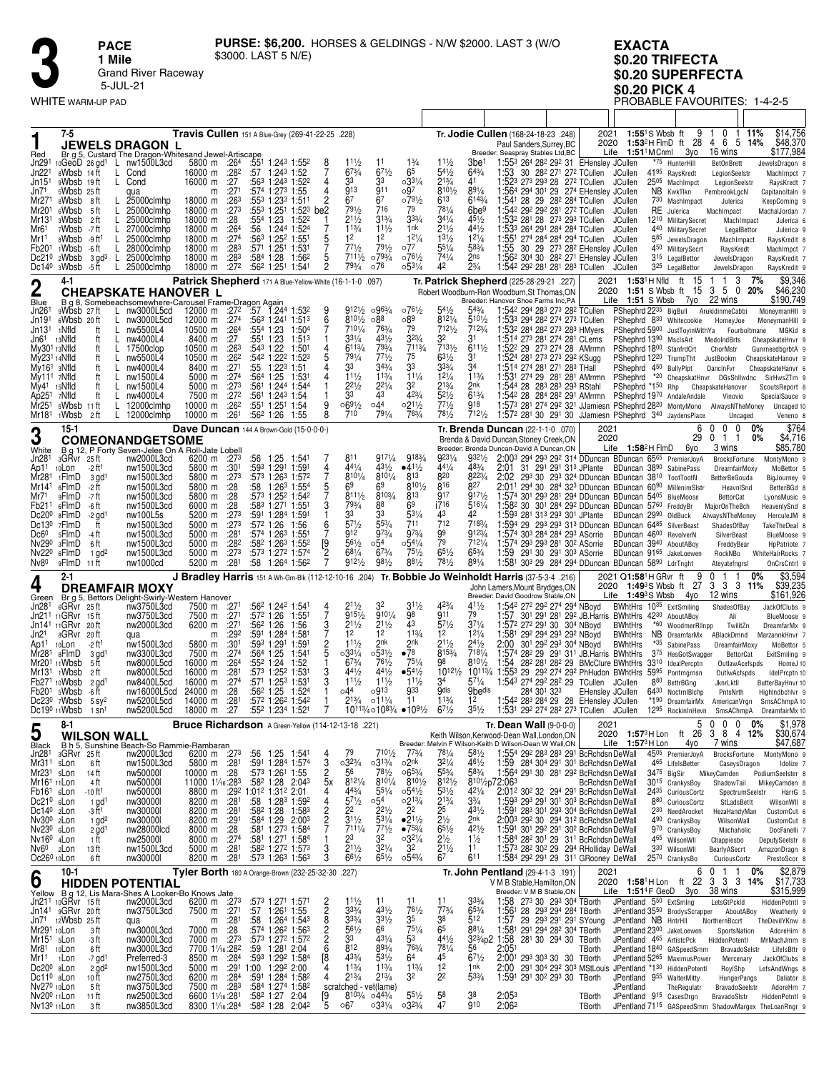# 3

**PACE**
**1 Mile**
Grand River Raceway
5-JUL-21

WHITE WARM-UP PAD

**PURSE: $6,200.** HORSES & GELDINGS - N/W $2000. LAST 3 (W/O $3000. LAST 5 N/E)

**EXACTA**
**$0.20 TRIFECTA**
**$0.20 SUPERFECTA**
**$0.20 PICK 4**
PROBABLE FAVOURITES: 1-4-2-5

---

## 1 — JEWELS DRAGON L (7-5) — Red

**Travis Cullen** 151 A Blue-Grey (269-41-22-25 .228)
Br g 5, Custard The Dragon-Whitesand Jewel-Artiscape
**Tr. Jodie Cullen** (168-24-18-23 .248)
Paul Sanders,Surrey,BC
Breeder: Seaspray Stables Ltd,BC

| Year | Record | Starts | 1 | 2 | 3 | % | Earnings |
|---|---|---|---|---|---|---|---|
| 2021 | 1:55¹S Wbsb ft | 9 | 1 | 0 | 1 | 11% | $14,756 |
| 2020 | 1:53²H FlmD ft | 28 | 4 | 6 | 5 | 14% | $48,370 |
| Life | 1:51¹M Cnml 3yo | 16 wins | | | | | $177,984 |

| Date | Race | Purse | Dist | Fractions | PP | 1/4 | 1/2 | 3/4 | Str | Fin | Time / Last Q | Driver | Odds | Top 3 |
|---|---|---|---|---|---|---|---|---|---|---|---|---|---|---|
| Jn29¹ 10GeoD 26 gd¹ | L nw1500L3cd | 5800 m | :26⁴ :55¹ 1:24³ 1:55² | 8 | 1½ | 1¹ | 1¾ | 1½ | 3be¹ | 1:55³ 26⁴ 28² 29² 31 EHensley | JCullen | *75 | HunterHill BetOnBrett JewelsDragon 8 |
| Jn22¹ 8Wbsb 14 ft | L Cond | 16000 m | :28² :57 1:24³ 1:52 | 7 | 6⁷¾ | 6⁷½ | 6⁵ | 5⁴½ | 6⁴¾ | 1:53 30 28² 27¹ 27² TCullen | JCullen | 41⁹⁵ | RaysKredit LegionSeelstr MachImpct 7 |
| Jn15¹ 8Wbsb 19 ft | L Cond | 16000 m | :27 :56³ 1:24³ 1:52² | 4 | 3³ | 3³ | ○3³¼ | 2¹¾ | 4¹ | 1:52³ 27³ 29³ 28 27² TCullen | JCullen | 25⁰⁵ | MachImpct LegionSeelstr RaysKredt 7 |
| Jn7¹ 5Wbsb 25 ft | qua | m | :27¹ :57⁴ 1:27³ 1:55 | 4 | 9¹³ | 9¹¹ | ○9⁷ | 8¹⁰½ | 8⁹¼ | 1:56⁴ 29⁴ 30¹ 29 27⁴ EHensley | JCullen | NB | KwkTlkn PembrookLgcN CapitanoItaln 9 |
| Mr27¹ 8Wbsb 8 ft | L 25000clmhp | 18000 m | :26³ :55³ 1:23³ 1:51¹ | 2 | 6⁷ | 6⁷ | ○7⁹½ | 6¹³ | 6¹⁴¾ | 1:54¹ 28 29 28² 28⁴ TCullen | JCullen | 7³⁰ | MachImpact Julerica KeepComing 9 |
| Mr20¹ 6Wbsb 5 ft | L 25000clmhp | 18000 m | :27³ :55³ 1:25¹ 1:52³ | be2 | 7⁹½ | 7¹⁶ | 7⁹ | 7⁸¼ | 6be⁹ | 1:54² 29² 29² 28¹ 27² TCullen | JCullen | RE | Julerica MachImpact MachalJordan 7 |
| Mr13¹ 3Wbsb 2 ft | L 25000clmhp | 18000 m | :28 :55⁴ 1:23 1:52² | 1 | 2¹½ | 3¹¾ | 3³¾ | 3⁴¼ | 4⁵½ | 1:53² 28¹ 28 27³ 29³ TCullen | JCullen | 12¹⁰ | MilitarySecret MachImpact Julerica 6 |
| Mr6¹ 7Wbsb 7 ft | L 27000clmhp | 18000 m | :26⁴ :56 1:24⁴ 1:52⁴ | 7 | 1¹¾ | 1¹½ | 1nk | 2¹½ | 4⁴½ | 1:53³ 26⁴ 29¹ 28⁴ 28⁴ TCullen | JCullen | 4⁴⁰ | MilitarySecret LegalBettor Julerica 9 |
| Mr1¹ 8Wbsb 9 ft¹ | L 25000clmhp | 18000 m | :27⁴ :56³ 1:25² 1:55¹ | 5 | 1² | 1² | 1²¼ | 1³½ | 1²¼ | 1:55¹ 27⁴ 28⁴ 28⁴ 29⁴ TCullen | JCullen | 5⁸⁵ | JewelsDragon MachImpact RaysKredit 8 |
| Fb20¹ 1Wbsb 6 ft | L 28000clmhp | 18000 m | :28³ :57¹ 1:25¹ 1:53¹ | 7 | 7⁷½ | 7⁹½ | ○7⁷ | 5⁵¼ | 5⁸¾ | 1:55 30 29 27³ 28² EHensley | JCullen | 4⁵⁰ | MilitarySecrt RaysKredt MachImpct 7 |
| Dc21⁰ 2Wbsb 3 gd³ | L 25000clmhp | 18000 m | :28³ :58⁴ 1:28 1:56² | 5 | 7¹¹½ | ○7⁹¾ | ○7⁶½ | 7⁴¼ | 2ns | 1:56² 30⁴ 30 28² 27¹ EHensley | JCullen | 3¹⁵ | LegalBettor JewelsDragon RaysKredit 7 |
| Dc14⁰ 3Wbsb 5 ft | L 25000clmhp | 18000 m | :27² :56² 1:25¹ 1:54¹ | 2 | 7⁹¾ | ○7⁶ | ○5³¼ | 4² | 2¾ | 1:54² 29² 28¹ 28¹ 28³ TCullen | JCullen | 3²⁵ | LegalBettor JewelsDragon RaysKredit 9 |

---

## 2 — CHEAPSKATE HANOVER L (4-1) — Blue

**Patrick Shepherd** 171 A Blue-Yellow-White (16-1-1-0 .097)
B g 8, Somebeachsomewhere-Carousel Frame-Dragon Again
**Tr. Patrick Shepherd** (225-28-29-21 .227)
Robert Woodburn-Ron Woodburn,St Thomas,ON
Breeder: Hanover Shoe Farms Inc,PA

| Year | Record | Starts | 1 | 2 | 3 | % | Earnings |
|---|---|---|---|---|---|---|---|
| 2021 | 1:53¹H Nfld ft | 15 | 1 | 1 | 3 | 7% | $9,346 |
| 2020 | 1:51 S Wbsb ft | 15 | 3 | 5 | 0 | 20% | $46,230 |
| Life | 1:51 S Wbsb 7yo | 22 wins | | | | | $190,749 |

| Date | Race | Purse | Dist | Fractions | PP | 1/4 | 1/2 | 3/4 | Str | Fin | Time / Last Q | Driver | Odds | Top 3 |
|---|---|---|---|---|---|---|---|---|---|---|---|---|---|---|
| Jn26¹ 9Wbsb 27 ft | L nw3000L5cd | 12000 m | :27² :57 1:24⁴ 1:53² | 9 | 9¹²½ | ○9⁶³¼ | ○7⁶½ | 5⁴½ | 5⁴¾ | 1:54² 29⁴ 28³ 27³ 28² TCullen | PShephrd | 22³⁵ | BigBull ArukidinmeCabbi MoneymanHill 9 |
| Jn19¹ 6Wbsb 20 ft | L nw3000L5cd | 12000 m | :27⁴ :56³ 1:24¹ 1:51³ | 6 | 8¹⁰½ | ○8⁸ | ○8⁹ | 8¹²¾ | 5¹⁰½ | 1:53³ 29⁴ 28² 27⁴ 27³ TCullen | PShephrd | 8³⁰ | Whitecookie HomeyJoe MoneymanHill 9 |
| Jn13¹ 1Nfld ft | L nw5500L4 | 10500 m | :26⁴ :55⁴ 1:23 1:50⁴ | 7 | 7¹⁰¼ | 7⁶³¼ | 7¹²½ | 7¹²¾ | | 1:53² 28⁴ 28² 27³ 28³ HMyers | PShephrd | 59⁰⁰ | JustToyinWithYa Fourboltmane MGKid 8 |
| Jn6¹ 12Nfld ft | L nw4000L4 | 8400 m | :27 :55¹ 1:23 1:51³ | 1 | 3³¼ | 4³½ | 3²¾ | 3² | 3¹ | 1:51⁴ 27³ 28¹ 27⁴ 28¹ CLems | PShephrd | 13⁹⁰ | MsclsArt MedolndBrts CheapskateHnvr 9 |
| My30¹ 13Nfld ft | L 17500clop | 10500 m | :26³ :54³ 1:22 1:50¹ | 4 | 6¹³¾ | 7⁹¾ | 7¹¹³¾ | 7¹³½ | 6¹¹½ | 1:52² 29 27³ 27⁴ 28 AMrrmn | PShephrd | 18⁰⁰ | StanfrdCrt ChorMstr GunmedcbgrbtA 9 |
| My23¹ 14Nfld ft | L nw5500L4 | 10500 m | :26² :54² 1:22² 1:52³ | 5 | 7⁹¼ | 7⁷½ | 7⁵ | 6³½ | 3¹ | 1:52⁴ 28¹ 27³ 27³ 29² KSugg | PShephrd | 12²⁰ | TrumpTht JustBookm CheapskateHanovr 9 |
| My16¹ 3Nfld ft | L nw4000L4 | 8400 m | :27¹ :55 1:22³ 1:51 | 4 | 3³ | 3⁴¾ | 3³ | 3³¾ | 3⁴ | 1:51⁴ 27⁴ 28¹ 27¹ 28³ THall | PShephrd | 4⁵⁰ | BullyPlpt DancinFvr CheapskateHanvr 6 |
| My11¹ 7Nfld ft | L nw1500L4 | 5000 m | :27⁴ :56⁴ 1:25 1:53¹ | 4 | 1¹½ | 1¹¾ | 1¹¼ | 1²¼ | 1¹¾ | 1:53¹ 27⁴ 29 28¹ 28¹ AMrrmn | PShephrd | *20 | CheapskatHnvr DGsShllwdnc SirHwsZTm 9 |
| My4¹ 15Nfld ft | L nw1500L4 | 5000 m | :27³ :56¹ 1:24⁴ 1:54⁴ | 1 | 2²½ | 2²¼ | 3² | 2¹¾ | 2nk | 1:54⁴ 28 28³ 28³ 29³ RStahl | PShephrd | *1⁵⁰ | Rhp CheapskateHanover ScoutsReport 8 |
| Ap25¹ 7Nfld ft | L nw4000L4 | 7500 m | :27² :56¹ 1:24³ 1:54 | 1 | 3³ | 4³ | 4²¾ | 5²½ | 6¹¾ | 1:54² 28 28⁴ 28² 29¹ AMrrmn | PShephrd | 19⁷⁰ | AndaleAndale Vinovio SpecialSauce 9 |
| Mr25¹ 5Wbsb 11 ft | L 12000clmhp | 10000 m | :26² :55¹ 1:25¹ 1:54 | 9 | ○6⁹½ | ○4⁴ | ○2¹½ | 7⁷½ | 9¹⁸ | 1:57³ 28¹ 27⁴ 29² 32¹ JJamiesn | PShephrd | 28²⁰ | MontyMono AlwaysNTheMoney Uncaged 10 |
| Mr18¹ 1Wbsb 2 ft | L 12000clmhp | 10000 m | :26¹ :56² 1:26 1:55 | 8 | 7¹⁰ | 7⁹¼ | 7⁶³¼ | 7⁸½ | 7¹²½ | 1:57² 28¹ 30 29¹ 30 JJamiesn | PShephrd | 3⁴⁰ | JaydensPlace Uncaged Veneno 8 |

---

## 3 — COMEONANDGETSOME (15-1) — White

**Dave Duncan** 144 A Brown-Gold (15-0-0-0-)
B g 12, P Forty Seven-Jelee On A Roll-Jate Lobell
**Tr. Brenda Duncan** (22-1-1-0 .070)
Brenda & David Duncan,Stoney Creek,ON
Breeder: Brenda Duncan-David A Duncan,ON

| Year | Record | Starts | 1 | 2 | 3 | % | Earnings |
|---|---|---|---|---|---|---|---|
| 2021 | | 6 | 0 | 0 | 0 | 0% | $764 |
| 2020 | | 29 | 0 | 1 | 1 | 0% | $4,716 |
| Life | 1:58²H FlmD 6yo | 3 wins | | | | | $85,780 |

| Date | Race | Purse | Dist | Fractions | PP | 1/4 | 1/2 | 3/4 | Str | Fin | Time / Last Q | Driver | Odds | Top 3 |
|---|---|---|---|---|---|---|---|---|---|---|---|---|---|---|
| Jn28¹ 3GRvr 25 ft | nw2000L3cd | 6200 m | :27³ :56 1:25 1:54¹ | 7 | 8¹¹ | 9¹⁷¼ | 9¹⁸³¾ | 9²³¼ | 9³²½ | 2:00³ 29⁴ 29³ 29² 31⁴ DDuncan | BDuncan | 65⁶⁵ | PremierJoyA BrocksFortune MontyMono 9 |
| Ap11 10Lon -2 ft¹ | nw1500L3cd | 5800 m | :30¹ :59³ 1:29¹ 1:59¹ | 4 | 4⁴¼ | 4³½ | ●4¹½ | 4⁴¼ | 4⁸¾ | 2:01 31 29¹ 29¹ 31³ JPlante | BDuncan | 38⁹⁰ | SabinePass DreamfairMxy MoBettor 5 |
| Mr28¹ 1FlmD 3 gd¹ | nw1500L3cd | 5800 m | :27³ :57³ 1:26³ 1:57² | 7 | 8¹⁰¼ | 8¹⁰¼ | 8¹³ | 8²⁰ | 8²²¾ | 2:02 29³ 30 29³ 32⁴ DDuncan | BDuncan | 38¹⁰ | TootTootN BetterBeGouda BigJourney 9 |
| Mr14¹ 6FlmD -2 ft | nw1500L3cd | 5800 m | :28 :58 1:26³ 1:55⁴ | 5 | 6⁹ | 6⁹ | 8¹⁰½ | 8¹⁶ | 8²⁷ | 2:01¹ 29⁴ 30 28⁴ 32³ DDuncan | BDuncan | 60⁹⁰ | MillenimSlstr HeavnlSnd BetterBGd 8 |
| Mr7¹ 9FlmD -7 ft | nw1500L3cd | 5800 m | :28 :57³ 1:25² 1:54² | 7 | 8¹¹½ | 8¹⁰³¾ | 8¹³ | 9¹⁷ | 9¹⁷½ | 1:57⁴ 30¹ 29³ 28¹ 29⁴ DDuncan | BDuncan | 54⁰⁵ | BlueMoose BettorCat LyonsMusic 9 |
| Fb21¹ 6FlmD -6 ft | nw1500L3cd | 6000 m | :28 :58³ 1:27¹ 1:55¹ | 3 | 7⁹¾ | 8⁸ | 6⁹ | i7¹⁶ | 5¹⁶¼ | 1:58² 30 30¹ 28⁴ 29² DDuncan | BDuncan | 57⁶⁰ | FreddyBr MajorOnTheBch HeavenlySnd 8 |
| Dc20⁰ 8FlmD -2 gd¹ | nw100L5s | 5200 m | :27³ :59¹ 1:28⁴ 1:59¹ | 1 | 3³ | 3³ | 5³¼ | 4³ | 4² | 1:59³ 28¹ 31³ 29³ 30¹ JPlante | BDuncan | 29⁹⁰ | OldBuck AlwaysNTheMoney HerculeJM 8 |
| Dc13⁰ 7FlmD ft | nw1500L3cd | 5000 m | :27³ :57² 1:26 1:56 | 6 | 5⁷½ | 5⁵³¼ | 7¹¹ | 7¹² | 7¹⁸³¼ | 1:59⁴ 29 29³ 29³ 31³ DDuncan | BDuncan | 64⁸⁵ | SilverBeast ShadesOfBay TakeTheDeal 8 |
| Dc6⁰ 5FlmD -4 ft | nw1500L3cd | 5000 m | :28¹ :57⁴ 1:26³ 1:55¹ | 7 | 9¹² | 9⁷¾ | 9⁷¾ | 9⁹ | 9¹²¾ | 1:57⁴ 30³ 28⁴ 28⁴ 29³ ASorrie | BDuncan | 46⁰⁰ | RevolverN SilverBeast BlueMoose 9 |
| Nv29⁰ 3FlmD 6 ft | nw1500L3cd | 5000 m | :28² :58² 1:26³ 1:55² | [9 | 5⁶½ | ○5⁴ | ○5⁴¼ | 7⁹ | 7¹²¼ | 1:57⁴ 29³ 29³ 28¹ 30² ASorrie | BDuncan | 39⁴⁰ | AboutABoy FreddyBear HpPatriote 7 |
| Nv22⁰ 6FlmD 1 gd² | nw1500L3cd | 5000 m | :27³ :57³ 1:27² 1:57⁴ | 2 | 6⁸¼ | 6⁷¾ | 7⁵½ | 6⁵½ | 6⁵¾ | 1:59 29¹ 30 29¹ 30³ ASorrie | BDuncan | 91⁶⁵ | JakeLoewen RockNBo WhiteHairRocks 7 |
| Nv8⁰ 9FlmD 11 ft | nw1000cd | 5200 m | :28¹ :58 1:26⁴ 1:56² | 7 | 9¹²½ | 9⁸½ | 8⁸½ | 7⁸½ | 8⁹¼ | 1:58¹ 30³ 29 28⁴ 29⁴ DDuncan | BDuncan | 58⁹⁰ | LdrTnght Ateyatefngrsl OnCrsCntrl 9 |

---

## 4 — DREAMFAIR MOXY (2-1) — Green

**J Bradley Harris** 151 A Wh-Grn-Blk (112-12-10-16 .204)
Br g 5, Bettors Delight-Swirly-Western Hanover
**Tr. Bobbie Jo Weinholdt Harris** (37-5-3-4 .216)
John Lamers,Mount Brydges,ON
Breeder: David Goodrow Stable,ON

| Year | Record | Starts | 1 | 2 | 3 | % | Earnings |
|---|---|---|---|---|---|---|---|
| 2021 | Q1:58¹H GRvr ft | 9 | 0 | 1 | 1 | 0% | $3,594 |
| 2020 | 1:49³S Wbsb ft | 27 | 3 | 3 | 3 | 11% | $39,235 |
| Life | 1:49³S Wbsb 4yo | 12 wins | | | | | $161,926 |

| Date | Race | Purse | Dist | Fractions | PP | 1/4 | 1/2 | 3/4 | Str | Fin | Time / Last Q | Driver | Odds | Top 3 |
|---|---|---|---|---|---|---|---|---|---|---|---|---|---|---|
| Jn28¹ 6GRvr 25 ft | nw3750L3cd | 7500 m | :27¹ :56² 1:24² 1:54¹ | 4 | 2¹½ | 3² | 3¹½ | 4²¾ | 4¹½ | 1:54² 27² 29² 27⁴ 29⁴ NBoyd | BWhtHrs | 10³⁵ | ExitSmiling ShadesOfBay JackOfClubs 9 |
| Jn21¹ 11GRvr 15 ft | nw3750L3cd | 7500 m | :27¹ :57² 1:26 1:55¹ | 7 | 9¹⁵½ | 9¹⁰¼ | 9⁸ | 9¹¹ | 7⁹ | 1:57 30¹ 29¹ 28¹ 29² JB.Harris | BWhtHrs | 42³⁰ | AboutABoy Ali BlueMoose 9 |
| Jn14¹ 11GRvr 20 ft | nw2000L3cd | 6200 m | :27¹ :56² 1:26 1:56 | 3 | 2¹½ | 2¹½ | 4³ | 5⁷½ | 3⁷¼ | 1:57² 27² 29¹ 30 30⁴ NBoyd | BWhtHrs | *60 | WoodmerRllnpp TwilitZn DreamfarMx 9 |
| Jn2¹ 8GRvr 20 ft | qua | m | :29² :59¹ 1:28⁴ 1:58¹ | 7 | 1² | 1² | 1¹¾ | 1² | 1²¼ | 1:58¹ 29² 29⁴ 29³ 29² NBoyd | BWhtHrs | NB | DreamfarMx ABlackDmnd MarzannkHnvr 7 |
| Ap11 10Lon -2 ft¹ | nw1500L3cd | 5800 m | :30¹ :59³ 1:29¹ 1:59¹ | 2 | 1¹½ | 2nk | 2nk | 2¹½ | 2nk | 2:00 30¹ 29² 29³ 30⁴ NBoyd | BWhtHrs | *35 | SabinePass DreamfairMoxy MoBettor 5 |
| Mr28¹ 8FlmD 3 gd¹ | nw3300L3cd | 7500 m | :27⁴ :56⁴ 1:25 1:54¹ | 5 | ○3³¼ | ○5³½ | ●7⁸ | 8¹⁵¾ | 7¹⁸¼ | 1:57⁴ 28² 29 29 31¹ JB.Harris | BWhtHrs | 37⁵ | HesGotSwagger BettorCat ExitSmiling 9 |
| Mr20¹ 11Wbsb 5 ft | nw8000L5cd | 16000 m | :26⁴ :55² 1:24 1:52 | 1 | 6⁷¾ | 7⁶½ | 7⁵¾ | 9⁸ | 8¹⁰½ | 1:54 28² 28¹ 28² 29 BMcClure | BWhtHrs | 33¹⁰ | IdealPercptn OutlawAcefspds HomeJ 10 |
| Mr13¹ 1Wbsb 2 ft | nw8000L5cd | 16000 m | :28¹ :57³ 1:25² 1:53¹ | 3 | 4⁴½ | 4⁴½ | ●5⁴½ | 10¹²½ | 10¹¹¾ | 1:55³ 29 29² 27⁴ 29² PhHudon | BWhtHrs | 59⁹⁵ | Pontmgrnsn OutlwAcfspds IdelPrcptn 10 |
| Fb27¹ 10Wbsb 2 gd¹ | nw8400L5cd | 16000 m | :27⁴ :57¹ 1:25³ 1:53¹ | 3 | 1¹½ | 1¹½ | 1¹½ | 3⁴ | 5⁷¼ | 1:54³ 27⁴ 29² 28² 29 TCullen | JCullen | 8⁸⁰ | BettrBGng JknrLktll ButterBayHnvr 10 |
| Fb20¹ 5Wbsb -6 ft | nw16000L5cd | 24000 m | :28 :56² 1:25 1:52⁴ | 1 | ○4⁴ | ○9¹³ | 9³³ | 9dis | 9bedis | 28⁴ 30¹ 32³ EHensley | JCullen | 64³⁰ | NoctrnlBlchp PntsNrth HighlndbchIvr 9 |
| Dc23⁰ 7Wbsb 5 sy² | nw5200L5cd | 14000 m | :28¹ :57² 1:26² 1:54² | 1 | 2¹¾ | ○1¹¼ | 1¹ | 1¹¾ | 1² | 1:54² 28³ 28⁴ 29 28 EHensley | JCullen | *1⁹⁰ | DreamfairMx AmericanVrgn SmsAChmpA 10 |
| Dc19⁰ 11Wbsb 1 sn¹ | nw5200L5cd | 18000 m | :27 :55² 1:23⁴ 1:52¹ | 7 | 10¹¹³¼ | ○10⁸¾ | ●10⁹½ | 6⁷½ | 3⁵½ | 1:53¹ 29² 27⁴ 28² 27³ TCullen | JCullen | 12⁹⁵ | RockinInHevn SmsAChmpA DreamfairMx 10 |

---

## 5 — WILSON WALL (8-1) — Black

**Bruce Richardson** A Green-Yellow (114-12-13-18 .221)
B h 5, Sunshine Beach-So Rammie-Rambaran
**Tr. Dean Wall** (9-0-0-0)
Keith Wilson,Kerwood-Dean Wall,London,ON
Breeder: Melvin F Wilson-Keith D Wilson-Dean W Wall,ON

| Year | Record | Starts | 1 | 2 | 3 | % | Earnings |
|---|---|---|---|---|---|---|---|
| 2021 | | 5 | 0 | 0 | 0 | 0% | $1,978 |
| 2020 | 1:57³H Lon ft | 26 | 3 | 8 | 4 | 12% | $30,674 |
| Life | 1:57³H Lon 4yo | 7 wins | | | | | $47,687 |

| Date | Race | Purse | Dist | Fractions | PP | 1/4 | 1/2 | 3/4 | Str | Fin | Time / Last Q | Driver | Odds | Top 3 |
|---|---|---|---|---|---|---|---|---|---|---|---|---|---|---|
| Jn28¹ 3GRvr 25 ft | nw2000L3cd | 6200 m | :27³ :56 1:25 1:54¹ | 4 | 7⁹ | 7¹⁰½ | 7⁷³¾ | 7⁸¼ | 5⁸½ | 1:55⁴ 29² 28³ 28³ 29¹ BcRchdsn | DeWall | 45⁰⁵ | PremierJoyA BrocksFortune MontyMono 9 |
| Mr31¹ 5Lon 6 ft | nw1500L3cd | 5800 m | :28¹ :59¹ 1:28⁴ 1:57⁴ | 3 | ○3²¾ | ○3¹¾ | ○2nk | 3²¼ | 4⁶½ | 1:59 28⁴ 30⁴ 29¹ 30¹ BcRchdsn | DeWall | 4⁶⁵ | LifelsBetter CaseysDragon Idolize 7 |
| Mr23¹ 5Lon 14 ft | nw50000l | 10000 m | :28 :57³ 1:26¹ 1:55 | 2 | 5⁶ | 7⁸½ | ○6⁵¾ | 5⁵¾ | 5⁸¾ | 1:56⁴ 29¹ 30 28¹ 29² BcRchdsn | DeWall | 34⁷⁵ | BigSir MikeyCamden PodiumSeelster 8 |
| Mr16¹ 11Lon 4 ft | nw50000l | 11000 1¹⁄₁₆ :28³ | :58² 1:28 2:04³ | 5x | 8¹²¼ | 8¹⁰¼ | 8¹⁰¼ | 8¹²½ | 8¹⁰½p7 | 2:06³ | BcRchdsn DeWall | 30¹⁵ | CrankysBoy ShadowTail MikeyCamden 8 |
| Fb16¹ 6Lon -10 ft¹ | nw50000l | 8800 m | :29² 1:01² 1:31² 2:01 | 4 | 4⁴¾ | 5⁵¼ | ○5⁴½ | 5³½ | 4²¼ | 2:01² 30² 32 29⁴ 29¹ BcRchdsn | DeWall | 24³⁵ | CuriousCortz SpectrumSeelstr HarrG 5 |
| Dc21⁰ 6Lon 1 gd¹ | nw30000l | 8200 m | :28¹ :58 1:28³ 1:59² | 4 | 5⁷½ | ○5⁴ | ○2¹¾ | 2¹¾ | 3¾ | 1:59³ 29³ 29¹ 30¹ 30³ BcRchdsn | DeWall | 8⁸⁰ | CuriousCortz StLadsBetlt WilsonWll 8 |
| Dc14⁰ 2Lon -3 ft¹ | nw30000l | 8200 m | :28¹ :58² 1:28 1:58³ | 2 | 2² | 2²½ | 2² | 2⁵ | 4³½ | 1:59¹ 28³ 30¹ 29³ 30⁴ BcRchdsn | DeWall | 2³⁰ | NeedAcrocket HezaHandyMan CustomCut 6 |
| Nv30⁰ 2Lon 1 gd² | nw30000l | 8200 m | :29¹ :58⁴ 1:29 2:00³ | 2 | 3¹½ | 5³½ | ●2¹½ | 2½ | 2nk | 2:00³ 29² 30 29⁴ 31² BcRchdsn | DeWall | 4⁹⁰ | CrankysBoy WilsonWall CustomCut 8 |
| Nv23⁰ 6Lon 2 gd¹ | nw28000lcd | 8000 m | :28 :58¹ 1:27³ 1:58⁴ | 7 | 7¹¹¼ | 7⁷½ | ●7⁵¾ | 6⁵½ | 4²½ | 1:59¹ 30¹ 29² 29¹ 30² BcRchdsn | DeWall | 9⁷⁰ | CrankysBoy Machaholic DocFanelli 7 |
| Nv16⁰ 4Lon 1 ft | nw25000l | 8000 m | :27⁴ :58¹ 1:27¹ 1:58⁴ | 1 | 2³ | 3² | ○3²¼ | 2½ | 1½ | 1:58⁴ 28² 30¹ 29 31¹ BcRchdsn | DeWall | 4⁶⁵ | WilsonWll Chappiesbo DeputySeelstr 8 |
| Nv6⁰ 2Lon 13 ft | nw1500L3cd | 5000 m | :28¹ :58² 1:27² 1:57³ | 3 | 2¹½ | 3²¼ | 3² | 2¹½ | 1¹ | 1:57³ 28² 30² 29 29⁴ RHolliday | DeWall | 3³⁰ | WilsonWll BearlyASecrt AmazonDragn 8 |
| Oc26⁰ 10Lon 6 ft | nw30000l | 8200 m | :28¹ :57³ 1:26³ 1:56³ | 3 | 6⁶½ | 6⁵½ | ○5⁴³¾ | 6⁷ | 6¹¹ | 1:58⁴ 29² 29¹ 29 31¹ GRooney | DeWall | 27⁰ | CrankysBo CuriousCortz PrestoScor 8 |

---

## 6 — HIDDEN POTENTIAL (10-1) — Yellow

**Tyler Borth** 180 A Orange-Brown (232-25-32-30 .227)
B g 12, Lis Mara-Shes A Looker-Bo Knows Jate
**Tr. John Pentland** (29-4-1-3 .191)
V M B Stable,Hamilton,ON
Breeder: V M B Stable,ON

| Year | Record | Starts | 1 | 2 | 3 | % | Earnings |
|---|---|---|---|---|---|---|---|
| 2021 | | 6 | 0 | 1 | 1 | 0% | $2,879 |
| 2020 | 1:58¹H Lon ft | 22 | 3 | 3 | 8 | 14% | $17,733 |
| Life | 1:51⁴F GeoD 3yo | 38 wins | | | | | $315,999 |

| Date | Race | Purse | Dist | Fractions | PP | 1/4 | 1/2 | 3/4 | Str | Fin | Time / Last Q | Driver | Odds | Top 3 |
|---|---|---|---|---|---|---|---|---|---|---|---|---|---|---|
| Jn21¹ 10GRvr 15 ft | nw2000L3cd | 6200 m | :27³ :57³ 1:27¹ 1:57¹ | 2 | 1¹½ | 1¹ | 1¹ | 1¹ | 3³¾ | 1:58 27³ 30 29³ 30⁴ TBorth | JPentland | 5⁵⁰ | ExtSmlng LetsGtPckld HiddenPotntl 9 |
| Jn14¹ 9GRvr 20 ft | nw3750L3cd | 7500 m | :27¹ :57 1:26¹ 1:55 | 2 | 3³¾ | 4³½ | 7⁶½ | 7⁷¾ | 6⁵¾ | 1:56¹ 28 29³ 29⁴ 28⁴ TBorth | JPentland | 35⁵⁰ | BrodysScrapper AboutABoy Weatherly 9 |
| Jn7¹ 12Wbsb 25 ft | qua | m | :28 :58 1:26⁴ 1:54³ | 8 | 3³¾ | 3³½ | 3⁵ | 3⁸ | 5¹² | 1:57 29 29³ 29¹ 29¹ SYoung | JPentland | NB | HntrHll NorthernBccrt TheDevilYKnw 8 |
| Mr29¹ 10Lon 3 ft | nw3000L3cd | 7000 m | :28 :57⁴ 1:26² 1:56³ | 2 | 5⁶½ | 6⁶ | 7⁵¼ | 6⁵ | 8⁸¼ | 1:58¹ 29¹ 29⁴ 28² 30⁴ TBorth | JPentland | 23⁰⁰ | JakeLoewen SportsNation AdoreHim 8 |
| Mr15¹ 5Lon -3 ft | nw3000L3cd | 7000 m | :27³ :57³ 1:27² 1:57² | 2 | 3³ | 4³¼ | 5³ | 4⁴½ | 3²³¾p2 | 1:58 28¹ 30 29⁴ 30 TBorth | JPentland | 4⁶⁵ | ArtisticPck HiddenPotentl MrMachJmm 8 |
| Mr8¹ 10Lon 6 ft | nw3000L3cd | 7700 1¹⁄₁₆ :28² | :59 1:28¹ 2:02 | 6 | 8¹² | 8⁹³¾ | 7⁶³¾ | 7⁸¼ | 5⁶ | 2:05¹ | TBorth | JPentland | 18⁴⁰ | GASpeedSmm BravadoSelstr LifelsBttr 9 |
| Mr1¹ 1Lon -7 gd¹ | Preferred-3 | 8500 m | :28⁴ :59³ 1:29² 1:58⁴ | [8 | 4³¾ | 5³½ | 6⁴ | 4⁵ | 6⁷½ | 2:00¹ 29³ 30³ 30 30 TBorth | JPentland | 52⁶⁵ | MaximusPower Mercenary JackOfClubs 8 |
| Dc20⁰ 8Lon 2 gd² | nw1500L3cd | 5000 m | :29¹ 1:00 1:29² 2:00 | 4 | 1¹¾ | 1¹¾ | 1¹¼ | 1² | 1nk | 2:00 29¹ 30⁴ 29² 30³ MStLouis | JPentland | *1³⁰ | HiddenPotentl RoylShp LetsAndWngs 8 |
| Dc11⁰ 8Lon 10 ft | nw2750L3cd | 6200 m | :28⁴ :59¹ 1:28⁴ 1:58² | 4 | 2¹¾ | 2¹¾ | 3² | 2² | 5³¾ | 1:59¹ 29¹ 30² 29³ 30 TBorth | JPentland | 9⁵⁵ | WalterMitty HungerPangs Daliator 8 |
| Nv27⁰ 10Lon 5 ft | nw3750L3cd | 7500 m | :28³ :58⁴ 1:27⁴ 1:58² | | scratched - vet(lame) | | | | | | TBorth | JPentland | | TheRegulatr BravadoSeelstr AdoreHm 7 |
| Nv20⁰ 11Lon 11 ft | nw2500L3cd | 6600 1¹⁄₁₆ :28¹ | :58² 1:27 2:04 | [9 | 8¹⁰³¾ | ○4⁴³¾ | 5⁵½ | 5⁸ | 3⁸ | 2:05³ | TBorth | JPentland | 91⁵ | CasesDrgn BravadoSlstr HiddenPotntl 9 |
| Nv13⁰ 11Lon 3 ft | nw3850L3cd | 8300 1¹⁄₁₆ :28⁴ | :58² 1:28 2:04² | 5 | ○6⁷ | ○3³¼ | ○3²¾ | 4⁷ | 9¹⁰ | 2:06² | TBorth | JPentland | 71¹⁵ | GASpeedSmm ShadowMargee TheLoanRngr 9 |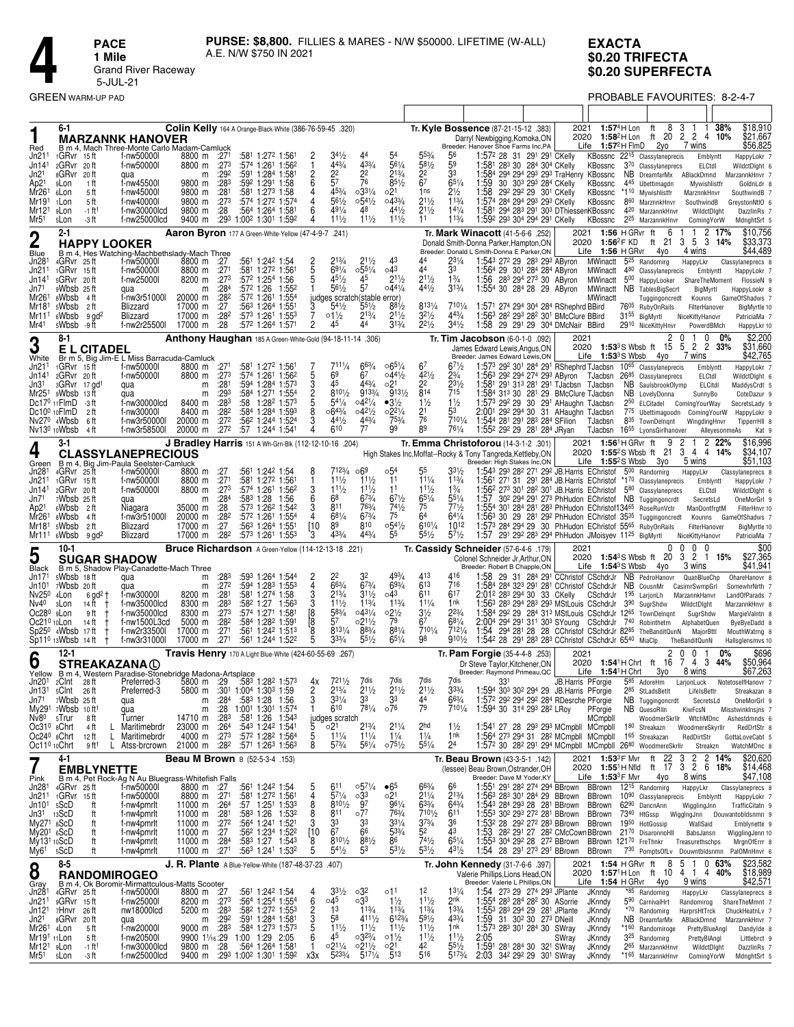# 4

**PACE**
**1 Mile**
Grand River Raceway
5-JUL-21

**PURSE: $8,800.** FILLIES & MARES - N/W $50000. LIFETIME (W-AL)
A.E. N/W $750 IN 2021

**EXACTA**
**$0.20 TRIFECTA**
**$0.20 SUPERFECTA**

GREEN WARM-UP PAD

PROBABLE FAVOURITES: 8-2-4-7

---

## 1 — Red — 6-1
### MARZANNK HANOVER
**Colin Kelly** 164 A Orange-Black-White (386-76-59-45 .320)
B m 4, Mach Three-Monte Carlo Madam-Camluck
**Tr. Kyle Bossence** (87-21-15-12 .383)
Darryl Newbigging,Komoka,ON
Breeder: Hanover Shoe Farms Inc,PA

| Year | Record | Starts-W-P-S | Pct | Earnings |
|---|---|---|---|---|
| 2021 | 1:57⁴H Lon ft | 8 3 1 1 | 38% | $18,910 |
| 2020 | 1:58²H Lon ft | 20 2 2 4 | 10% | $21,667 |
| Life | 1:57²H FlmD 2yo | 7 wins | | $56,825 |

| Date | Race | Class | Purse | Fractions | PP | Q | H | S | Str | Fin | Time | Driver | Trainer | Odds | Top 3 |
|---|---|---|---|---|---|---|---|---|---|---|---|---|---|---|---|
| Jn21¹ 1GRvr 15ft | | f-nw50000l | 8800 m | :27¹ :58¹ 1:27² 1:56¹ | 2 | 3⁴½ | 4⁴ | 5⁴ | 5⁵¾ | 5⁶ | 1:57² 28 31 29¹ 29¹ | CKelly | KBossnc 22¹⁵ | Classylaneprecis Emblyntt HappyLokr 7 |
| Jn14¹ 2GRvr 20ft | | f-nw50000l | 8800 m | :27³ :57⁴ 1:26¹ 1:56² | 1 | 4⁴¾ | 4³¾ | 5⁶¼ | 5⁸½ | 5⁹ | 1:58¹ 28³ 30 28⁴ 30⁴ | CKelly | KBossnc 3⁷⁰ | Classylaneprecis ELCtdl WildctDlght 6 |
| Jn2¹ 8GRvr 20ft | | qua | m | :29² :59¹ 1:28⁴ 1:58¹ | 2 | 2² | 2² | 2¹¾ | 2² | 3³ | 1:58⁴ 29⁴ 29⁴ 29³ 29³ | TraHenry | KBossnc NB | DreamfarMx ABlackDmnd MarzannkHnvr 7 |
| Ap21 9Lon 1ft | | f-nw45500l | 9800 m | :28³ :59² 1:29¹ 1:58 | 6 | 5⁷ | 7⁶ | 8⁵½ | 6⁷ | 6⁵¼ | 1:59 30 30³ 29³ 28⁴ | CKelly | KBossnc 4⁴⁵ | Ubettimagdn Mywishlistfr GoldnLdr 8 |
| Mr26¹ 6Lon 5ft | | f-nw45500l | 9800 m | :28¹ :58¹ 1:27³ 1:58 | 4 | 4⁵¾ | ○3³¼ | ○2¹ | 1ns | 2½ | 1:58 29² 29² 29 30¹ | CKelly | KBossnc *1¹⁰ | Mywishlistfr MarznnkHnvr SouthwindB 7 |
| Mr19¹ 1Lon 5ft | | f-nw40000l | 9800 m | :27³ :57⁴ 1:27² 1:57⁴ | 4 | 5⁶½ | ○5⁴½ | ○4³¾ | 2¹½ | 1¹¾ | 1:57⁴ 28⁴ 29⁴ 29³ 29³ | CKelly | KBossnc 8⁶⁰ | MarznnkHnvr SouthwindB GreystonNtlO 6 |
| Mr12¹ 9Lon -1ft¹ | | f-nw30000lcd | 9800 m | :28 :56⁴ 1:26⁴ 1:58¹ | 6 | 4⁹¼ | 4⁸ | 4⁴½ | 2¹½ | 1⁴¼ | 1:58¹ 29⁴ 28³ 29¹ 30³ | DThiessen | KBossnc 4²⁰ | MarzannkHnvr WildctDlght DazzlinRs 7 |
| Mr5¹ 5Lon -3ft | | f-nw25000lcd | 9400 m | :29³ 1:00² 1:30¹ 1:59² | 4 | 1¹½ | 1¹½ | 1¹½ | 1¹ | 1¹¾ | 1:59² 29³ 30⁴ 29⁴ 29¹ | CKelly | KBossnc 2²⁵ | MarzannkHnvr ComingYorW MdnghtSrf 5 |

---

## 2 — Blue — 2-1
### HAPPY LOOKER
**Aaron Byron** 177 A Green-White-Yellow (47-4-9-7 .241)
B m 4, Hes Watching-Machbethslady-Mach Three
**Tr. Mark Winacott** (41-5-6-6 .252)
Donald Smith-Donna Parker,Hampton,ON
Breeder: Donald L Smith-Donna E Parker,ON

| Year | Record | Starts-W-P-S | Pct | Earnings |
|---|---|---|---|---|
| 2021 | 1:56 H GRvr ft | 6 1 1 2 | 17% | $10,756 |
| 2020 | 1:56²F KD ft | 21 3 5 3 | 14% | $33,373 |
| Life | 1:56 H GRvr 4yo | 4 wins | | $44,489 |

| Date | Race | Class | Purse | Fractions | PP | Q | H | S | Str | Fin | Time | Driver | Trainer | Odds | Top 3 |
|---|---|---|---|---|---|---|---|---|---|---|---|---|---|---|---|
| Jn28¹ 4GRvr 25ft | | f-nw50000l | 8800 m | :27 :56¹ 1:24² 1:54 | 2 | 2¹¾ | 2¹½ | 4³ | 4⁴ | 2³¼ | 1:54³ 27² 29 28³ 29³ | AByron | MWinactt 5²⁵ | Randomirg HappyLkr Classylaneprecs 8 |
| Jn21¹ 1GRvr 15ft | | f-nw50000l | 8800 m | :27¹ :58¹ 1:27² 1:56¹ | 5 | 6⁹¼ | ○5⁵¼ | ○4³ | 4⁴ | 3³ | 1:56⁴ 29 30¹ 28⁴ 28⁴ | AByron | MWinactt 4⁸⁰ | Classylaneprecis Emblyntt HappyLokr 7 |
| Jn14¹ 5GRvr 20ft | | f-nw25000l | 8200 m | :27³ :57² 1:25⁴ 1:56 | 5 | 4⁵½ | 4⁵ | 2¹½ | 2¹½ | 1¾ | 1:56 28³ 29⁴ 27³ 30 | AByron | MWinactt 5⁰⁰ | HappyLooker ShareTheMoment FlossieN 9 |
| Jn7¹ 9Wbsb 25ft | | qua | m | :28⁴ :57² 1:26 1:55² | 1 | 5⁶½ | 5⁷ | ○4⁴¼ | 4⁴½ | 3¹¾ | 1:55⁴ 30 28⁴ 28 29 | AByron | MWinactt NB | TablesBigSecrt BigMyrtl HappyLookr 8 |
| Mr26¹ 8Wbsb 4ft | | f-nw3r51000l | 20000 m | :28² :57² 1:26¹ 1:55⁴ | judges scratch(stable error) | | | | | | | | MWinactt | Tuggingoncredt Kounns GameOfShadws 7 |
| Mr18¹ 5Wbsb 2ft | | Blizzard | 17000 m | :27 :56³ 1:26⁴ 1:55¹ | 3 | 5⁴½ | 5⁵½ | 8⁸½ | 8¹³¼ | 7¹⁰¼ | 1:57¹ 27⁴ 29⁴ 30⁴ 28⁴ | RShephrd BBird | 76⁰⁵ | RubyOnRails FilterHanover BigMyrtle 10 |
| Mr11¹ 6Wbsb 9gd² | | Blizzard | 17000 m | :28² :57³ 1:26¹ 1:55³ | 7 | ○1½ | 2¹¾ | 2¹½ | 3²½ | 4⁴¾ | 1:56³ 28² 29³ 28² 30¹ | BMcClure BBird | 31⁵⁵ | BigMyrtl NiceKittyHanovr PatriciaMa 7 |
| Mr4¹ 5Wbsb -9ft | | f-nw2r25500l | 17000 m | :28 :57² 1:26⁴ 1:57¹ | 2 | 4⁵ | 4⁴ | 3¹¾ | 2²½ | 3⁴½ | 1:58 29 29¹ 29 30⁴ | DMcNair BBird | 29¹⁰ | NiceKittyHanvr PowerdBMCh HappyLkr 10 |

---

## 3 — White — 8-1
### E L CITADEL
**Anthony Haughan** 185 A Green-White-Gold (94-18-11-14 .306)
Br m 5, Big Jim-E L Miss Barracuda-Camluck
**Tr. Tim Jacobson** (6-0-1-0 .092)
James Edward Lewis,Angus,ON
Breeder: James Edward Lewis,ON

| Year | Record | Starts-W-P-S | Pct | Earnings |
|---|---|---|---|---|
| 2021 | | 2 0 1 0 | 0% | $2,200 |
| 2020 | 1:53³S Wbsb ft | 15 5 2 2 | 33% | $31,660 |
| Life | 1:53³S Wbsb 4yo | 7 wins | | $42,765 |

| Date | Race | Class | Purse | Fractions | PP | Q | H | S | Str | Fin | Time | Driver | Trainer | Odds | Top 3 |
|---|---|---|---|---|---|---|---|---|---|---|---|---|---|---|---|
| Jn21¹ 1GRvr 15ft | | f-nw50000l | 8800 m | :27¹ :58¹ 1:27² 1:56¹ | 7 | 7¹¹¼ | 6⁶¾ | ○6⁵¼ | 6⁷ | 6⁷½ | 1:57³ 29² 30¹ 28⁴ 29¹ | RShephrd TJacbsn | 10⁶⁵ | Classylaneprecis Emblyntt HappyLokr 7 |
| Jn14¹ 2GRvr 20ft | | f-nw50000l | 8800 m | :27³ :57⁴ 1:26¹ 1:56² | 5 | 6⁹ | 6⁷ | ○4⁴½ | 4²½ | 2¾ | 1:56³ 29² 29⁴ 27⁴ 29³ | AByron TJacbsn | 26⁸⁵ | Classylaneprecis ELCtdl WildctDlght 6 |
| Jn3¹ 3GRvr 17gd¹ | | qua | m | :28¹ :59⁴ 1:28⁴ 1:57³ | 3 | 4⁵ | 4⁴³⁄₄ | ○2¹ | 2² | 2³½ | 1:58¹ 29¹ 31³ 28¹ 29¹ | TJacbsn TJacbsn | NB | SaulsbrookOlymp ELCitdl MaddysCrdt 5 |
| Mr25¹ 9Wbsb 13ft | | qua | m | :29³ :58⁴ 1:27¹ 1:55⁴ | 2 | 8¹⁰½ | 9¹³¾ | 9¹³½ | 8¹⁴ | 7¹⁵ | 1:58⁴ 31³ 30 28¹ 29 | BMcClure TJacbsn | NB | LovelyDonna SunnyBo CoteDazur 9 |
| Dc17⁰ 11FlmD -3ft | | f-nw30000lcd | 8400 m | :28³ :58 1:28² 1:57³ | 5 | 5⁴¼ | ○4²¼ | ●3½ | 1½ | 1½ | 1:57³ 29² 29 30 29¹ | AHaughn TJacbsn | 2⁵⁰ | ELCitadel ComingYourWay SecretsLady 9 |
| Dc10⁰ 10FlmD 2ft | | f-nw30000l | 8400 m | :28² :58⁴ 1:28⁴ 1:59³ | 8 | ○6⁴¾ | ○4²½ | ○2²¼ | 2¹ | 5³ | 2:00¹ 29² 29⁴ 30 31 | AHaughn TJacbsn | 7⁷⁵ | Ubettimagoodn ComingYourW HappyLokr 9 |
| Nv27⁰ 4Wbsb 6ft | | f-nw3r50000l | 20000 m | :27² :56² 1:24⁴ 1:52⁴ | 3 | 4⁴½ | 4⁴¾ | 7⁵¾ | 7⁶ | 7¹⁰¼ | 1:54⁴ 28¹ 29¹ 28³ 28⁴ | SFilion TJacbsn | 8³⁵ | TownDelnqnt WinggingHnvr TipperHll 8 |
| Nv13⁰ 10Wbsb 4ft | | f-nw3r58500l | 20000 m | :27² :57 1:24⁴ 1:54¹ | 4 | 6¹⁰ | 7⁷ | 9⁹ | 8⁹ | 7⁶¼ | 1:55² 29² 29 28¹ 28⁴ | JRyan TJacbsn | 16⁵⁵ | LyonsGirlhanover AlleyesonmeAs Kat 9 |

---

## 4 — Green — 3-1
### CLASSYLANEPRECIOUS
**J Bradley Harris** 151 A Wh-Grn-Blk (112-12-10-16 .204)
B m 4, Big Jim-Paula Seelster-Camluck
**Tr. Emma Christoforou** (14-3-1-2 .301)
High Stakes Inc,Moffat–Rocky & Tony Tangreda,Kettleby,ON
Breeder: High Stakes Inc,ON

| Year | Record | Starts-W-P-S | Pct | Earnings |
|---|---|---|---|---|
| 2021 | 1:56¹H GRvr ft | 9 2 1 2 | 22% | $16,996 |
| 2020 | 1:55²S Wbsb ft | 21 3 4 4 | 14% | $34,107 |
| Life | 1:55²S Wbsb 3yo | 5 wins | | $51,103 |

| Date | Race | Class | Purse | Fractions | PP | Q | H | S | Str | Fin | Time | Driver | Trainer | Odds | Top 3 |
|---|---|---|---|---|---|---|---|---|---|---|---|---|---|---|---|
| Jn28¹ 4GRvr 25ft | | f-nw50000l | 8800 m | :27 :56¹ 1:24² 1:54 | 8 | 7¹²³⁄₄ | ○6⁹ | ○5⁴ | 5⁵ | 3³½ | 1:54³ 29³ 28² 27¹ 29² | JB.Harris EChristof | 5⁰⁰ | Randomirg HappyLkr Classylaneprecs 8 |
| Jn21¹ 1GRvr 15ft | | f-nw50000l | 8800 m | :27¹ :58¹ 1:27² 1:56¹ | 1 | 1¹½ | 1¹½ | 1¹ | 1¹¼ | 1¹¾ | 1:56¹ 27¹ 31 29¹ 28⁴ | JB.Harris EChristof | *1⁷⁰ | Classylaneprecis Emblyntt HappyLokr 7 |
| Jn14¹ 2GRvr 20ft | | f-nw50000l | 8800 m | :27³ :57⁴ 1:26¹ 1:56² | 3 | 1¹½ | 1¹½ | 1¹ | 1¹½ | 1¾ | 1:56² 27³ 30¹ 28² 30¹ | JB.Harris EChristof | 5⁸⁰ | Classylaneprecis ELCtdl WildctDlght 6 |
| Jn7¹ 7Wbsb 25ft | | qua | m | :28⁴ :58³ 1:28 1:56 | 6 | 6⁸ | 6⁷¾ | 6⁷½ | 6⁵¾ | 5⁵¼ | 1:57 30² 29⁴ 29¹ 27³ | PhHudon EChristof | NB | Tuggingoncredt SecretsLd OneMorGrl 9 |
| Ap21 6Wbsb 2ft | | Niagara | 35000 m | :28 :57³ 1:26² 1:54² | 3 | 8¹¹ | 7⁶³⁄₄ | 7⁴½ | 7⁵ | 7⁷½ | 1:55⁴ 30¹ 28⁴ 28¹ 28³ | PhHudon EChristof | 134⁶⁵ | RoseRunVctr ManDonttrgtM FilterHnvr 10 |
| Mr26¹ 8Wbsb 4ft | | f-nw3r51000l | 20000 m | :28² :57² 1:26¹ 1:55⁴ | 4 | 6⁸¼ | 6⁷¾ | 7⁵ | 6⁴ | 6⁴¼ | 1:56³ 30 29 28¹ 29² | PhHudon EChristof | 35³⁵ | Tuggingoncredt Kounns GameOfShadws 7 |
| Mr18¹ 5Wbsb 2ft | | Blizzard | 17000 m | :27 :56³ 1:26⁴ 1:55¹ | [10 | 8⁹ | 8¹⁰ | ○5⁴½ | 6¹⁰¼ | 10¹² | 1:57³ 28⁴ 29⁴ 28 30 | PhHudon EChristof | 55⁶⁵ | RubyOnRails FilterHanover BigMyrtle 10 |
| Mr11¹ 6Wbsb 9gd² | | Blizzard | 17000 m | :28² :57³ 1:26¹ 1:55³ | 3 | 4³¾ | 4⁴¾ | 5⁵ | 5⁵½ | 5⁷½ | 1:57 29¹ 29² 28³ 29⁴ | PhHudon JMoisyev | 11²⁵ | BigMyrtl NiceKittyHanovr PatriciaMa 7 |

---

## 5 — Black — 10-1
### SUGAR SHADOW
**Bruce Richardson** A Green-Yellow (114-12-13-18 .221)
B m 5, Shadow Play-Canadette-Mach Three
**Tr. Cassidy Schneider** (57-6-4-6 .179)
Colonel Schneider Jr,Arthur,ON
Breeder: Robert B Chapple,ON

| Year | Record | Starts-W-P-S | Pct | Earnings |
|---|---|---|---|---|
| 2021 | | 0 0 0 0 | | $00 |
| 2020 | 1:54³S Wbsb ft | 20 3 2 1 | 15% | $27,365 |
| Life | 1:54³S Wbsb 4yo | 3 wins | | $41,941 |

| Date | Race | Class | Purse | Fractions | PP | Q | H | S | Str | Fin | Time | Driver | Trainer | Odds | Top 3 |
|---|---|---|---|---|---|---|---|---|---|---|---|---|---|---|---|
| Jn17¹ 5Wbsb 18ft | | qua | m | :28³ :59³ 1:26⁴ 1:54⁴ | 2 | 2² | 3² | 4⁹¾ | 4¹³ | 4¹⁶ | 1:58 29 31 28⁴ 29¹ | CChristof CSchdrJr | NB | PedroHanovr QuanBlueChp OhareHanovr 8 |
| Jn10¹ 7Wbsb 20ft | | qua | m | :27² :59⁴ 1:28³ 1:55³ | 4 | 6⁶¾ | 6⁷¾ | 6⁹¾ | 6¹³ | 7¹⁶ | 1:58⁴ 28⁴ 32³ 29¹ 28¹ | CChristof CSchdrJr | NB | CousnMr CasimrSwmpGrl SomewhrNrth 7 |
| Nv25⁰ 4Lon 6gd² † | | f-nw30000l | 8200 m | :28¹ :58¹ 1:27⁴ 1:58 | 3 | 2¹¾ | 3¹½ | ○4³ | 6¹¹ | 6¹⁷ | 2:01² 28³ 29⁴ 30 33 | CKelly CSchdrJr | 1⁹⁵ | LarjonLh MarzannkHanvr LandOfParads 7 |
| Nv4⁰ 5Lon 14ft † | | f-nw35000lcd | 8300 m | :28³ :58² 1:27 1:56³ | 3 | 1¹½ | 1¹¾ | 1¹¾ | 1¹¼ | 1nk | 1:56³ 28³ 29⁴ 28³ 29³ | MStLouis CSchdrJr | 3⁹⁰ | SugrShdw WildctDlght MarzannkHnvr 8 |
| Oc28⁰ 9Lon 9ft † | | f-nw35000lcd | 8300 m | :27³ :57⁴ 1:27¹ 1:58¹ | [8 | 5⁸¾ | ○4²¼ | ○2½ | 3½ | 2²¾ | 1:58⁴ 29² 29 28⁴ 31³ | MStLouis CSchdrJr | 12⁶⁵ | TownDelnqnt SugrShdw MargieValntn 8 |
| Oc21⁰ 10Lon 14ft † | | f-nw1500L3cd | 5000 m | :28² :58⁴ 1:28² 1:59¹ | [8 | 5⁷ | ○2¹½ | 7⁹ | 6⁷ | 6⁸¼ | 2:00⁴ 29⁴ 29¹ 31¹ 30³ | SYoung CSchdrJr | 7⁴⁰ | Robinthetm AlphabetQuen ByeByeDadd 8 |
| Sp25⁰ 4Wbsb 17ft † | | f-nw2r33500l | 17000 m | :27¹ :56¹ 1:24² 1:51³ | 8 | 8¹³¼ | 8⁸³⁄₄ | 8⁸¼ | 7¹⁰¼ | 7¹²¼ | 1:54 29⁴ 28¹ 28 28 | CChristof CSchdrJr | 82⁸⁵ | TheBanditQunN MajorBttl MouthWatrng 8 |
| Sp11⁰ 13Wbsb 14ft † | | f-nw3r31000l | 17000 m | :27¹ :56¹ 1:24⁴ 1:52² | 5 | 3³¾ | 5⁵½ | 6⁵¼ | 9⁸ | 9¹⁰½ | 1:54² 28 29¹ 28³ 28³ | CChristof CSchdrJr | 65⁴⁰ | MiaClp TheBanditQunN Hallsglensmrvs 10 |

---

## 6 — Yellow — 12-1
### STREAKAZANA (L)
**Travis Henry** 170 A Light Blue-White (424-60-55-69 .267)
B m 4, Western Paradise-Stonebridge Madona-Artsplace
**Tr. Pam Forgie** (35-4-4-8 .253)
Dr Steve Taylor,Kitchener,ON
Breeder: Raymond Primeau,QC

| Year | Record | Starts-W-P-S | Pct | Earnings |
|---|---|---|---|---|
| 2021 | | 2 0 0 1 | 0% | $696 |
| 2020 | 1:54¹H Chrt ft | 16 7 4 3 | 44% | $50,964 |
| Life | 1:54¹H Chrt 3yo | 8 wins | | $67,263 |

| Date | Race | Class | Purse | Fractions | PP | Q | H | S | Str | Fin | Time | Driver | Trainer | Odds | Top 3 |
|---|---|---|---|---|---|---|---|---|---|---|---|---|---|---|---|
| Jn20¹ 2Clnt 28ft | | Preferred-3 | 5800 m | :29 :58³ 1:28² 1:57³ | 4x | 7²¹½ | 7dis | 7dis | 7dis | 7dis | | JB.Harris PForgie | 5⁸⁵ | AdoreHm LarjonLuck NotetoselfHanovr 7 |
| Jn13¹ 5Clnt 26ft | | Preferred-3 | 5800 m | :30¹ 1:00⁴ 1:30³ 1:59 | 2 | 2¹¾ | 2¹½ | 2¹½ | 2¹½ | 3³¾ | 1:59⁴ 30³ 30² 29⁴ 29 | JB.Harris PForgie | 2⁸⁵ | StLadsBetIt LifelsBettr Streakazan 8 |
| Jn7¹ 7Wbsb 25ft | | qua | m | :28⁴ :58³ 1:28 1:56 | 3 | 3³¼ | 3³ | 3³ | 4⁴ | 6⁶¾ | 1:57² 29² 29⁴ 29² 28⁴ | RDesrche PForgie | NB | Tuggingoncredt SecretsLd OneMorGrl 9 |
| My29¹ 7Wbsb 10ft¹ | | qua | m | :28 1:00¹ 1:30¹ 1:57⁴ | 1 | 6¹⁰ | 7⁸¼ | ○7⁶ | 7⁹ | 7¹⁰¼ | 1:59⁴ 30 31⁴ 29³ 28² | LRoy PForgie | NB | QuesoRlln KiwFcsN Misstwinklnsjns 7 |
| Nv8⁰ 5Trur 8ft | | Turner | 14710 m | :28³ :58¹ 1:26 1:54³ | judges scratch | | | | | | | | MCmpbll | WoodmereSkrllr WtchMDnc Ashestdmnds 6 |
| Oc31⁰ 8Chrt 4ft L | | Maritimebrdr | 23000 m | :26⁴ :54³ 1:24² 1:54¹ | 5 | ○2¹ | 2¹¾ | 2¹¼ | 2hd | 1½ | 1:54¹ 27 28 29³ 29³ | MCmpbll MCmpbll | 1⁸⁰ | Streakazn WoodmereSkyrllr RedDrtStr 8 |
| Oc24⁰ 8Chrt 12ft L | | Maritimebrdr | 4000 m | :27³ :57² 1:28² 1:56⁴ | 5 | 1¹¼ | 1¹¼ | 1¹¼ | 1¼ | 1nk | 1:56⁴ 27³ 29⁴ 31 28² | MCmpbll MCmpbll | 1⁶⁵ | Streakazan RedDirtStr GottaLoveCabt 5 |
| Oc11⁰ 10Chrt 9ft¹ L | | Atss-brcrown | 21000 m | :28² :57¹ 1:26³ 1:56³ | 8 | 5⁷¾ | 5⁶¼ | ○7⁵½ | 5⁵¼ | 2⁴ | 1:57² 30 28² 29¹ 29⁴ | MCmpbll MCmpbll | 26⁸⁰ | WoodmereSkrllr Streakzn WatchMDnc 8 |

---

## 7 — Pink — 4-1
### EMBLYNETTE
**Beau M Brown** B (52-5-3-4 .153)
B m 4, Pet Rock-Ag N Au Bluegrass-Whitefish Falls
**Tr. Beau Brown** (43-3-5-1 .142)
(lessee) Beau Brown,Ostrander,OH
Breeder: Dave M Yoder,KY

| Year | Record | Starts-W-P-S | Pct | Earnings |
|---|---|---|---|---|
| 2021 | 1:53³F Mvr ft | 22 3 2 2 | 14% | $20,620 |
| 2020 | 1:55¹H Nfld ft | 17 3 2 6 | 18% | $14,468 |
| Life | 1:53³F Mvr 4yo | 8 wins | | $47,108 |

| Date | Race | Class | Purse | Fractions | PP | Q | H | S | Str | Fin | Time | Driver | Trainer | Odds | Top 3 |
|---|---|---|---|---|---|---|---|---|---|---|---|---|---|---|---|
| Jn28¹ 4GRvr 25ft | | f-nw50000l | 8800 m | :27 :56¹ 1:24² 1:54 | 5 | 6¹¹ | ○5⁷¼ | ●6⁵ | 6⁶¾ | 6⁶ | 1:55¹ 29¹ 28² 27⁴ 30 | BBrown BBrown | 12¹⁵ | Randomirg HappyLkr Classylaneprecs 8 |
| Jn21¹ 1GRvr 15ft | | f-nw50000l | 8800 m | :27¹ :58¹ 1:27² 1:56¹ | 4 | 5⁷¼ | ○3³ | ○2¹ | 2¹¼ | 2¹¾ | 1:56³ 28³ 30¹ 28⁴ 29 | BBrown BBrown | 10⁹⁰ | Classylaneprecis Emblyntt HappyLokr 7 |
| Jn10¹ 5ScD ft | | f-nw4pmrlt | 11000 m | :26⁴ :57 1:25¹ 1:53³ | 8 | 8¹⁰½ | 9⁷ | 9⁶¼ | 6³¾ | 6⁴¾ | 1:54³ 28⁴ 29² 28 28⁴ | BBrown BBrown | 62⁸⁰ | DancnAnn WigglingJnn TrafficCltatn 9 |
| Jn3¹ 13ScD ft | | f-nw4pmrlt | 11000 m | :28¹ :58³ 1:26 1:53² | 8 | 8¹¹ | ○7⁷ | 7⁶³⁄₄ | 7¹⁰½ | 6¹¹ | 1:55³ 30⁴ 30³ 28 28¹ | BBrown BBrown | 73⁴⁰ | HtGssp WigglngJnn Douwantobldsnmn 9 |
| My27¹ 6ScD ft | | f-nw4pmrlt | 11000 m | :27² :56⁴ 1:24¹ 1:52¹ | 3 | 3³ | 3³ | 3³¼ | 3³¾ | 3⁶ | 1:53² 28 29² 27² 28³ | BBrown BBrown | 19⁵⁰ | HotGossip WallSaid Emblynette 9 |
| My20¹ 6ScD ft | | f-nw4pmrlt | 11000 m | :27 :56² 1:23⁴ 1:52² | [10 | 6⁷ | 6⁶ | 5³³⁄₄ | 5² | 4³ | 1:53 28² 29¹ 27 28² | CMcCown BBrown | 21⁷⁰ | DisaronnoHll BabsJansn WigglngJenn 10 |
| My13¹ 10ScD ft | | f-nw4pmrlt | 11000 m | :28⁴ :58³ 1:27 1:54³ | 8 | 8¹⁰½ | 8⁸½ | 8⁶ | 7⁴½ | 6⁵¼ | 1:55³ 30⁴ 29² 28 27² | BBrown BBrown | 121⁷⁰ | FreThnkr Treasurethschps MrgnOfErrr 8 |
| My6¹ 5ScD ft | | f-nw4pmrlt | 11000 m | :27¹ :56³ 1:24¹ 1:53² | 5 | 5⁴½ | 5³ | 5³½ | 5³½ | 4³½ | 1:54 28 29¹ 27³ 29¹ | BBrown BBrown | 7³⁰ | PomptsOfLv Douwntbldsnmn PalOMnHnvr 6 |

---

## 8 — Gray — 8-5
### RANDOMIROGEO
**J. R. Plante** A Blue-Yellow-White (187-48-37-23 .407)
B m 4, Ok Boromir-Mirmattculous-Matts Scooter
**Tr. John Kennedy** (31-7-6-6 .397)
Valerie Phillips,Lions Head,ON
Breeder: Valerie L Phillips,ON

| Year | Record | Starts-W-P-S | Pct | Earnings |
|---|---|---|---|---|
| 2021 | 1:54 H GRvr ft | 8 5 1 0 | 63% | $23,582 |
| 2020 | 1:57¹H Lon ft | 10 4 1 4 | 40% | $18,989 |
| Life | 1:54 H GRvr 4yo | 9 wins | | $42,571 |

| Date | Race | Class | Purse | Fractions | PP | Q | H | S | Str | Fin | Time | Driver | Trainer | Odds | Top 3 |
|---|---|---|---|---|---|---|---|---|---|---|---|---|---|---|---|
| Jn28¹ 4GRvr 25ft | | f-nw50000l | 8800 m | :27 :56¹ 1:24² 1:54 | 4 | 3³½ | ○3² | ○1¹ | 1² | 1³¼ | 1:54 27³ 29 27⁴ 29³ | JPlante JKnndy | *⁸⁵ | Randomirg HappyLkr Classylaneprecs 8 |
| Jn21¹ 9GRvr 15ft | | f-nw25000l | 8200 m | :27³ :56⁴ 1:25⁴ 1:55⁴ | 6 | ○4⁵ | ○3³ | 1½ | 1¹½ | 2nk | 1:55⁴ 28³ 28⁴ 28² 30 | ASorrie JKnndy | 5³⁰ | CarnivalHrt Randomirog ShareTheMmnt 7 |
| Jn12¹ 7Hnvr 26ft | | nw18000lcd | 5200 m | :28³ :58² 1:27² 1:55³ | 2 | 1³ | 1¹¾ | 1¹¾ | 1¹¾ | 1³¾ | 1:55³ 28³ 29⁴ 29 28¹ | JPlante JKnndy | *⁷⁰ | Randomirog HarprsHtTrck ChuckHeatnLv 7 |
| Jn2¹ 8GRvr 20ft | | qua | m | :29² :59¹ 1:28⁴ 1:58¹ | 3 | 5⁸ | 4¹¹½ | 6¹²¾ | 5⁹½ | 4³¾ | 1:59 31 30² 30 27³ | DNeill JKnndy | NB | DreamfarMx ABlackDmnd MarzannkHnvr 7 |
| Mr26¹ 4Lon 5ft | | f-nw35000lcd | 9000 m | :28³ :58⁴ 1:27³ 1:57³ | 5 | 1¹½ | 1¹½ | 1¹½ | 1¹½ | 1nk | 1:57³ 28³ 30¹ 28⁴ 30 | SWray JKnndy | *1⁶⁰ | Randomirog PrettyBlueAngl Dandylde 8 |
| Mr19¹ 11Lon 5ft | | f-nw20500l | 9900 1¹⁄₁₆ :29 | 1:00 1:29 2:05 | 6 | 4⁵ | ○3²¾ | ○1½ | 1¹½ | 1¹½ | 2:05 | SWray JKnndy | 3²⁵ | Randomirg PrettyBlAngl Littlebrct 9 |
| Mr12¹ 9Lon -1ft¹ | | f-nw30000lcd | 9800 m | :28 :56⁴ 1:26⁴ 1:58¹ | 1 | ○2¹¼ | ○2¹½ | ○2¹ | 4² | 5⁵½ | 1:59¹ 28¹ 28⁴ 30 32¹ | SWray JKnndy | 2⁶⁵ | MarzannkHnvr WildctDlght DazzlinRs 7 |
| Mr5¹ 5Lon -3ft | | f-nw25000lcd | 9400 m | :29³ 1:00² 1:30¹ 1:59² | x3x | 5²³¾ | 5¹⁷¼ | 5¹³ | 5¹⁶ | 5¹⁷¾ | 2:03 34² 29² 29 30¹ | SWray JKnndy | *1⁶⁵ | MarzannkHnvr ComingYorW MdnghtSrf 5 |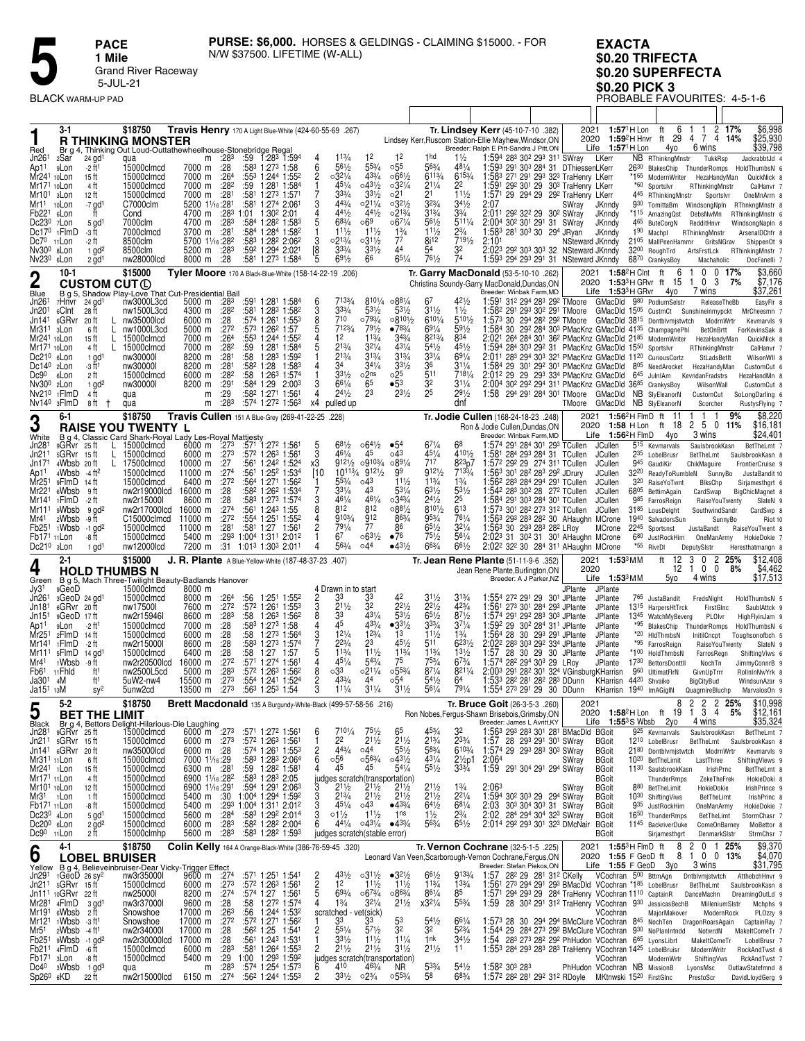# 5

**PACE**
**1 Mile**
Grand River Raceway
5-JUL-21

BLACK WARM-UP PAD

**PURSE: $6,000.** HORSES & GELDINGS - CLAIMING $15000. - FOR N/W $37500. LIFETIME (W-ALL)

**EXACTA**
**$0.20 TRIFECTA**
**$0.20 SUPERFECTA**
**$0.20 PICK 3**
PROBABLE FAVOURITES: 4-5-1-6

---

## 1 — R THINKING MONSTER (Red) — 3-1 — $18750

**Travis Henry** 170 A Light Blue-White (424-60-55-69 .267)
**Tr. Lindsey Kerr** (45-10-7-10 .382)
Lindsey Kerr,Ruscom Station-Ellie Mayhew,Windsor,ON
Br g 4, Thinking Out Loud-Outtathewheelhouse-Stonebridge Regal
Breeder: Ralph E Pitt-Sandra J Pitt,ON

| Year | Time | Trk | | Starts | 1st | 2nd | 3rd | % | Earnings |
|---|---|---|---|---|---|---|---|---|---|
| 2021 | 1:57¹H Lon | ft | 6 | 1 | 1 | 2 | 17% | | $6,998 |
| 2020 | 1:59²H Hnvr | ft | 29 | 4 | 7 | 4 | 14% | | $25,930 |
| Life | 1:57¹H Lon | 4yo | 6 wins | | | | | | $39,798 |

```
Jn26¹ 2Sar  24 gd¹ qua           m  :28³ :59  1:28³ 1:59⁴  4  1¹³⁄₄  1²  1²  1hd  1¹⁄₂  1:59⁴ 28³ 30² 29³ 31¹ SWray  LKerr  NB RThinkngMnstr TukkRsp JackrabbtJd 4
Ap11  9Lon  -2 ft¹ 15000clmcd  7000 m :28  :58³ 1:27³ 1:58  6  5⁶¹⁄₂  5⁵³⁄₄  ○5⁵  5⁶³⁄₄  4⁸¹⁄₄  1:59³ 29¹ 30³ 28⁴ 31 DThiessenLKerr  26³⁰ BlakesChip ThunderRomps HoldThumbsN 6
Mr24¹ 10Lon 15 ft  15000clmcd  7000 m :26⁴ :55³ 1:24⁴ 1:55²  2  ○3²¹⁄₄  4³³⁄₄  ○6⁶¹⁄₂  6¹¹³⁄₄  6¹⁵³⁄₄  1:58³ 27¹ 29¹ 29³ 32³TraHenry LKerr  *1⁶⁵ ModernWriter HezaHandyMan QuickNick 8
Mr17¹ 10Lon  4 ft  15000clmcd  7000 m :28² :59  1:28¹ 1:58⁴  1  4⁵¹⁄₄  ○4³¹⁄₂  ○3²¹⁄₄  2¹¹⁄₄  2²  1:59¹ 29² 30¹ 29 30³ TraHenry LKerr  *6⁰ Sportslvr RThinkingMnstr CalHanvr 7
Mr10¹ 3Lon  12 ft  15000clmcd  7000 m :28¹ :58¹ 1:27³ 1:57¹  7  3³³⁄₄  3³¹⁄₂  ○2¹  2¹  1¹  1:57¹ 29 29⁴ 29 29² TraHenry LKerr  4⁴⁵ RThinkingMnstr Sportslvr OneMnArm 8
Mr11 10Lon  -7 gd¹ C7000clm   5200 1¹⁄₁₆:28¹ :58¹ 1:27⁴ 2:06¹  3  4⁴³⁄₄  ○2¹¹⁄₄  ○3²¹⁄₂  3²³⁄₄  3⁴¹⁄₂  2:07  SWray  JKnndy  9³⁰ TomittaBrn WindsongNpln RThnkngMnstr 8
Fb22¹ 6Lon  ft  Cond          4700 m :28³ 1:01  1:30² 2:01  4  4⁴¹⁄₂  4⁴¹⁄₂  ○2¹³⁄₄  3¹³⁄₄  3³⁄₄  2:01¹ 29² 32² 29 30² SWray  JKnndy  *1¹⁵ AmazingQst DebsNwMn RThinkingMnstr 6
Dc23⁰ 7Lon  5 gd¹ 7000clm     4700 m :28³ :58⁴ 1:28² 1:58³  5  6⁸³⁄₄  ○6⁹  ○6⁷¹⁄₄  5⁶¹⁄₂  5¹¹¹⁄₄  2:00⁴ 30² 30¹ 29¹ 31 SWray  JKnndy  4⁶⁵ ButeCorgN ReddItHnvr WindsongNapln 8
Dc17⁰ 1FlmD -3 ft  7000clmcd   3700 m :28¹ :58⁴ 1:28⁴ 1:58²  1  1¹¹⁄₂  1¹¹⁄₂  1³⁄₄  1¹¹⁄₂  2³⁄₄  1:58³ 28¹ 30³ 30 29⁴ JRyan  JKnndy  1⁹⁰ Machpl RThinkngMnstr ArsenalDChfr 8
Dc7⁰ 11Lon  -2 ft  8500clm   5700 1¹⁄₁₆:28² :58³ 1:28² 2:06²  3  ○2¹³⁄₄  ○3¹¹⁄₂  7⁷  8j¹²  7¹⁹¹⁄₂  2:10¹  NSteward JKnndy  21⁰⁵ MallPeenHammr GritsNGrav ShippenOt 9
Nv30⁰ 8Lon  1 gd² 8500clm     5200 m :28³ :59² 1:29⁴ 2:02¹  [8  3³³⁄₄  3³¹⁄₂  4⁴  5⁴  3²  2:02³ 29² 30³ 30³ 32 NSteward JKnndy  32⁰⁰ RoughTrd ArtsFrstLck RThinkingMnstr 7
Nv23⁰ 6Lon  2 gd¹ nw28000lcd   8000 m :28  :58¹ 1:27³ 1:58⁴  5  6⁹¹⁄₂  6⁶  6⁵¹⁄₄  7⁶¹⁄₂  7⁴  1:59³ 29⁴ 29³ 29¹ 31 NSteward JKnndy  68⁷⁰ CrankysBoy Machaholic DocFanelli 7
```

---

## 2 — CUSTOM CUT (L) (Blue) — 10-1 — $15000

**Tyler Moore** 170 A Black-Blue-White (158-14-22-19 .206)
**Tr. Garry MacDonald** (53-5-10-10 .262)
Christina Soundy-Garry MacDonald,Dundas,ON
B g 5, Shadow Play-Love That Cut-Presidential Ball
Breeder: Winbak Farm,MD

| Year | Time | Trk | | Starts | 1st | 2nd | 3rd | % | Earnings |
|---|---|---|---|---|---|---|---|---|---|
| 2021 | 1:58²H Clnt | ft | 6 | 1 | 0 | 0 | 17% | | $3,660 |
| 2020 | 1:53³H GRvr | ft | 15 | 1 | 0 | 3 | 7% | | $7,176 |
| Life | 1:53³H GRvr | 4yo | 7 wins | | | | | | $37,261 |

```
Jn26¹ 7Hnvr  24 gd¹ nw3000L3cd   5000 m :28³ :59¹ 1:28¹ 1:58⁴  6  7¹³³⁄₄  8¹⁰¹⁄₄  ○8⁸¹⁄₄  6⁷  4²¹⁄₂  1:59¹ 31² 29⁴ 28³ 29² TMoore  GMacDld  9⁸⁰ PodiumSelstr ReleaseTheBb EasyFlr 8
Jn20¹ 6Clnt  28 ft  nw1500L3cd   4300 m :28² :58¹ 1:28³ 1:58²  3  3³³⁄₄  5³¹⁄₂  5³¹⁄₂  3¹¹⁄₂  1¹⁄₂  1:58² 29¹ 29³ 30² 29² TMoore  GMacDld 15⁰⁵ CustmCt SunshineinmypckT MrCheesmn 7
Jn14¹ 6GRvr  20 ft  L nw35000lcd  6000 m :28  :57⁴ 1:26¹ 1:55³  8  7¹⁰  ○7⁹³⁄₄  ○8¹⁰¹⁄₂  6¹⁰¹⁄₄  5¹⁰¹⁄₂  1:57³ 30 29⁴ 28² 29² TMoore  GMacDld 38¹⁵ Dontblvmjstwtch ModrnWrtr Kevmarvls 9
Mr31¹ 3Lon   6 ft  L nw1000L3cd  5000 m :27² :57³ 1:26² 1:57  5  7¹²³⁄₄  7⁹¹⁄₂  ●7⁸³⁄₄  6⁹¹⁄₄  5⁹¹⁄₂  1:58⁴ 30 29² 28⁴ 30³ PMacKnz GMacDld 41³⁵ ChampagnePhl BetOnBrtt ForKevinsSak 8
Mr24¹ 10Lon 15 ft  L 15000clmcd  7000 m :26⁴ :55³ 1:24⁴ 1:55²  4  1²  1¹³⁄₄  3⁴³⁄₄  8²¹³⁄₄  8³⁴  2:02¹ 26⁴ 28⁴ 30¹ 36² PMacKnz GMacDld 21⁸⁵ ModernWriter HezaHandyMan QuickNick 8
Mr17¹ 10Lon  4 ft  L 15000clmcd  7000 m :28² :59  1:28¹ 1:58⁴  5  2¹³⁄₄  3²¹⁄₄  4³¹⁄₄  5⁴¹⁄₂  4⁵¹⁄₂  1:59⁴ 28⁴ 30³ 29³ 31 PMacKnzGMacDld 15⁵⁰ Sportslvr RThinkingMnstr CalHanvr 7
Dc21⁰ 6Lon   1 gd¹ nw30000l     8200 m :28¹ :58  1:28³ 1:59²  1  2¹³⁄₄  3¹³⁄₄  3¹³⁄₄  3³¹⁄₄  6⁹¹⁄₄  2:01¹ 28³ 29⁴ 30³ 32¹ PMacKnz GMacDld 11²⁰ CuriousCortz StLadsBetIt WilsonWll 8
Dc14⁰ 2Lon  -3 ft¹ nw30000l     8200 m :28¹ :58² 1:28  1:58³  4  3⁴  3⁴¹⁄₄  3³¹⁄₂  3⁶  3¹¹⁄₄  1:58⁴ 29 30¹ 29² 30¹ PMacKnz GMacDld  8⁰⁵ NeedArocket HezaHandyMan CustomCut 6
Dc9⁰ 6Lon    2 ft  15000clmcd   6000 m :28² :58  1:26³ 1:57⁴  1  3³¹⁄₂  ○2ns  ○2⁵  5¹¹  7¹⁸¹⁄₄  2:01² 29 29 29³ 33⁴ PMacKnz GMacDld  6⁴⁵ JulnIAm KevndanFradstrs HezaHandMn 8
Nv30⁰ 2Lon   1 gd² nw30000l     8200 m :29¹ :58⁴ 1:29  2:00³  3  6⁶¹⁄₄  6⁵  ●5³  3²  3¹¹⁄₄  2:00⁴ 30² 29² 29⁴ 31¹ PMacKnz GMacDld 36⁸⁵ CrankysBoy WilsonWall CustomCut 8
Nv21⁰ 1FlmD  4 ft  qua            m :29  :58² 1:27¹ 1:56¹  4  2⁴¹⁄₂  2³  2³¹⁄₂  2⁵  2⁹¹⁄₂  1:58 29⁴ 29¹ 28⁴ 30¹ TMoore  GMacDld  NB SlyEleanorN CustomCut SoLongDarling 6
Nv14⁰ 3FlmD  8 ft † qua            m :28³ :57⁴ 1:27² 1:56³ x4 pulled up  dnf  TMoore  GMacDld  NB SlyEleanorN Scorcher RustysFlying 7
```

---

## 3 — RAISE YOU TWENTY L (White) — 6-1 — $18750

**Travis Cullen** 151 A Blue-Grey (269-41-22-25 .228)
**Tr. Jodie Cullen** (168-24-18-23 .248)
Ron & Jodie Cullen,Dundas,ON
B g 4, Classic Card Shark-Royal Lady Les-Royal Mattjesty
Breeder: Winbak Farm,MD

| Year | Time | Trk | | Starts | 1st | 2nd | 3rd | % | Earnings |
|---|---|---|---|---|---|---|---|---|---|
| 2021 | 1:56²H FlmD | ft | 11 | 1 | 1 | 1 | 9% | | $8,220 |
| 2020 | 1:58 H Lon | ft | 18 | 2 | 5 | 0 | 11% | | $16,181 |
| Life | 1:56²H FlmD | 4yo | 3 wins | | | | | | $24,401 |

```
Jn28¹ 9GRvr  25 ft  L 15000clmcd   6000 m :27³ :57¹ 1:27² 1:56¹  5  6⁸¹⁄₂  ○6⁴¹⁄₂  ●5⁴  6⁷¹⁄₄  6⁸  1:57⁴ 29¹ 28⁴ 30¹ 29³ TCullen  JCullen  5¹⁵ Kevmarvals SaulsbrookKasn BetTheLmt 7
Jn21¹ 5GRvr  15 ft  L 15000clmcd   6000 m :27³ :57² 1:26³ 1:56¹  3  4⁶¹⁄₄  4⁵  ○4³  4⁵¹⁄₄  4¹⁰¹⁄₂  1:58¹ 28⁴ 29³ 28⁴ 31 TCullen  JCullen  2³⁵ LobelBrusr BetTheLmt SaulsbrookKasn 8
Jn17¹ 4Wbsb  20 ft  L 17500clmcd  10000 m :27  :56¹ 1:24² 1:52⁴  x3  9¹²¹⁄₂  ○9¹⁰³⁄₄  ○8⁹¹⁄₄  7¹⁷  8²³p7  1:57² 29² 29 27⁴ 31¹ TCullen  JCullen  9⁴⁵ GaudiKir ChikMaguire FrontierCruise 9
Ap11  4Wbsb  -4 ft² 15000clmcd  11000 m :27⁴ :56¹ 1:25² 1:53⁴  [10  10¹³¹⁄₄  9¹²¹⁄₂  9⁹  9¹²¹⁄₂  7¹³³⁄₄  1:56³ 30¹ 28² 28³ 29² JDrury  JCullen 32²⁰ ReadyToRumbleN SunnyBo JustaBandit 10
Mr25¹ 9FlmD  14 ft  15000clmcd   6400 m :27² :56⁴ 1:27¹ 1:56²  1  5⁵³⁄₄  ○4³  1¹¹⁄₂  1¹³⁄₄  1³⁄₄  1:56² 28³ 28⁴ 29⁴ 29¹ TCullen  JCullen  3²⁰ RaiseYoTwnt BlksChp Sirjamesthgrt 6
Mr22¹ 6Wbsb   9 ft  nw2r19000lcd 16000 m :28  :58² 1:26² 1:53⁴  7  3³¹⁄₄  4³  5³¹⁄₄  6³¹⁄₂  5³¹⁄₂  1:54² 28³ 30² 28 27² TCullen  JCullen 68⁰⁵ BettimAgain CardSwap BigChicMagnet 8
Mr14¹ 1FlmD  -2 ft  nw2r15000l   8600 m :28  :58³ 1:27³ 1:57⁴  3  4⁶¹⁄₄  4⁶¹⁄₄  ○3⁴³⁄₄  2⁴¹⁄₂  2⁵  1:58⁴ 29¹ 30³ 28⁴ 30¹ TCullen  JCullen  9⁸⁵ FarrosReign RaiseYouTwenty SlateN 9
Mr11¹ 9Wbsb   9 gd² nw2r17000lcd 16000 m :27⁴ :56¹ 1:24³ 1:55  8  8¹²  8¹²  8¹⁰  8¹⁰¹⁄₂  6¹³  1:57³ 30¹ 28² 27³ 31² TCullen  JCullen 31⁸⁵ LousDelght SouthwindSandr CardSwp 8
Mr4¹  2Wbsb  -9 ft  C15000clmcd  11000 m :27² :55⁴ 1:25¹ 1:55²  4  9¹⁰³⁄₄  9¹²  8⁶³⁄₄  9⁵³⁄₄  7⁶¹⁄₄  1:56³ 29³ 28³ 28³ 30² AHaughn MCrone 19⁴⁰ SalvadorsSun SunnyBo Riot 10
Fb25¹ 1Wbsb  -1 gd² 15000clmcd  11000 m :28¹ :58¹ 1:27  1:56¹  2  7⁹¹⁄₄  7⁷  8⁶  6⁵¹⁄₂  3²¹⁄₄  1:56³ 30 29³ 28³ 28² LRoy  MCrone 22⁴⁵ Sportsnst JustaBandt RaiseYouTwent 8
Fb17¹ 11Lon  -8 ft  15000clmcd   5400 m :29³ 1:00⁴ 1:31¹ 2:01²  1  6⁷  ○6³¹⁄₂  ●7⁶  7⁵¹⁄₂  5⁶¹⁄₄  2:02³ 31 30² 31 30¹ AHaughn MCrone  6⁸⁰ JustRockHim OneManArmy HokieDokie 7
Dc21⁰ 9Lon   1 gd¹ nw12000lcd    7200 m :31  1:01³ 1:30³ 2:01¹  4  5⁶³⁄₄  ○4⁴  ●4³¹⁄₂  6⁶³⁄₄  6⁶¹⁄₂  2:02² 32² 30 28⁴ 31¹ AHaughn MCrone  *5⁵ RivrDl DeputySlstr Heresthatmangn 8
```

---

## 4 — HOLD THUMBS N (Green) — 2-1 — $15000

**J. R. Plante** A Blue-Yellow-White (187-48-37-23 .407)
**Tr. Jean Rene Plante** (51-11-9-6 .352)
Jean Rene Plante,Burlington,ON
B g 5, Mach Three-Twilight Beauty-Badlands Hanover
Breeder: A J Parker,NZ

| Year | Time | Trk | | Starts | 1st | 2nd | 3rd | % | Earnings |
|---|---|---|---|---|---|---|---|---|---|
| 2021 | 1:53³M M | ft | 12 | 3 | 0 | 2 | 25% | | $12,408 |
| 2020 | | | 12 | 1 | 0 | 0 | 8% | | $4,462 |
| Life | 1:53³M M | 5yo | 4 wins | | | | | | $17,513 |

```
Jy3¹  9GeoD         15000clmcd   8000 m    4 Drawn in to start                    JPlante  JPlante
Jn26¹ 3GeoD  24 gd¹ 15000clmcd   8000 m :26⁴ :56  1:25¹ 1:55²  2  3³  3³  4²  3¹¹⁄₂  3¹³⁄₄  1:55⁴ 27² 29¹ 29 30¹ JPlante  JPlante  7⁶⁵ JustaBandit FredsNight HoldThumbsN 5
Jn18¹ 6GRvr  20 ft  nw17500l     7600 m :27² :57² 1:26¹ 1:55³  3  2¹¹⁄₂  3²  2¹¹⁄₂  2²¹⁄₂  4¹⁰¹⁄₂  1:56¹ 27³ 30¹ 28⁴ 29³ JPlante  JPlante 13¹⁵ HarpersHtTrck FirstGlnc SaublAttck 9
Jn15¹ 9GeoD  17 ft  nw2r15946l   8600 m :28³ :58  1:26³ 1:56²  8  3³  4³¹⁄₄  5³¹⁄₂  6⁵¹⁄₂  8⁷¹⁄₂  1:57⁴ 29¹ 29² 28³ 30³ JPlante  JPlante 13⁴⁵ WatchMyBeverg PLOlvr HighFlyinJam 9
Ap11  9Lon  -2 ft¹ 15000clmcd   7000 m :28  :58³ 1:27³ 1:58  4  4⁵  4³³⁄₄  ●3³¹⁄₂  3³³⁄₄  3⁷¹⁄₄  1:59² 29 30² 28⁴ 31¹ JPlante  JPlante  *9⁵ BlakesChip ThunderRomps HoldThumbsN 6
Mr25¹ 2FlmD  14 ft  15000clmcd   6000 m :28  :58  1:27³ 1:56⁴  3  1²¹⁄₄  1²³⁄₄  1³  1¹¹⁄₂  1³⁄₄  1:56⁴ 28 30 29³ 29¹ JPlante  JPlante  *2⁰ HldThmbsN InitilCncpt Toughsonofbch 5
Mr14¹ 1FlmD  -2 ft  nw2r15000l   8600 m :28  :58³ 1:27³ 1:57⁴  7  2²³⁄₄  2³  4⁵¹⁄₄  5¹¹  6²³¹⁄₂  2:02² 28³ 30³ 29² 33⁴ JPlante  JPlante  *9⁵ FarrosReign RaiseYouTwenty SlateN 9
Mr11¹ 5FlmD  14 gd¹ 15000clmcd   6400 m :28  :58  1:27  1:57  5  1¹³⁄₄  1¹¹⁄₂  1¹³⁄₄  1¹³⁄₄  1³¹⁄₂  1:57 28 30 29 30 JPlante  JPlante *1⁰⁰ HoldThumbsN FarrosRegn ShiftingViws 6
Mr4¹  1Wbsb  -9 ft  nw2r20500lcd 16000 m :27² :57¹ 1:27⁴ 1:56¹  4  4⁵¹⁄₄  5⁴³⁄₄  7⁵  7⁵³⁄₄  6⁷³⁄₄  1:57⁴ 28² 29⁴ 30³ 29 LRoy  JPlante 17³⁰ BettorsDonttll NochTn JimmyConnrB 9
Fb6¹  11Fhld   ft¹ nw2500L5cd   5000 m :28³ :57² 1:26³ 1:56²  8  ○3³  ○2¹¹⁄₄  ○5⁵³⁄₄  8⁷¹⁄₄  8²¹¹⁄₄  2:00³ 29¹ 30² 28¹ 32⁴ VGinsburgKHarrisn  9⁶⁰ UltimatFlrN GivnUpTrrr RollnInNwYrk 8
Ja30¹ 4M     ft¹ 5uW2-nw4    15500 m :27³ :55⁴ 1:24¹ 1:52⁴  2  4³³⁄₄  4⁴  ○5⁴  5⁴¹⁄₂  6⁴  1:53³ 28² 28¹ 28² 28³ DDunn  KHarrisn 44²⁰ Shvaiko BigCityBud WindsunAzar 9
Ja15¹ 13M    sy² 5unw2cd     13500 m :27³ :56³ 1:25³ 1:54  3  1¹¹⁄₄  3¹¹⁄₄  3¹¹⁄₂  5⁶¹⁄₄  7⁹¹⁄₄  1:55⁴ 27³ 29¹ 29 31¹ DDunn  KHarrisn 19⁴⁰ ImAGigIN QuagmireBluchp MarvalosOn 9
```

---

## 5 — BET THE LIMIT (Black) — 5-2 — $18750

**Brett Macdonald** 135 A Burgundy-White-Black (499-57-58-56 .216)
**Tr. Bruce Goit** (26-3-5-3 .260)
Ron Nobes,Fergus-Shawn Brisebois,Grimsby,ON
Br g 4, Bettors Delight-Hilarious-Die Laughing
Breeder: James L Avritt,KY

| Year | Time | Trk | | Starts | 1st | 2nd | 3rd | % | Earnings |
|---|---|---|---|---|---|---|---|---|---|
| 2021 | | | 8 | 2 | 2 | 2 | 25% | | $10,998 |
| 2020 | 1:58²H Lon | ft | 19 | 1 | 3 | 4 | 5% | | $12,161 |
| Life | 1:55³S Wbsb | 2yo | 4 wins | | | | | | $35,324 |

```
Jn28¹ 9GRvr  25 ft  15000clmcd   6000 m :27³ :57¹ 1:27² 1:56¹  6  7¹⁰¹⁄₄  7⁵¹⁄₂  6⁵  4⁵³⁄₄  3²  1:56³ 29³ 28³ 30¹ 28¹ BMacDld BGoit  9²⁵ Kevmarvals SaulsbrookKasn BetTheLmt 7
Jn21¹ 5GRvr  15 ft  15000clmcd   6000 m :27³ :57² 1:26³ 1:56¹  1  2²  2¹¹⁄₂  2¹¹⁄₂  2¹³⁄₄  2³³⁄₄  1:56⁴ 27 28 29³ 29¹ 30¹ SWray  BGoit  12¹⁰ LobelBrusr BetTheLmt SaulsbrookKasn 8
Jn14¹ 6GRvr  20 ft  nw35000lcd   6000 m :28  :57⁴ 1:26¹ 1:55³  2  4⁴³⁄₄  ○4⁴  5⁵¹⁄₂  5⁸³⁄₄  6¹⁰³⁄₄  1:57⁴ 29 29³ 28³ 30³ SWray  BGoit  21⁸⁰ Dontblvmjstwtch ModrnWrtr Kevmarvls 9
Mr31¹ 11Lon   6 ft  15000clmcd  7000 1¹⁄₁₆:28  :58³ 1:28³ 2:06⁴  6  ○5⁶  ○5⁶³⁄₄  ○4³¹⁄₂  4³¹⁄₄  2¹⁄₂p1  2:06⁴  SWray  BGoit  10²⁰ BetTheLimit LastThree ShiftingViews 9
Mr24¹ 1Lon   15 ft  15000clmcd   6300 m :28¹ :59  1:28² 1:58¹  4  4⁵  4⁵  5⁴¹⁄₄  5⁵¹⁄₂  3³³⁄₄  1:59 29¹ 30 29¹ 29⁴ SWray  BGoit  11³⁰ SaulsbrookKasn IrishPrnc BetTheLmt 8
Mr17¹ 11Lon   4 ft  15000clmcd  6900 1¹⁄₁₆:28² :58³ 1:28³ 2:06    judges scratch(transportation)                             BGoit       ThunderRmps ZekeTheFrek HokieDoki 8
Mr10¹ 10Lon  12 ft  15000clmcd  6900 1¹⁄₁₆:29¹ :59⁴ 1:29¹ 2:06³  3  2¹¹⁄₂  2¹¹⁄₂  2¹¹⁄₂  2¹¹⁄₂  1³⁄₄  2:06³  SWray  BGoit  8⁸⁰ BetTheLimit HokieDokie IrishPrince 8
Mr3¹  1Lon    1 ft  15000clmcd   5400 m :30  1:00⁴ 1:29⁴ 1:59²  3  2¹³⁄₄  2¹¹⁄₂  2¹¹⁄₂  2¹¹⁄₂  2²¹⁄₄  1:59⁴ 30² 30³ 29 29⁴ SWray  BGoit  10³⁰ ShiftingViws BetTheLimt IrishPrnc 8
Fb17¹ 11Lon  -8 ft  15000clmcd   5400 m :29³ 1:00⁴ 1:31¹ 2:01²  5  4⁵¹⁄₄  ○4³  ●4³³⁄₄  6⁴¹⁄₂  6⁸¹⁄₄  2:03 30³ 30⁴ 30³ 31 SWray  BGoit  9³⁵ JustRockHim OneManArmy HokieDokie 7
Dc23⁰ 4Lon    5 gd¹ 15000clmcd   5600 m :28⁴ :58³ 1:29² 2:01⁴  3  ○1¹⁄₂  1¹¹⁄₂  1ns  1¹⁄₂  2³⁄₄  2:02 28⁴ 29⁴ 30⁴ 32³ SWray  BGoit  16⁵⁰ ThunderRomps BetTheLimt StormChasr 7
Dc20⁰ 6Lon    2 gd² 15000clmcd   5600 m :28³ :58² 1:28² 2:00⁴  6  4⁴¹⁄₄  ○4³¹⁄₄  ●4³³⁄₄  5⁶³⁄₄  6⁵¹⁄₂  2:01⁴ 29² 29³ 30¹ 32³ DMcNair BGoit  11⁴⁵ BackriverDuke ComeOnBarney MoBettor 8
Dc9⁰  11Lon   2 ft  15000clmhp   5600 m :28³ :58³ 1:28² 1:59³    judges scratch(stable error)                                BGoit       Sirjamesthgrt DenmarkSlstr StrmChsr 7
```

---

## 6 — LOBEL BRUISER (Yellow) — 4-1 — $18750

**Colin Kelly** 164 A Orange-Black-White (386-76-59-45 .320)
**Tr. Vernon Cochrane** (32-5-1-5 .225)
Leonard Van Veen,Scarborough-Vernon Cochrane,Fergus,ON
B g 4, Believeinbruiser-Dear Vicky-Trigger Effect
Breeder: Stefan Piekos,ON

| Year | Time | Trk | | Starts | 1st | 2nd | 3rd | % | Earnings |
|---|---|---|---|---|---|---|---|---|---|
| 2021 | 1:55³H FlmD | ft | 8 | 2 | 0 | 1 | 25% | | $9,370 |
| 2020 | 1:55 F GeoD | ft | 8 | 1 | 0 | 0 | 13% | | $4,070 |
| Life | 1:55 F GeoD | 3yo | 3 wins | | | | | | $31,795 |

```
Jn29¹ 1GeoD  26 sy² nw35000l     9600 m :27⁴ :57¹ 1:25¹ 1:54¹  2  4³¹⁄₂  ○3¹¹⁄₂  ●3²¹⁄₂  6⁶¹⁄₂  9¹³³⁄₄  1:57 28² 29 28¹ 31² CKelly  VCochran  5⁰⁰ BttmAgn Dntblvmjstwtch Atthebchhnvr 9
Jn21¹ 5GRvr  15 ft  15000clmcd   6000 m :27³ :57² 1:26³ 1:56¹  2  1²  1¹¹⁄₂  1¹¹⁄₂  1¹³⁄₄  1³³⁄₄  1:56¹ 27³ 29⁴ 29¹ 29³ BMacDld VCochran *1⁸⁵ LobelBrusr BetTheLmt SaulsbrookKasn 8
Jn11¹ 10GRvr 22 ft  nw25000l     6000 m :27⁴ :57⁴ 1:27  1:56¹  5  6⁹³⁄₄  ○6⁷³⁄₄  ○8⁶³⁄₄  8⁶¹⁄₄  8⁵  1:57¹ 29⁴ 29³ 29³ 28⁴ TraHenry VCochran 11¹⁰ CaptainR DanceMachn DreamingOutLd 9
Mr28¹ 4FlmD  3 gd¹ nw3r37000l    9600 m :28  :58  1:27² 1:57⁴  4  1³⁄₄  3²¹⁄₄  2¹¹⁄₂  x3²¹⁄₄  5⁵³⁄₄  1:59 28 30² 29² 31² TraHenry VCochran  9³⁰ JessicasBechB MilleniumSlstr Mchphs 9
Mr19¹ 6Wbsb  2 ft  Snowshoe     17000 m :26³ :56  1:24⁴ 1:53²    scratched - vet(sick)                                      VCochran    MajorMakover ModernRock PLOzzy 9
Mr12¹ 1Wbsb  -3 ft¹ Snowshoe     17000 m :27² :57² 1:27¹ 1:56  1  3³  3³  5³  5⁴¹⁄₂  6⁶¹⁄₄  1:57³ 28 30 29⁴ 29⁴ BMcClure VCochran  8⁴⁵ NochTen DragonRoarsAgain CaptainRay 7
Mr5¹  2Wbsb  -4 ft¹ nw2r34000l   17000 m :28  :56² 1:25  1:54¹  2  5⁵¹⁄₄  5⁷¹⁄₂  3²  3²  5²³⁄₄  1:54⁴ 29 28⁴ 27³ 29² BMcClure VCochran  9³⁰ NoPlanIntndd NotwrdN MakeItComeTr 7
Fb25¹ 9Wbsb  -1 gd² nw2r30000lcd 17000 m :28  :56¹ 1:24³ 1:53¹  1  3³¹⁄₂  1¹¹⁄₂  1¹¹⁄₂  1nk  3⁴¹⁄₂  1:54 28³ 27³ 28² 29² PhHudon VCochran  6⁶⁵ LyonsLibrt MakeItComeTr LobelBrusr 7
Fb21¹ 4FlmD  -6 ft  15000clmcd   6000 m :28³ :58¹ 1:26⁴ 1:55³  2  2¹¹⁄₂  2¹¹⁄₂  3¹¹⁄₂  2¹¹⁄₂  1¹  1:55³ 28⁴ 29³ 28³ 28³ TraHenry VCochran 14²⁵ LobelBruisr ModernWritr RockAndTwst 6
Fb17¹ 3Lon   -8 ft  15000clmcd   5400 m :29  1:00  1:29³ 1:59²    judges scratch(transportation)                             VCochran    ModernWrtr ShiftingVws RockAndTwst 7
Dc4⁰  3Wbsb   1 gd³ qua            m :28³ :57⁴ 1:25⁴ 1:57³  6  4¹⁰  4⁶³⁄₄  NR  5³³⁄₄  5⁴¹⁄₂  1:58² 30³ 28³  PhHudon VCochran  NB MissionB LyonsMsc OutlawStatefmnd 8
Sp26⁰ 6KD    22 ft  nw2r15000lcd  6150 m :27⁴ :56² 1:24⁴ 1:55³  2  3³¹⁄₂  ○2³⁄₄  ○5⁵³⁄₄  5⁸  6⁸³⁄₄  1:57² 28² 28¹ 29² 31² RDoyle  MKtnwski 15²⁰ FirstGlnc PrestoScr DavidLloydGerg 9
```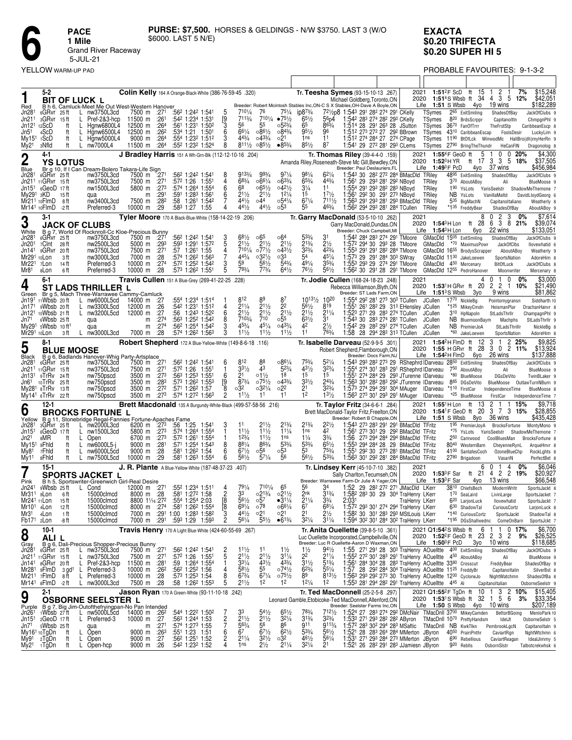# 6

**PACE**
**1 Mile**
Grand River Raceway
5-JUL-21

**PURSE: $7,500.** HORSES & GELDINGS - N/W $3750. LAST 3 (W/O $6000. LAST 5 N/E)

**EXACTA**
**$0.20 TRIFECTA**
**$0.20 SUPER HI 5**

YELLOW WARM-UP PAD

PROBABLE FAVOURITES: 9-1-3-2

---

## 1 — Red — 5-2 — BIT OF LUCK L

Colin Kelly 164 A Orange-Black-White (386-76-59-45 .320)
Tr. Teesha Symes (93-15-10-13 .267)
B h 6, Camluck-Meet Me Out West-Western Hanover
Breeder: Robert Mcintosh Stables Inc,ON-C S X Stables,OH-Dave A Boyle,ON
Michael Goldberg,Toronto,ON

| Year | Best | | Starts | 1st | 2nd | 3rd | % | Earnings |
|---|---|---|---|---|---|---|---|---|
| 2021 | 1:51²F ScD | ft | 15 | 1 | 2 | 1 | 7% | $15,248 |
| 2020 | 1:51⁴S Wbsb | ft | 34 | 4 | 3 | 5 | 12% | $42,051 |
| Life | 1:51 S Wbsb | 4yo | 19 wins | | | | | $182,289 |

| Date | Race | Cond | Class | Purse | 1/4 | 1/2 | 3/4 | Fin | PP | 1/4 | 1/2 | 3/4 | Str | Fin | Time/Fractions | Driver | Trainer | Odds | Top Finishers |
|---|---|---|---|---|---|---|---|---|---|---|---|---|---|---|---|---|---|---|---|
| Jn28¹ | 6GRvr | 25 ft | L nw3750L3cd | 7500 m | :27¹ | :56² 1:24² | 1:54¹ | | 5 | 7¹⁰¹/₄ | 7⁶ | 7⁵¹/₄ | ip8⁷³/₄ | 7²¹/₂p8 | 1:54³ 29¹ 28² 27⁴ 29¹ CKelly | TSymes | 2⁶⁵ | ExitSmiling ShadesOfBay JackOfClubs 9 |
| Jn21¹ | 3GRvr | 15 ft | L Pref-2&3-hcp | 11500 m | :26¹ | :54² 1:23⁴ | 1:53¹ | | [9 | 7¹¹³/₄ | 7¹⁰¹/₄ | •7⁵¹/₂ | 6⁵¹/₂ | 5⁶p4 | 1:54² 28³ 27⁴ 28² 29³ CKelly | TSymes | 8²⁰ | BrdsScrppr Capitanoltln ChmpgnPhl 9 |
| Jn12¹ | 12ScD | ft | L Hgnw6800L4 | 12500 m | :26⁴ | :56¹ 1:23¹ | 1:50² | | 3 | 5⁶ | 5⁵ | o5²³/₄ | 6⁵ | 8⁶³/₄ | 1:51⁴ 28 29¹ 26³ 28 JSutton | TSymes | 36⁷⁰ | FanOfTrrr TheFrstStp CaribbeanEscp 8 |
| Jn5¹ | 4ScD | ft | L Hgnw6500L4 | 12500 m | :26² | :53⁴ 1:21 | 1:50¹ | | 6 | 6⁶¹/₄ | o8⁶¹/₂ | o8⁴³/₄ | 9⁵¹/₂ | 9⁶ | 1:51² 27³ 27² 27 29² BBrown | TSymes | 43¹⁰ | CaribbeanEscap FoolsDesir LuckyLim 9 |
| My15¹ | 1ScD | ft | L Hgnw5000L4 | 9000 m | :26⁴ | :55⁴ 1:23² | 1:51² | | 3 | 4⁴³/₄ | o4³³/₄ | o2¹ | 1ns | 1¹ | 1:51² 27⁴ 28⁴ 27 27⁴ CPage | TSymes | 11⁹⁰ | BtOfLck WinwodMc HallBro(dh)myHerRn 9 |
| My2¹ | 3Nfld | ft | L nw7000L4 | 11500 m | :26⁴ | :55² 1:23² | 1:52⁴ | | 8 | 8¹¹¹/₂ | o8⁵¹/₂ | •8⁵³/₄ | 8⁵¹/₂ | 8⁷ | 1:54¹ 29 27² 28¹ 29³ CLems | TSymes | 27⁹⁰ | BringTheThundr HeCanFIN Dragonolog 8 |

## 2 — Blue — 4-1 — YS LOTUS

J Bradley Harris 151 A Wh-Grn-Blk (112-12-10-16 .204)
Tr. Thomas Riley (39-4-4-0 .159)
Br g 10, If I Can Dream-Bolero Takara-Life Sign
Amanda Riley,Roseneath-Steve Mc Gill,Bewdley,ON
Breeder: Paul Deslauriers,FL

| Year | Best | | Starts | 1st | 2nd | 3rd | % | Earnings |
|---|---|---|---|---|---|---|---|---|
| 2021 | 1:55⁴F GeoD | ft | 5 | 1 | 0 | 0 | 20% | $4,300 |
| 2020 | 1:52³H YR | ft | 17 | 3 | 3 | 5 | 18% | $37,505 |
| Life | 1:49³F PcD | 4yo | 37 wins | | | | | $456,984 |

| Date | Race | Cond | Class | Purse | 1/4 | 1/2 | 3/4 | Fin | PP | 1/4 | 1/2 | 3/4 | Str | Fin | Time/Fractions | Driver | Trainer | Odds | Top Finishers |
|---|---|---|---|---|---|---|---|---|---|---|---|---|---|---|---|---|---|---|---|
| Jn28¹ | 6GRvr | 25 ft | nw3750L3cd | 7500 m | :27¹ | :56² 1:24² | 1:54¹ | | 8 | 9¹³³/₄ | 9⁹³/₄ | 9⁷¹/₄ | 9⁸¹/₄ | 6²¹/₄ | 1:54³ 30 28² 27² 28⁴ BMacDld | TRiley | 48⁹⁵ | ExitSmiling ShadesOfBay JackOfClubs 9 |
| Jn21¹ | 11GRvr | 15 ft | nw3750L3cd | 7500 m | :27¹ | :57² 1:26 | 1:55¹ | | 4 | 6⁸³/₄ | o6⁶¹/₄ | o6³³/₄ | 6⁵³/₄ | 4⁴³/₄ | 1:56¹ 29 29³ 28¹ 29² NBoyd | TRiley | 3⁷⁰ | AboutABoy Ali BlueMoose 9 |
| Jn15¹ | 6GeoD | 17 ft | nw1500L3cd | 5800 m | :27³ | :57⁴ 1:26⁴ | 1:55⁴ | | 6 | 6⁸ | o6⁵¹/₂ | o4²¹/₂ | 3¹/₄ | 1¹ | 1:55⁴ 29¹ 29³ 28² 28³ NBoyd | TRiley | 1⁹⁰ | YsLots YarisSeelstr ShadowMeThemone 7 |
| My29¹ | 3KD | 15 ft | qua | m | :29¹ | :59¹ 1:28³ | 1:56¹ | | 6 | 2¹¹/₂ | 2¹¹/₂ | 1²¹/₄ | 1⁵ | 1⁷¹/₂ | 1:56¹ 29² 30 29¹ 27³ NBoyd | TRiley | NB | YsLots VanillaMaltd DavidLloydGeorg 6 |
| Mr21¹ | 10FlmD | 8 ft | nw3400L3cd | 7500 m | :28² | :58 1:26¹ | 1:54² | | 7 | 4⁴¹/₂ | o4⁴ | o5⁴¹/₄ | 6⁷¹/₄ | 7¹¹¹/₂ | 1:56³ 29¹ 29³ 28¹ 29³ BMacDld | TRiley | 5³⁵ | BigMachN Capitanoltaliano Weatherly 8 |
| Mr14¹ | 10FlmD | -2 ft | Preferred-3 | 10000 m | :29 | :58³ 1:27 | 1:55 | | 4 | 4⁴¹/₂ | 4⁴¹/₂ | o5³ | 5⁵ | 4⁶³/₄ | 1:56² 29⁴ 29³ 28¹ 28⁴ TCullen | TRiley | *1³⁵ | FreddyBear ShadesOfBay AboutABoy 9 |

## 3 — White — 3-1 — JACK OF CLUBS

Tyler Moore 170 A Black-Blue-White (158-14-22-19 .206)
Tr. Garry MacDonald (53-5-10-10 .262)
B g 7, World Of Rocknroll-Cc Kloe-Precious Bunny
Garry MacDonald,Dundas,ON
Breeder: Chuck Campbell,MI

| Year | Best | | Starts | 1st | 2nd | 3rd | % | Earnings |
|---|---|---|---|---|---|---|---|---|
| 2021 | | | 8 | 0 | 2 | 3 | 0% | $7,614 |
| 2020 | 1:54³H Lon | ft | 28 | 6 | 3 | 8 | 21% | $39,074 |
| Life | 1:54³H Lon | 6yo | 22 wins | | | | | $133,051 |

| Date | Race | Cond | Class | Purse | 1/4 | 1/2 | 3/4 | Fin | PP | 1/4 | 1/2 | 3/4 | Str | Fin | Time/Fractions | Driver | Trainer | Odds | Top Finishers |
|---|---|---|---|---|---|---|---|---|---|---|---|---|---|---|---|---|---|---|---|
| Jn28¹ | 6GRvr | 25 ft | nw3750L3cd | 7500 m | :27¹ | :56² 1:24² | 1:54¹ | | 3 | 6⁸¹/₂ | o6⁵ | o6⁴ | 5³³/₄ | 3¹ | 1:54² 28⁴ 28³ 27⁴ 29¹ TMoore | GMacDld | 15⁰⁵ | ExitSmiling ShadesOfBay JackOfClubs 9 |
| Jn20¹ | 7Clnt | 28 ft | nw2500L3cd | 5000 m | :29³ | :59³ 1:29¹ | 1:57² | | 5 | 2¹¹/₂ | 2¹¹/₂ | 2¹¹/₂ | 2¹³/₄ | 2¹/₂ | 1:57² 29⁴ 30 29³ 28 TMoore | GMacDld | *70 | MaximusPowr JackOfClbs llovewhatid 6 |
| Jn14¹ | 9GRvr | 20 ft | nw3750L3cd | 7500 m | :27¹ | :57 1:26¹ | 1:55 | | 4 | 7¹⁰¹/₄ | o7⁷¹/₂ | o4³¹/₂ | 3²³/₄ | 4²³/₄ | 1:55³ 29¹ 29¹ 28² 28⁴ TMoore | GMacDld | 16⁵⁵ | BrodysScrapper AboutABoy Weatherly 9 |
| Mr29¹ | 10Lon | 3 ft | nw3000L3cd | 7000 m | :28 | :57⁴ 1:26² | 1:56³ | | 7 | 4⁴³/₄ | o3²¹/₂ | o3³ | 5⁴ | 4⁵¹/₄ | 1:57³ 29 29¹ 28⁴ 30³ SWray | GMacDld | 11³⁰ | JakeLoewen SportsNation AdoreHim 8 |
| Mr22¹ | 7Lon | 14 ft | Preferred-3 | 10000 m | :27⁴ | :57² 1:25² | 1:54² | | 3 | 5⁹ | 5⁶¹/₂ | 5⁴³/₄ | 4⁹¹/₄ | 3⁵³/₄ | 1:55³ 29³ 29 27⁴ 29¹ TMoore | GMacDld | *40 | Mercenary BitOfLuck JackOfClubs 8 |
| Mr8¹ | 8Lon | 6 ft | Preferred-3 | 10000 m | :28 | :57³ 1:26² | 1:55¹ | | 5 | 7⁹³/₄ | 7⁷³/₄ | 6⁴¹/₂ | 7⁶¹/₂ | 5⁶¹/₂ | 1:56² 30 29¹ 28 29¹ TMoore | GMacDld | 12⁵⁵ | PedroHanover Moonwriter Mercenary 8 |

## 4 — Green — 6-1 — ST LADS THRILLER L

Travis Cullen 151 A Blue-Grey (269-41-22-25 .228)
Tr. Jodie Cullen (168-24-18-23 .248)
Br g 5, Mach Three-Warrawee Cammy-Camluck
Rebecca Williamson,Blyth,ON
Breeder: ST Lads Farm,ON

| Year | Best | | Starts | 1st | 2nd | 3rd | % | Earnings |
|---|---|---|---|---|---|---|---|---|
| 2021 | | | 4 | 0 | 1 | 0 | 0% | $3,000 |
| 2020 | 1:53¹H GRvr | ft | 20 | 2 | 2 | 1 | 10% | $21,490 |
| Life | 1:51³S Wbsb | 3yo | 9 wins | | | | | $81,862 |

| Date | Race | Cond | Class | Purse | 1/4 | 1/2 | 3/4 | Fin | PP | 1/4 | 1/2 | 3/4 | Str | Fin | Time/Fractions | Driver | Trainer | Odds | Top Finishers |
|---|---|---|---|---|---|---|---|---|---|---|---|---|---|---|---|---|---|---|---|
| Jn19¹ | 11Wbsb | 20 ft | L nw6000L5cd | 14000 m | :27 | :55⁴ 1:23⁴ | 1:51⁴ | | 1 | 8¹² | 8⁹ | 8⁷ | 10¹³¹/₂ | 10²⁰ | 1:55⁴ 29² 28¹ 27³ 30³ TCullen | JCullen | 17⁷⁰ | NickleBg Pointomygransn Siddharth 10 |
| Jn17¹ | 9Wbsb | 20 ft | L nw3300L5cd | 12000 m | :26 | :54² 1:23¹ | 1:51² | | 4 | 2¹¹/₄ | 2¹¹/₂ | 2² | 5⁶¹/₂ | 8¹⁹ | 1:55¹ 26¹ 28² 29 31³ EHensley | JCullen | *1²⁵ | MikeyCmdn HeismanPlar DrachanHanvr 8 |
| Jn12¹ | 10Wbsb | 21 ft | L nw3200L5cd | 12000 m | :27 | :56 1:24³ | 1:52² | | 6 | 2¹¹/₂ | 2¹¹/₂ | 2¹¹/₂ | 2¹¹/₂ | 2¹¹/₄ | 1:52³ 27¹ 29 28³ 27⁴ TCullen | JCullen | 3¹⁰ | HpNapoln StLadsThrllr ChampagnPhl 9 |
| Jn7¹ | 6Wbsb | 25 ft | qua | m | :27⁴ | :56³ 1:25² | 1:54² | | 8 | 7¹⁰³/₄ | 7¹⁰ | o5⁵ | 6³¹/₂ | 3¹ | 1:54³ 30 28³ 27⁴ 28¹ TCullen | JCullen | NB | BluemoonBaym Machphs StLadsThrllr 9 |
| My29¹ | 5Wbsb | 10 ft¹ | qua | m | :27⁴ | :56² 1:25⁴ | 1:54² | | 3 | 4⁵³/₄ | 4⁵¹/₄ | o4³³/₄ | 4² | 2¹/₂ | 1:54² 29 28² 29¹ 27⁴ TCullen | JCullen | NB | PremierJoA StLadsThrillr NickleBg 8 |
| Mr29¹ | 10Lon | 3 ft | L nw3000L3cd | 7000 m | :28 | :57⁴ 1:26² | 1:56³ | | 1 | 1¹¹/₂ | 1¹¹/₂ | 1¹¹/₂ | 1¹ | 7⁶³/₄ | 1:58 28 29⁴ 28³ 31³ TCullen | JCullen | *60 | JakeLoewen SportsNation AdoreHim 8 |

## 5 — Black — 8-1 — BLUE MOOSE

Robert Shepherd 172 A Blue-Yellow-White (149-8-6-18 .116)
Tr. Isabelle Darveau (52-9-9-5 .301)
B g 6, Badlands Hanover-Whig Party-Artsplace
Robert Shepherd,Flamborough,ON
Breeder: Docs Farm,NJ

| Year | Best | | Starts | 1st | 2nd | 3rd | % | Earnings |
|---|---|---|---|---|---|---|---|---|
| 2021 | 1:54²H FlmD | ft | 12 | 3 | 1 | 2 | 25% | $9,825 |
| 2020 | 1:55 H GRvr | ft | 28 | 3 | 0 | 2 | 11% | $13,924 |
| Life | 1:54²H FlmD | 6yo | 26 wins | | | | | $137,888 |

| Date | Race | Cond | Class | Purse | 1/4 | 1/2 | 3/4 | Fin | PP | 1/4 | 1/2 | 3/4 | Str | Fin | Time/Fractions | Driver | Trainer | Odds | Top Finishers |
|---|---|---|---|---|---|---|---|---|---|---|---|---|---|---|---|---|---|---|---|
| Jn28¹ | 6GRvr | 25 ft | nw3750L3cd | 7500 m | :27¹ | :56² 1:24² | 1:54¹ | | 6 | 8¹² | 8⁸ | o8⁶¹/₄ | 7⁵³/₄ | 5²¹/₄ | 1:54³ 29³ 28² 27³ 29 RShephrd | IDarveau | 28⁵⁰ | ExitSmiling ShadesOfBay JackOfClubs 9 |
| Jn21¹ | 11GRvr | 15 ft | nw3750L3cd | 7500 m | :27¹ | :57² 1:26 | 1:55¹ | | 1 | 3³¹/₂ | 4³ | 5²³/₄ | 4³¹/₂ | 3²³/₄ | 1:55⁴ 27⁴ 30¹ 28³ 29¹ RShephrd | IDarveau | 7⁵⁰ | AboutABoy Ali BlueMoose 9 |
| Jn13¹ | 9TrRv | 24 ft | nw750pscd | 3500 m | :27³ | :56³ 1:25³ | 1:55¹ | | 6 | 2¹ | o1¹/₂ | 1⁸ | 1⁵ | 1⁵ | 1:55¹ 27⁴ 28⁴ 29 29³ JTurenne | IDarveau | *80 | BlueMoose DGsDeVito TwinBLaker 9 |
| Jn6¹ | 10TrRv | 25 ft | nw750pscd | 3500 m | :28³ | :57³ 1:26² | 1:55³ | | [9 | 8⁷³/₄ | o7⁵¹/₂ | o4³³/₄ | 3³¹/₂ | 2⁴³/₄ | 1:56³ 30¹ 28² 28³ 29² JTurenne | IDarveau | 8⁸⁵ | DGsDeVito BlueMoose OutlawTurnNBurn 9 |
| My28¹ | 8TrRv | 13 ft | nw750pscd | 3500 m | :27² | :57¹ 1:26² | 1:57 | | 8 | o3² | o3²¹/₄ | o2² | 2¹ | 3²³/₄ | 1:57³ 27⁴ 29⁴ 29¹ 30⁴ MAuger | IDarveau | *1¹⁰ | FirstCar IndependenceTime BlueMoose 8 |
| My14¹ | 6TrRv | 22 ft | nw750pscd | 3500 m | :27³ | :57⁴ 1:27² | 1:56³ | | 2 | 1¹¹/₂ | 1¹ | 1¹ | 1² | 1³¹/₂ | 1:56³ 27³ 30¹ 29³ 29¹ MAuger | IDarveau | *25 | BlueMoose FirstCar IndependenceTime 7 |

## 6 — Yellow — 12-1 — BROCKS FORTUNE L

Brett Macdonald 135 A Burgundy-White-Black (499-57-58-56 .216)
Tr. Taylor Fritz (34-6-6-1 .284)
B g 11, Stonebridge Regal-Fannies Fortune-Apaches Fame
Brett MacDonald-Taylor Fritz,Freelton,ON
Breeder: Robert B Chapple,ON

| Year | Best | | Starts | 1st | 2nd | 3rd | % | Earnings |
|---|---|---|---|---|---|---|---|---|
| 2021 | 1:55¹H Lon | ft | 13 | 2 | 1 | 1 | 15% | $9,718 |
| 2020 | 1:54¹F GeoD | ft | 20 | 3 | 7 | 3 | 15% | $28,855 |
| Life | 1:51 S Wbsb | 8yo | 36 wins | | | | | $435,428 |

| Date | Race | Cond | Class | Purse | 1/4 | 1/2 | 3/4 | Fin | PP | 1/4 | 1/2 | 3/4 | Str | Fin | Time/Fractions | Driver | Trainer | Odds | Top Finishers |
|---|---|---|---|---|---|---|---|---|---|---|---|---|---|---|---|---|---|---|---|
| Jn28¹ | 3GRvr | 25 ft | L nw2000L3cd | 6200 m | :27³ | :56 1:25 | 1:54¹ | | 3 | 1¹ | 2¹¹/₂ | 2¹³/₄ | 2¹³/₄ | 2²¹/₂ | 1:54³ 27³ 28³ 29¹ 29¹ BMacDld | TFritz | 1⁹⁵ | PremierJoyA BrocksFortune MontyMono 9 |
| Jn15¹ | 6GeoD | 17 ft | L nw1500L3cd | 5800 m | :27³ | :57⁴ 1:26⁴ | 1:55⁴ | | 1 | 1¹¹/₂ | 1¹¹/₂ | 1¹¹/₂ | 1ns | 4² | 1:56¹ 27³ 30¹ 29 29² BMacDld | TFritz | *75 | YsLots YarisSeelstr ShadowMeThemone 7 |
| Jn2¹ | 8MR | ft | L Open | 6700 m | :27³ | :57² 1:26¹ | 1:55⁴ | | 1 | 1²³/₄ | 1¹¹/₂ | 1ns | 1¹/₄ | 3³/₄ | 1:56 27³ 29⁴ 28⁴ 29⁴ BMacDld | TFritz | 2⁵⁰ | Camwood CoolBluesMan BrocksFortune 8 |
| My15¹ | 9Fhld | ft | L nw6000L5-j | 9000 m | :28¹ | :57¹ 1:25⁴ | 1:54³ | | 8 | 8⁸¹/₄ | 8⁶³/₄ | 5³³/₄ | 5³³/₄ | 6⁵¹/₂ | 1:55³ 29⁴ 28⁴ 28 29 BMacDld | TFritz | 80⁴⁰ | WesternBam CheyenneRynL ArqueHnvr 8 |
| My8¹ | 7Fhld | ft | L nw6000L5cd | 9000 m | :28 | :58¹ 1:26² | 1:54 | | 6 | 6⁷¹/₂ | o5⁶ | o5³ | 5³ | 7⁵³/₄ | 1:55¹ 29² 30 27³ 28¹ BMacDld | TFritz | 41⁰⁰ | SantafesCoch OzoneBlueChp RockLghts 8 |
| My1¹ | 8Fhld | ft | L nw7500L5cd | 10000 m | :29 | :58¹ 1:26³ | 1:55⁴ | | 6 | 5⁶¹/₂ | 5⁷¹/₄ | 5⁶ | 5⁶¹/₂ | 5³³/₄ | 1:56³ 30¹ 29² 28¹ 28⁴ BMacDld | TFritz | 27⁸⁰ | Brigadoon VasariN PerfectBet 8 |

## 7 — Pink — 15-1 — SPORTS JACKET L

J. R. Plante A Blue-Yellow-White (187-48-37-23 .407)
Tr. Lindsey Kerr (45-10-7-10 .382)
B h 5, Sportswriter-Greenwich Girl-Real Desire
Sally Charlton,Tecumseh,ON
Breeder: Warrawee Farm-Dr Julie A Yager,ON

| Year | Best | | Starts | 1st | 2nd | 3rd | % | Earnings |
|---|---|---|---|---|---|---|---|---|
| 2021 | | | 6 | 0 | 1 | 4 | 0% | $6,046 |
| 2020 | 1:53³F Sar | ft | 21 | 4 | 2 | 2 | 19% | $20,927 |
| Life | 1:53³F Sar | 4yo | 13 wins | | | | | $66,548 |

| Date | Race | Cond | Class | Purse | 1/4 | 1/2 | 3/4 | Fin | PP | 1/4 | 1/2 | 3/4 | Str | Fin | Time/Fractions | Driver | Trainer | Odds | Top Finishers |
|---|---|---|---|---|---|---|---|---|---|---|---|---|---|---|---|---|---|---|---|
| Jn24¹ | 9Wbsb | 27 ft | L Cond | 12000 m | :27¹ | :55² 1:23⁴ | 1:51¹ | | 4 | 7⁹¹/₄ | 7¹⁰¹/₄ | 6⁵ | 5⁶ | 3⁴ | 1:52 29 28² 27² 27¹ JMacDld | LKerr | 38¹⁰ | ChiefsBech ModernWritr SportsJackt 8 |
| Mr31¹ | 9Lon | 6 ft | 15000clmcd | 8000 m | :28 | :58¹ 1:27² | 1:58 | | 2 | 3³ | o2¹³/₄ | o2¹¹/₂ | 2nk | 3¹³/₄ | 1:58² 28³ 30 29 30⁴ TraHenry | LKerr | 17⁰ | SeaLaird LivinLarge SportsJacket 7 |
| Mr24¹ | 11Lon | 15 ft | 15000clmcd | 8800 1¹/₁₆ | :27² | :55⁴ 1:25⁴ | 2:03 | | [8 | 5⁶¹/₂ | o5⁷ | •3¹¹/₄ | 2¹¹/₄ | 3³/₄ | 2:03¹ | TraHenry | LKerr | 6²⁰ | LarjonLuck llovewhatid SportsJackt 7 |
| Mr10¹ | 4Lon | 12 ft | 15000clmcd | 8000 m | :27⁴ | :58¹ 1:26² | 1:55⁴ | | [8 | 6⁹¹/₄ | o7⁸ | o6⁶¹/₄ | 6⁷ | 6⁸¹/₄ | 1:57² 29³ 30¹ 27⁴ 29⁴ TraHenry | LKerr | 6³⁰ | ShadowTal CuriousCortz LarjonLuck 8 |
| Mr3¹ | 4Lon | 1 ft | 15000clmcd | 7000 m | :29¹ | 1:00 1:28³ | 1:58² | | 3 | 4⁴¹/₂ | o2¹ | o2¹ | 2¹ | 2¹/₂ | 1:58² 30 30¹ 28³ 29³ MStLouis | LKerr | *1⁴⁰ | CuriousCortz SportsJackt ShadowTal 8 |
| Fb17¹ | 2Lon | -8 ft | 15000clmcd | 7000 m | :29¹ | :59³ 1:29 | 1:59³ | | 2 | 5⁶¹/₄ | 5⁵¹/₂ | •6¹³/₄ | 3²¹/₄ | 3¹¹/₄ | 1:59⁴ 30² 30¹ 28⁴ 30² TraHenry | LKerr | *1⁹⁵ | DGsShallwednc ComeOnBarn SportsJckt 7 |

## 8 — Gray — 10-1 — ALI L

Travis Henry 170 A Light Blue-White (424-60-55-69 .267)
Tr. Anita Ouellette (39-8-5-10 .361)
B g 6, Dali-Precious Shopper-Precious Bunny
Luc Ouellette Incorporated,Campbellville,ON
Breeder: Luc R Ouellette-Aaron D Waxman,ON

| Year | Best | | Starts | 1st | 2nd | 3rd | % | Earnings |
|---|---|---|---|---|---|---|---|---|
| 2021 | Q1:54²S Wbsb | ft | 6 | 1 | 1 | 0 | 17% | $6,700 |
| 2020 | 1:52²F GeoD | ft | 23 | 2 | 3 | 2 | 9% | $26,525 |
| Life | 1:50³F PcD | 3yo | 10 wins | | | | | $118,685 |

| Date | Race | Cond | Class | Purse | 1/4 | 1/2 | 3/4 | Fin | PP | 1/4 | 1/2 | 3/4 | Str | Fin | Time/Fractions | Driver | Trainer | Odds | Top Finishers |
|---|---|---|---|---|---|---|---|---|---|---|---|---|---|---|---|---|---|---|---|
| Jn28¹ | 6GRvr | 25 ft | L nw3750L3cd | 7500 m | :27¹ | :56² 1:24² | 1:54¹ | | 2 | 1¹¹/₂ | 1¹ | 1¹/₂ | 1¹/₂ | 9⁴¹/₂ | 1:55 27¹ 29¹ 28 30³ TraHenry | AOuellItte | 4⁰⁰ | ExitSmiling ShadesOfBay JackOfClubs 9 |
| Jn21¹ | 11GRvr | 15 ft | L nw3750L3cd | 7500 m | :27¹ | :57² 1:26 | 1:55¹ | | 5 | 2¹¹/₄ | 2¹¹/₂ | 3¹¹/₄ | 2² | 2¹¹/₄ | 1:55² 27¹ 30¹ 28³ 29¹ TraHenry | AOuellItte | 4⁵⁰ | AboutABoy Ali BlueMoose 9 |
| Jn14¹ | 8GRvr | 20 ft | L Pref-2&3-hcp | 11500 m | :28¹ | :59 1:26⁴ | 1:55⁴ | | 1 | 3³¹/₄ | 4³¹/₂ | 4³³/₄ | 3¹¹/₂ | 5¹³/₄ | 1:56¹ 28⁴ 30⁴ 28 28³ TraHenry | AOuellItte | 33⁸⁰ | Crosscut FreddyBear ShadesOfBay 9 |
| Mr28¹ | 9FlmD | 3 gd¹ | L Preferred-3 | 10000 m | :26² | :56² 1:25² | 1:56 | | 4 | 5⁸¹/₂ | 5⁵ | o7⁴¹/₂ | 6²³/₄ | 5⁵¹/₄ | 1:57 28 29² 28⁴ 30⁴ TraHenry | AOuellItte | 11²⁵ | FreddyBr Capitanoltaln SilverBst 8 |
| Mr21¹ | 7FlmD | 8 ft | L Preferred-3 | 10000 m | :28 | :57³ 1:25³ | 1:54 | | 8 | 6⁷³/₄ | 6⁷¹/₄ | o7⁵¹/₂ | 8⁹ | 8¹³¹/₂ | 1:56³ 29³ 29² 27³ 30 TraHenry | AOuellItte | 12³⁰ | CycloneJo NightWatchmn ShadesOfBa 8 |
| Mr14¹ | 8FlmD | -2 ft | L nw3000L3cd | 7500 m | :28 | :58 1:26² | 1:55³ | | 5 | 2¹¹/₂ | 1² | 1² | 1²¹/₄ | 1² | 1:55³ 28¹ 28⁴ 27⁴ 29² TraHenry | AOuellItte | 4⁴⁵ | Al Capitanoltalian OsborneSeelstr 9 |

## 9 — Purple — 2-1 — OSBORNE SEELSTER L

Jason Ryan 170 A Green-White (93-11-10-18 .242)
Tr. Ted MacDonnell (25-2-5-8 .297)
B g 7, Big Jim-Outofthefryingpan-No Pan Intended
Leonard Gamble,Etobicoke-Ted MacDonnell,Allenford,ON
Breeder: Seelster Farms Inc,ON

| Year | Best | | Starts | 1st | 2nd | 3rd | % | Earnings |
|---|---|---|---|---|---|---|---|---|
| 2021 | Q1:55²F TgDn | ft | 10 | 1 | 3 | 2 | 10% | $15,405 |
| 2020 | 1:53¹S Wbsb | ft | 32 | 1 | 5 | 6 | 3% | $33,354 |
| Life | 1:50 S Wbsb | 4yo | 10 wins | | | | | $207,189 |

| Date | Race | Cond | Class | Purse | 1/4 | 1/2 | 3/4 | Fin | PP | 1/4 | 1/2 | 3/4 | Str | Fin | Time/Fractions | Driver | Trainer | Odds | Top Finishers |
|---|---|---|---|---|---|---|---|---|---|---|---|---|---|---|---|---|---|---|---|
| Jn26¹ | 1Wbsb | 27 ft | L nw5000L5cd | 14000 m | :26² | :54⁴ 1:22² | 1:50² | | 7 | 3³ | 5⁴¹/₂ | 6⁵¹/₂ | 7⁸³/₄ | 7¹²¹/₂ | 1:52⁴ 27 28³ 27⁴ 30¹ DMcNair | TMacDnll | 37⁰⁰ | MikeyCamden BettorBGoing MenloPark 10 |
| Jn15¹ | 2GeoD | 17 ft | L Preferred-3 | 10000 m | :27 | :56³ 1:24⁴ | 1:53 | | 2 | 2¹¹/₂ | 2¹¹/₂ | 3²¹/₄ | 3¹³/₄ | 3²³/₄ | 1:53³ 27¹ 29³ 28² 28² ABryon | TMacDnll | 10⁷⁰ | PrettyHandsm IdelJt OsborneSelstr 5 |
| Jn7¹ | 5Wbsb | 25 ft | qua | m | :27¹ | :57⁴ 1:27³ | 1:55⁴ | | 7 | 5⁶³/₄ | 5⁶ | 8⁶ | 9¹¹ | 9¹¹³/₄ | 1:57² 28³ 30² 30² 28³ MSaftic | TMacDnll | NB | KwkTlkn PembrookLgcN Capitanoltaln 9 |
| My16¹ | 10TgDn | ft | L Open | 9000 m | :26³ | :55¹ 1:23 | 1:51 | | 6 | 6⁷ | 6⁷¹/₂ | 6²¹/₂ | 5³³/₄ | 5⁶¹/₂ | 1:52¹ 28 28³ 26⁴ 28⁴ MMerton | JBryon | 40⁵⁰ | PrairiPnthr CaviartRgn NghtWtchmn 6 |
| My9¹ | 2TgDn | ft | L Open | 9000 m | :27 | :56² 1:25¹ | 1:52 | | 2 | 2¹¹/₄ | 3²¹/₂ | o3² | 4⁶¹/₂ | 5⁶¹/₄ | 1:53¹ 27¹ 29³ 28⁴ 27³ MMerton | JBryon | 6⁹⁰ | Rebellious CaviartReagan IdealJimmy 5 |
| My2¹ | 1TgDn | ft | L Open-hcp | 9000 m | :26 | :54² 1:23² | 1:52 | | 4 | 1ns | 2¹¹/₂ | 2¹¹/₄ | 3²¹/₄ | 2¹ | 1:52¹ 26 28² 29¹ 28³ JJamiesn | JBryon | 9²⁰ | Reblls OsbornSlstr Talbotcrekwhsk 6 |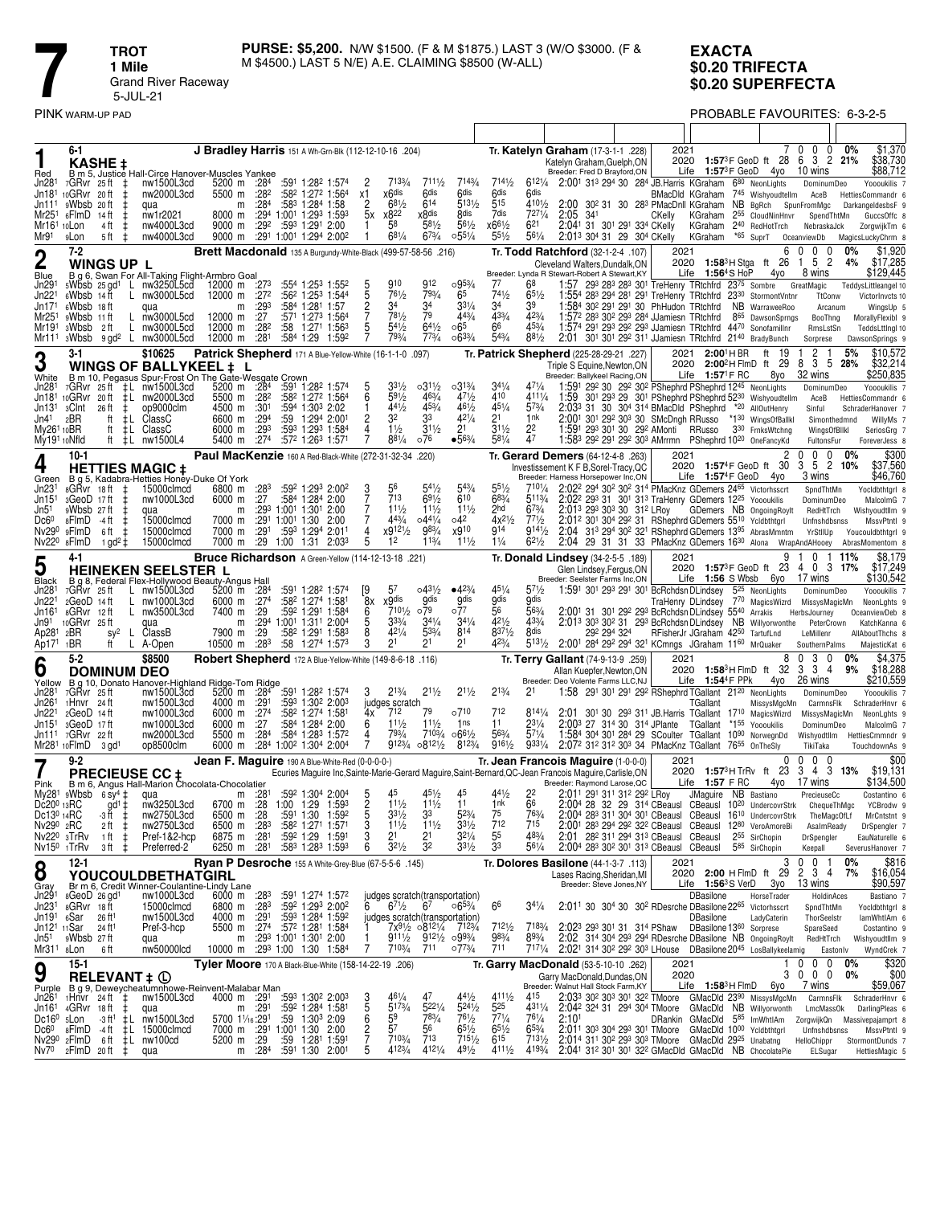**7** TROT 1 Mile Grand River Raceway 5-JUL-21

**PURSE: $5,200.** N/W $1500. (F & M $1875.) LAST 3 (W/O $3000. (F & M $4500.) LAST 5 N/E) A.E. CLAIMING $8500 (W-ALL)

**EXACTA $0.20 TRIFECTA $0.20 SUPERFECTA**

PINK WARM-UP PAD

PROBABLE FAVOURITES: 6-3-2-5

---

**1** Red — 6-1 — **KASHE ‡** — J Bradley Harris 151 A Wh-Grn-Blk (112-12-10-16 .204) — Tr. Katelyn Graham (17-3-1-1 .228)
B m 5, Justice Hall-Circe Hanover-Muscles Yankee — Katelyn Graham,Guelph,ON — Breeder: Fred D Brayford,ON
2021: 7 0 0 0 0% $1,370 | 2020: 1:57³F GeoD ft 28 6 3 2 21% $38,730 | Life: 1:57³F GeoD 4yo 10 wins $88,712

| Date | Cond | Class | Price | Times | PP | 1/4 | 1/2 | 3/4 | Str | Fin | Time / Fractions | Driver | Trainer | Odds | Finishers | |
|---|---|---|---|---|---|---|---|---|---|---|---|---|---|---|---|---|
| Jn28¹ 7GRvr 25 ft ‡ | nw1500L3cd | 5200 m | :28⁴ :59¹ 1:28² 1:57⁴ | | 2 | 713¾ | 711½ | 714¾ | 714½ | 612¼ | 2:00¹ 31³ 29⁴ 30 28⁴ | JB.Harris | KGraham | 6⁸⁰ | NeonLights DominumDeo Yoooukilis | 7 |
| Jn18¹ 10GRvr 20 ft ‡ | nw2000L3cd | 5500 m | :28² :58² 1:27² 1:56⁴ | | x1 | x6dis | 6dis | 6dis | 6dis | 6dis | | BMacDld | KGraham | 7⁴⁵ | Wishyoudtellm AceB HettiesCommandr | 6 |
| Jn11¹ 9Wbsb 20 ft ‡ | qua | m | :28⁴ :58³ 1:28⁴ 1:58 | | 2 | 68½ | 614 | 513½ | 410½ | 2:00 | 30² 31 30 28³ | PMacDnl | KGraham | NB | BgRch SpunFromMgc DarkangeldesbsF | 9 |
| Mr25¹ 6FlmD 14 ft ‡ | nw1r2021 | 8000 m | :29⁴ 1:00¹ 1:29³ 1:59³ | | 5x | x822 | x8dis | 8dis | 7dis | 727¼ | 2:05 34¹ | CKelly | KGraham | 2⁵⁵ | CloudNinHnvr SpendThtMn GuccsOffc | 8 |
| Mr16¹ 10Lon 4 ft ‡ | nw4000L3cd | 9000 m | :29² :59³ 1:29¹ 2:00 | | 1 | 58 | 58½ | 56½ | x66½ | 621 | 2:04¹ 31 30¹ 29¹ 33⁴ | CKelly | KGraham | 2⁴⁰ | RedHotTrch NebraskaJck ZorgwijkTm | 6 |
| Mr9¹ 9Lon 5 ft ‡ | nw4000L3cd | 9000 m | :29¹ 1:00¹ 1:29⁴ 2:00² | | 1 | 68¼ | 67¾ | o55¼ | 55½ | 56¼ | 2:01³ 30⁴ 31 29 30⁴ | CKelly | KGraham | *⁶⁵ | SuprT OceanviewDb MagicsLuckyChrm | 8 |

**2** Blue — 7-2 — **WINGS UP L** — Brett Macdonald 135 A Burgundy-White-Black (499-57-58-56 .216) — Tr. Todd Ratchford (32-1-2-4 .107)
B g 6, Swan For All-Taking Flight-Armbro Goal — Cleveland Walters,Dundalk,ON — Breeder: Lynda R Stewart-Robert A Stewart,KY
2021: 6 0 0 0 0% $1,920 | 2020: 1:58³H Stga ft 26 1 5 2 4% $17,285 | Life: 1:56⁴S HoP 4yo 8 wins $129,445

| Date | Cond | Class | Price | Times | PP | 1/4 | 1/2 | 3/4 | Str | Fin | Time / Fractions | Driver | Trainer | Odds | Finishers | |
|---|---|---|---|---|---|---|---|---|---|---|---|---|---|---|---|---|
| Jn29¹ 5Wbsb 25 gd¹ L | nw3250L5cd | 12000 m | :27³ :55⁴ 1:25³ 1:55² | | 5 | 910 | 912 | o95¾ | 77 | 68 | 1:57 29³ 28³ 28³ 30¹ | TreHenry | TRtchfrd | 23⁷⁵ | Sombre GreatMagic TeddysLittleangel | 10 |
| Jn22¹ 6Wbsb 14 ft L | nw3000L5cd | 12000 m | :27² :56² 1:25³ 1:54⁴ | | 5 | 76½ | 79¾ | 65 | 74½ | 65½ | 1:55⁴ 28³ 29⁴ 28¹ 29¹ | TreHenry | TRtchfrd | 23³⁰ | StormontVntnr TtConw VictorInvcts | 10 |
| Jn17¹ 6Wbsb 18 ft | qua | m | :29³ :58⁴ 1:28¹ 1:57 | | 2 | 34 | 34 | 33¼ | 34 | 39 | 1:58⁴ 30² 29¹ 29¹ 30 | PhHudon | TRtchfrd | NB | WarraweeRoo Arcanum WingsUp | 5 |
| Mr25¹ 9Wbsb 11 ft L | nw3000L5cd | 12000 m | :27 :57¹ 1:27³ 1:56⁴ | | 7 | 78½ | 79 | 44¾ | 43¾ | 42¾ | 1:57² 28³ 30² 29³ 28⁴ | JJamiesn | TRtchfrd | 8⁶⁵ | DawsonSprngs BooThng MorallyFlexibl | 9 |
| Mr19¹ 3Wbsb 2 ft L | nw3000L5cd | 12000 m | :28² :58 1:27¹ 1:56³ | | 5 | 54½ | 64½ | o65 | 66 | 45¾ | 1:57⁴ 29¹ 29³ 29² 29³ | JJamiesn | TRtchfrd | 44⁷⁰ | SonofamilInr RmsLstSn TeddsLttlngl | 10 |
| Mr11¹ 3Wbsb 9 gd² L | nw3000L5cd | 12000 m | :28¹ :58⁴ 1:29 1:59² | | 7 | 79¾ | 77¾ | o63¾ | 54¾ | 88½ | 2:01 30¹ 30¹ 29² 31¹ | JJamiesn | TRtchfrd | 21⁴⁰ | BradyBunch Sorprese DawsonSprings | 9 |

**3** White — 3-1 — $10625 — **WINGS OF BALLYKEEL ‡ L** — Patrick Shepherd 171 A Blue-Yellow-White (16-1-1-0 .097) — Tr. Patrick Shepherd (225-28-29-21 .227)
B m 10, Pegasus Spur-Frost On The Gate-Wesgate Crown — Triple S Equine,Newton,ON — Breeder: Ballykeel Racing,ON
2021: 2:00¹H BR ft 19 1 2 1 5% $10,572 | 2020: 2:00²H FlmD ft 29 8 3 5 28% $32,214 | Life: 1:57¹F RC 8yo 32 wins $250,835

| Date | Cond | Class | Price | Times | PP | 1/4 | 1/2 | 3/4 | Str | Fin | Time / Fractions | Driver | Trainer | Odds | Finishers | |
|---|---|---|---|---|---|---|---|---|---|---|---|---|---|---|---|---|
| Jn28¹ 7GRvr 25 ft ‡L | nw1500L3cd | 5200 m | :28⁴ :59¹ 1:28² 1:57⁴ | | 5 | 33½ | o31½ | o31¾ | 34¼ | 47¼ | 1:59¹ 29² 30 29² 30² | PShepherd | PShephrd | 12⁴⁵ | NeonLights DominumDeo Yoooukilis | 7 |
| Jn18¹ 10GRvr 20 ft ‡L | nw2000L3cd | 5500 m | :28² :58² 1:27² 1:56⁴ | | 6 | 59½ | 46¾ | 47½ | 410 | 411¼ | 1:59 30¹ 29³ 29 30¹ | PShepherd | PShephrd | 52³⁰ | Wishyoudtellm AceB HettiesCommandr | 6 |
| Jn13¹ 3Clnt 26 ft ‡ | op9000clm | 4500 m | :30¹ :59⁴ 1:30³ 2:02 | | 1 | 44½ | 45¾ | 46½ | 45¼ | 57¾ | 2:03³ 31 30 30⁴ 31⁴ | BMacDld | PShephrd | *²⁰ | AllOutHenry Sinful SchraderHanover | 7 |
| Jn4¹ 2BR ft ‡L | ClassC | 6600 m | :29⁴ :59 1:29⁴ 2:00¹ | | 2 | 3² | 33 | 42¼ | 21 | 1nk | 2:00¹ 30¹ 29² 30³ 30 | SMcDngh | RRusso | *¹³⁰ | WingsOfBallkl Simonthedmnd WillyMs | 7 |
| My26¹ 10BR ft ‡L | ClassC | 6000 m | :29³ :59³ 1:29³ 1:58⁴ | | 4 | 1½ | 31½ | 21 | 31½ | 2² | 1:59¹ 29³ 30¹ 30 29² | AMonti | RRusso | 3³⁰ | FrnksWtchng WingsOfBllkl SeriosGrg | 7 |
| My19¹ 10Nfld ft ‡L | nw1500L4 | 5400 m | :27⁴ :57² 1:26³ 1:57¹ | | 7 | 88¼ | o76 | •56¾ | 58¼ | 47 | 1:58³ 29² 29¹ 29² 30³ | AMrrmn | PShephrd | 10²⁰ | OneFancyKd FultonsFur ForeverJess | 8 |

**4** Green — 10-1 — **HETTIES MAGIC ‡** — Paul MacKenzie 160 A Red-Black-White (272-31-32-34 .220) — Tr. Gerard Demers (64-12-4-8 .263)
B g 5, Kadabra-Hetties Honey-Duke Of York — Investissement K F B,Sorel-Tracy,QC — Breeder: Harness Horsepower Inc,ON
2021: 2 0 0 0 0% $300 | 2020: 1:57⁴F GeoD ft 30 3 5 2 10% $37,560 | Life: 1:57⁴F GeoD 4yo 3 wins $46,760

| Date | Cond | Class | Price | Times | PP | 1/4 | 1/2 | 3/4 | Str | Fin | Time / Fractions | Driver | Trainer | Odds | Finishers | |
|---|---|---|---|---|---|---|---|---|---|---|---|---|---|---|---|---|
| Jn23¹ 8GRvr 18 ft ‡ | 15000clmcd | 6800 m | :28³ :59² 1:29³ 2:00² | | 3 | 56 | 54½ | 54¾ | 55½ | 710¼ | 2:02² 29⁴ 30² 30² 31⁴ | PMacKnz | GDemers | 24⁶⁵ | Victorhsscrt SpndThtMn Yocldbthtgrl | 8 |
| Jn15¹ 3GeoD 17 ft ‡ | nw1000L3cd | 6000 m | :27 :58⁴ 1:28⁴ 2:00 | | 7 | 713 | 69½ | 610 | 68¾ | 511¾ | 2:02² 29³ 31 30¹ 31³ | TraHenry | GDemers | 12²⁵ | Yoooukilis DominumDeo MalcolmG | 7 |
| Jn5¹ 9Wbsb 27 ft ‡ | qua | m | :29³ 1:00¹ 1:30¹ 2:00 | | 7 | 11½ | 11½ | 11½ | 2hd | 67¾ | 2:01³ 29³ 30³ 30 31² | LRoy | GDemers | NB | OngoingRoylt RedHtTrch Wishyoudtllm | 9 |
| Dc6⁰ 8FlmD -4 ft ‡ | 15000clmcd | 7000 m | :29¹ 1:00¹ 1:30 2:00 | | 7 | 44¾ | o44¼ | o4² | 4x2½ | 77½ | 2:01² 30¹ 30⁴ 29² 31 | RShephrd | GDemers | 55¹⁰ | Yoldbthtgrl Unfnshdbsnss MssvPtntl | 9 |
| Nv29⁰ 9FlmD 6 ft ‡ | 15000clmcd | 7000 m | :29¹ :59³ 1:29⁴ 2:01¹ | | 4 | x912½ | 98¾ | x910 | 914 | 914½ | 2:04 31³ 29⁴ 30² 32¹ | RShephrd | GDemers | 13⁹⁵ | AbrasMmntm YrStllUp Youcouldbthtgrl | 9 |
| Nv22⁰ 8FlmD 1 gd² ‡ | 15000clmcd | 7000 m | :29 1:00 1:31 2:03³ | | 5 | 1² | 11¾ | 11½ | 1¼ | 62½ | 2:04 29 31 31 33 | PMacKnz | GDemers | 16³⁰ | Alona WrapAndAHooey AbrasMomentom | 8 |

**5** Black — 4-1 — **HEINEKEN SEELSTER L** — Bruce Richardson A Green-Yellow (114-12-13-18 .221) — Tr. Donald Lindsey (34-2-5-5 .189)
B g 8, Federal Flex-Hollywood Beauty-Angus Hall — Glen Lindsey,Fergus,ON — Breeder: Seelster Farms Inc,ON
2021: 9 1 0 1 11% $8,179 | 2020: 1:57³F GeoD ft 23 4 0 3 17% $17,249 | Life: 1:56 S Wbsb 6yo 17 wins $130,542

| Date | Cond | Class | Price | Times | PP | 1/4 | 1/2 | 3/4 | Str | Fin | Time / Fractions | Driver | Trainer | Odds | Finishers | |
|---|---|---|---|---|---|---|---|---|---|---|---|---|---|---|---|---|
| Jn28¹ 7GRvr 25 ft L | nw1500L3cd | 5200 m | :28⁴ :59¹ 1:28² 1:57⁴ | | [9 | 57 | o43½ | •42¾ | 45¼ | 57½ | 1:59¹ 30¹ 29³ 29¹ 30¹ | BcRchdsn | DLindsey | 5²⁵ | NeonLights DominumDeo Yoooukilis | 7 |
| Jn22¹ 2GeoD 14 ft L | nw1000L3cd | 6000 m | :27⁴ :58² 1:27⁴ 1:58¹ | | 8x | x9dis | 9dis | 9dis | 9dis | 9dis | | TraHenry | DLindsey | 7⁷⁰ | MagicsWizrd MissysMagicMn NeonLghts | 9 |
| Jn16¹ 8GRvr 12 ft L | nw3500L3cd | 7400 m | :29 :59² 1:29¹ 1:58⁴ | | 6 | 710½ | o79 | o77 | 56 | 56¾ | 2:00¹ 31 30¹ 29² 29³ | BcRchdsn | DLindsey | 55⁴⁰ | Arrakis HerbsJourney OceanviewDeb | 8 |
| Jn9¹ 10GRvr 25 ft | qua | m | :29⁴ 1:00¹ 1:31¹ 2:00⁴ | | 5 | 33¾ | 34¼ | 34¼ | 42½ | 43¾ | 2:01³ 30³ 30² 31 29³ | BcRchdsn | DLindsey | NB | Willyorwonthe PeterCrown KatchKanna | 6 |
| Ap28¹ 2BR sy² L | ClassB | 7900 m | :29 :58² 1:29¹ 1:58³ | | 8 | 42¼ | 53¾ | 814 | 837½ | 8dis | 29² 29⁴ 32⁴ | RFisherJr | JGraham | 42⁵⁰ | TartufLnd LeMillenr AllAboutThchs | 8 |
| Ap17¹ 1BR ft L | A-Open | 10500 m | :28³ :58 1:27⁴ 1:57³ | | 3 | 2¹ | 2¹ | 2¹ | 42¾ | 513½ | 2:00¹ 28⁴ 29² 29⁴ 32¹ | KCmngs | JGraham | 11⁶⁰ | MrQuaker SouthernPalms MajesticKat | 6 |

**6** Yellow — 5-2 — $8500 — **DOMINUM DEO** — Robert Shepherd 172 A Blue-Yellow-White (149-8-6-18 .116) — Tr. Terry Gallant (74-9-13-9 .259)
B g 10, Donato Hanover-Highland Ridge-Tom Ridge — Allan Kuepfer,Newton,ON — Breeder: Deo Volente Farms LLC,NJ
2021: 8 0 3 0 0% $4,375 | 2020: 1:58³H FlmD ft 32 3 3 4 9% $18,288 | Life: 1:54⁴F PPk 4yo 26 wins $210,559

| Date | Cond | Class | Price | Times | PP | 1/4 | 1/2 | 3/4 | Str | Fin | Time / Fractions | Driver | Trainer | Odds | Finishers | |
|---|---|---|---|---|---|---|---|---|---|---|---|---|---|---|---|---|
| Jn28¹ 7GRvr 25 ft | nw1500L3cd | 5200 m | :28⁴ :59¹ 1:28² 1:57⁴ | | 3 | 21¾ | 21½ | 21½ | 21¾ | 2¹ | 1:58 29¹ 30¹ 29¹ 29² | RShephrd | TGallant | 21²⁰ | NeonLights DominumDeo Yoooukilis | 7 |
| Jn26¹ 1Hnvr 24 ft | nw1500L3cd | 4000 m | :29¹ :59³ 1:30² 2:00³ | | | judges scratch | | | | | | | TGallant | | MissysMgcMn CarmnsFlk SchraderHnvr | 6 |
| Jn22¹ 2GeoD 14 ft | nw1000L3cd | 6000 m | :27⁴ :58² 1:27⁴ 1:58¹ | | 4x | 712 | 79 | o710 | 712 | 814¼ | 2:01 30¹ 30 29³ 31¹ | JB.Harris | TGallant | 17¹⁰ | MagicsWizrd MissysMagicMn NeonLghts | 9 |
| Jn15¹ 3GeoD 17 ft | nw1000L3cd | 6000 m | :27 :58⁴ 1:28⁴ 2:00 | | 6 | 11½ | 11½ | 11 | 1ns | 23¼ | 2:00³ 27 31⁴ 30 31⁴ | JPlante | TGallant | *¹⁵⁵ | Yoooukilis DominumDeo MalcolmG | 7 |
| Jn11¹ 7GRvr 22 ft | nw2000L3cd | 5500 m | :28⁴ :58⁴ 1:28³ 1:57² | | 4 | 79¾ | 710¾ | o66½ | 56¾ | 57¼ | 1:58⁴ 30⁴ 30¹ 28⁴ 29 | SCoulter | TGallant | 10⁹⁰ | NorwegnDd Wishyodttllm HettiesCmmndr | 9 |
| Mr28¹ 10FlmD 3 gd¹ | op8500clm | 6000 m | :28⁴ 1:00² 1:30⁴ 2:00⁴ | | 7 | 912¾ | o812½ | 812¾ | 916½ | 933¼ | 2:07² 31² 31² 30³ 34 | PMacKnz | TGallant | 76⁵⁵ | OnTheSly TikiTaka TouchdownAs | 9 |

**7** Pink — 9-2 — **PRECIEUSE CC ‡** — Jean F. Maguire 190 A Blue-White-Red (0-0-0-0-) — Tr. Jean Francois Maguire (1-0-0-0)
B m 6, Angus Hall-Marion Chocolata-Chocolatier — Ecuries Maguire Inc,Sainte-Marie-Gerard Maguire,Saint-Bernard,QC-Jean Francois Maguire,Carlisle,ON — Breeder: Raymond Larose,QC
2021: 0 0 0 0 $00 | 2020: 1:57³H TrRv ft 23 3 4 3 13% $19,131 | Life: 1:57 F RC 4yo 17 wins $134,500

| Date | Cond | Class | Price | Times | PP | 1/4 | 1/2 | 3/4 | Str | Fin | Time / Fractions | Driver | Trainer | Odds | Finishers | |
|---|---|---|---|---|---|---|---|---|---|---|---|---|---|---|---|---|
| My28¹ 9Wbsb 6 sy⁴ ‡ | qua | m | :28¹ :59² 1:30⁴ 2:00⁴ | | 5 | 45 | 45½ | 45 | 44½ | 2² | 2:01¹ 29¹ 31 31² 29² | LRoy | JMaguire | NB | Bastiano PrecieuseCc Costantino | 6 |
| Dc20⁰ 13RC gd¹ ‡ | nw3250L3cd | 6700 m | :28 1:00 1:29 1:59³ | | 2 | 11½ | 11½ | 11 | 1nk | 6⁶ | 2:00⁴ 28 32 29 31⁴ | CBeausl | CBeausl | 10²⁰ | UndercovrStrk ChequeThMgc YCBrodw | 9 |
| Dc13⁰ 14RC -3 ft ‡ | nw2750L3cd | 6500 m | :28 :59¹ 1:30 1:59² | | 5 | 33½ | 33 | 52¾ | 75 | 76¾ | 2:00⁴ 28³ 31 30⁴ 30¹ | CBeausl | CBeausl | 16¹⁰ | UndercovrStrk TheMagcOfLf MrCntstnt | 9 |
| Nv29⁰ 2RC 2 ft ‡ | nw2750L3cd | 6500 m | :28³ :58² 1:27¹ 1:57¹ | | 3 | 11½ | 11½ | 33½ | 712 | 715 | 2:00¹ 28³ 29⁴ 29² 32² | CBeausl | CBeausl | 12⁸⁰ | VeroAmoreBi AsalmReady DrSpengler | 7 |
| Nv22⁰ 3TrRv 1 ft ‡ | Pref-1&2-hcp | 6875 m | :28¹ :59² 1:29 1:59¹ | | 3 | 21 | 21 | 32¼ | 55 | 48¾ | 2:01 28² 31 29⁴ 31³ | CBeausl | CBeausl | 2⁵⁵ | SirChopin DrSpengler EauNaturelle | 6 |
| Nv15⁰ 1TrRv 3 ft ‡ | Preferred-2 | 6250 m | :28¹ :58³ 1:28³ 1:59³ | | 6 | 32½ | 3² | 33½ | 33 | 56¼ | 2:00⁴ 28³ 30² 30¹ 31³ | CBeausl | CBeausl | 5⁸⁵ | SirChopin Keepall SeverusHanover | 7 |

**8** Gray — 12-1 — **YOUCOULDBETHATGIRL** — Ryan P Desroche 155 A White-Grey-Blue (67-5-5-6 .145) — Tr. Dolores Basilone (44-1-3-7 .113)
Br m 6, Credit Winner-Coulantine-Lindy Lane — Lases Racing,Sheridan,MI — Breeder: Steve Jones,NY
2021: 3 0 0 1 0% $816 | 2020: 2:00 H FlmD ft 29 2 3 4 7% $16,054 | Life: 1:56³S VerD 3yo 13 wins $90,597

| Date | Cond | Class | Price | Times | PP | 1/4 | 1/2 | 3/4 | Str | Fin | Time / Fractions | Driver | Trainer | Odds | Finishers | |
|---|---|---|---|---|---|---|---|---|---|---|---|---|---|---|---|---|
| Jn29¹ 8GeoD 26 gd¹ | nw1000L3cd | 6000 m | :28³ :59¹ 1:27⁴ 1:57² | | | judges scratch(transportation) | | | | | | | DBasilone | | HorseTrader HoldinAces Bastiano | 7 |
| Jn23¹ 8GRvr 18 ft | 15000clmcd | 6800 m | :28³ :59² 1:29³ 2:00² | | 6 | 67½ | 67 | o65¾ | 66 | 34¼ | 2:01¹ 30 30⁴ 30 30² | RDesrche | DBasilone | 22⁶⁵ | Victorhsscrt SpndThtMn Yocldbthtgrl | 8 |
| Jn19¹ 6Sar 26 ft¹ | nw1500L3cd | 4000 m | :29¹ :59³ 1:28⁴ 1:59² | | | judges scratch(transportation) | | | | | | | DBasilone | | LadyCaterin ThorSeelstr IamWhtlAm | 6 |
| Jn12¹ 11Sar 24 ft¹ | Pref-3-hcp | 5500 m | :27⁴ :57² 1:28¹ 1:58⁴ | | 1 | 7x9½ | o812¼ | 712¾ | 712½ | 718¾ | 2:02³ 29³ 30¹ 31 31⁴ | PShaw | DBasilone | 13⁶⁰ | Sorprese SpareSeed Costantino | 9 |
| Jn5¹ 9Wbsb 27 ft | qua | m | :29³ 1:00¹ 1:30¹ 2:00 | | 1 | 911½ | 912½ | o99¾ | 98¾ | 89¾ | 2:02 31⁴ 30⁴ 29³ 29⁴ | RDesrche | DBasilone | NB | OngoingRoylt RedHtTrch Wishyoudttlm | 9 |
| Mr31¹ 8Lon 6 ft | nw50000lcd | 10000 m | :29³ 1:00 1:30 1:58⁴ | | 7 | 710¾ | 711 | o77¾ | 711 | 717¼ | 2:02¹ 31⁴ 30² 29² 30³ | LHouse | DBasilone | 20⁴⁵ | LosBallykeelamig Eastonlv WyndCrek | 7 |

**9** Purple — 15-1 — **RELEVANT ‡ Ⓛ** — Tyler Moore 170 A Black-Blue-White (158-14-22-19 .206) — Tr. Garry MacDonald (53-5-10-10 .262)
B g 9, Deweycheatumnhowe-Reinvent-Malabar Man — Garry MacDonald,Dundas,ON — Breeder: Walnut Hall Stock Farm,KY
2021: 1 0 0 0 0% $320 | 2020: 3 0 0 0 0% $00 | Life: 1:58³H FlmD 6yo 7 wins $59,067

| Date | Cond | Class | Price | Times | PP | 1/4 | 1/2 | 3/4 | Str | Fin | Time / Fractions | Driver | Trainer | Odds | Finishers | |
|---|---|---|---|---|---|---|---|---|---|---|---|---|---|---|---|---|
| Jn26¹ 1Hnvr 24 ft ‡ | nw1500L3cd | 4000 m | :29¹ :59³ 1:30² 2:00³ | | 3 | 46¼ | 47 | 44½ | 411½ | 415 | 2:03³ 30² 30³ 30¹ 33¹ | TMoore | GMacDld | 23⁹⁰ | MissysMgcMn CarmnsFlk SchraderHnvr | 6 |
| Jn16¹ 4GRvr 18 ft ‡ | qua | m | :29¹ :59² 1:28⁴ 1:58¹ | | 5 | 517¾ | 522¼ | 524½ | 525 | 431¼ | 2:04² 32⁴ 31 29⁴ 30⁴ | TMoore | GMacDld | NB | Willyorwonth LmcMassOk DarlingPleas | 6 |
| Dc16⁰ 5Lon -3 ft¹ ‡L | nw1500L3cd | 5700 1¹⁄₁₆ :29¹ :59 1:30³ 2:09 | | | 6 | 59 | 78¾ | 76½ | 77¼ | 76¼ | 2:10¹ | DRankin | GMacDld | 5⁸⁵ | ImWhtlAm ZorgwijkQn Massivepaiamprt | 8 |
| Dc6⁰ 8FlmD -4 ft ‡L | 15000clmcd | 7000 m | :29¹ 1:00¹ 1:30 2:00 | | 2 | 57 | 56 | 65½ | 65½ | 65¾ | 2:01¹ 30³ 30⁴ 29³ 30¹ | TMoore | GMacDld | 10⁰⁰ | Yoldbthtgrl Unfnshdbsnss MssvPtntl | 9 |
| Nv29⁰ 2FlmD 6 ft ‡L | nw100cd | 5200 m | :29 :59 1:28¹ 1:59¹ | | 7 | 710¾ | 713 | 715½ | 615 | 713½ | 2:01⁴ 31 30² 29³ 30³ | TMoore | GMacDld | 29²⁵ | Unabatng HelloChippr StormontDunds | 7 |
| Nv7⁰ 2FlmD 20 ft ‡ | qua | m | :28⁴ :59¹ 1:30 2:00¹ | | 5 | 412¾ | 412¼ | 49½ | 411½ | 419¾ | 2:04¹ 31² 30¹ 30² 32² | GMacDld | GMacDld | NB | ChocolatePie ELSugar HettiesMagic | 5 |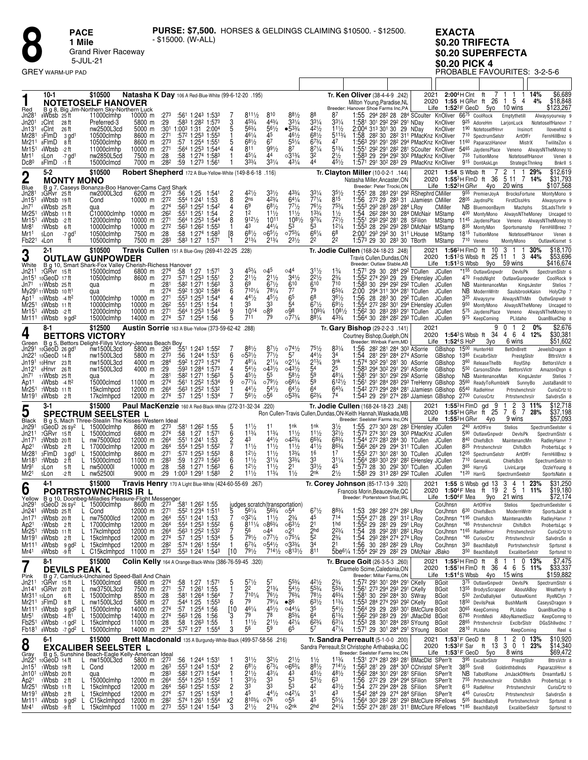# 8 PACE 1 Mile

Grand River Raceway
5-JUL-21

GREY WARM-UP PAD

**PURSE: $7,500.** HORSES & GELDINGS CLAIMING $10500. - $12500. - $15000. (W-ALL)

**EXACTA $0.20 TRIFECTA $0.20 SUPERFECTA $0.20 PICK 4**

PROBABLE FAVOURITES: 3-2-5-6

---

## 1 — NOTETOSELF HANOVER (Red) 10-1 — $10500

**Natasha K Day** 106 A Red-Blue-White (99-6-12-20 .195)
B g 8, Big Jim-Northern Sky-Northern Luck
**Tr. Ken Oliver** (38-4-4-9 .242) Milton Young,Paradise,NL
Breeder: Hanover Shoe Farms Inc,PA

| Year | Record | Starts | 1 | 2 | 3 | Win% | Earnings |
|---|---|---|---|---|---|---|---|
| 2021 | 2:00⁴H Clnt ft | 7 | 1 | 1 | 1 | 14% | $6,689 |
| 2020 | 1:55 H GRvr ft | 26 | 1 | 5 | 4 | 4% | $18,848 |
| Life | 1:52³F GeoD 5yo | 10 wins | | | | | $123,267 |

| Date | Race | Class | Purse | Fractions | PP | 1/4 | 1/2 | 3/4 | Str | Fin | Time/Last | Driver | Top 3 |
|---|---|---|---|---|---|---|---|---|---|---|---|---|---|
| Jn28¹ 8Wbsb 25 ft | | 11000clmhp | 10000 m | :27³ :56¹ 1:24³ 1:53³ | 7 | 811½ | 810 | 88½ | 88 | 87 | 1:55 294 282 28 284 SCoulter KnOliver 66⁷⁵ | | CoolRock Emptythetill Alwaysyourway 9 |
| Jn20¹ 2Clnt 28 ft | | Preferred-3 | 5800 m | :29 :58³ 1:28² 1:57³ | 3 | 45¾ | 44¾ | 33¼ | 33¼ | 33¼ | 1:58¹ 301 292 292 291 NDay KnOliver 9²⁵ | | AdoreHm LarjonLuck NotetoselfHanovr 7 |
| Jn13¹ 6Clnt 26 ft | | 10500clmhp | 5000 m | :30¹ 1:00³ 1:31 2:00⁴ | 5 | 56¾ | 56½ | •53¾ | 42½ | 11½ | 2:00⁴ 313 301 30 29 NDay KnOliver 1⁹⁰ | | NotetoselfHnvr Insincrt Ilovewhtd 6 |
| Mr28¹ 3FlmD 3 gd¹ | | 10500clmhp | 8600 m | :27¹ :57² 1:25³ 1:55³ | 1 | 46¼ | 45 | 46½ | 68½ | 511¾ | 1:58 282 30 282 311 PMacKnz KnOliver 7¹⁰ | | SpectrumSelstr ArtOfFr FernHillBrez 9 |
| Mr21¹ 8FlmD 8 ft | | 10500clmhp | 8600 m | :27³ :57 1:25⁴ 1:55¹ | 5 | 68½ | 67 | 55¼ | 67¾ | 47 | 1:56³ 291 291 282 294 PMacKnz KnOliver 11⁶⁰ | | PaparazziHanovr MistrX TwiliteZon 6 |
| Mr15¹ 4Wbsb -2 ft | | 11000clmhp | 10000 m | :27¹ :56⁴ 1:25³ 1:54⁴ | 4 | 811 | 99½ | 87 | 87¼ | 51¾ | 1:55¹ 292 291 282 281 SCoulter KnOliver 54⁶⁵ | | JaydensPlace Veneno AlwaysNTheMoney 10 |
| Mr1¹ 5Lon -7 gd¹ | | nw2850L5cd | 7500 m | :28 :58 1:27⁴ 1:58³ | 1 | 45¼ | 44 | ○33¾ | 32 | 2½ | 1:58³ 29 294 292 302 PMacKnz KnOliver 7⁵⁵ | | TuitionMone NotetoselfHanovr Venen 8 |
| Dc8⁰ 8FlmD -1 ft | | 15000clmhcd | 7000 m | :28² :59 1:27³ 1:56¹ | 1 | 33¾ | 33¼ | 43¼ | 44 | 45½ | 1:57¹ 291 302 283 29 PMacKnz KnOliver 9¹⁵ | | DontAskLgn StrategicThnkng Bnkrll 5 |

## 2 — MONTY MONO (Blue) 5-2 — $10500

**Robert Shepherd** 172 A Blue-Yellow-White (149-8-6-18 .116)
B g 7, Caseys Bonanza-Boo Hanover-Cams Card Shark
**Tr. Clayton Miller** (10-0-2-1 .144) Natasha Miller,Ancaster,ON
Breeder: Peter Trocki,ON

| Year | Record | Starts | 1 | 2 | 3 | Win% | Earnings |
|---|---|---|---|---|---|---|---|
| 2021 | 1:54 S Wbsb ft | 7 | 2 | 1 | 1 | 29% | $12,619 |
| 2020 | 1:55³H FlmD ft | 36 | 5 | 11 | 7 | 14% | $31,793 |
| Life | 1:52³H GRvr 4yo | 20 wins | | | | | $107,568 |

| Date | Race | Class | Purse | Fractions | PP | 1/4 | 1/2 | 3/4 | Str | Fin | Time/Last | Driver | Top 3 |
|---|---|---|---|---|---|---|---|---|---|---|---|---|---|
| Jn28¹ 3GRvr 25 ft | | nw2000L3cd | 6200 m | :27³ :56 1:25 1:54¹ | 2 | 42½ | 33½ | 43¾ | 33¼ | 35½ | 1:55¹ 28 283 291 292 RShephrd CMiller 9⁵⁵ | | PremierJoyA BrocksFortune MontyMono 9 |
| Jn15¹ 8Wbsb 19 ft | | Cond | 10000 m | :27² :55⁴ 1:24¹ 1:53 | 8 | 2ns | 42¾ | 64¼ | 77¼ | 815 | 1:56 272 29 283 31 JJamiesn CMiller 28⁰⁵ | | JaydnsPlc FirstClssHrs Alwaysyorw 9 |
| Jn7¹ 6Wbsb 25 ft | | qua | m | :27⁴ :56³ 1:25² 1:54² | 4 | 69 | 68½ | 77½ | 76½ | 75¾ | 1:55³ 293 283 283 284 LRoy CMiller NB | | BluemoonBaym Machphs StLadsThrllr 9 |
| Mr25¹ 5Wbsb 11 ft | | C10000clmhp | 10000 m | :26² :55¹ 1:25¹ 1:54 | 2 | 1² | 11½ | 11½ | 13¾ | 1½ | 1:54 262 284 30 284 DMcNair MStamp 4⁰⁰ | | MontyMono AlwaysNTheMoney Uncaged 10 |
| Mr15¹ 4Wbsb -2 ft | | 12000clmhp | 10000 m | :27¹ :56⁴ 1:25³ 1:54⁴ | 8 | 912½ | 1011 | 1081½ | 97¾ | 72½ | 1:55¹ 293 292 281 28 SFilion MStamp 11⁴⁵ | | JaydensPlace Veneno AlwaysNTheMoney 10 |
| Mr8¹ 7Wbsb 6 ft | | 10000clmhp | 10000 m | :27² :56³ 1:26² 1:55³ | 1 | 43 | 44¼ | 53 | 53 | 12¼ | 1:55³ 28 292 293 283 DMcNair MStamp 8³⁵ | | MontyMon Sportsmanshp FernHillBreez 7 |
| Mr1¹ 5Lon -7 gd¹ | | 10500clmhp | 7500 m | :28 :58 1:27⁴ 1:58³ | [8 | 68½ | ○65½ | ○75¾ | 66¼ | 68 | 2:00¹ 293 292 30 311 LHouse MStamp 18¹⁵ | | TuitionMone NotetoselfHanovr Venen 8 |
| Fb22¹ 4Lon ft | | 10500clmhp | 7500 m | :28³ :58³ 1:27 1:57¹ | 1 | 21¾ | 21¾ | 23½ | 22 | 22 | 1:57³ 29 30 283 30 TBorth MStamp 7¹⁰ | | Veneno MontyMono OutlawKismet 5 |

## 3 — OUTLAW GUNPOWDER (White) 2-1 — $10500

**Travis Cullen** 151 A Blue-Grey (269-41-22-25 .228)
B g 10, Smart Shark-Fox Valley Cherish-Richess Hanover
**Tr. Jodie Cullen** (168-24-18-23 .248) Travis Cullen,Dundas,ON
Breeder: Outlaw Stable,AB

| Year | Record | Starts | 1 | 2 | 3 | Win% | Earnings |
|---|---|---|---|---|---|---|---|
| 2021 | 1:56³H FlmD ft | 10 | 3 | 1 | 1 | 30% | $18,170 |
| 2020 | 1:51³S Wbsb ft | 25 | 11 | 1 | 3 | 44% | $53,696 |
| Life | 1:51³S Wbsb 9yo | 59 wins | | | | | $416,674 |

| Date | Race | Class | Purse | Fractions | PP | 1/4 | 1/2 | 3/4 | Str | Fin | Time/Last | Driver | Top 3 |
|---|---|---|---|---|---|---|---|---|---|---|---|---|---|
| Jn21¹ 7GRvr 15 ft | | 15000clmhcd | 6800 m | :27⁴ :58 1:27 1:57¹ | 3 | 45¾ | ○45 | ○4⁴ | 31½ | 1¾ | 1:57¹ 29 30 284 292 TCullen JCullen *1⁵⁵ | | OutlawGnpwdr DevlsPk SpectrumSlstr 6 |
| Jn15¹ 10GeoD 17 ft | | 10500clmhp | 8600 m | :27³ :57¹ 1:25³ 1:55¹ | 2 | 21½ | 21½ | 34½ | 22½ | 2¾ | 1:55² 274 293 29 29 EHensley JCullen 4⁷⁰ | | FredsNight OutlawGunpowder CoolRock 9 |
| Jn7¹ 11Wbsb 25 ft | | qua | m | :28¹ :58² 1:27¹ 1:56³ | 3 | 69 | 67½ | 610 | 610 | 710 | 1:58³ 30 294 292 292 TCullen JCullen NB | | MaintenanceMan KingsJester Stelios 7 |
| My29¹ 11Wbsb 10 ft¹ | | qua | m | :27⁴ :59² 1:30² 1:58⁴ | 6 | 710¼ | 78¼ | 77 | 79 | 65¾ | 2:00 294 311 304 281 TCullen JCullen NB | | ModernWritr SaulsbrookKaisn HolyChp 7 |
| Ap1¹ 10Wbsb -4 ft² | | 10000clmhp | 10000 m | :27¹ :55³ 1:25³ 1:54⁴ | 4 | 44½ | 45½ | 65 | 68 | 36½ | 1:56 28 283 30 292 TCullen JCullen 3²⁵ | | Alwaysyrw AlwaysNThMn OutlwGnpwdr 9 |
| Mr25¹ 5Wbsb 11 ft | | 10000clmhp | 10000 m | :26² :55¹ 1:25¹ 1:54 | 1 | 35 | 33 | 54 | 67½ | 69½ | 1:55⁴ 272 282 301 294 EHensley JCullen 9⁵⁰ | | MontyMono AlwaysNTheMoney Uncaged 10 |
| Mr15¹ 4Wbsb -2 ft | | 10000clmhp | 10000 m | :27¹ :56⁴ 1:25³ 1:54⁴ | 9 | 1014 | ○89 | ○98 | 109¾ | 108½ | 1:56² 30 283 283 291 TCullen JCullen 5⁷⁵ | | JaydensPlace Veneno AlwaysNTheMoney 10 |
| Mr11¹ 5Wbsb 9 gd² | | 15000clmhcd | 14000 m | :27⁴ :57 1:25⁴ 1:56 | 5 | 711 | 79 | ○77¼ | 88¼ | 43¾ | 1:56⁴ 30 284 282 293 TCullen JCullen 9⁷⁵ | | KeepComing PLIdaho QuanBlueChip 8 |

## 4 — BETTORS VICTORY (Green) 8-1 — $12500

**Austin Sorrie** 163 A Blue-Yellow (373-59-62-42 .288)
B g 5, Bettors Delight-Fillys Victory-Jennas Beach Boy
**Tr. Gary Bishop** (29-2-2-3 .141) Courtney Bishop,Guelph,ON
Breeder: Winbak Farm,MD

| Year | Record | Starts | 1 | 2 | 3 | Win% | Earnings |
|---|---|---|---|---|---|---|---|
| 2021 | | 9 | 0 | 1 | 2 | 0% | $2,676 |
| 2020 | 1:54³S Wbsb ft | 34 | 4 | 6 | 4 | 12% | $30,381 |
| Life | 1:52⁴S HoP 3yo | 6 wins | | | | | $51,602 |

| Date | Race | Class | Purse | Fractions | PP | 1/4 | 1/2 | 3/4 | Str | Fin | Time/Last | Driver | Top 3 |
|---|---|---|---|---|---|---|---|---|---|---|---|---|---|
| Jn29¹ 10GeoD 26 gd¹ | | nw1500L3cd | 5800 m | :26⁴ :55¹ 1:24³ 1:55² | 7 | 88½ | 87½ | ○74½ | 75½ | 83¼ | 1:56 282 281 284 303 ASorrie GBishop 15⁰⁰ | | HunterHill BetOnBrett JewelsDragon 8 |
| Jn22¹ 10GeoD 14 ft | | nw1500L3cd | 5800 m | :27³ :56 1:24⁴ 1:53¹ | 6 | ○53½ | 77½ | 57 | 44½ | 34 | 1:54 281 291 284 274 ASorrie GBishop 13⁸⁵ | | ExcalbrSlstr PrestgSlstr BttrsVctr 8 |
| Jn19¹ 10Hnvr 23 ft | | nw1500L3cd | 4000 m | :28⁴ :59² 1:27³ 1:57⁴ | 7 | 48¼ | 21¼ | ○21¼ | 21¾ | 3nk | 1:57⁴ 302 291 281 30 ASorrie GBishop 3⁶⁰ | | ReleaseTheBb RoylShp BettorsVictr 8 |
| Jn12¹ 6Hnvr 26 ft | | nw1500L3cd | 4000 m | :29 :59³ 1:28⁴ 1:57³ | 4 | 54½ | ○43½ | ○43½ | 54 | 25 | 1:58³ 294 302 291 291 ASorrie GBishop 5⁵⁰ | | CarsonsShdw BettorsVictr AmazonDrgn 6 |
| Jn7¹ 11Wbsb 25 ft | | qua | m | :28¹ :58² 1:27¹ 1:56³ | 5 | 45½ | 55 | 58½ | 58 | 48¼ | 1:58¹ 291 301 292 292 ASorrie GBishop NB | | MaintenanceMan KingsJester Stelios 7 |
| Ap1¹ 4Wbsb -4 ft² | | 15000clmhcd | 11000 m | :27⁴ :56¹ 1:25² 1:53⁴ | 9 | ○77¼ | ○79½ | ○66¼ | 59 | 612½ | 1:56¹ 291 284 293 283 TreHenry GBishop 35⁶⁰ | | ReadyToRumbleN SunnyBo JustaBandit 10 |
| Mr25¹ 7Wbsb 11 ft | | 15kclmhpcd | 12000 m | :26⁴ :56³ 1:25² 1:53² | 1 | 44½ | 54½ | 64½ | 64 | 64¾ | 1:54² 273 294 281 281 JJamiesn GBishop 65⁴⁰ | | RadleHnvr Prtrstwnchrslr CurisCrtz 10 |
| Mr19¹ 8Wbsb 2 ft | | 17kclmhpcd | 12000 m | :27⁴ :57 1:25¹ 1:53⁴ | 7 | 56½ | ○56 | ○53¾ | 62¾ | 74 | 1:54³ 29 291 274 283 JJamiesn GBishop 27⁰⁰ | | CuriosCrtz Prtrstwnchrslr SalvdrsSn 8 |

## 5 — SPECTRUM SEELSTER L (Black) 3-1 — $15000

**Paul MacKenzie** 160 A Red-Black-White (272-31-32-34 .220)
B g 5, Mach Three-Stealin The Kisses-Western Ideal
**Tr. Jodie Cullen** (168-24-18-23 .248) Ron Cullen-Travis Cullen,Dundas,ON-Keith Hannah,Waskada,MB
Breeder: Seelster Farms Inc,ON

| Year | Record | Starts | 1 | 2 | 3 | Win% | Earnings |
|---|---|---|---|---|---|---|---|
| 2021 | 1:55³H FlmD gd | 9 | 1 | 2 | 3 | 11% | $12,718 |
| 2020 | 1:55³H GRvr ft | 25 | 7 | 6 | 7 | 28% | $37,198 |
| Life | 1:55³H GRvr 4yo | 9 wins | | | | | $57,093 |

| Date | Race | Class | Purse | Fractions | PP | 1/4 | 1/2 | 3/4 | Str | Fin | Time/Last | Driver | Top 3 |
|---|---|---|---|---|---|---|---|---|---|---|---|---|---|
| Jn29¹ 5GeoD 26 sy² | L | 15000clmhp | 8600 m | :27³ :58¹ 1:26² 1:55 | 5 | 11½ | 11 | 1nk | 1nk | 3½ | 1:55 273 303 281 283 EHensley JCullen 2⁴⁰ | | ArtOfFire Stelios SpectrumSeelster 6 |
| Jn21¹ 7GRvr 15 ft | L | 15000clmhcd | 6800 m | :27⁴ :58 1:27 1:57¹ | 6 | 11¾ | 11¾ | 11½ | 11½ | 32½ | 1:57³ 274 301 29 303 PMacKnz JCullen 5⁹⁰ | | OutlawGnpwdr DevlsPk SpectrumSlstr 6 |
| Jn17¹ 2Wbsb 20 ft | L | nw75000lcd | 12000 m | :26⁴ :55¹ 1:24¹ 1:53 | 2 | 43 | 44½ | ○42¾ | 66¾ | 68¾ | 1:54⁴ 272 273 284 30 TCullen JCullen 8⁴⁰ | | ChiefsBch MaintenancMn RadleyHanvr 7 |
| Ap1¹ 1Wbsb 2 ft | L | 17000clmhp | 12000 m | :26⁴ :55⁴ 1:25³ 1:55² | 7 | 11½ | 11½ | 11½ | 41½ | 86¾ | 1:56⁴ 264 29 294 311 TCullen JCullen 8²⁵ | | PrtrstwnchrsIr ChifsBch ProbertsLgc 9 |
| Mr28¹ 3FlmD 3 gd¹ | L | 15000clmhp | 8600 m | :27¹ :57² 1:25³ 1:55³ | 8 | 12½ | 11½ | 13¾ | 16 | 17 | 1:55³ 271 301 281 30 PMacKnz JCullen 12⁰⁵ | | SpectrumSelstr ArtOfFr FernHillBrez 9 |
| Mr21¹ 2FlmD 8 ft | L | 15000clmhcd | 11000 m | :28³ :59 1:27³ 1:56³ | 6 | 11½ | 31¼ | 33¾ | 33 | 31¼ | 1:56⁴ 283 303 292 28 EHensley JCullen 7¹⁰ | | GeneralL ChiefsBch SpectrumSeelstr 10 |
| Mr9¹ 5Lon 5 ft | L | nw50000l | 10000 m | :28 :58 1:27¹ 1:56³ | 6 | 12½ | 11½ | 2¹ | 33½ | 45 | 1:57³ 28 30 292 301 TCullen JCullen 3⁶⁵ | | HarrG LivinLarge OzzieYoung 8 |
| Mr2¹ 5Lon -2 ft | L | nw52500l | 9000 m | :29 1:00³ 1:29¹ 1:58³ | 2 | 11½ | 11¾ | 1½ | 2nk | 2½ | 1:58³ 29 313 283 292 TCullen JCullen *1²⁰ | | HarrG SpectrumSeelstr SportsNatin 8 |

## 6 — PORTRSTOWNCHRIS IR L (Yellow) 4-1 — $15000

**Travis Henry** 170 A Light Blue-White (424-60-55-69 .267)
B g 10, Doonbeg-Miladies Pleasure-Flight Messenger
**Tr. Corey Johnson** (85-17-13-9 .320) Francois Morin,Beauceville,QC
Breeder: Porterstown Stud,IRL

| Year | Record | Starts | 1 | 2 | 3 | Win% | Earnings |
|---|---|---|---|---|---|---|---|
| 2021 | 1:55 S Wbsb gd | 13 | 3 | 4 | 1 | 23% | $31,250 |
| 2020 | 1:50⁴F Mea ft | 19 | 2 | 5 | 1 | 11% | $19,180 |
| Life | 1:50⁴F Mea 9yo | 21 wins | | | | | $72,174 |

| Date | Race | Class | Purse | Fractions | PP | 1/4 | 1/2 | 3/4 | Str | Fin | Time/Last | Driver | Top 3 |
|---|---|---|---|---|---|---|---|---|---|---|---|---|---|
| Jn29¹ 5GeoD 26 sy² | L | 15000clmhp | 8600 m | :27³ :58¹ 1:26² 1:55 | judges scratch(transportation) | | | | | | | CorJhnsn | ArtOfFire Stelios SpectrumSeelster 6 |
| Jn24¹ 9Wbsb 25 ft | L | Cond | 12000 m | :27¹ :55² 1:23⁴ 1:51¹ | 5 | 56¼ | 56¾ | ○54 | 67½ | 88¾ | 1:53 282 282 274 282 LRoy | CorJhnsn 6³⁰ | ChiefsBech ModernWritr SportsJackt 8 |
| Jn17¹ 2Wbsb 20 ft | L | nw75000lcd | 12000 m | :26⁴ :55¹ 1:24¹ 1:53 | 7 | ○32¼ | 11½ | 2¾ | 45 | 714 | 1:55⁴ 271 28 291 312 LRoy | CorJhnsn *1⁹⁵ | ChiefsBch MaintenancMn RadleyHanvr 7 |
| Ap1¹ 1Wbsb 2 ft | L | 17000clmhp | 12000 m | :26⁴ :55⁴ 1:25³ 1:55² | 6 | 811¼ | ○86¾ | ○63½ | 21 | 1hd | 1:55² 29 281 29 291 LRoy | CorJhnsn *⁸⁵ | Prtrstwnchrslr ChifsBch ProbertsLgc 9 |
| Mr25¹ 7Wbsb 11 ft | L | 17kclmhpcd | 12000 m | :26⁴ :56³ 1:25² 1:53² | 7 | 56 | ○44 | ○21 | 2hd | 22¾ | 1:54 28 292 281 282 LRoy | CorJhnsn *1⁶⁵ | RadleHnvr Prtrstwnchrslr CurisCrtz 10 |
| Mr19¹ 8Wbsb 2 ft | L | 15kclmhpcd | 12000 m | :27⁴ :57 1:25¹ 1:53⁴ | 5 | 79½ | ○77½ | ○75¼ | 52 | 2¾ | 1:54 293 284 274 274 LRoy | CorJhnsn *⁸⁵ | CuriosCrtz Prtrstwnchrslr SalvdrsSn 8 |
| Mr11¹ 4Wbsb 9 gd² | L | 15kclmhpcd | 12000 m | :28² :57⁴ 1:26¹ 1:55⁴ | 1 | 67¾ | ○54½ | ○33¾ | 34 | 21 | 1:56 30 283 282 29 LRoy | CorJhnsn 3²⁰ | BeachBabyB Portrstwnchrslr Sprtsnst 8 |
| Mr4¹ 9Wbsb -9 ft | L | C15kclmhpcd | 11000 m | :27³ :55³ 1:24¹ 1:54³ | [10 | 79½ | 714½ | ○813½ | 811 | 5be6¼ | 1:55⁴ 292 29 282 29 DMcNair JBako 3⁵⁰ | | BeachBabyB ExcaliberSelstr Sprtsnst 10 |

## 7 — DEVILS PEAK L (Pink) 8-1 — $15000

**Colin Kelly** 164 A Orange-Black-White (386-76-59-45 .320)
B g 7, Camluck-Unchained Speed-Ball And Chain
**Tr. Bruce Goit** (26-3-5-3 .260) Carmelo Scime,Caledonia,ON
Breeder: Millar Farms,ON

| Year | Record | Starts | 1 | 2 | 3 | Win% | Earnings |
|---|---|---|---|---|---|---|---|
| 2021 | 1:55³H FlmD ft | 8 | 1 | 1 | 0 | 13% | $7,475 |
| 2020 | 1:55¹H FlmD ft | 36 | 4 | 6 | 5 | 11% | $33,337 |
| Life | 1:51⁴S Wbsb 4yo | 15 wins | | | | | $159,882 |

| Date | Race | Class | Purse | Fractions | PP | 1/4 | 1/2 | 3/4 | Str | Fin | Time/Last | Driver | Top 3 |
|---|---|---|---|---|---|---|---|---|---|---|---|---|---|
| Jn21¹ 7GRvr 15 ft | L | 15000clmhcd | 6800 m | :27⁴ :58 1:27 1:57¹ | 5 | 57½ | 57 | 55¾ | 42½ | 2¾ | 1:57² 291 301 274 291 CKelly BGoit 3⁷⁵ | | OutlawGnpwdr DevlsPk SpectrumSlstr 6 |
| Jn14¹ 9GRvr 20 ft | L | nw3750L3cd | 7500 m | :27¹ :57 1:26¹ 1:55 | 2 | 22 | 21¾ | 54½ | 55¾ | 55¾ | 1:56¹ 273 294 293 291 CKelly BGoit 13⁵⁵ | | BrodysScrapper AboutABoy Weatherly 9 |
| Mr31¹ 10Lon 6 ft | L | 15000clmhp | 8500 m | :28 :58¹ 1:26⁴ 1:56⁴ | 7 | 710¼ | 76½ | 76¾ | 78½ | 46¾ | 1:58¹ 30 292 284 30 SWray BGoit 5⁰⁰ | | ZenDaBallykel OutlawKismt RyeNClyn 7 |
| Mr21¹ 3FlmD 8 ft | L | nw1500L3cd | 5800 m | :27 :54⁴ 1:25 1:55³ | 6 | 79 | 79¼ | •86 | 63½ | 13¼ | 1:55³ 284 274 291 292 CKelly BGoit 18⁵⁰ | | DevilsPeak BushManN CaseysDragon 9 |
| Mr11¹ 5Wbsb 9 gd² | L | 15000clmhcd | 14000 m | :27⁴ :57 1:25⁴ 1:56 | [10 | 46¼ | 45½ | ○44¼ | 35 | 54½ | 1:56⁴ 29 29 283 301 MClure BGoit 30⁶⁵ | | KeepComing PLIdaho QuanBlueChip 8 |
| Mr5¹ 6Wbsb -4 ft¹ | L | 15000clmhcd | 14000 m | :27⁴ :56³ 1:26 1:56 | 3 | 79 | 78 | 85¾ | 64 | 613¼ | 1:56² 293 283 291 292 JMacDld BGoit 67⁸⁵ | | PrintMedi ABoyNamedSucz KeepComing 10 |
| Fb25¹ 6Wbsb -1 gd² | L | 15kclmhpcd | 11000 m | :28 :58 1:26³ 1:55 | 1 | 11½ | 21½ | 42¼ | 62¾ | 63¼ | 1:55³ 28 301 284 283 SYoung BGoit 28⁶⁵ | | PrtrstwnchrsIr ExclbrSlstr DGsShllwdnc 7 |
| Fb18¹ 8Wbsb -7 gd² | L | 15000clmhp | 14000 m | :27⁴ :57² 1:27² 1:55⁴ | 3 | 56 | 59 | 65 | 57 | 47¼ | 1:57¹ 29 301 284 291 SYoung BGoit 28¹⁰ | | PLIdaho KeepComing Reel 6 |

## 8 — EXCALIBER SEELSTER L (Gray) 6-1 — $15000

**Brett Macdonald** 135 A Burgundy-White-Black (499-57-58-56 .216)
B g 5, Sunshine Beach-Eagle Kelly-American Ideal
**Tr. Sandra Perreault** (5-1-0-0 .200) Sandra Perreault,St Christophe Arthabaska,QC
Breeder: Seelster Farms Inc,ON

| Year | Record | Starts | 1 | 2 | 3 | Win% | Earnings |
|---|---|---|---|---|---|---|---|
| 2021 | 1:53¹F GeoD ft | 8 | 1 | 2 | 0 | 13% | $10,920 |
| 2020 | 1:53³F Sar ft | 13 | 3 | 0 | 1 | 23% | $14,340 |
| Life | 1:53¹F GeoD 5yo | 8 wins | | | | | $69,472 |

| Date | Race | Class | Purse | Fractions | PP | 1/4 | 1/2 | 3/4 | Str | Fin | Time/Last | Driver | Top 3 |
|---|---|---|---|---|---|---|---|---|---|---|---|---|---|
| Jn22¹ 10GeoD 14 ft | L | nw1500L3cd | 5800 m | :27³ :56 1:24⁴ 1:53¹ | 2 | 31½ | 32½ | 21½ | 1½ | 11¾ | 1:53¹ 274 283 283 28 BMacDld SPerr'lt 3⁹⁵ | | ExcalbrSlstr PrestgSlstr BttrsVctr 8 |
| Jn15¹ 8Wbsb 19 ft | L | Cond | 12000 m | :26³ :55³ 1:24³ 1:52¹ | 6 | 68½ | 67¾ | ○66¾ | 88½ | 714½ | 1:55³ 281 29 284 30 CChristof SPerr'lt 38⁵⁵ | | SnnB Goldinthbdlnds PaparazziHnvr 8 |
| Jn10¹ 13Wbsb 20 ft | | qua | m | :28³ :58² 1:27³ 1:54⁴ | 1 | 21½ | 43¼ | 43 | 45½ | 48½ | 1:56² 284 301 291 281 SFilion SPerr'lt NB | | TalbotRome JmJackOfHerts DreamfarBJ 5 |
| Ap1¹ 1Wbsb 2 ft | L | 15000clmhp | 12000 m | :26⁴ :55⁴ 1:25³ 1:55² | 1 | 33½ | 33 | 53 | 53½ | 63 | 1:56 272 29 294 281 SFilion SPerr'lt 7⁵⁵ | | Prtrstwnchrslr ChifsBch ProbertsLgc 9 |
| Mr25¹ 7Wbsb 11 ft | L | 15kclmhpcd | 12000 m | :26⁴ :56³ 1:25² 1:53² | 2 | 33 | 33 | 53 | 42 | 43½ | 1:54 272 274 284 28 SFilion SPerr'lt 6¹⁵ | | RadleHnvr Prtrstwnchrslr CurisCrtz 10 |
| Mr19¹ 8Wbsb 2 ft | L | 15kclmhpcd | 12000 m | :27⁴ :57 1:25¹ 1:53⁴ | 1 | 45 | 44½ | ○42¼ | 31 | 43 | 1:54² 284 29 274 282 SFilion SPerr'lt 4⁴⁵ | | CuriosCrtz Prtrstwnchrslr SalvdrsSn 8 |
| Mr11¹ 4Wbsb 9 gd² | L | C15kclmhpcd | 12000 m | :28² :57⁴ 1:26¹ 1:55⁴ | x2 | 8103¼ | ○76 | ○55 | 45 | 55¼ | 1:56⁴ 303 282 281 29 BMcClure RFellows 5⁰⁵ | | BeachBabyB Portrstwnchrslr Sprtsnst 8 |
| Mr4¹ 9Wbsb -9 ft | L | 15kclmhpcd | 11000 m | :27³ :55³ 1:24¹ 1:54³ | 3 | 21½ | 21¾ | ○2nk | 2hd | 24¼ | 1:55² 274 281 28 311 BMcClure RFellows *1⁸⁵ | | BeachBabyB ExcaliberSelstr Sprtsnst 10 |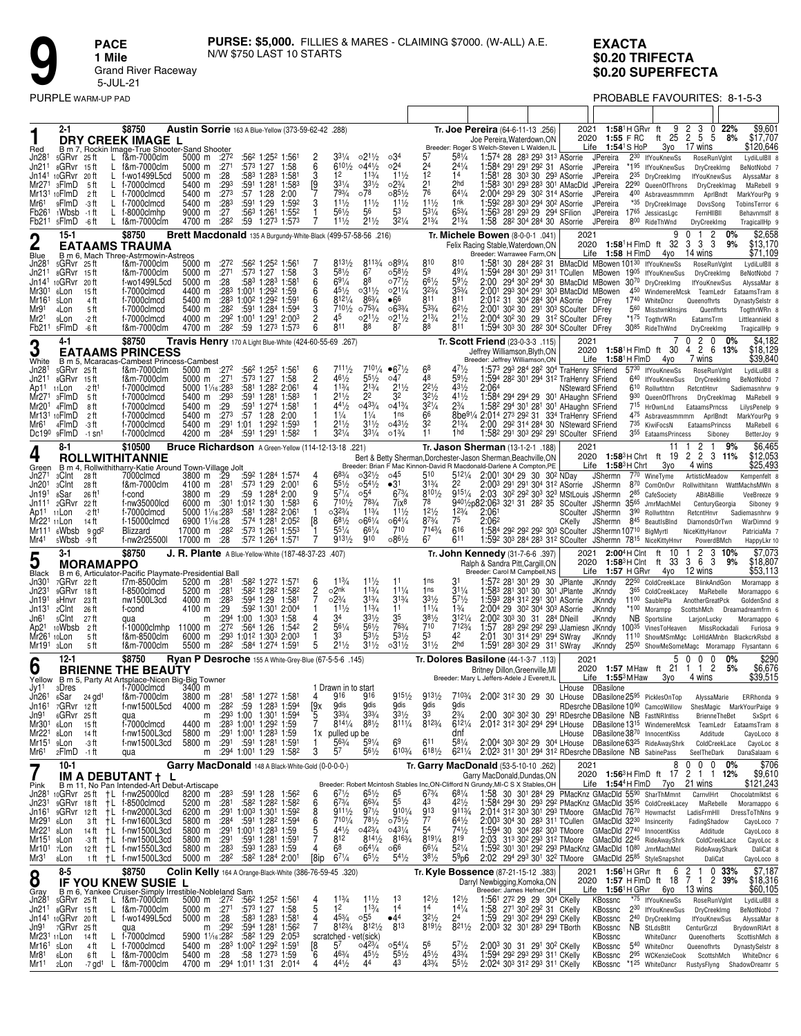# 9 PACE 1 Mile

Grand River Raceway
5-JUL-21

**PURSE: $5,000.** FILLIES & MARES - CLAIMING $7000. (W-ALL) A.E. N/W $750 LAST 10 STARTS

**EXACTA**
**$0.20 TRIFECTA**
**$0.20 SUPERFECTA**

PURPLE WARM-UP PAD

PROBABLE FAVOURITES: 8-1-5-3

---

## 1 — DRY CREEK IMAGE L (Red) — 2-1

$8750 — **Austin Sorrie** 163 A Blue-Yellow (373-59-62-42 .288) — **Tr. Joe Pereira** (64-6-11-13 .256)

B m 7, Rockin Image-True Shooter-Sand Shooter — Joe Pereira,Waterdown,ON — Breeder: Roger S Welch-Steven L Walden,IL

2021: 1:58¹H GRvr ft 9 2 3 0 22% $9,601 | 2020: 1:55 F RC ft 25 2 5 5 8% $17,707 | Life: 1:54¹S HoP 3yo 17 wins $120,646

| Date | Race | Cond | Class | Purse | Q1 | Q2 | Q3 | Fin | PP | 1/4 | 1/2 | 3/4 | Str | Fin | Time | Last Q / Driver | Trainer | Odds / Order of Finish |
|---|---|---|---|---|---|---|---|---|---|---|---|---|---|---|---|---|---|---|
| Jn28¹ | 5GRvr 25 ft | L | f&m-7000clm | 5000 m | :27² | :56² | 1:25² | 1:56¹ | 2 | 3³¼ | ○2¹½ | ○3⁴ | 5⁷ | 5⁸¼ | 1:57⁴ | 28 293 301 ASorrie | JPereira | 2³⁰ IfYouKnewSus RoseRunVglnt LydiLuBll 8 |
| Jn21¹ | 6GRvr 15 ft | L | f&m-7000clm | 5000 m | :27¹ | :57³ | 1:27 | 1:58 | 6 | 6¹⁰½ | ○4⁴½ | ○2⁴ | 2⁴ | 2⁴¼ | 1:58⁴ | 291 291 292 31 ASorrie | JPereira | *1⁹⁵ IfYouKnewSus DryCreekImg BeNotNobd 7 |
| Jn14¹ | 10GRvr 20 ft | L | f-wo1499L5cd | 5000 m | :28 | :58³ | 1:28³ | 1:58¹ | 3 | 1² | 1¹¾ | 1¹½ | 1² | 1⁴ | 1:58¹ | 28 303 30 293 ASorrie | JPereira | 2³⁵ DryCreekImg IfYouKnewSus AlyssaMar 8 |
| Mr27¹ | 3FlmD 5 ft | L | f-7000clmcd | 5400 m | :29³ | :59¹ | 1:28¹ | 1:58³ | [9 | 3³¼ | 3³½ | ○2³¼ | 2¹ | 2hd | 1:58³ | 301 293 283 301 AMacDld | JPereira | 22⁹⁰ QueenOfThrons DryCreekImag MaRebell 9 |
| Mr13¹ | 10FlmD 2 ft | L | f-7000clmcd | 5400 m | :27³ | :57 | 1:28 | 2:00 | 7 | 7⁹¾ | ○7⁸ | ○8⁵½ | 7⁶ | 6⁴¼ | 2:00⁴ | 293 29 302 314 ASorrie | JPereira | 4⁰⁰ Asbraveasmmmm AprlBndt MarkYourPg 9 |
| Mr6¹ | 9FlmD -3 ft | L | f-7000clmcd | 5400 m | :28³ | :59¹ | 1:29 | 1:59² | 3 | 1¹½ | 1¹½ | 1¹½ | 1¹½ | 1nk | 1:59² | 283 303 294 302 ASorrie | JPereira | *³⁵ DryCreekImage DovsSong TobinsTerror 6 |
| Fb26¹ | 1Wbsb -1 ft | L | f-8000clmhp | 9000 m | :27 | :56³ | 1:26¹ | 1:55² | 1 | 5⁶½ | 5⁶ | 5³ | 5³¼ | 6⁵¾ | 1:56³ | 281 293 29 294 SFilion | JPereira | 17⁶⁵ JessicasLgc FernHllBll Behavnmslf 8 |
| Fb21¹ | 5FlmD -6 ft | L | f&m-7000clm | 4700 m | :28² | :59 | 1:27³ | 1:57³ | 7 | 1¹½ | 2¹½ | 3²¼ | 2¹¾ | 2¹¾ | 1:58 | 282 304 284 30 ASorrie | JPereira | 8⁰⁰ RideThWnd DryCreekImg TragicallHp 9 |

## 2 — EATAAMS TRAUMA (Blue) — 15-1

$8750 — **Brett Macdonald** 135 A Burgundy-White-Black (499-57-58-56 .216) — **Tr. Michele Bowen** (8-0-0-1 .041)

B m 6, Mach Three-Astrmowin-Astreos — Felix Racing Stable,Waterdown,ON — Breeder: Warrawee Farm,ON

2021: 9 0 1 2 0% $2,658 | 2020: 1:58¹H FlmD ft 32 3 3 3 9% $13,170 | Life: 1:58 H FlmD 4yo 14 wins $71,109

| Date | Race | Cond | Class | Purse | Q1 | Q2 | Q3 | Fin | PP | 1/4 | 1/2 | 3/4 | Str | Fin | Time | Last Q / Driver | Trainer | Odds / Order of Finish |
|---|---|---|---|---|---|---|---|---|---|---|---|---|---|---|---|---|---|---|
| Jn28¹ | 5GRvr 25 ft | | f&m-7000clm | 5000 m | :27² | :56² | 1:25² | 1:56¹ | 7 | 8¹³½ | 8¹¹¾ | ○8⁹¼ | 8¹⁰ | 8¹⁰ | 1:58¹ | 30 284 282 31 BMacDld | MBowen | 101³⁰ IfYouKnewSus RoseRunVglnt LydiLuBll 8 |
| Jn21¹ | 6GRvr 15 ft | | f&m-7000clm | 5000 m | :27¹ | :57³ | 1:27 | 1:58 | 3 | 5⁸½ | 6⁷ | ○5⁸½ | 5⁹ | 4⁹¼ | 1:59⁴ | 284 301 293 311 TCullen | MBowen | 19⁰⁵ IfYouKnewSus DryCreekImg BeNotNobd 7 |
| Jn14¹ | 10GRvr 20 ft | | f-wo1499L5cd | 5000 m | :28 | :58³ | 1:28³ | 1:58¹ | 6 | 6⁹¼ | 8⁸ | ○7⁷½ | 6⁶½ | 5⁹½ | 2:00 | 294 302 294 30 BMacDld | MBowen | 30⁷⁰ DryCreekImg IfYouKnewSus AlyssaMar 8 |
| Mr30¹ | 6Lon 15 ft | | f-7000clmcd | 4400 m | :28³ | 1:00¹ | 1:29² | 1:59 | 6 | 4⁵½ | ○3¹½ | ○2¹¼ | 3²¾ | 3⁵¾ | 2:00¹ | 293 304 291 303 BMacDld | MBowen | 4⁵⁰ WindemereMcsk TeamLedr EataamsTram 8 |
| Mr16¹ | 5Lon 4 ft | | f-7000clmcd | 5400 m | :28³ | 1:00² | 1:29² | 1:59¹ | 6 | 8¹²¼ | 8⁶¾ | ●6⁶ | 8¹¹ | 8¹¹ | 2:01² | 31 304 284 304 ASorrie | DFrey | 17⁴⁰ WhiteDncr Queenofhrts DynastySelstr 8 |
| Mr9¹ | 4Lon 5 ft | | f-7000clmcd | 5400 m | :28² | :59¹ | 1:28⁴ | 1:59⁴ | 3 | 7¹⁰½ | ○7⁵¾ | ○6³¾ | 5³¾ | 6²½ | 2:00¹ | 302 30 291 303 SCoulter | DFrey | 5⁶⁰ MisstwnkInsjns Quenfhrts TogthrWRn 8 |
| Mr2¹ | 9Lon -2 ft | | f-7000clmcd | 4000 m | :29² | 1:00¹ | 1:29¹ | 2:00³ | 2 | 4⁵ | ○2¹½ | ○2¹½ | 2¹¾ | 2¹½ | 2:00⁴ | 302 30 29 312 SCoulter | DFrey | *1⁷⁵ TogthrWRn EatamsTrm Littleanniekl 8 |
| Fb21¹ | 5FlmD -6 ft | | f&m-7000clm | 4700 m | :28² | :59 | 1:27³ | 1:57³ | 6 | 8¹¹ | 8⁸ | 8⁷ | 8⁸ | 8¹¹ | 1:59⁴ | 303 30 282 304 SCoulter | DFrey | 30⁸⁵ RideThWnd DryCreekImg TragicallHp 9 |

## 3 — EATAAMS PRINCESS (White) — 4-1

$8750 — **Travis Henry** 170 A Light Blue-White (424-60-55-69 .267) — **Tr. Scott Friend** (23-0-3-3 .115)

B m 5, Mcaracas-Cambest Princess-Cambest — Jeffrey Williamson,Blyth,ON — Breeder: Jeffrey Williamson,ON

2021: 7 0 2 0 0% $4,182 | 2020: 1:58¹H FlmD ft 30 4 2 6 13% $18,129 | Life: 1:58¹H FlmD 4yo 7 wins $39,840

| Date | Race | Cond | Class | Purse | Q1 | Q2 | Q3 | Fin | PP | 1/4 | 1/2 | 3/4 | Str | Fin | Time | Last Q / Driver | Trainer | Odds / Order of Finish |
|---|---|---|---|---|---|---|---|---|---|---|---|---|---|---|---|---|---|---|
| Jn28¹ | 5GRvr 25 ft | | f&m-7000clm | 5000 m | :27² | :56² | 1:25² | 1:56¹ | 6 | 7¹¹½ | 7¹⁰¼ | ●6⁷½ | 6⁸ | 4⁷½ | 1:57³ | 293 284 282 30 TraHenry | SFriend | 57³⁰ IfYouKnewSus RoseRunVglnt LydiLuBll 8 |
| Jn21¹ | 6GRvr 15 ft | | f&m-7000clm | 5000 m | :27¹ | :57³ | 1:27 | 1:58 | 2 | 4⁶½ | 5⁵½ | ○4⁷ | 4⁸ | 5⁹½ | 1:59⁴ | 282 301 293 312 TraHenry | SFriend | 6⁴⁰ IfYouKnewSus DryCreekImg BeNotNobd 7 |
| Ap11¹ | 11Lon -2 ft¹ | | f-7000clmcd | 5000 1¹⁄₁₆ | :28³ | :58¹ | 1:28² | 2:06¹ | 4 | 1¹¾ | 2¹¾ | 2¹½ | 2²½ | 4³½ | 2:06⁴ | | NSteward SFriend | 6¹⁰ Rollwthtnn RetcntHnvr Sadiemasnhrw 9 |
| Mr27¹ | 3FlmD 5 ft | | f-7000clmcd | 5400 m | :29³ | :59¹ | 1:28¹ | 1:58³ | 1 | 2¹½ | 2² | 3² | 3²½ | 4¹½ | 1:58⁴ | 294 294 29 301 AHaughn | SFriend | 9³⁰ QueenOfThrons DryCreekImag MaRebell 9 |
| Mr20¹ | 4FlmD 8 ft | | f-7000clmcd | 5400 m | :29 | :59¹ | 1:27⁴ | 1:58¹ | 1 | 4⁴½ | ○4³¾ | ○4³¾ | 3²¼ | 2¾ | 1:58² | 294 301 281 301 AHaughn | SFriend | 7¹⁵ HrOwnLnd EataamsPrncss LilysPenelp 9 |
| Mr13¹ | 10FlmD 2 ft | | f-7000clmcd | 5400 m | :27³ | :57 | 1:28 | 2:00 | 6 | 1¼ | 1¼ | 1ns | 6⁶ | 8be⁹¼ | 2:01⁴ | 273 292 31 334 TraHenry | SFriend | 4⁷⁵ Asbraveasmmmm AprlBndt MarkYourPg 9 |
| Mr6¹ | 4FlmD -3 ft | | f-7000clmcd | 5400 m | :29¹ | 1:01 | 1:29² | 1:59³ | 1 | 2¹½ | 3¹½ | ○4³½ | 3² | 2¹¾ | 2:00 | 292 314 284 30 NSteward | SFriend | 7³⁵ KiwiFocsN EataamsPrncss MaRebell 6 |
| Dc19⁰ | 9FlmD -1 sn¹ | | f-7000clmcd | 4200 m | :28⁴ | :59¹ | 1:29¹ | 1:58² | 1 | 3²¼ | 3³¼ | ○1³¼ | 1¹ | 1hd | 1:58² | 291 303 292 291 SCoulter | SFriend | 3⁵⁵ EataamsPrincess Siboney BetterJoy 9 |

## 4 — ROLLWITHITANNIE (Green) — 8-1

$10500 — **Bruce Richardson** A Green-Yellow (114-12-13-18 .221) — **Tr. Jason Sherman** (13-1-2-1 .188)

B m 4, Rollwithitharry-Katie Around Town-Village Jolt — Bert & Betty Sherman,Dorchester-Jason Sherman,Beachville,ON — Breeder: Brian F Mac Kinnon-David R Macdonald-Darlene A Compton,PE

2021: 11 1 2 1 9% $6,465 | 2020: 1:58³H Chrt ft 19 2 2 3 11% $12,053 | Life: 1:58³H Chrt 3yo 4 wins $25,493

| Date | Race | Cond | Class | Purse | Q1 | Q2 | Q3 | Fin | PP | 1/4 | 1/2 | 3/4 | Str | Fin | Time | Last Q / Driver | Trainer | Odds / Order of Finish |
|---|---|---|---|---|---|---|---|---|---|---|---|---|---|---|---|---|---|---|
| Jn27¹ | 3Clnt 28 ft | | 7000clmcd | 3800 m | :29 | :59² | 1:28⁴ | 1:57⁴ | 4 | 6⁸¾ | ○3²½ | ○4⁵ | 5¹⁰ | 5¹²¼ | 2:00¹ | 304 29 30 302 NDay | JSherman | 7⁷⁰ WineTyme ArtisticMeadow Kempenfelt 8 |
| Jn20¹ | 3Clnt 28 ft | | f&m-7000clm | 4100 m | :28¹ | :57³ | 1:29 | 2:00¹ | 6 | 5⁵½ | ○5⁴½ | ●3¹ | 3¹¾ | 2² | 2:00³ | 291 291 304 312 ASorrie | JSherman | 8⁷⁰ ComOnOvr Rollwithitann WattMachsMWn 8 |
| Jn19¹ | 8Sar 26 ft¹ | | f-cond | 3800 m | :29 | :59 | 1:28⁴ | 2:00 | 9 | 5⁷¼ | ○5⁴ | 6⁷¾ | 8¹⁰½ | 9¹⁵¼ | 2:03 | 302 292 303 323 MStLouis | JSherman | 2⁸⁵ CafeSociety ABitABillie VeeBreeze 9 |
| Jn11¹ | 2GRvr 22 ft | | f-nw35000lcd | 6000 m | :30¹ | 1:01² | 1:30 | 1:58³ | 6 | 7¹⁰½ | 7⁸¾ | 7ix⁸ | 7⁸ | 9⁴⁰½p8 | 2:06³ | 321 31 282 35 SCoulter | JSherman | 35⁶⁵ JmrMachMel CenturyGeorgia Siboney 9 |
| Ap11¹ | 11Lon -2 ft¹ | | f-7000clmcd | 5000 1¹⁄₁₆ | :28³ | :58¹ | 1:28² | 2:06¹ | 1 | ○3²¾ | 1¹¾ | 1¹½ | 1²½ | 1²¾ | 2:06¹ | | SCoulter JSherman | 3⁹⁰ Rollwthtnn RetcntHnvr Sadiemasnhrw 9 |
| Mr22¹ | 11Lon 14 ft | | f-15000clmcd | 6900 1¹⁄₁₆ | :28 | :57⁴ | 1:28¹ | 2:05² | [8 | 6⁸½ | ○6⁶¼ | ○6⁴¼ | 8⁷¾ | 7⁵ | 2:06² | | CKelly JSherman | 8⁴⁵ BeautlsBlnd DiamondsOrTwn WarDimnd 9 |
| Mr11¹ | 6Wbsb 9 gd² | | Blizzard | 17000 m | :28² | :57³ | 1:26¹ | 1:55³ | 1 | 5⁵¼ | 6⁶¼ | 7¹⁰ | 7¹⁴³⁄₄ | 6¹⁶ | 1:58⁴ | 292 292 292 303 SCoulter | JSherman | 107¹⁰ BigMyrtl NiceKittyHanovr PatriciaMa 7 |
| Mr4¹ | 5Wbsb -9 ft | | f-nw2r25500l | 17000 m | :28 | :57² | 1:26⁴ | 1:57¹ | 7 | 9¹³½ | 9¹⁰ | ○8⁶½ | 6⁷ | 6¹¹ | 1:59² | 303 284 283 312 SCoulter | JSherman | 78¹⁵ NiceKittyHnvr PowerdBMch HappyLkr 10 |

## 5 — MORAMAPPO (Black) — 3-1

$8750 — **J. R. Plante** A Blue-Yellow-White (187-48-37-23 .407) — **Tr. John Kennedy** (31-7-6-6 .397)

B m 6, Articulator-Pacific Playmate-Presidential Ball — Ralph & Sandra Pitt,Cargill,ON — Breeder: Carol M Campbell,NS

2021: 2:00⁴H Clnt ft 10 1 2 3 10% $7,073 | 2020: 1:58³H Clnt ft 33 3 6 3 9% $18,807 | Life: 1:57 H GRvr 4yo 12 wins $53,113

| Date | Race | Cond | Class | Purse | Q1 | Q2 | Q3 | Fin | PP | 1/4 | 1/2 | 3/4 | Str | Fin | Time | Last Q / Driver | Trainer | Odds / Order of Finish |
|---|---|---|---|---|---|---|---|---|---|---|---|---|---|---|---|---|---|---|
| Jn30¹ | 7GRvr 22 ft | | f7m-8500clm | 5200 m | :28¹ | :58² | 1:27² | 1:57¹ | 6 | 1¹¾ | 1¹½ | 1¹ | 1ns | 3¹ | 1:57² | 281 301 29 30 JPlante | JKenndy | 22⁵⁰ ColdCreekLace BlinkAndGon Moramappo 8 |
| Jn23¹ | 9GRvr 18 ft | | f-8500clmcd | 5200 m | :28¹ | :58² | 1:28² | 1:58² | 2 | ○2nk | 1¹¾ | 1¹¼ | 1ns | 3¹¼ | 1:58³ | 281 301 30 301 JPlante | JKenndy | 3⁶⁵ ColdCreekLacey MaRebelle Moramappo 6 |
| Jn19¹ | 8Hnvr 23 ft | | nw1500L3cd | 4000 m | :28³ | :59⁴ | 1:29 | 1:58¹ | 7 | ○2¾ | 3¹¾ | 3¹¾ | 3³½ | 5⁷½ | 1:59³ | 284 312 281 301 ASorrie | JKenndy | 11⁰⁰ SaublePla AnotherGreatPck GoldenSnd 8 |
| Jn13¹ | 2Clnt 26 ft | | f-cond | 4100 m | :29 | :59² | 1:30¹ | 2:00⁴ | 1 | 1¹½ | 1¹¾ | 1¹ | 1¹¼ | 1³⁄₄ | 2:00⁴ | 29 302 304 303 ASorrie | JKenndy | *1⁰⁰ Morampp ScottshMch Dreamadreamfrm 6 |
| Jn6¹ | 5Clnt 27 ft | | qua | m | :29⁴ | 1:00 | 1:30³ | 1:58 | 4 | 3⁴ | 3³½ | 3⁵ | 3⁸½ | 3¹²¼ | 2:00² | 303 30 31 284 DNeill | JKenndy | NB Sportsline LarjonLucky Moramappo 6 |
| Ap21¹ | 10Wbsb 2 ft | | f-10000clmhp | 11000 m | :27² | :56⁴ | 1:26 | 1:54² | 2 | 5⁶¼ | 5⁶½ | 7⁶³⁄₄ | 7¹⁰ | 7¹²¾ | 1:57 | 283 292 293 JJamiesn | JKenndy | 100³⁵ VinesToHeaven MissRockadali Furiosa 9 |
| Mr26¹ | 10Lon 5 ft | | f&m-8500clm | 6000 m | :29³ | 1:01² | 1:30³ | 2:00³ | 1 | 3³ | 5³½ | 5³½ | 5³ | 4² | 2:01 | 301 314 291 294 SWray | JKenndy | 11¹⁰ ShowMSmMgc LoHidAMmbn BlackdrkRsbd 8 |
| Mr19¹ | 3Lon 5 ft | | f&m-7000clm | 5500 m | :28² | :58⁴ | 1:27⁴ | 1:59¹ | 5 | 2¹½ | 3¹½ | ○3¹½ | 3¹½ | 2hd | 1:59¹ | 283 302 29 311 SWray | JKenndy | 25⁰⁰ ShowMeSomeMagc Moramapp Flysantann 6 |

## 6 — BRIENNE THE BEAUTY (Yellow) — 12-1

$8750 — **Ryan P Desroche** 155 A White-Grey-Blue (67-5-5-6 .145) — **Tr. Dolores Basilone** (44-1-3-7 .113)

B m 5, Party At Artsplace-Nicen Big-Big Towner — Britney Dillon,Greenville,MI — Breeder: Mary L Jeffers-Adele J Everett,IL

2021: 5 0 0 0 0% $290 | 2020: 1:57 M Haw ft 21 1 1 2 5% $6,676 | Life: 1:55³M Haw 3yo 4 wins $39,515

| Date | Race | Cond | Class | Purse | Q1 | Q2 | Q3 | Fin | PP | 1/4 | 1/2 | 3/4 | Str | Fin | Time | Last Q / Driver | Trainer | Odds / Order of Finish |
|---|---|---|---|---|---|---|---|---|---|---|---|---|---|---|---|---|---|---|
| Jy1¹ | 3Dres | | f-7000clmcd | 3400 m | | | | | 1 | Drawn in to start | | | | | | | LHouse DBasilone | |
| Jn26¹ | 6Sar 24 gd¹ | | f&m-7000clm | 3800 m | :28¹ | :58¹ | 1:27² | 1:58¹ | 4 | 9¹⁶ | 9¹⁶ | 9¹⁵½ | 9¹³½ | 7¹⁰³⁄₄ | 2:00² | 312 30 29 30 | LHouse | DBasilone25⁹⁵ PicklesOnTop AlyssaMarie ERRhonda 9 |
| Jn16¹ | 7GRvr 12 ft | | f-nw1500L5cd | 4000 m | :28² | :59 | 1:28³ | 1:59⁴ | [9x | 9dis | 9dis | 9dis | 9dis | 9dis | | | RDesrche | DBasilone10⁹⁰ CamcoWillow ShesMagic MarkYourPaige 9 |
| Jn9¹ | 6GRvr 25 ft | | qua | m | :29³ | 1:00 | 1:30¹ | 1:59⁴ | 5 | 3³¾ | 3³¾ | 3³½ | 3³ | 2¾ | 2:00 | 302 302 30 291 | RDesrche | DBasilone NB FastNRntlies BrienneTheBet SxSprt 6 |
| Mr30¹ | 6Lon 15 ft | | f-7000clmcd | 4400 m | :28³ | 1:00¹ | 1:29² | 1:59 | 7 | 8¹⁴¼ | 8⁸½ | 8¹¹¼ | 8¹²¾ | 6¹²¼ | 2:01² | 312 302 294 294 | LHouse | DBasilone13¹⁵ WindemereMcsk TeamLedr EataamsTram 8 |
| Mr22¹ | 6Lon 14 ft | | f-nw1500L3cd | 5800 m | :29¹ | 1:00¹ | 1:28³ | 1:59 | 1x | pulled up be | | | | dnf | | | LHouse | DBasilone38⁷⁰ InnocentKiss Addltude CayoLoco 8 |
| Mr15¹ | 9Lon -3 ft | | f-nw1500L3cd | 5800 m | :29¹ | :59¹ | 1:28¹ | 1:59¹ | 1 | 5⁶¾ | 5⁹¼ | 6⁹ | 6¹¹ | 5⁸¼ | 2:00⁴ | 303 302 29 304 | LHouse | DBasilone63²⁵ RideAwayShrk ColdCreekLace CayoLoc 8 |
| Mr6¹ | 2FlmD -1 ft | | qua | m | :29⁴ | 1:00¹ | 1:29 | 1:58² | 3 | 5⁷ | 5⁶½ | 6¹⁰³⁄₄ | 6¹⁸½ | 6²¹¼ | 2:02³ | 311 301 294 312 | RDesrche | DBasilone NB SabinePass SeelTheDark DanaSalaam 6 |

## 7 — IM A DEBUTANT † L (Pink) — 10-1

$8750 — **Garry MacDonald** 148 A Black-White-Gold (0-0-0-0-) — **Tr. Garry MacDonald** (53-5-10-10 .262)

B m 11, No Pan Intended-Art Debut-Artiscape — Garry MacDonald,Dundas,ON — Breeder: Robert Mcintosh Stables Inc,ON-Clifford N Grundy,MI-C S X Stables,OH

2021: 8 0 0 0 0% $706 | 2020: 1:56³H FlmD ft 17 2 1 1 12% $9,610 | Life: 1:54⁴H FlmD 7yo 21 wins $121,243

| Date | Race | Cond | Class | Purse | Q1 | Q2 | Q3 | Fin | PP | 1/4 | 1/2 | 3/4 | Str | Fin | Time | Last Q / Driver | Trainer | Odds / Order of Finish |
|---|---|---|---|---|---|---|---|---|---|---|---|---|---|---|---|---|---|---|
| Jn28¹ | 10GRvr 25 ft | †L | f-nw25000lcd | 8200 m | :28³ | :59¹ | 1:28 | 1:56² | 6 | 6⁷½ | 6⁵½ | 6⁵ | 6⁷¾ | 6⁸¼ | 1:58 | 30 301 284 29 PMacKnz | GMacDld | 55⁹⁰ SharThMmnt CarnvlHrt ChocolatmIktst 6 |
| Jn23¹ | 9GRvr 18 ft | †L | f-8500clmcd | 5200 m | :28¹ | :58² | 1:28² | 1:58² | 6 | 6⁷¾ | 6⁶¾ | 5⁵ | 4³ | 4²½ | 1:58⁴ | 294 30 293 292 PMacKnz | GMacDld | 35³⁵ ColdCreekLacey MaRebelle Moramappo 6 |
| Jn16¹ | 9GRvr 12 ft | †L | f-nw2000L3cd | 6200 m | :29¹ | 1:00³ | 1:30¹ | 1:59² | 8 | 8¹¹½ | 5⁷½ | 5¹⁰¼ | 9¹³ | 9¹¹¾ | 2:01⁴ | 312 303 30 313 TMoore | GMacDld | 76⁷⁰ Howmacfst LadisFrmHll DressToThNns 9 |
| Jn9¹ | 3GRvr 25 ft | †L | f-nw1600L3cd | 5800 m | :28³ | :59¹ | 1:28² | 1:59⁴ | 6 | 7¹⁰¼ | 7⁸½ | ○7⁵½ | 7⁷ | 6⁴½ | 2:00³ | 304 30 283 311 TCullen | GMacDld | 32³⁰ Insincerity FadingShadow CayoLoco 7 |
| Mr22¹ | 6Lon 14 ft | †L | f-nw1500L3cd | 5800 m | :29¹ | 1:00¹ | 1:28³ | 1:59 | 5 | 4⁴½ | ○4²¾ | ○4³¼ | 5⁴ | 7⁴½ | 1:59⁴ | 30 304 282 303 TMoore | GMacDld | 27⁴⁰ InnocentKiss Addltude CayoLoco 8 |
| Mr15¹ | 9Lon -3 ft | †L | f-nw1500L3cd | 5800 m | :29¹ | :59¹ | 1:28¹ | 1:59¹ | 7 | 8¹² | 8¹⁴½ | 8¹⁶¾ | 8¹⁹¼ | 8¹⁹ | 2:03 | 313 302 293 312 TMoore | GMacDld | 22⁴⁵ RideAwayShrk ColdCreekLace CayoLoc 8 |
| Mr10¹ | 7Lon 12 ft | †L | f-nw1550L3cd | 5800 m | :28³ | :59³ | 1:28³ | 1:59 | 4 | 6⁸ | ○6⁴¼ | ○6⁶ | 6⁶¼ | 5²¼ | 1:59² | 301 301 292 293 PMacKnz | GMacDld | 10⁸⁰ JmrMachMel RideAwayShark DaliCat 8 |
| Mr3¹ | 8Lon 1 ft | †L | f-nw1500L3cd | 5000 m | :28² | :58² | 1:28⁴ | 2:00¹ | [8ip | 6⁷¼ | 6⁵½ | 5⁴½ | 3⁸½ | 5p6 | 2:02 | 294 29 303 322 TMoore | GMacDld | 25⁸⁵ StyleSnapshot DaliCat CayoLoco 8 |

## 8 — IF YOU KNEW SUSIE L (Gray) — 8-5

$8750 — **Colin Kelly** 164 A Orange-Black-White (386-76-59-45 .320) — **Tr. Kyle Bossence** (87-21-15-12 .383)

B m 6, Yankee Cruiser-Simply Irrestible-Nobleland Sam — Darryl Newbigging,Komoka,ON — Breeder: James Hefner,OH

2021: 1:56¹H GRvr ft 6 2 1 0 33% $7,187 | 2020: 1:57 H FlmD ft 18 7 1 2 39% $18,316 | Life: 1:56¹H GRvr 6yo 13 wins $60,105

| Date | Race | Cond | Class | Purse | Q1 | Q2 | Q3 | Fin | PP | 1/4 | 1/2 | 3/4 | Str | Fin | Time | Last Q / Driver | Trainer | Odds / Order of Finish |
|---|---|---|---|---|---|---|---|---|---|---|---|---|---|---|---|---|---|---|
| Jn28¹ | 5GRvr 25 ft | L | f&m-7000clm | 5000 m | :27² | :56² | 1:25² | 1:56¹ | 4 | 1¹¾ | 1¹½ | 1³ | 1²½ | 1²½ | 1:56¹ | 272 29 283 304 CKelly | KBossnc | *⁷⁵ IfYouKnewSus RoseRunVglnt LydiLuBll 8 |
| Jn21¹ | 6GRvr 15 ft | L | f&m-7000clm | 5000 m | :27¹ | :57³ | 1:27 | 1:58 | 5 | 1² | 1¹¾ | 1⁴ | 1⁴ | 1⁴¼ | 1:58 | 271 302 292 31 CKelly | KBossnc | 2³⁰ IfYouKnewSus DryCreekImg BeNotNobd 7 |
| Jn14¹ | 10GRvr 20 ft | L | f-wo1499L5cd | 5000 m | :28 | :58³ | 1:28³ | 1:58¹ | 4 | 4⁵¾ | ○5⁵ | ●4⁴ | 3²½ | 2⁴ | 1:59 | 291 302 294 293 CKelly | KBossnc | 2⁴⁰ DryCreekImg IfYouKnewSus AlyssaMar 8 |
| Jn9¹ | 7GRvr 25 ft | | qua | m | :29² | :59⁴ | 1:28¹ | 1:56² | 8 | 8¹²¾ | 8¹²½ | 8¹³ | 8¹⁹½ | 8²¹½ | 2:00³ | 32 30 301 283 TBorth | KBossnc | NB StLdsBtt CenturGrzzl BrydownRIArt 8 |
| Mr23¹ | 11Lon 14 ft | L | f-7000clmcd | 5900 1¹⁄₁₆ | :28³ | :58² | 1:29 | 2:05³ | | scratched - vet(sick) | | | | | | | KBossnc | |
| Mr16¹ | 5Lon 4 ft | L | f-7000clmcd | 5400 m | :28³ | 1:00² | 1:29² | 1:59¹ | [8 | 5⁷ | ○4²¾ | ○5⁴¼ | 5⁶ | 5⁷½ | 2:00³ | 30 31 291 302 CKelly | KBossnc | 5⁴⁰ WhiteDncr Queenofhrts DynastySelstr 8 |
| Mr8¹ | 6Lon 6 ft | L | f&m-7000clm | 5400 m | :28 | :58 | 1:27³ | 1:59 | 6 | 4⁶¾ | 4⁵½ | 5⁵½ | 4⁵½ | 4³¾ | 1:59⁴ | 292 293 293 311 CKelly | KBossnc | 2⁹⁵ WCKenzieCook ScottshMch WhiteDncr 6 |
| Mr1¹ | 2Lon -7 gd¹ | L | f&m-7000clm | 4700 m | :29⁴ | 1:01¹ | 1:31 | 2:01⁴ | 4 | 4⁴½ | 4⁴ | 4³ | 4³¾ | 5⁵½ | 2:02⁴ | 303 312 293 311 CKelly | KBossnc | *1²⁵ WhiteDancr RustysFlyng ShadowDreamr 5 |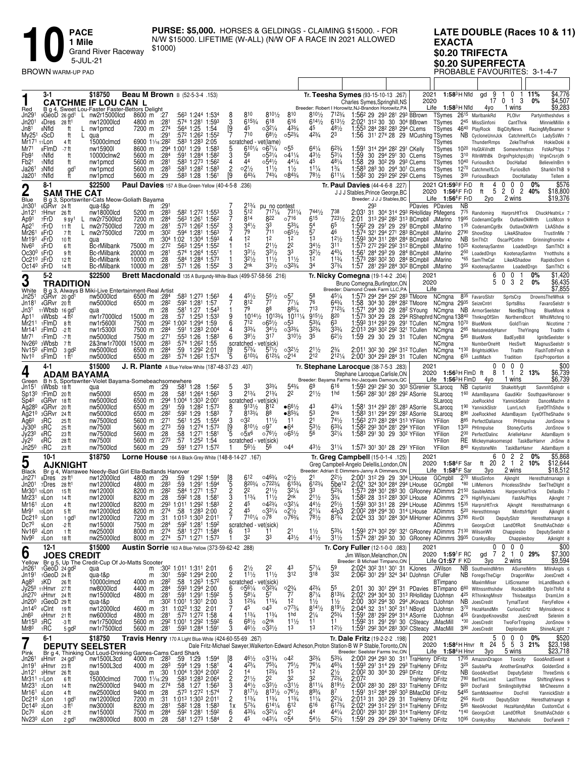# 10 PACE 1 Mile
Grand River Raceway
5-JUL-21

BROWN WARM-UP PAD

**PURSE: $5,000.** HORSES & GELDINGS - CLAIMING $15000. - FOR N/W $15000. LIFETIME (W-ALL) (N/W OF A RACE IN 2021 ALLOWED $1000)

**LATE DOUBLE (Races 10 & 11)**
**EXACTA**
**$0.20 TRIFECTA**
**$0.20 SUPERFECTA**
PROBABLE FAVOURITES: 3-1-4-7

---

## 1 — Red — 3-1 — CATCHME IF LOU CAN L — $18750

**Beau M Brown** B (52-5-3-4 .153)
B g 4, Sweet Lou-Faster Faster-Bettors Delight
Tr. **Teesha Symes** (93-15-10-13 .267)
Charles Symes,Springhill,NS
Breeder: Robert I Horowitz,NJ-Brandon Horowitz,PA

| | | | | |
|---|---|---|---|---|
| 2021 | 1:58³H Nfld | gd 9 1 0 1 | 11% | $4,776 |
| 2020 | | 17 0 1 3 | 0% | $4,507 |
| Life | 1:58³H Nfld | 4yo 1 wins | | $9,283 |

| Date | Track | Cond | | Race | Dist | Fractions | | Post | 1/4 | 1/2 | 3/4 | Str | Fin | Last Q / Time | Driver | Trainer | Odds | Order of finish |
|---|---|---|---|---|---|---|---|---|---|---|---|---|---|---|---|---|---|---|
| Jn291 | 9GeoD 26 gd¹ | | | nw2r15000lcd | 8600 m | :27 :56³ 1:24⁴ 1:53⁴ | | 8 | 8¹⁰ | 8¹⁰½ | 8¹⁰ | 8¹⁰½ | 7¹²¾ | 1:56² 29 29³ 28¹ 29³ | BBrown | TSymes | 26¹⁵ | MarlbankRd PLOlvr Partyintheshdws 8 |
| Jn201 | 4Dres 28 ft¹ | | | nw12000lcd | 4800 m | :28¹ :57⁴ 1:28¹ 1:59³ | | 3 | 6¹⁵¾ | 6¹⁸ | 6¹⁶ | 6¹⁴½ | 6¹³½ | 2:02¹ 31² 30 30 30⁴ | BBrown | TSymes | 2⁴⁵ | MissSinfoni CantThnk MinnieMillin 8 |
| Jn81 | 8Nfld ft | L | | nw1pmcd | 7200 m | :27⁴ :56⁴ 1:25 1:54 | | [9 | 4⁵ | o3²¼ | 4³¾ | 4⁵ | 4⁸½ | 1:55³ 28⁴ 28² 28³ 29⁴ | CLems | TSymes | 46⁴⁰ | PlayRock BigCityNews RacingMyBeamer 9 |
| My251 | 4ScD ft | L | | qua | m | :29¹ :57² 1:26² 1:55² | | 7 | 7¹⁰ | 6⁸½ | o5²¾ | 4²¾ | 2³ | 1:56 31¹ 27⁴ 28 29 | MCushing | TSymes | NB | CycloneUnnJck CatchmeIfLCn LadySsWn 7 |
| Mr171 | 11Lon 4 ft | | | 15000clmcd | 6900 1¹⁄₁₆ | :28² :58³ 1:28³ 2:05 | | | scratched - vet(lame) | | | | | | | TSymes | | ThunderRmps ZekeTheFrek HokieDoki 8 |
| Mr71 | 8FlmD -7 ft | | | nw15900l | 8600 m | :29⁴ 1:00¹ 1:29 1:58³ | | 5 | 6¹⁰¼ | o6⁷¼ | o5⁵ | 6⁴¼ | 6²¾ | 1:59¹ 31⁴ 29⁴ 28² 29¹ | CKelly | TSymes | 10²⁰ | HsGtAVndtt Somewhrntscn FstAsPhlps 7 |
| Fb91 | 1Nfld ft | | | 10000clnw2 | 5600 m | :28⁴ :59¹ 1:28⁴ 1:58² | | 3 | 5⁶ | o5³¼ | o4¹¼ | 4³½ | 5³¼ | 1:59 30 29⁴ 29¹ 30 | CLems | TSymes | 3¹⁰ | RllnWthBk DrgnPrplchps(dh) VrgnCrsr(dh 9 |
| Fb21 | 1Nfld ft | | | nw1pmcd | 5600 m | :28¹ :58³ 1:27³ 1:56² | | 4 | 4⁴ | o5⁴½ | 4⁴¼ | 4⁵ | 4⁸¼ | 1:58 29 30² 29 29³ | CLems | TSymes | 10⁴⁰ | FuriousBch DocHallad BelieveInBrn 9 |
| Ja261 | 3Nfld gd¹ | | | nw1pmcd | 5600 m | :28³ :58³ 1:28² 1:58³ | | 2 | o2½ | 1¹½ | 1½ | 1¹¼ | 1¾ | 1:58³ 28³ 30 29⁴ 30¹ | CLems | TSymes | 12⁷⁰ | CatchmeIfLCn FuriosBch SharkInThB 9 |
| Ja201 | 7Nfld ft | | | nw1pmcd | 5600 m | :29 :58³ 1:28 1:56¹ | | [9 | 6⁴¾ | 7⁴¾ | o8⁴¾ | 7⁸½ | 6¹¹¼ | 1:58² 30 29³ 29² 29² | CLems | TSymes | 3⁰⁰ | FuriousBeach DocHalladay Tellem 8 |

## 2 — Blue — 8-1 — SAM THE CAT — $22500

**Paul Davies** 157 A Blue-Green-Yellow (40-4-5-8 .236)
B g 3, Sportswriter-Cats Meow-Goliath Bayama
Tr. **Paul Davies** (44-4-6-8 .227)
J J J Stables,Prince George,BC
Breeder: J J J Stables,BC

| | | | | |
|---|---|---|---|---|
| 2021 | Q1:59³F FrD | ft 4 0 0 0 | 0% | $576 |
| 2020 | 1:56⁴F FrD | ft 5 2 0 2 | 40% | $18,800 |
| Life | 1:56⁴F FrD | 2yo 2 wins | | $19,376 |

| Date | Track | Cond | | Race | Dist | Fractions | | Post | 1/4 | 1/2 | 3/4 | Str | Fin | Last Q / Time | Driver | Trainer | Odds | Order of finish |
|---|---|---|---|---|---|---|---|---|---|---|---|---|---|---|---|---|---|---|
| Jn301 | 6GRvr 24 ft | | | qua-t&p | m | :29¹ | | 7 | 2¹³⁄₄ | pu no contest | | | | 29³ | PDavies | PDavies | NB | |
| Jn121 | 7Hnvr 26 ft | | | nw18000lcd | 5200 m | :28³ :58² 1:27² 1:55³ | | 3 | 5¹² | 7¹⁷¼ | 7³¹¼ | 7⁴⁴½ | 7³⁸ | 2:03¹ 31 30⁴ 31⁴ 29³ | RHolliday | PMegens | 7⁷⁵ | Randomirg HarprsHtTrck ChuckHeatnLv 7 |
| Ap91 | 7FrD 9 sy¹ | L | | nw2r7500lcd | 7200 m | :28⁴ :56³ 1:26¹ 1:56² | | 7 | 8¹⁴ | 8²² | o7¹⁶ | 6¹⁵ | 7²³½ | 2:01 31³ 29² 28² 31³ | BCmpbll | JMarino | 19⁹⁵ | CodenamCgrBx OutlawDkWrth LcsMccn 9 |
| Ap21 | 7FrD 11 ft | L | | nw2r7500lcd | 7200 m | :28¹ :57³ 1:26² 1:55² | | 3 | 3⁴½ | 3³ | 5³¾ | 5⁴ | 6⁵ | 1:56² 29 29¹ 29 29¹ | BCmpbll | JMarino | 1³⁵ | CodenamCgrBx OutlawDkWrth LkAShdw 8 |
| Mr261 | 8FrD 7 ft | L | | nw2r7500lcd | 7200 m | :30² :59⁴ 1:28¹ 1:56³ | | 7 | 7⁹ | 7¹¹ | o6⁵½ | 5⁷ | 4⁶ | 1:57⁴ 32¹ 29⁴ 27¹ 28³ | BCmpbll | JMarino | 27⁹⁰ | ShowStop LikeAShadow TrustInMe 7 |
| Mr191 | 4FrD 10 ft | | | qua | m | :30⁴ 1:02 1:30⁴ 1:59³ | | 4 | 1² | 1² | 1² | 1³ | 1²½ | 1:59³ 30⁴ 31¹ 28⁴ 28⁴ | BCmpbll | JMarino | NB | SmThCt OscarPColtrn Grinningfromby 4 |
| Nv60 | 3FrD 6 ft | | | Bc-rMilbank | 75000 m | :27² :56³ 1:25⁴ 1:55² | | 1 | 1² | 2¹½ | 2² | 3⁴½ | 3¹¹ | 1:57³ 27² 29² 29² 31² | BCmpbll | JMarino | 10²⁵ | KootenaySantnn LoadedDrgn SamThCt 8 |
| Oc300 | 5FrD 9 ft | | | Bc-rMilbank | 20000 m | :28¹ :57⁴ 1:26⁴ 1:55¹ | | 1 | 3³½ | 3³½ | 3³ | 3²½ | 4⁴¾ | 1:56¹ 28⁴ 29³ 29 28⁴ | BCmpbll | JMarino | 2⁵⁰ | LoadedDrgn KootenaySantnn Ynotthshs 8 |
| Oc210 | 2FrD 12 ft | | | Bc-rMilbank | 10000 m | :28 :58⁴ 1:28⁴ 1:57³ | | 1 | 3²½ | 1¹½ | 1¹½ | 1² | 1¹³ | 1:57³ 28² 30² 30 28⁴ | BCmpbll | JMarino | *⁶⁵ | SamTheCat LikeAShadow RapidoDom 6 |
| Oc140 | 3FrD 14 ft | | | Bc-rMilbank | 10000 m | :28¹ :57¹ 1:26 1:55² | | 3 | 2nk | 3³½ | o3²¾ | 3⁴ | 3⁷¾ | 1:57 28¹ 29³ 28⁴ 30² | BCmpbll | JMarino | 3⁵⁵ | KootenaySantnn LoadedDrgn SamThCt 6 |

## 3 — White — 5-2 — TRADITION — $22500

**Brett Macdonald** 135 A Burgundy-White-Black (499-57-58-56 .216)
B g 3, Always B Miki-Live Entertainment-Real Artist
Tr. **Nicky Comegna** (19-1-4-2 .204)
Bruno Comegna,Burlington,ON
Breeder: Diamond Creek Farm LLC,PA

| | | | | |
|---|---|---|---|---|
| 2021 | | 6 0 0 1 | 0% | $1,420 |
| 2020 | | 5 0 3 2 | 0% | $6,435 |
| Life | | | | $7,855 |

| Date | Track | Cond | | Race | Dist | Fractions | | Post | 1/4 | 1/2 | 3/4 | Str | Fin | Last Q / Time | Driver | Trainer | Odds | Order of finish |
|---|---|---|---|---|---|---|---|---|---|---|---|---|---|---|---|---|---|---|
| Jn251 | 2GRvr 20 gd¹ | | | nw5000lcd | 6500 m | :28⁴ :58³ 1:27³ 1:56³ | | 4 | 4⁵½ | 5⁵½ | o5⁷ | 5⁸ | 4⁵¼ | 1:57³ 29⁴ 29⁴ 29² 28³ | TMoore | NCmgna | 8³⁵ | FavaroSlstr SprtsCrp DrownsTheWhsk 9 |
| Jn181 | 4GRvr 20 ft | | | nw5000lcd | 6500 m | :28² :59² 1:28¹ 1:57 | | 7 | 8¹² | 7⁷ | 7⁷¼ | 7⁶ | 6⁴¾ | 1:58 30⁴ 30 28⁴ 28² | TMoore | NCmgna | 29³⁵ | SeizeCntrl SprtsBlss FavaroSelstr 9 |
| Jn31 | 11Wbsb 16 gd¹ | | | qua | m | :28 :58¹ 1:27 1:54³ | | 1 | 7⁹ | 8⁸ | 8⁸¾ | 7¹³ | 7¹²¾ | 1:57¹ 29⁴ 30 29 28² | SYoung | NCmgna | NB | ArmorSeelster NextBigThing BlueMonk 8 |
| Ap11 | 9Wbsb -4 ft² | | | nw1r7000lcd | 15000 m | :28 :57 1:25³ 1:53³ | | 9 | 10¹⁴½ | 10¹³¾ | 10¹¹¼ | 9¹⁵½ | 8²⁰ | 1:57³ 30⁴ 29 28 29⁴ | RShephrd | NCmgna | 138⁴⁰ | ThnkngOfSlm NorthernBccrt WhsWtchng 10 |
| Mr211 | 1FlmD 8 ft | | | nw1r5600l | 7500 m | :29² 1:00² 1:29⁴ 1:59 | | 6 | 7¹² | o6⁵½ | o5³ | 5³¾ | 6³ | 1:59³ 31⁴ 29³ 29 29¹ | TCullen | NCmgna | 10⁷⁰ | BlueMonk GoldTrain Nicotime 7 |
| Mr141 | 2FlmD -2 ft | | | nw1r5300l | 7500 m | :28⁴ :59¹ 1:28³ 2:00⁴ | | 4 | 3³¾ | 3⁴½ | o3³¾ | 3²¾ | 3³¾ | 2:01³ 29³ 30² 29² 32¹ | TCullen | NCmgna | 2⁸⁵ | NelsonfeddyHanvr TheYingng Traditn 6 |
| Mr71 | 1FlmD -7 ft | | | nw5000lcd | 7500 m | :27¹ :55³ 1:26 1:58³ | | 6 | 3⁹½ | 3¹⁷ | 3¹⁰½ | 3⁵ | 6²½ | 1:59 29 30 29 31 | TCullen | NCmgna | 5⁸⁵ | BlueMonk BadEyeBill IgniteSeelster 9 |
| Nv260 | 3Wbsb 7 ft | | | 2&3nw1r7000l | 15000 m | :28³ :57⁴ 1:26² 1:55 | | | scratched - vet(sick) | | | | | | | NCmgna | | NumberOneHt HesSwft MagnusSeelstr 9 |
| Nv150 | 6FlmD 3 gd² | | | nw5000lcd | 6500 m | :28⁴ :59 1:29² 2:01 | | [9 | 5⁷¾ | 5⁷½ | o3²½ | 2¹½ | 2¾ | 2:01¹ 30² 30 29² 31² | TCullen | NCmgna | *1³⁰ | BrightsidKlvn Tradtn FlashTothFnsh 8 |
| Nv10 | 5FlmD 1 ft¹ | | | nw5000lcd | 6500 m | :28³ :57⁴ 1:26² 1:57⁴ | | 5 | 6¹⁰¾ | 6¹²¾ | o2¹⁴ | 2¹² | 2¹²¼ | 2:00¹ 30⁴ 29³ 28⁴ 31 | TCullen | NCmgna | 6⁵⁵ | LastMach Tradition EpicProportion 8 |

## 4 — Green — 4-1 — ADAM BAYAMA — $15000

**J. R. Plante** A Blue-Yellow-White (187-48-37-23 .407)
B h 5, Sportswriter-Violet Bayama-Somebeachsomewhere
Tr. **Stephane Larocque** (38-7-5-3 .283)
Stephane Larocque,Carlisle,ON
Breeder: Bayama Farms Inc-Jacques Damours,QC

| | | | | |
|---|---|---|---|---|
| 2021 | | 0 0 0 0 | | $00 |
| 2020 | 1:56³H FlmD | ft 8 1 1 2 | 13% | $6,739 |
| Life | 1:56³H FlmD | 4yo 1 wins | | $6,739 |

| Date | Track | Cond | | Race | Dist | Fractions | | Post | 1/4 | 1/2 | 3/4 | Str | Fin | Last Q / Time | Driver | Trainer | Odds | Order of finish |
|---|---|---|---|---|---|---|---|---|---|---|---|---|---|---|---|---|---|---|
| Jn151 | 5Wbsb 18 ft | | | qua | m | :29 :58¹ 1:28 1:56² | | 5 | 3³ | 3³¾ | 5⁴¾ | 6⁹ | 6¹⁶ | 1:59³ 29³ 29² 30 30³ | SGrenier | SLarocq | NB | CaptanVd Shakeitifygtt SavnnhSplndr 6 |
| Sp130 | 7FlmD 20 ft | | | nw5000l | 6500 m | :28 :58¹ 1:26⁴ 1:56³ | | 3 | 2¹¾ | 2¹¾ | 2² | 2¹½ | 1hd | 1:56³ 28² 30¹ 28³ 29² | ASorrie | SLarocq | 1⁶⁰ | AdamBayama GaudiKir SouthpawHanover 9 |
| Sp40 | 6GRvr 18 ft | | | nw5000lcd | 6500 m | :29⁴ 1:00⁴ 1:30³ 2:00¹ | | | scratched - vet(sick) | | | | | | | SLarocq | | JoeRockhd YannickSelstr DanceMachn 8 |
| Ag280 | 4GRvr 20 ft | | | nw5000lcd | 6500 m | :29¹ :59 1:28² 1:57³ | | 8 | 9¹³½ | 8¹² | •6⁶½ | 4³ | 4³¼ | 1:58¹ 31⁴ 29³ 28¹ 28³ | ASorrie | SLarocq | 1⁹⁰ | YannickSlstr LunrLnch EyeOfThShdw 9 |
| Ag210 | 3GRvr 24 ft | | | nw5000lcd | 6500 m | :28² :59² 1:29 1:58³ | | 7 | 8¹³¾ | 8⁸ | •8⁵¾ | 5³ | 2ns | 1:58³ 31¹ 29⁴ 29¹ 28² | ASorrie | SLarocq | 8⁹⁰ | JoeRockhed AdamBayam EyeOfTheShadw 9 |
| Ag60 | 3RC 25 ft | | | nw7500lcd | 5600 m | :27¹ :56¹ 1:25 1:55⁴ | | 3 | o3² | 1¹½ | 1¹ | 2¹ | 7⁴½ | 1:56³ 27³ 28³ 28⁴ 31³ | YFilion | YFilion | 8⁸⁵ | PerfectDaliance PHImpulse JonSnow 9 |
| Jy300 | 5RC 25 ft | | | nw7500l | 5600 m | :27³ :59 1:27⁴ 1:57³ | | [9 | 8¹⁰½ | o9⁷ | •6⁴ | 5³½ | 6³¾ | 1:58² 29³ 30⁴ 28¹ 29⁴ | YFilion | YFilion | 13²⁰ | PHImpulse StoneyCurtis JonSnow 9 |
| Jy230 | 6RC 23 ft | | | nw7500lcd | 5600 m | :28 :58 1:27¹ 1:58¹ | | 5 | o5x⁶ | o7⁶½ | o6⁵½ | 5⁶ | 3²¼ | 1:58³ 29¹ 30 29 30² | YFilion | YFilion | 2³⁰ | PerfectDalinc ArielleHanvr AdamBaym 9 |
| Jy20 | 6RC 28 ft | | | nw7500l | 5600 m | :27³ :57 1:25² 1:54 | | | scratched - vet(sick) | | | | | | | YFilion | RE | Mickeymakesomesp TaskBarHanvr JnSnw 8 |
| Jn250 | 1RC 23 ft | | | nw7500lcd | 5600 m | :29 :59¹ 1:27³ 1:57² | | 1 | 5⁶½ | 5⁶ | o4⁴ | 4³½ | 3¹¼ | 1:57³ 30¹ 30¹ 28 29¹ | YFilion | YFilion | 8⁴⁰ | KeystoneNin TaskBarHanvr AdamBaym 8 |

## 5 — Black — 10-1 — AJKNIGHT — $18750

**Lorne House** 164 A Black-Grey-White (148-8-14-27 .167)
Br g 4, Warrawee Needy-Bad Girl Ella-Badlands Hanover
Tr. **Greg Campbell** (15-0-1-4 .125)
Greg Campbell-Angelo Delellis,London,ON
Breeder: Adrian E Dimmers-Janny A Dimmers,ON

| | | | | |
|---|---|---|---|---|
| 2021 | | 6 0 2 2 | 0% | $5,868 |
| 2020 | 1:58⁴F Sar | ft 20 2 1 2 | 10% | $12,644 |
| Life | 1:58⁴F Sar | 3yo 2 wins | | $18,512 |

| Date | Track | Cond | | Race | Dist | Fractions | | Post | 1/4 | 1/2 | 3/4 | Str | Fin | Last Q / Time | Driver | Trainer | Odds | Order of finish |
|---|---|---|---|---|---|---|---|---|---|---|---|---|---|---|---|---|---|---|
| Jn271 | 8Dres 29 ft¹ | | | nw12000lcd | 4800 m | :29 :59 1:29² 1:59⁴ | | [8 | 6¹² | o4⁶¾ | o2½ | 2¹ | 2²½ | 2:00¹ 31² 29 29 30⁴ | LHouse | GCmpbll | 2⁷⁰ | MissSinfon Ajknght Heresthatmangn 8 |
| Jn201 | 7Dres 28 ft¹ | | | nw12000lcd | 4800 m | :28³ :59 1:29¹ 1:59⁴ | | 5 | 8²⁰¾ | o7²²¾ | •6¹³¾ | 6¹²¾ | 5be¹² | 2:02¹ 32⁴ 30⁴ 28⁴ 29⁴ | LHouse | GCmpbll | *⁸⁰ | LilMemors PricelessShdw SeeTheDlght 8 |
| Mr301 | 10Lon 15 ft | | | nw12000l | 8200 m | :28² :58⁴ 1:27¹ 1:57 | | 2 | 2² | 2¹½ | 3²¼ | 3³ | 5²¾ | 1:57³ 28⁴ 30¹ 28³ 30 | GRooney | ADimmrs | 21⁵⁰ | SaubleAttck HarpersHatTrck DellasBo 7 |
| Mr231 | 8Lon 14 ft | | | nw12000l | 8200 m | :28 :59² 1:28 1:58¹ | | 3 | 1¹¾ | 1¹½ | 2nk | 2¹½ | 3¾ | 1:58² 28 31¹ 28³ 30² | LHouse | ADimmrs | 2⁷⁵ | HighFlyinJami FastAsPhlps Ajknght 7 |
| Mr161 | 2Lon 4 ft | | | nw12000lcd | 8200 m | :29³ 1:01¹ 1:29² 1:58³ | | 2 | 4⁵ | o4²¾ | o3²¼ | 4⁴½ | 2⁵½ | 1:59³ 30³ 31 28 29⁴ | LHouse | ADimmrs | 15³⁵ | HarprsHtTrck Ajknght Heresthatmangn 6 |
| Mr91 | 10Lon 5 ft | | | nw12000lcd | 8200 m | :27⁴ :58 1:28³ 2:00 | | 2 | 4⁵ | o3³¼ | o2½ | 2¹¼ | 4²³ | 2:00² 28⁴ 30² 31 29⁴ | LHouse | ADimmrs | 5²⁰ | Heresthtmngn Minttsfrflght Ajknght 6 |
| Dc210 | 3Lon 1 gd¹ | | | nw12000lcd | 7200 m | :31 1:01³ 1:30³ 2:01¹ | | 7 | 7¹⁰¼ | o7⁸ | o7⁶¾ | 7⁸½ | 8⁷¾ | 2:02⁴ 33 30¹ 28⁴ 30⁴ | MiHorner | ADimmrs | 37⁸⁵ | RivrDl DeputySlstr Heresthatmangn 8 |
| Dc70 | 9Lon -2 ft | | | nw15000l | 7500 m | :28⁴ :59² 1:28¹ 1:59² | | | scratched - vet(sick) | | | | | | | ADimmrs | | GeorgsCrdt LandOfRolt SmothAsChddr 6 |
| Nv160 | 4Lon 1 ft | | | nw25000l | 8000 m | :27⁴ :58¹ 1:27¹ 1:58⁴ | | 6 | 1³ | 1¹ | 2¹ | 1½ | 5³¾ | 1:59³ 27⁴ 30² 29¹ 32¹ | GRooney | ADimmrs | 71³⁰ | WilsonWll Chappiesbo DeputySeelstr 8 |
| Nv90 | 2Lon 18 ft | | | nw25000lcd | 8000 m | :27⁴ :57¹ 1:27¹ 1:57³ | | 1 | 3² | 3³ | 4³½ | 4¹½ | 3¹½ | 1:57⁴ 28¹ 29³ 30 30 | GRooney | ADimmrs | 39³⁵ | CrankysBoy Chappiesboy Ajknight 8 |

## 6 — Yellow — 12-1 — JOES CREDIT — $15000

**Austin Sorrie** 163 A Blue-Yellow (373-59-62-42 .288)
Br g 5, Up The Credit-Cup Of Jo-Matts Scooter
Tr. **Cory Fuller** (12-1-0-0 .083)
Jim Wilson,Melancthon,ON
Breeder: B Michael Timpano,ON

| | | | | |
|---|---|---|---|---|
| 2021 | | 0 0 0 0 | | $00 |
| 2020 | 1:59¹F RC | gd 7 2 1 0 | 29% | $7,300 |
| Life | Q1:57 F KD | 3yo 2 wins | | $9,594 |

| Date | Track | Cond | | Race | Dist | Fractions | | Post | 1/4 | 1/2 | 3/4 | Str | Fin | Last Q / Time | Driver | Trainer | Odds | Order of finish |
|---|---|---|---|---|---|---|---|---|---|---|---|---|---|---|---|---|---|---|
| Jn261 | 1GeoD 24 gd² | | | qua | m | :30² 1:01¹ 1:31¹ 2:01 | | 6 | 2½ | 2² | 4³ | 5⁷¼ | 5⁹ | 2:02⁴ 30² 31 30¹ 31³ | KJones | JWilson | NB | SouthwindMrtm ASurrelMrtn MllnAngls 6 |
| Jn191 | 1GeoD 24 ft | | | qua-t&p | m | :30¹ :59² 1:29⁴ 2:00 | | 2 | 1¹½ | 1¹½ | 3¹² | 3¹⁸ | 3³² | 2:06² 30¹ 29¹ 32⁴ 34¹ | DJohnsn | CFuller | NB | ForegoTheCigr DragonWav JoesCredt 4 |
| Ag80 | 3KD 26 ft | | | 10000clmcd | 4000 m | :28² :58 1:26³ 1:57² | | | scratched - vet(sick) | | | | | | | BTimpano | | MaximMiser LilScreamer InLandBeach 6 |
| Jy250 | 11Hnvr 27 ft | | | nw8000lcd | 4400 m | :28⁴ :59³ 1:29⁴ 2:00 | | 6 | o5⁶¼ | o3²¾ | o2¾ | 4²¾ | 5⁵ | 2:01 30 30¹ 29⁴ 31 | PDavies | BTimpano | 6⁶⁰ | Witnssnthshdw RockabllBrb DpInThRd 8 |
| Jn270 | 6Hnvr 24 ft | | | nw15000lcd | 4800 m | :28¹ :59¹ 1:29¹ 1:59² | | 5 | 5⁸¼ | 5⁷ | 7⁷ | 8⁷¼ | 8¹³¾ | 2:02¹ 29⁴ 30⁴ 30 32⁴ | RHolliday | DJohnsn | 4²⁵ | RThinkngMnstr Thisbeatgsn DramLm 8 |
| Jn200 | 2GeoD 29 ft | | | qua-t&p | m | :30² 1:00¹ 1:30¹ 2:00 | | 3 | 1²¾ | 1¹¾ | 1² | 1½ | 1½ | 2:00 30² 29⁴ 30 29⁴ | JKovacs | DJohnsn | NB | JoesCredit TymalTarot FieryFellow 4 |
| Jn140 | 6Clnt 19 ft | | | nw12000lcd | 4600 m | :31 1:02³ 1:32 2:01 | | 7 | 4⁵ | o4³ | o7⁷¾ | 8¹⁴½ | 8¹⁹½ | 2:04⁴ 32 31¹ 30² 31³ | NBoyd | DJohnsn | 3⁷⁰ | HezaHandMn CuriousCrtz Myinsidevoc 8 |
| Jn60 | 6Hnvr 21 ft | | | nw6000lcd | 4800 m | :28¹ :57³ 1:27² 1:58 | | 4 | 1¹¾ | 1¹¾ | 1hd | 2¹¼ | 2⁵¾ | 1:59¹ 28¹ 29² 29⁴ 31⁴ | ASorrie | DJohnsn | 4⁵⁵ | GrandpeKnowsBst JoesCredt Selenim 8 |
| Mr150 | 3RC -3 ft | | | nw1r7500lcd | 5600 m | :29² 1:01 1:29² 1:59² | | 6 | 6⁸½ | o2nk | 1¹½ | 1¹ | 1¹ | 1:59² 31 29¹ 29¹ 30 | CSteacy | JMacMill | *³⁰ | JoesCredit TwoForTripping JonSnow 9 |
| Mr80 | 1RC 5 gd² | | | nw1r7500lcd | 5600 m | :28¹ :59³ 1:28⁴ 1:59¹ | | 3 | 4⁶½ | o3³½ | 1³ | 1³ | 1²½ | 1:59¹ 29² 30⁴ 28³ 30² | CSteacy | JMacMill | 3⁹⁰ | JoesCredit Deplorable ShineALight 7 |

## 7 — Pink — 6-1 — DEPUTY SEELSTER — $18750

**Travis Henry** 170 A Light Blue-White (424-60-55-69 .267)
Br g 4, Thinking Out Loud-Drinking Games-Cams Card Shark
Tr. **Dale Fritz** (19-2-2-2 .198)
Dale Fritz-Michael Sawyer,Walkerton-Edward Acheson,Proton Station-B W P Stable,Toronto,ON
Breeder: Seelster Farms Inc,ON

| | | | | |
|---|---|---|---|---|
| 2021 | | 5 0 0 0 | 0% | $520 |
| 2020 | 1:58⁴H Hnvr | ft 24 5 5 3 | 21% | $23,198 |
| Life | 1:58⁴H Hnvr | 3yo 5 wins | | $23,718 |

| Date | Track | Cond | | Race | Dist | Fractions | | Post | 1/4 | 1/2 | 3/4 | Str | Fin | Last Q / Time | Driver | Trainer | Odds | Order of finish |
|---|---|---|---|---|---|---|---|---|---|---|---|---|---|---|---|---|---|---|
| Jn261 | 8Hnvr 24 gd¹ | | | nw1500L3cd | 4000 m | :28³ :59 1:29 1:59⁴ | | [8 | 4⁶½ | o3¹¾ | o4² | 3²¾ | 5³¾ | 2:00³ 29⁴ 29³ 30 31¹ | TraHenry | DFritz | 17⁰⁵ | AmazonDragon Toxicity GoodAndSweet 8 |
| Jn191 | 8Hnvr 23 ft | | | nw1500L3cd | 4000 m | :28³ :59⁴ 1:29 1:58¹ | | 4 | 4²¾ | 7⁵¾ | 7⁵½ | 7⁶¼ | 4⁶¾ | 1:59³ 29¹ 31⁴ 29 29³ | TraHenry | DFritz | 3²⁵ | SaublePla AnotherGreatPck GoldenSnd 8 |
| Jn121 | 3Hnvr 26 ft | | | qua | m | :30 1:00⁴ 1:30⁴ 2:00² | | 2 | 1⁴ | 1²¾ | 1⁵ | 1² | 2½ | 2:00² 30 30⁴ 30 29³ | DFritz | DFritz | NB | GoodAndSwt DeputySelstr ThreeSmls 6 |
| Mr311 | 11Lon 6 ft | | | 15000clmcd | 7000 1¹⁄₁₆ | :28 :58³ 1:28³ 2:06⁴ | | 2 | 2¹½ | 2² | 3² | 3² | 7²¾ | 2:07² | TraHenry | DFritz | 7⁸⁰ | BetTheLimit LastThree ShiftingViews 9 |
| Mr231 | 2Lon 14 ft | | | nw25000lcd | 9400 m | :27⁴ :58 1:27 1:56³ | | 3 | 4⁴½ | o3³½ | o3¹½ | 8¹¹¼ | 8¹⁹½ | 2:00² 28³ 30 28³ 33³ | TraHenry | DFritz | 9²⁰ | DocFanll Smilingbillythkd MrCheesmn 8 |
| Mr161 | 6Lon 4 ft | | | nw25000lcd | 9400 m | :28 :57³ 1:27² 1:57⁴ | | 7 | 8⁷½ | 8¹³½ | o7⁶½ | 8⁹¾ | 8⁷ | 1:59¹ 31² 28⁴ 28² 30³ | BMacDld | DFritz | 54⁶⁵ | SamMckeeHnvr DocFnll YannickSlstr 8 |
| Dc210 | 3Lon 1 gd¹ | | | nw12000lcd | 7200 m | :31 1:01³ 1:30³ 2:01¹ | | 4 | 1¹¾ | 1¹¾ | 1¹¾ | 1¹¼ | 2²¼ | 2:01³ 31 30³ 29 31 | TraHenry | DFritz | 2⁶⁵ | RivrDl DeputySlstr Heresthatmangn 8 |
| Dc140 | 2Lon -3 ft¹ | | | nw30000l | 8200 m | :28¹ :58² 1:28 1:58³ | | 1x | 5⁷¾ | 6¹⁴¼ | 6¹² | 6¹⁶ | 6¹⁷¾ | 2:02¹ 29⁴ 31² 29¹ 31⁴ | TraHenry | DFritz | 5⁸⁵ | NeedArocket HezaHandyMan CustomCut 6 |
| Dc70 | 9Lon -2 ft | | | nw15000l | 7500 m | :28⁴ :59² 1:28¹ 1:59² | | 6 | 4³¾ | o3²½ | o2¹ | 4⁴ | 4⁴¼ | 2:00¹ 29³ 30¹ 28⁴ 31¹ | TraHenry | DFritz | *1⁴⁰ | GeorgsCrdt LandOfRolt SmothAsChddr 6 |
| Nv230 | 6Lon 2 gd¹ | | | nw28000lcd | 8000 m | :28 :58¹ 1:27³ 1:58⁴ | | 2 | 4⁵ | o4³¼ | o5⁴ | 5⁴½ | 5²½ | 1:59¹ 29 29⁴ 29³ 30¹ | TraHenry | DFritz | 10⁹⁵ | CrankysBoy Machaholic DocFanelli 7 |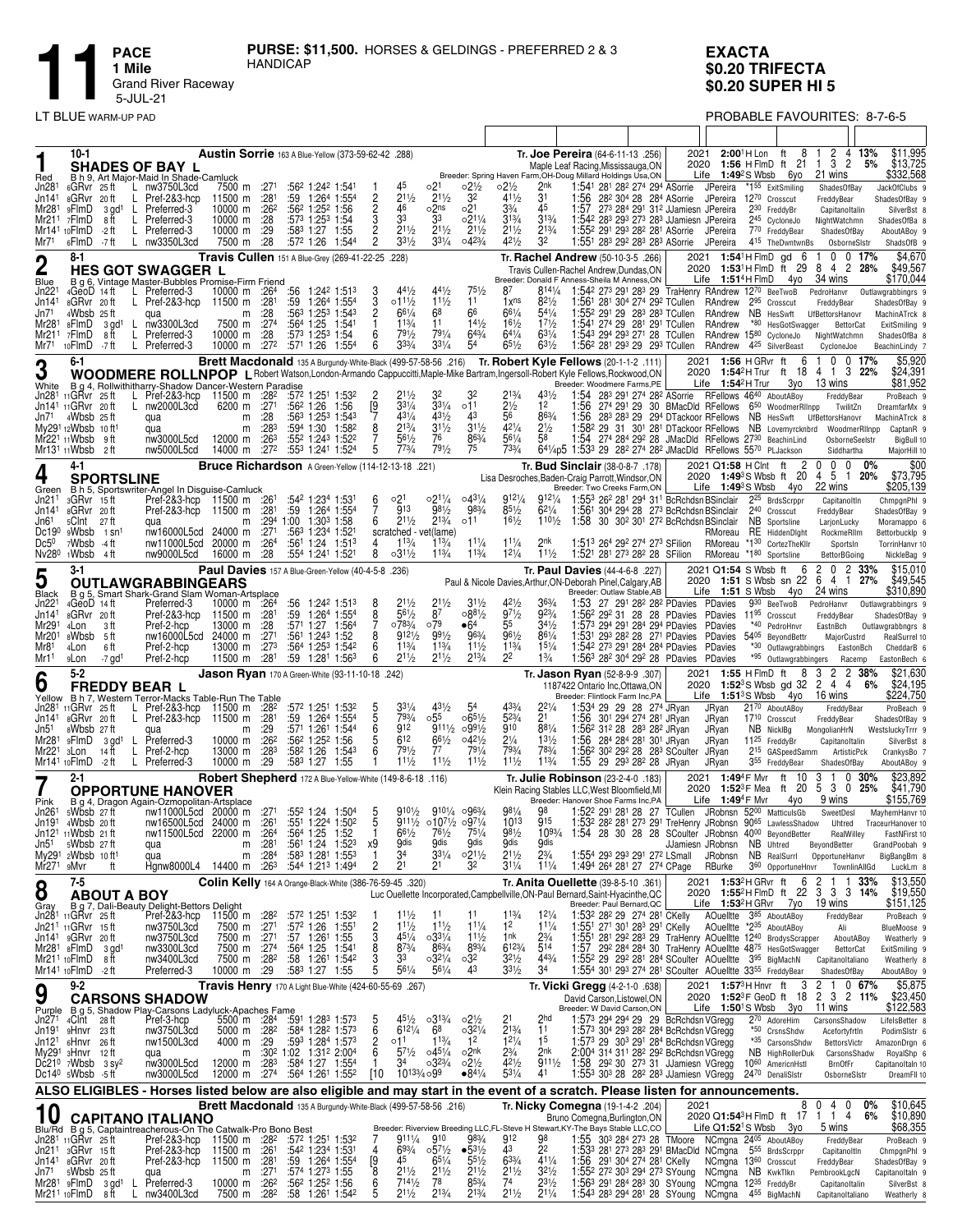# 11

**PACE**
**1 Mile**
Grand River Raceway
5-JUL-21

**PURSE: $11,500.** HORSES & GELDINGS - PREFERRED 2 & 3 HANDICAP

**EXACTA**
**$0.20 TRIFECTA**
**$0.20 SUPER HI 5**

LT BLUE WARM-UP PAD

PROBABLE FAVOURITES: 8-7-6-5

---

## 1 — Red — 10-1
**SHADES OF BAY L** — Austin Sorrie 163 A Blue-Yellow (373-59-62-42 .288)
B h 9, Art Major-Maid In Shade-Camluck
Tr. Joe Pereira (64-6-11-13 .256) — Maple Leaf Racing,Mississauga,ON
Breeder: Spring Haven Farm,OH-Doug Millard Holdings Usa,ON

2021 2:00¹H Lon ft 8 1 2 4 13% $11,995
2020 1:56 H FlmD ft 21 1 3 2 5% $13,725
Life 1:49²S Wsbb 6yo 21 wins $332,568

```
Jn28¹ 6GRvr 25 ft  L nw3750L3cd 7500 m :27¹ :56² 1:24² 1:54¹ 1 4⁵ ○2¹ ○2½ ○2½ 2nk 1:54¹ 28¹ 28² 27⁴ 29⁴ ASorrie JPereira *1⁵⁵ ExitSmiling ShadesOfBay JackOfClubs 9
Jn14¹ 8GRvr 20 ft  L Pref-2&3-hcp 11500 m :28¹ :59 1:26⁴ 1:55⁴ 2 2½ 2½ 3² 4½ 3¹ 1:56 28² 30⁴ 28 28⁴ ASorrie JPereira 12⁷⁰ Crosscut FreddyBear ShadesOfBay 9
Mr28¹ 9FlmD 3 gd¹ L Preferred-3 10000 m :26² :56² 1:25² 1:56 2 4⁶ o2ns o2¹ 3¾ 4⁵ 1:57 27³ 28⁴ 29¹ 31² JJamiesn JPereira 2³⁰ FreddyBr Capitanoltalin SilverBst 8
Mr21¹ 7FlmD 8 ft  L Preferred-3 10000 m :28 :57³ 1:25³ 1:54 3 3³ 3³ o2¹¼ 3¼ 3¼ 1:54² 28³ 29³ 27³ 28³ JJamiesn JPereira 2⁴⁵ CycloneJo NightWatchmn ShadesOfBa 8
Mr14¹ 10FlmD -2 ft  L Preferred-3 10000 m :29 :58³ 1:27 1:55 2 2½ 2½ 2½ 2½ 2¼ 1:55² 29¹ 29³ 28² 28¹ ASorrie JPereira 7⁷⁰ FreddyBear ShadesOfBay AboutABoy 9
Mr7¹ 6FlmD -7 ft  L nw3350L3cd 7500 m :28 :57² 1:26 1:54⁴ 2 3³½ 3³¼ o4²¾ 4²½ 3² 1:55¹ 28³ 29² 28³ 28³ ASorrie JPereira 4¹⁵ TheDwntwnBs OsborneSlstr ShadsOfB 9
```

## 2 — Blue — 8-1
**HES GOT SWAGGER L** — Travis Cullen 151 A Blue-Grey (269-41-22-25 .228)
B g 6, Vintage Master-Bubbles Promise-Firm Friend
Tr. Rachel Andrew (50-10-3-5 .266) — Travis Cullen-Rachel Andrew,Dundas,ON
Breeder: Donald F Anness-Sheila M Anness,ON

2021 1:54¹H FlmD gd 6 1 0 0 17% $4,670
2020 1:53¹H FlmD ft 29 8 4 2 28% $49,567
Life 1:51⁴H FlmD 4yo 34 wins $170,044

```
Jn22¹ 4GeoD 14 ft  L Preferred-3 10000 m :26⁴ :56 1:24² 1:51³ 3 4⁴½ 4⁴½ 7⁵½ 8⁷ 8¹⁴¼ 1:54² 27³ 29¹ 28³ 29 TraHenry RAndrew 12⁷⁰ BeeTwoB PedroHanvr Outlawgrabbingrs 9
Jn14¹ 8GRvr 20 ft  L Pref-2&3-hcp 11500 m :28¹ :59 1:26⁴ 1:55⁴ 3 o1½ 1½ 1¹ 1xns 8²½ 1:56¹ 28¹ 30⁴ 27⁴ 29² TCullen RAndrew 2⁹⁵ Crosscut FreddyBear ShadesOfBay 9
Jn7¹ 4Wbsb 25 ft  qua m :28 :56³ 1:25³ 1:54³ 2 6⁶¼ 6⁸ 6⁶ 6⁶¼ 5⁴¼ 1:55² 29¹ 29 28³ 28³ TCullen RAndrew NB HesSwft UfBettorsHanovr MachinATrck 8
Mr28¹ 8FlmD 3 gd¹ L nw3300L3cd 7500 m :27⁴ :56⁴ 1:25 1:54¹ 1 1¾ 1¹ 1⁴½ 1⁶½ 1⁷½ 1:54¹ 27⁴ 29 28¹ 29¹ TCullen RAndrew *⁸⁰ HesGotSwagger BettorCat ExitSmiling 9
Mr21¹ 7FlmD 8 ft  L Preferred-3 10000 m :28 :57³ 1:25³ 1:54 6 7⁹½ 7⁹¼ 6⁴¾ 6⁴¼ 6³¼ 1:54³ 29⁴ 29³ 27 28 TCullen RAndrew 15⁸⁰ CycloneJo NightWatchmn ShadesOfBa 8
Mr7¹ 10FlmD -7 ft  L Preferred-3 10000 m :27² :57¹ 1:26 1:55⁴ 6 3³¾ 3³¼ 5⁴ 6⁵½ 6³½ 1:56² 28¹ 29³ 29 29³ TCullen RAndrew 4²⁵ SilverBeast CycloneJoe BeachinLindy 7
```

## 3 — White — 6-1
**WOODMERE ROLLNPOP L** — Brett Macdonald 135 A Burgundy-White-Black (499-57-58-56 .216)
B g 4, Rollwithitharry-Shadow Dancer-Western Paradise
Tr. Robert Kyle Fellows (20-1-1-2 .111) — Robert Watson,London-Armando Cappuccitti,Maple-Mike Bartram,Ingersoll-Robert Kyle Fellows,Rockwood,ON
Breeder: Woodmere Farms,PE

2021 1:56 H GRvr ft 6 1 0 0 17% $5,920
2020 1:54²H Trur ft 18 4 1 3 22% $24,391
Life 1:54²H Trur 3yo 13 wins $81,952

```
Jn28¹ 11GRvr 25 ft  L Pref-2&3-hcp 11500 m :28² :57² 1:25¹ 1:53² 2 2½ 3² 3² 2¹¾ 4³½ 1:54 28³ 29¹ 27⁴ 28² RFellows RFellows 46⁴⁰ AboutABoy FreddyBear ProBeach 9
Jn14¹ 11GRvr 20 ft  L nw2000L3cd 6200 m :27¹ :56² 1:26 1:56 [9 3³¼ 3³¼ o1¹ 2½ 1² 1:56 27⁴ 29¹ 29 30 BMacDld RFellows 6⁵⁰ WoodmerRllnpp TwilitZn DreamfarMx 9
Jn7¹ 4Wbsb 25 ft  qua m :28 :56³ 1:25³ 1:54³ 7 4³¼ 4³½ 4³ 5⁶ 8⁶¾ 1:56 28³ 28³ 29 29⁴ DTackoor RFellows NB HesSwft UfBettorsHanovr MachinATrck 8
My29¹ 12Wbsb 10 ft¹ qua m :28³ :59⁴ 1:30 1:58² 8 2¹¾ 3¹½ 3¹½ 4²¼ 2½ 1:58² 29 31 30¹ 28¹ DTackoor RFellows NB Lovemyrcknbrd WoodmerRllnpp CaptanR 9
Mr22¹ 11Wbsb 9 ft  nw3000L5cd 12000 m :26³ :55² 1:24³ 1:52² 7 5⁶½ 7⁶ 8⁶¾ 5⁶¼ 5⁸ 1:54 27⁴ 28⁴ 29² 28 JMacDld RFellows 27³⁰ BeachinLind OsborneSeelstr BigBull 10
Mr13¹ 11Wbsb 2 ft  nw5000L5cd 14000 m :27² :55³ 1:24¹ 1:52⁴ 5 7⁷¾ 7⁹½ 7⁵ 7³¾ 6⁴¼p5 1:53³ 29 28² 27⁴ 28² JMacDld RFellows 55⁷⁰ PLJackson Siddhartha MajorHill 10
```

## 4 — Green — 4-1
**SPORTSLINE** — Bruce Richardson A Green-Yellow (114-12-13-18 .221)
B h 5, Sportswriter-Angel In Disguise-Camluck
Tr. Bud Sinclair (38-0-8-7 .178) — Lisa Desroches,Baden-Craig Parrott,Windsor,ON
Breeder: Two Creeks Farm,ON

2021 Q1:58 H Clnt ft 2 0 0 0 0% $00
2020 1:49³S Wsbb ft 20 4 5 1 20% $73,795
Life 1:49³S Wsbb 4yo 22 wins $205,139

```
Jn21¹ 3GRvr 15 ft  Pref-2&3-hcp 11500 m :26¹ :54² 1:23⁴ 1:53¹ 6 o2¹ o2¹¼ o4³¼ 9¹²¼ 9¹²¼ 1:55³ 26² 28¹ 29⁴ 31¹ BcRchdsn BSinclair 2²⁵ BrdsScrppr CapitanoItIn ChmpgnPhl 9
Jn14¹ 8GRvr 20 ft  Pref-2&3-hcp 11500 m :28¹ :59 1:26⁴ 1:55⁴ 7 9¹³ 9⁸½ 9⁸¾ 8⁵½ 6²¼ 1:56¹ 30⁴ 29⁴ 28 27³ BcRchdsn BSinclair 2⁴⁰ Crosscut FreddyBear ShadesOfBay 9
Jn6¹ 5Clnt 27 ft  qua m :29⁴ 1:00 1:30³ 1:58 6 2½ 2¹¾ o1¹ 1⁶½ 1¹⁰½ 1:58 30 30² 30¹ 27² BcRchdsn BSinclair NB Sportsline LarjonLucky Moramappo 6
Dc19⁰ 9Wbsb 1 sn¹ nw16000L5cd 24000 m :27¹ :56³ 1:23⁴ 1:52¹ scratched - vet(lame) RMoreau RE HiddenDlght RockmeRllm Bettorbucklp 9
Dc5⁰ 7Wbsb -4 ft  nw11000L5cd 20000 m :26⁴ :56¹ 1:24 1:51³ 4 1¹¾ 1¹¾ 1¹¼ 1¹¼ 2nk 1:51³ 26⁴ 29² 27⁴ 27³ SFilion RMoreau *1³⁰ CortezTheKllr SportsIn TorrinHanvr 10
Nv28⁰ 1Wbsb 4 ft  nw9000L5cd 16000 m :28 :55⁴ 1:24¹ 1:52¹ 8 o3¹½ 1¹¾ 1¹¾ 1²¼ 1¹½ 1:52¹ 28¹ 27³ 28² 28 SFilion RMoreau *1⁸⁰ Sportsline BettorBGoing NickleBag 9
```

## 5 — Black — 3-1
**OUTLAWGRABBINGEARS** — Paul Davies 157 A Blue-Green-Yellow (40-4-5-8 .236)
B g 5, Smart Shark-Grand Slam Woman-Artsplace
Tr. Paul Davies (44-4-6-8 .227) — Paul & Nicole Davies,Arthur,ON-Deborah Pinel,Calgary,AB
Breeder: Outlaw Stable,AB

2021 Q1:54 S Wbsb ft 6 2 0 2 33% $15,010
2020 1:51 S Wbsb sn 22 6 4 1 27% $49,545
Life 1:51 S Wbsb 4yo 24 wins $310,890

```
Jn22¹ 4GeoD 14 ft  Preferred-3 10000 m :26⁴ :56 1:24² 1:51³ 8 2½ 2½ 3½ 4²½ 3⁶¾ 1:53 27 29¹ 28² 28² PDavies PDavies 9³⁰ BeeTwoB PedroHanvr Outlawgrabbingrs 9
Jn14¹ 8GRvr 20 ft  Pref-2&3-hcp 11500 m :28¹ :59 1:26⁴ 1:55⁴ 8 5⁶½ 8⁷ o8⁸½ 9⁷½ 9²¾ 1:56² 29² 31 28 28 PDavies PDavies 11⁹⁵ Crosscut FreddyBear ShadesOfBay 9
Mr29¹ 4Lon 3 ft  Pref-2-hcp 13000 m :28 :57¹ 1:27 1:56⁴ 7 o7⁸¾ o7⁹ ●6⁴ 5⁵ 3⁴½ 1:57³ 29⁴ 29³ 28⁴ 29⁴ PDavies PDavies *⁴⁰ PedroHnvr EastnBch Outlawgrabbngrs 8
Mr20¹ 8Wbsb 5 ft  nw16000L5cd 24000 m :27¹ :56¹ 1:24³ 1:52 8 9¹²½ 9⁹½ 9⁶¾ 9⁶½ 8⁶¼ 1:53¹ 29³ 28² 28 27¹ PDavies PDavies 54⁰⁵ BeyondBettr MajorCustrd RealSurrel 10
Mr8¹ 4Lon 6 ft  Pref-2-hcp 13000 m :27³ :56⁴ 1:25³ 1:54² 6 1¹¾ 1¹¾ 1¹½ 1¹¾ 1⁵¼ 1:54² 27³ 29¹ 28⁴ 29 PDavies PDavies *³⁰ Outlawgrabbingrs EastonBch CheddarB 6
Mr1¹ 9Lon -7 gd¹ Pref-2-hcp 11500 m :28¹ :59 1:28¹ 1:56³ 6 2½ 2½ 2¹¾ 2² 1¾ 1:56³ 28² 30⁴ 29² 28 PDavies PDavies *⁹⁵ Outlawgrabbingers Racemp EastonBech 6
```

## 6 — Yellow — 5-2
**FREDDY BEAR L** — Jason Ryan 170 A Green-White (93-11-10-18 .242)
B h 7, Western Terror-Macks Table-Run The Table
Tr. Jason Ryan (52-8-9-9 .307) — 1187422 Ontario Inc,Ottawa,ON
Breeder: Flintlock Farm Inc,PA

2021 1:55 H FlmD ft 8 3 2 2 38% $21,630
2020 1:52³S Wbsb gd 32 2 4 4 6% $24,195
Life 1:51³S Wbsb 4yo 16 wins $224,750

```
Jn28¹ 11GRvr 25 ft  L Pref-2&3-hcp 11500 m :28² :57² 1:25¹ 1:53² 5 3³¼ 4³½ 5⁴ 4³¾ 2²¼ 1:53⁴ 29 29 28 27⁴ JRyan JRyan 21⁷⁰ AboutABoy FreddyBear ProBeach 9
Jn14¹ 8GRvr 20 ft  L Pref-2&3-hcp 11500 m :28¹ :59 1:26⁴ 1:55⁴ 5 7⁹¾ o5⁵ o6⁵½ 5²¾ 2¹ 1:56 30¹ 29⁴ 27⁴ 28¹ JRyan JRyan 17¹⁰ Crosscut FreddyBear ShadesOfBay 9
Jn5¹ 8Wbsb 27 ft  qua m :29 :57¹ 1:26¹ 1:54⁴ 6 9¹² 9¹¹½ o9⁹½ 9¹⁰ 8⁸¼ 1:56² 31² 28 28³ 28² JRyan JRyan NB NicklBg MongolianHrN WestsluckyTrrr 9
Mr28¹ 9FlmD 3 gd¹ L Preferred-3 10000 m :26² :56² 1:25² 1:56 5 6¹² 6⁶½ o4²½ 2¼ 1³½ 1:56 28⁴ 28⁴ 28¹ 30¹ JRyan JRyan 11²⁵ FreddyBr Capitanoltalin SilverBst 8
Mr22¹ 3Lon 14 ft  L Pref-2-hcp 13000 m :28³ :58² 1:26 1:54³ 6 7⁹½ 7⁷ 7⁹¼ 7⁹¾ 7⁸¾ 1:56² 30² 29² 28 28³ SCoulter JRyan 2¹⁵ GASpeedSamm ArtisticPck CrankysBo 7
Mr14¹ 10FlmD -2 ft  L Preferred-3 10000 m :29 :58³ 1:27 1:55 1 1¹½ 1¹½ 1¹½ 1¹½ 1¹¾ 1:55 29 29³ 28³ 28 JRyan JRyan 3⁵⁵ FreddyBear ShadesOfBay AboutABoy 9
```

## 7 — Pink — 2-1
**OPPORTUNE HANOVER** — Robert Shepherd 172 A Blue-Yellow-White (149-8-6-18 .116)
B g 4, Dragon Again-Ozmopolitan-Artsplace
Tr. Julie Robinson (23-2-4-0 .183) — Klein Racing Stables LLC,West Bloomfield,MI
Breeder: Hanover Shoe Farms Inc,PA

2021 1:49⁴F Mvr ft 10 3 1 0 30% $23,892
2020 1:52³F Mea ft 20 5 3 0 25% $41,790
Life 1:49⁴F Mvr 4yo 9 wins $155,769

```
Jn26¹ 5Wbsb 27 ft  nw11000L5cd 20000 m :27¹ :55² 1:24 1:50⁴ 5 9¹⁰½ 9¹⁰¼ o9⁶¾ 9⁸¼ 9⁸ 1:52² 29¹ 28¹ 28 27 TCullen JRobnsn 52⁰⁰ MatticulsGb SweetDesl MayhemHanvr 10
Jn19¹ 4Wbsb 20 ft  nw16500L5cd 24000 m :26¹ :55¹ 1:22⁴ 1:50² 5 9¹¹½ o10⁷½ o9⁷¼ 10¹³ 9¹⁵ 1:53² 28² 28¹ 27³ 29¹ TreHenry JRobnsn 90⁶⁵ LawlessShadow Uhtred TraceurHanover 10
Jn12¹ 11Wbsb 21 ft  nw11500L5cd 22000 m :26⁴ :56⁴ 1:25 1:52 1 6⁶½ 7⁶½ 7⁵¼ 9⁸½ 10⁹¾ 1:54 28 30 28 28 SCoulter JRobnsn 40⁰⁰ BeyondBetter RealWilley FastNFirst 10
Jn5¹ 5Wbsb 27 ft  qua m :28¹ :56¹ 1:24 1:52³ x9 9dis 9dis 9dis 9dis 9dis JJamiesn JRobnsn NB Uhtred BeyondBetter GrandPoobah 9
My29¹ 2Wbsb 10 ft¹ qua m :28⁴ :58³ 1:28¹ 1:55³ 1 3⁴ 3³¼ o2¹½ 2½ 2¾ 1:55⁴ 29³ 29³ 29¹ 27² LSmall JRobnsn NB RealSurrl OpportuneHanvr BigBangBm 8
Mr27¹ 9Mvr ft  Hgnw8000L4 14400 m :26³ :54⁴ 1:21³ 1:49⁴ 2 2¹ 2¹ 3² 3¹¼ 1¹¼ 1:49⁴ 26⁴ 28¹ 27 27⁴ CPage RBurke 3⁶⁰ OpportuneHnvr TownlinAllGd LuckLm 8
```

## 8 — Gray — 7-5
**ABOUT A BOY** — Colin Kelly 164 A Orange-Black-White (386-76-59-45 .320)
B g 7, Dali-Beauty Delight-Bettors Delight
Tr. Anita Ouellette (39-8-5-10 .361) — Luc Ouellette Incorporated,Campbellville,ON-Paul Bernard,Saint-Hyacinthe,QC
Breeder: Paul Bernard,QC

2021 1:53²H GRvr ft 6 2 1 1 33% $13,550
2020 1:55²H FlmD ft 22 3 3 3 14% $19,550
Life 1:53²H GRvr 7yo 19 wins $151,125

```
Jn28¹ 11GRvr 25 ft  Pref-2&3-hcp 11500 m :28² :57² 1:25¹ 1:53² 1 1¹½ 1¹½ 1¹ 1¹¾ 1²¼ 1:53² 28² 29 27⁴ 28¹ CKelly AOuellette 3⁸⁵ AboutABoy FreddyBear ProBeach 9
Jn21¹ 11GRvr 15 ft  nw3750L3cd 7500 m :27¹ :57² 1:26 1:55¹ 2 1½ 1¹½ 1¹½ 1² 1¹¼ 1:55¹ 27¹ 30¹ 28³ 28⁴ CKelly AOuellette *2³⁵ AboutABoy Ali BlueMoose 9
Jn14¹ 9GRvr 20 ft  nw3750L3cd 7500 m :27¹ :57 1:26¹ 1:55 3 4⁵½ o3³¼ 1¹½ 1nk 2¾ 1:55¹ 28¹ 29² 28³ 29 TraHenry AOuellette 12⁴⁰ BrodysScrapper AboutABoy Weatherly 9
Mr28¹ 8FlmD 3 gd¹ nw3300L3cd 7500 m :27⁴ :56⁴ 1:25 1:54¹ 8 8⁷¾ 8⁶¾ 8⁹¾ 6¹²¾ 5¹⁴ 1:57 29² 28⁴ 28⁴ 29⁴ TraHenry AOuellette 48⁷⁵ HesGotSwagger BettorCat ExitSmiling 9
Mr21¹ 10FlmD 8 ft  nw3400L3cd 7500 m :28² :58 1:26¹ 1:54² 3 3³ o3²¼ o3² 3²½ 4⁴¾ 1:55² 29 29² 28¹ 28⁴ SCoulter AOuellette 3⁹⁵ BigMachN Capitanoltaliano Weatherly 8
Mr14¹ 10FlmD -2 ft  Preferred-3 10000 m :29 :58³ 1:27 1:55 5 5⁶¼ 5⁶¼ 4³ 3³½ 3⁴ 1:55⁴ 30¹ 29 27⁴ 28¹ SCoulter AOuellette 33⁵⁵ FreddyBear ShadesOfBay AboutABoy 9
```

## 9 — Purple — 9-2
**CARSONS SHADOW** — Travis Henry 170 A Light Blue-White (424-60-55-69 .267)
B g 5, Shadow Play-Carsons Ladyluck-Apaches Fame
Tr. Vicki Gregg (4-2-1-0 .638) — David Carson,Listowel,ON
Breeder: W David Carson,ON

2021 1:57³H Hnvr ft 3 2 1 0 67% $5,875
2020 1:52³F GeoD ft 18 2 3 2 11% $23,450
Life 1:50¹S Wbsb 3yo 11 wins $122,583

```
Jn27¹ 4Clnt 28 ft  Pref-3-hcp 5500 m :28⁴ :59¹ 1:28³ 1:57³ 5 4⁵½ o3¹¾ o2½ 2¹ 2hd 1:57³ 29⁴ 29⁴ 29 28 BcRchdsn VGregg 2⁷⁰ AdoreHim CarsonsShadow LifelsBetter 8
Jn19¹ 9Hnvr 23 ft  nw3750L3cd 5000 m :28² :58⁴ 1:28² 1:57³ 6 6¹²¼ 6⁸ o3²¼ 2¹¾ 1¹ 1:57³ 30⁴ 29³ 28² 28⁴ BcRchdsn VGregg *⁵⁰ CrsnsShdw Acefortyfrtln PodimSlstr 6
Jn12¹ 6Hnvr 26 ft  nw1500L3cd 4000 m :29 :59³ 1:28⁴ 1:57³ 2 o1¹ 1¹¾ 1² 1²¼ 1⁵ 1:57³ 29 30³ 29¹ 28⁴ BcRchdsn VGregg *³⁵ CarsonsShdw BettorsVictr AmazonDrgn 6
My29¹ 3Hnvr 12 ft  qua m :30² 1:02 1:31² 2:00⁴ 6 5⁷½ o4⁵½ o2nk 2¾ 2nk 2:00⁴ 31⁴ 31 28² 29² BcRchdsn VGregg NB HighRollerDuk CarsonsShadw RoyalShp 6
Dc21⁰ 7Wbsb 3 sy² nw3000L5cd 12000 m :28³ :58⁴ 1:27 1:55⁴ 1 3⁴ o3²¾ o2²½ 4²½ 9¹¹½ 1:58 29² 30 27³ 31 JJamiesn VGregg 10⁶⁰ AmericnHstl BrnOfFr Capitanoltaln 10
Dc14⁰ 5Wbsb -5 ft  nw3000L5cd 12000 m :27⁴ :56⁴ 1:26¹ 1:55² [10 10¹³¾ o9⁹ ●8⁴¼ 5³¼ 4¹ 1:55³ 30³ 28 28² 28³ JJamiesn VGregg 24⁷⁰ DenaliSlstr OsborneSlstr DreamFll 10
```

**ALSO ELIGIBLES - Horses listed below are also eligible and may start in the event of a scratch. Please listen for announcements.**

## 10 — Blu/Rd
**CAPITANO ITALIANO** — Brett Macdonald 135 A Burgundy-White-Black (499-57-58-56 .216)
B g 5, Captaintreacherous-On The Catwalk-Pro Bono Best
Tr. Nicky Comegna (19-1-4-2 .204) — Bruno Comegna,Burlington,ON
Breeder: Riverview Breeding LLC,FL-Steve H Stewart,KY-The Bays Stable LLC,CO

2021 8 0 4 0 0% $10,645
2020 Q1:54³H FlmD ft 17 1 1 4 6% $10,890
Life Q1:52¹S Wbsb 3yo 5 wins $68,355

```
Jn28¹ 11GRvr 25 ft  Pref-2&3-hcp 11500 m :28² :57² 1:25¹ 1:53² 7 9¹¹¼ 9¹⁰ 9⁸¾ 9¹² 9⁸ 1:55 30³ 28⁴ 27³ 28 TMoore NCmgna 24⁰⁵ AboutABoy FreddyBear ProBeach 9
Jn21¹ 3GRvr 15 ft  Pref-2&3-hcp 11500 m :26¹ :54² 1:23⁴ 1:53¹ 4 6⁹¾ o5⁷½ o5¹½ 4³ 2² 1:53³ 28¹ 27³ 28³ 29 BMacDld NCmgna 5⁵⁵ BrdsScrppr CapitanoItIn ChmpgnPhl 9
Jn14¹ 8GRvr 20 ft  Pref-2&3-hcp 11500 m :28¹ :59 1:26⁴ 1:55⁴ [9 6⁸½ 6⁵¼ 5⁵½ 6³¾ 4¹¼ 1:56 29¹ 30⁴ 27⁴ 28¹ CKelly NCmgna 13⁶⁰ Crosscut FreddyBear ShadesOfBay 9
Jn7¹ 5Wbsb 25 ft  qua m :27¹ :57⁴ 1:27³ 1:55 8 2½ 2½ 2½ 2½ 3²½ 1:55² 27² 30³ 29⁴ 27³ SYoung NCmgna NB KwkTlkn PembrookLgcN Capitanoltaln 9
Mr28¹ 9FlmD 3 gd¹ L Preferred-3 10000 m :26² :56² 1:25² 1:56 6 7¹⁴½ 7⁸ 8⁵¾ 7⁴ 2³½ 1:56³ 29¹ 28⁴ 28³ 30 SYoung NCmgna 12³⁵ FreddyBr Capitanoltalin SilverBst 8
Mr21¹ 10FlmD 8 ft  L nw3400L3cd 7500 m :28² :58 1:26¹ 1:54² 5 2¹½ 2¹¾ 2¹¾ 2¹½ 2¹¼ 1:54³ 28³ 29⁴ 28 28 SYoung NCmgna 4⁵⁵ BigMachN Capitanoltaliano Weatherly 8
```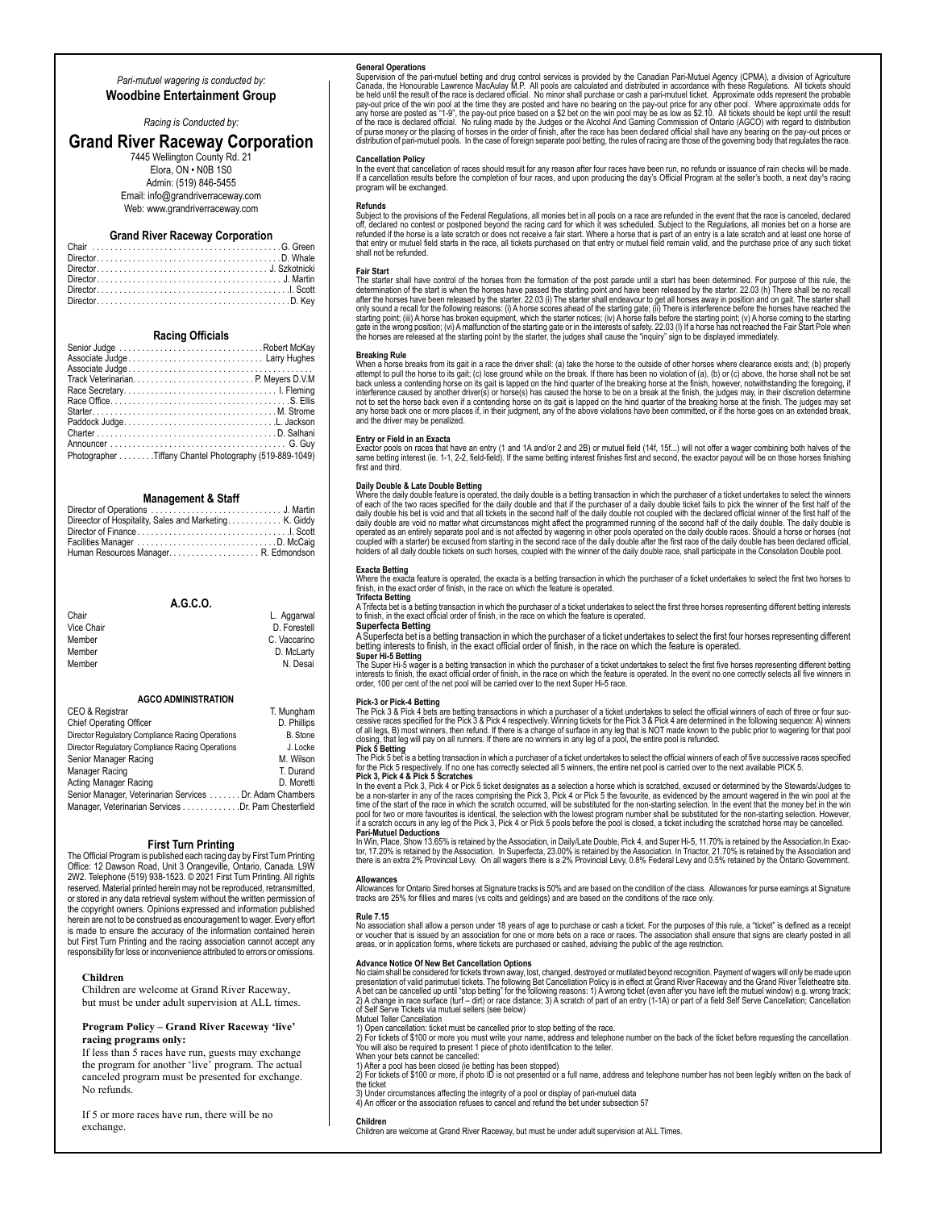*Pari-mutuel wagering is conducted by:*

**Woodbine Entertainment Group**

*Racing is Conducted by:*

# Grand River Raceway Corporation

7445 Wellington County Rd. 21
Elora, ON • N0B 1S0
Admin: (519) 846-5455
Email: info@grandriverraceway.com
Web: www.grandriverraceway.com

### Grand River Raceway Corporation

| | |
|---|---|
| Chair | G. Green |
| Director | D. Whale |
| Director | J. Szkotnicki |
| Director | J. Martin |
| Director | I. Scott |
| Director | D. Key |

### Racing Officials

| | |
|---|---|
| Senior Judge | Robert McKay |
| Associate Judge | Larry Hughes |
| Associate Judge | |
| Track Veterinarian | P. Meyers D.V.M |
| Race Secretary | I. Fleming |
| Race Office | S. Ellis |
| Starter | M. Strome |
| Paddock Judge | L. Jackson |
| Charter | D. Salhani |
| Announcer | G. Guy |
| Photographer | Tiffany Chantel Photography (519-889-1049) |

### Management & Staff

| | |
|---|---|
| Director of Operations | J. Martin |
| Direcctor of Hospitality, Sales and Marketing | K. Giddy |
| Director of Finance | I. Scott |
| Facilities Manager | D. McCaig |
| Human Resources Manager | R. Edmondson |

### A.G.C.O.

| | |
|---|---|
| Chair | L. Aggarwal |
| Vice Chair | D. Forestell |
| Member | C. Vaccarino |
| Member | D. McLarty |
| Member | N. Desai |

### AGCO ADMINISTRATION

| | |
|---|---|
| CEO & Registrar | T. Mungham |
| Chief Operating Officer | D. Phillips |
| Director Regulatory Compliance Racing Operations | B. Stone |
| Director Regulatory Compliance Racing Operations | J. Locke |
| Senior Manager Racing | M. Wilson |
| Manager Racing | T. Durand |
| Acting Manager Racing | D. Moretti |
| Senior Manager, Veterinarian Services | Dr. Adam Chambers |
| Manager, Veterinarian Services | Dr. Pam Chesterfield |

### First Turn Printing

The Official Program is published each racing day by First Turn Printing Office: 12 Dawson Road, Unit 3 Orangeville, Ontario, Canada. L9W 2W2. Telephone (519) 938-1523. © 2021 First Turn Printing. All rights reserved. Material printed herein may not be reproduced, retransmitted, or stored in any data retrieval system without the written permission of the copyright owners. Opinions expressed and information published herein are not to be construed as encouragement to wager. Every effort is made to ensure the accuracy of the information contained herein but First Turn Printing and the racing association cannot accept any responsibility for loss or inconvenience attributed to errors or omissions.

**Children**

Children are welcome at Grand River Raceway, but must be under adult supervision at ALL times.

**Program Policy – Grand River Raceway 'live' racing programs only:**

If less than 5 races have run, guests may exchange the program for another 'live' program. The actual canceled program must be presented for exchange. No refunds.

If 5 or more races have run, there will be no exchange.

**General Operations**

Supervision of the pari-mutuel betting and drug control services is provided by the Canadian Pari-Mutuel Agency (CPMA), a division of Agriculture Canada, the Honourable Lawrence MacAulay M.P. All pools are calculated and distributed in accordance with these Regulations. All tickets should be held until the result of the race is declared official. No minor shall purchase or cash a pari-mutuel ticket. Approximate odds represent the probable pay-out price of the win pool at the time they are posted and have no bearing on the pay-out price for any other pool. Where approximate odds for any horse are posted as "1-9", the pay-out price based on a $2 bet on the win pool may be as low as $2.10. All tickets should be kept until the result of the race is declared official. No ruling made by the Judges or the Alcohol And Gaming Commission of Ontario (AGCO) with regard to distribution of purse money or the placing of horses in the order of finish, after the race has been declared official shall have any bearing on the pay-out prices or distribution of pari-mutuel pools. In the case of foreign separate pool betting, the rules of racing are those of the governing body that regulates the race.

**Cancellation Policy**

In the event that cancellation of races should result for any reason after four races have been run, no refunds or issuance of rain checks will be made. If a cancellation results before the completion of four races, and upon producing the day's Official Program at the seller's booth, a next day's racing program will be exchanged.

**Refunds**

Subject to the provisions of the Federal Regulations, all monies bet in all pools on a race are refunded in the event that the race is canceled, declared off, declared no contest or postponed beyond the racing card for which it was scheduled. Subject to the Regulations, all monies bet on a horse are refunded if the horse is a late scratch or does not receive a fair start. Where a horse that is part of an entry is a late scratch and at least one horse of that entry or mutuel field starts in the race, all tickets purchased on that entry or mutuel field remain valid, and the purchase price of any such ticket shall not be refunded.

**Fair Start**

The starter shall have control of the horses from the formation of the post parade until a start has been determined. For purpose of this rule, the determination of the start is when the horses have passed the starting point and have been released by the starter. 22.03 (h) There shall be no recall after the horses have been released by the starter. 22.03 (i) The starter shall endeavour to get all horses away in position and on gait. The starter shall only sound a recall for the following reasons: (i) A horse scores ahead of the starting gate; (ii) There is interference before the horses have reached the starting point; (iii) A horse has broken equipment, which the starter notices; (iv) A horse falls before the starting point; (v) A horse coming to the starting gate in the wrong position; (vi) A malfunction of the starting gate or in the interests of safety. 22.03 (l) If a horse has not reached the Fair Start Pole when the horses are released at the starting point by the starter, the judges shall cause the "inquiry" sign to be displayed immediately.

**Breaking Rule**

When a horse breaks from its gait in a race the driver shall: (a) take the horse to the outside of other horses where clearance exists and; (b) properly attempt to pull the horse to its gait; (c) lose ground while on the break. If there has been no violation of (a), (b) or (c) above, the horse shall not be set back unless a contending horse on its gait is lapped on the hind quarter of the breaking horse at the finish, however, notwithstanding the foregoing, if interference caused by another driver(s) or horse(s) has caused the horse to be on a break at the finish, the judges may, in their discretion determine not to set the horse back even if a contending horse on its gait is lapped on the hind quarter of the breaking horse at the finish. The judges may set any horse back one or more places if, in their judgment, any of the above violations have been committed, or if the horse goes on an extended break, and the driver may be penalized.

**Entry or Field in an Exacta**

Exactor pools on races that have an entry (1 and 1A and/or 2 and 2B) or mutuel field (14f, 15f...) will not offer a wager combining both halves of the same betting interest (ie. 1-1, 2-2, field-field). If the same betting interest finishes first and second, the exactor payout will be on those horses finishing first and third.

**Daily Double & Late Double Betting**

Where the daily double feature is operated, the daily double is a betting transaction in which the purchaser of a ticket undertakes to select the winners of each of the two races specified for the daily double and that if the purchaser of a daily double ticket fails to pick the winner of the first half of the daily double his bet is void and that all tickets in the second half of the daily double not coupled with the declared official winner of the first half of the daily double are void no matter what circumstances might affect the programmed running of the second half of the daily double. The daily double is operated as an entirely separate pool and is not affected by wagering in other pools operated on the daily double races. Should a horse or horses (not coupled with a starter) be excused from starting in the second race of the daily double after the first race of the daily double has been declared official, holders of all daily double tickets on such horses, coupled with the winner of the daily double race, shall participate in the Consolation Double pool.

**Exacta Betting**

Where the exacta feature is operated, the exacta is a betting transaction in which the purchaser of a ticket undertakes to select the first two horses to finish, in the exact order of finish, in the race on which the feature is operated.

**Trifecta Betting**

A Trifecta bet is a betting transaction in which the purchaser of a ticket undertakes to select the first three horses representing different betting interests to finish, in the exact official order of finish, in the race on which the feature is operated.

**Superfecta Betting**

A Superfecta bet is a betting transaction in which the purchaser of a ticket undertakes to select the first four horses representing different betting interests to finish, in the exact official order of finish, in the race on which the feature is operated.

**Super Hi-5 Betting**

The Super Hi-5 wager is a betting transaction in which the purchaser of a ticket undertakes to select the first five horses representing different betting interests to finish, the exact official order of finish, in the race on which the feature is operated. In the event no one correctly selects all five winners in order, 100 per cent of the net pool will be carried over to the next Super Hi-5 race.

**Pick-3 or Pick-4 Betting**

The Pick 3 & Pick 4 bets are betting transactions in which a purchaser of a ticket undertakes to select the official winners of each of three or four successive races specified for the Pick 3 & Pick 4 respectively. Winning tickets for the Pick 3 & Pick 4 are determined in the following sequence: A) winners of all legs, B) most winners, then refund. If there is a change of surface in any leg that is NOT made known to the public prior to wagering for that pool closing, that leg will pay on all runners. If there are no winners in any leg of a pool, the entire pool is refunded.

**Pick 5 Betting**

The Pick 5 bet is a betting transaction in which a purchaser of a ticket undertakes to select the official winners of each of five successive races specified for the Pick 5 respectively. If no one has correctly selected all 5 winners, the entire net pool is carried over to the next available PICK 5.

**Pick 3, Pick 4 & Pick 5 Scratches**

In the event a Pick 3, Pick 4 or Pick 5 ticket designates as a selection a horse which is scratched, excused or determined by the Stewards/Judges to be a non-starter in any of the races comprising the Pick 3, Pick 4 or Pick 5 the favourite, as evidenced by the amount wagered in the win pool at the time of the start of the race in which the scratch occurred, will be substituted for the non-starting selection. In the event that the money bet in the win pool for two or more favourites is identical, the selection with the lowest program number shall be substituted for the non-starting selection. However, if a scratch occurs in any leg of the Pick 3, Pick 4 or Pick 5 pools before the pool is closed, a ticket including the scratched horse may be cancelled.

**Pari-Mutuel Deductions**

In Win, Place, Show 13.65% is retained by the Association, in Daily/Late Double, Pick 4, and Super Hi-5, 11.70% is retained by the Association.In Exactor, 17.20% is retained by the Association. In Superfecta, 23.00% is retained by the Association. In Triactor, 21.70% is retained by the Association and there is an extra 2% Provincial Levy. On all wagers there is a 2% Provincial Levy, 0.8% Federal Levy and 0.5% retained by the Ontario Government.

**Allowances**

Allowances for Ontario Sired horses at Signature tracks is 50% and are based on the condition of the class. Allowances for purse earnings at Signature tracks are 25% for fillies and mares (vs colts and geldings) and are based on the conditions of the race only.

**Rule 7.15**

No association shall allow a person under 18 years of age to purchase or cash a ticket. For the purposes of this rule, a "ticket" is defined as a receipt or voucher that is issued by an association for one or more bets on a race or races. The association shall ensure that signs are clearly posted in all areas, or in application forms, where tickets are purchased or cashed, advising the public of the age restriction.

**Advance Notice Of New Bet Cancellation Options**

No claim shall be considered for tickets thrown away, lost, changed, destroyed or mutilated beyond recognition. Payment of wagers will only be made upon presentation of valid parimutuel tickets. The following Bet Cancellation Policy is in effect at Grand River Raceway and the Grand River Teletheatre site. A bet can be cancelled up until "stop betting" for the following reasons: 1) A wrong ticket (even after you have left the mutuel window) e.g. wrong track; 2) A change in race surface (turf – dirt) or race distance; 3) A scratch of part of an entry (1-1A) or part of a field Self Serve Cancellation; Cancellation of Self Serve Tickets via mutuel sellers (see below)

Mutuel Teller Cancellation

1) Open cancellation: ticket must be cancelled prior to stop betting of the race.
2) For tickets of $100 or more you must write your name, address and telephone number on the back of the ticket before requesting the cancellation. You will also be required to present 1 piece of photo identification to the teller.

When your bets cannot be cancelled:

1) After a pool has been closed (ie betting has been stopped)
2) For tickets of $100 or more, if photo ID is not presented or a full name, address and telephone number has not been legibly written on the back of the ticket
3) Under circumstances affecting the integrity of a pool or display of pari-mutuel data
4) An officer or the association refuses to cancel and refund the bet under subsection 57

**Children**

Children are welcome at Grand River Raceway, but must be under adult supervision at ALL Times.